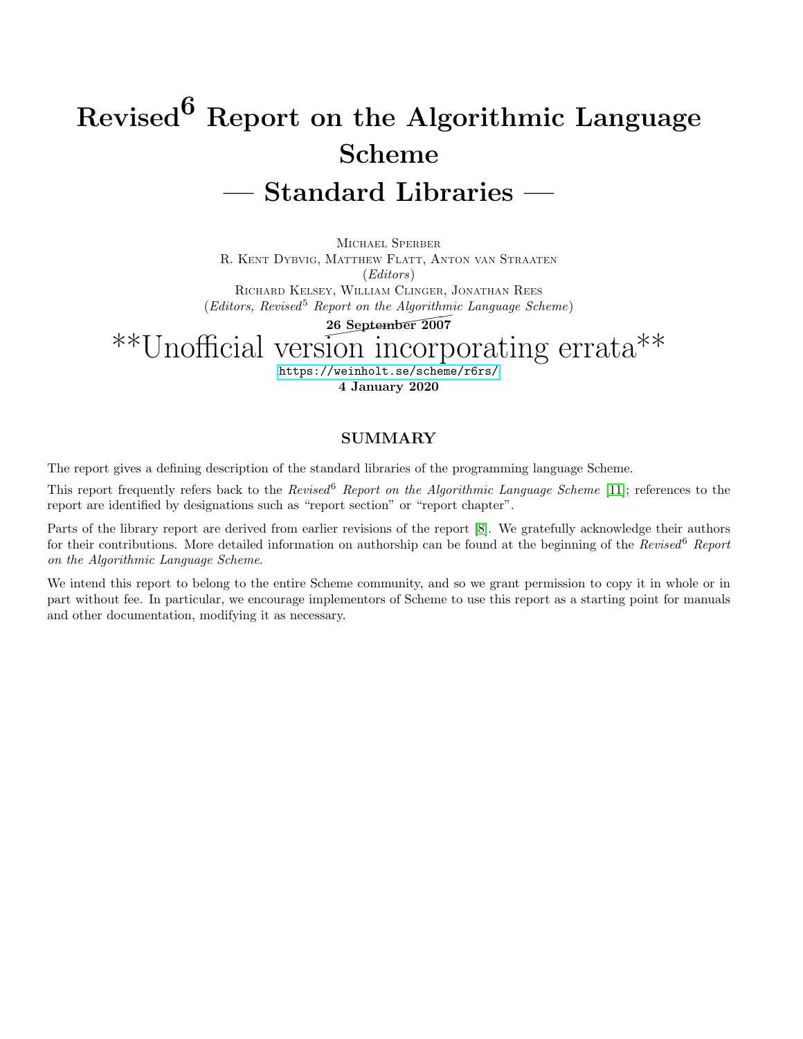# Revised$^6$ Report on the Algorithmic Language Scheme

# — Standard Libraries —

Michael Sperber
R. Kent Dybvig, Matthew Flatt, Anton van Straaten
(*Editors*)
Richard Kelsey, William Clinger, Jonathan Rees
(*Editors, Revised*$^5$ *Report on the Algorithmic Language Scheme*)

~~**26 September 2007**~~

**Unofficial version incorporating errata**

https://weinholt.se/scheme/r6rs/

**4 January 2020**

## SUMMARY

The report gives a defining description of the standard libraries of the programming language Scheme.

This report frequently refers back to the *Revised*$^6$ *Report on the Algorithmic Language Scheme* [11]; references to the report are identified by designations such as "report section" or "report chapter".

Parts of the library report are derived from earlier revisions of the report [8]. We gratefully acknowledge their authors for their contributions. More detailed information on authorship can be found at the beginning of the *Revised*$^6$ *Report on the Algorithmic Language Scheme*.

We intend this report to belong to the entire Scheme community, and so we grant permission to copy it in whole or in part without fee. In particular, we encourage implementors of Scheme to use this report as a starting point for manuals and other documentation, modifying it as necessary.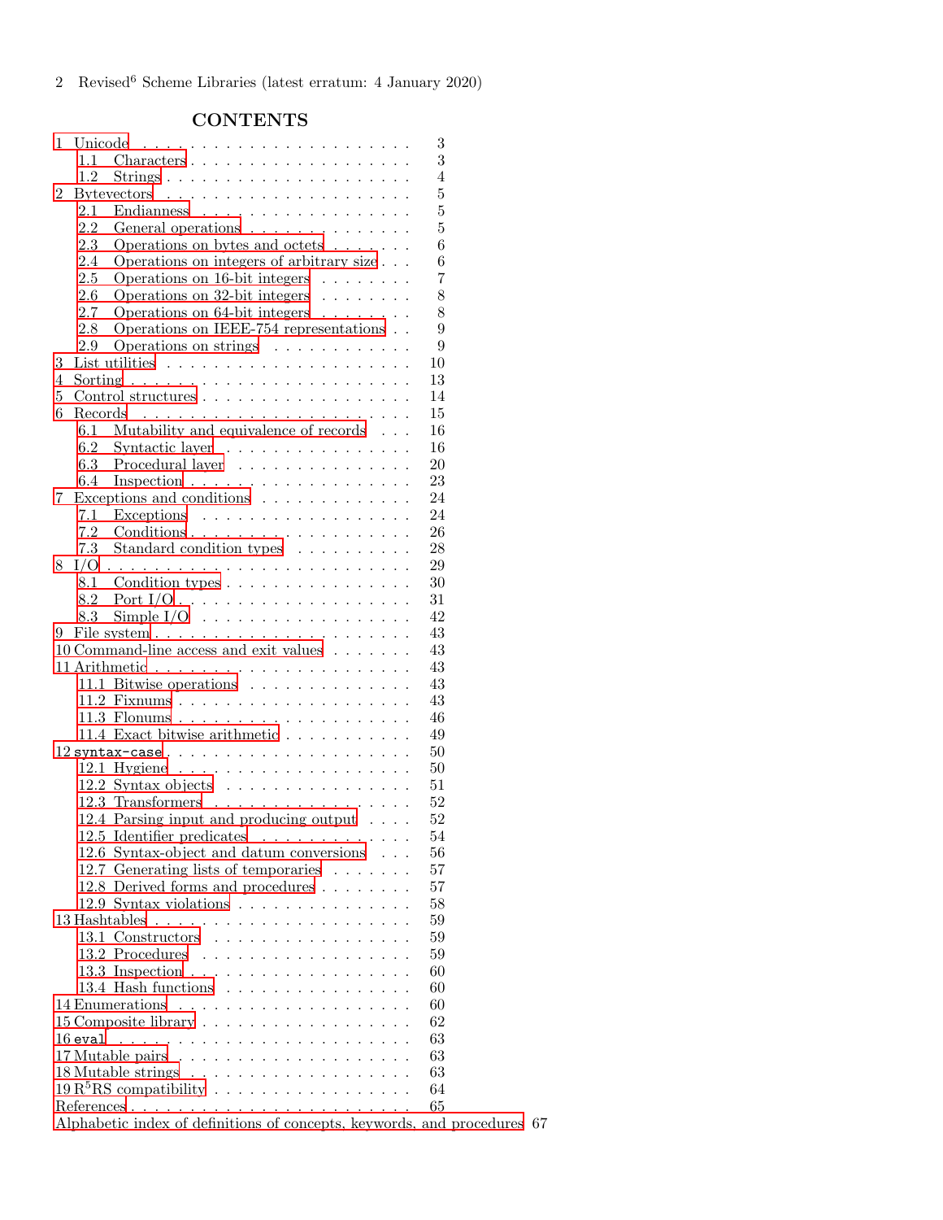## CONTENTS

- 1 Unicode . . . . . . . . . . . . . . . . . . . . . . 3
  - 1.1 Characters . . . . . . . . . . . . . . . . . . . 3
  - 1.2 Strings . . . . . . . . . . . . . . . . . . . . 4
- 2 Bytevectors . . . . . . . . . . . . . . . . . . . . 5
  - 2.1 Endianness . . . . . . . . . . . . . . . . . . 5
  - 2.2 General operations . . . . . . . . . . . . . . 5
  - 2.3 Operations on bytes and octets . . . . . . . . 6
  - 2.4 Operations on integers of arbitrary size . . . 6
  - 2.5 Operations on 16-bit integers . . . . . . . . 7
  - 2.6 Operations on 32-bit integers . . . . . . . . 8
  - 2.7 Operations on 64-bit integers . . . . . . . . 8
  - 2.8 Operations on IEEE-754 representations . . 9
  - 2.9 Operations on strings . . . . . . . . . . . . 9
- 3 List utilities . . . . . . . . . . . . . . . . . . . 10
- 4 Sorting . . . . . . . . . . . . . . . . . . . . . . 13
- 5 Control structures . . . . . . . . . . . . . . . . . 14
- 6 Records . . . . . . . . . . . . . . . . . . . . . . 15
  - 6.1 Mutability and equivalence of records . . . 16
  - 6.2 Syntactic layer . . . . . . . . . . . . . . . . 16
  - 6.3 Procedural layer . . . . . . . . . . . . . . . 20
  - 6.4 Inspection . . . . . . . . . . . . . . . . . . 23
- 7 Exceptions and conditions . . . . . . . . . . . . . 24
  - 7.1 Exceptions . . . . . . . . . . . . . . . . . . 24
  - 7.2 Conditions . . . . . . . . . . . . . . . . . . 26
  - 7.3 Standard condition types . . . . . . . . . . 28
- 8 I/O . . . . . . . . . . . . . . . . . . . . . . . . 29
  - 8.1 Condition types . . . . . . . . . . . . . . . . 30
  - 8.2 Port I/O . . . . . . . . . . . . . . . . . . . 31
  - 8.3 Simple I/O . . . . . . . . . . . . . . . . . . 42
- 9 File system . . . . . . . . . . . . . . . . . . . . 43
- 10 Command-line access and exit values . . . . . . . 43
- 11 Arithmetic . . . . . . . . . . . . . . . . . . . . 43
  - 11.1 Bitwise operations . . . . . . . . . . . . . . 43
  - 11.2 Fixnums . . . . . . . . . . . . . . . . . . . 43
  - 11.3 Flonums . . . . . . . . . . . . . . . . . . . 46
  - 11.4 Exact bitwise arithmetic . . . . . . . . . . . 49
- 12 `syntax-case` . . . . . . . . . . . . . . . . . . . 50
  - 12.1 Hygiene . . . . . . . . . . . . . . . . . . . 50
  - 12.2 Syntax objects . . . . . . . . . . . . . . . . 51
  - 12.3 Transformers . . . . . . . . . . . . . . . . . 52
  - 12.4 Parsing input and producing output . . . . . 52
  - 12.5 Identifier predicates . . . . . . . . . . . . . 54
  - 12.6 Syntax-object and datum conversions . . . . 56
  - 12.7 Generating lists of temporaries . . . . . . . 57
  - 12.8 Derived forms and procedures . . . . . . . . 57
  - 12.9 Syntax violations . . . . . . . . . . . . . . . 58
- 13 Hashtables . . . . . . . . . . . . . . . . . . . . 59
  - 13.1 Constructors . . . . . . . . . . . . . . . . . 59
  - 13.2 Procedures . . . . . . . . . . . . . . . . . . 59
  - 13.3 Inspection . . . . . . . . . . . . . . . . . . 60
  - 13.4 Hash functions . . . . . . . . . . . . . . . . 60
- 14 Enumerations . . . . . . . . . . . . . . . . . . . 60
- 15 Composite library . . . . . . . . . . . . . . . . . 62
- 16 `eval` . . . . . . . . . . . . . . . . . . . . . . 63
- 17 Mutable pairs . . . . . . . . . . . . . . . . . . . 63
- 18 Mutable strings . . . . . . . . . . . . . . . . . . 63
- 19 R[5]RS compatibility . . . . . . . . . . . . . . . 64
- References . . . . . . . . . . . . . . . . . . . . . . 65
- Alphabetic index of definitions of concepts, keywords, and procedures 67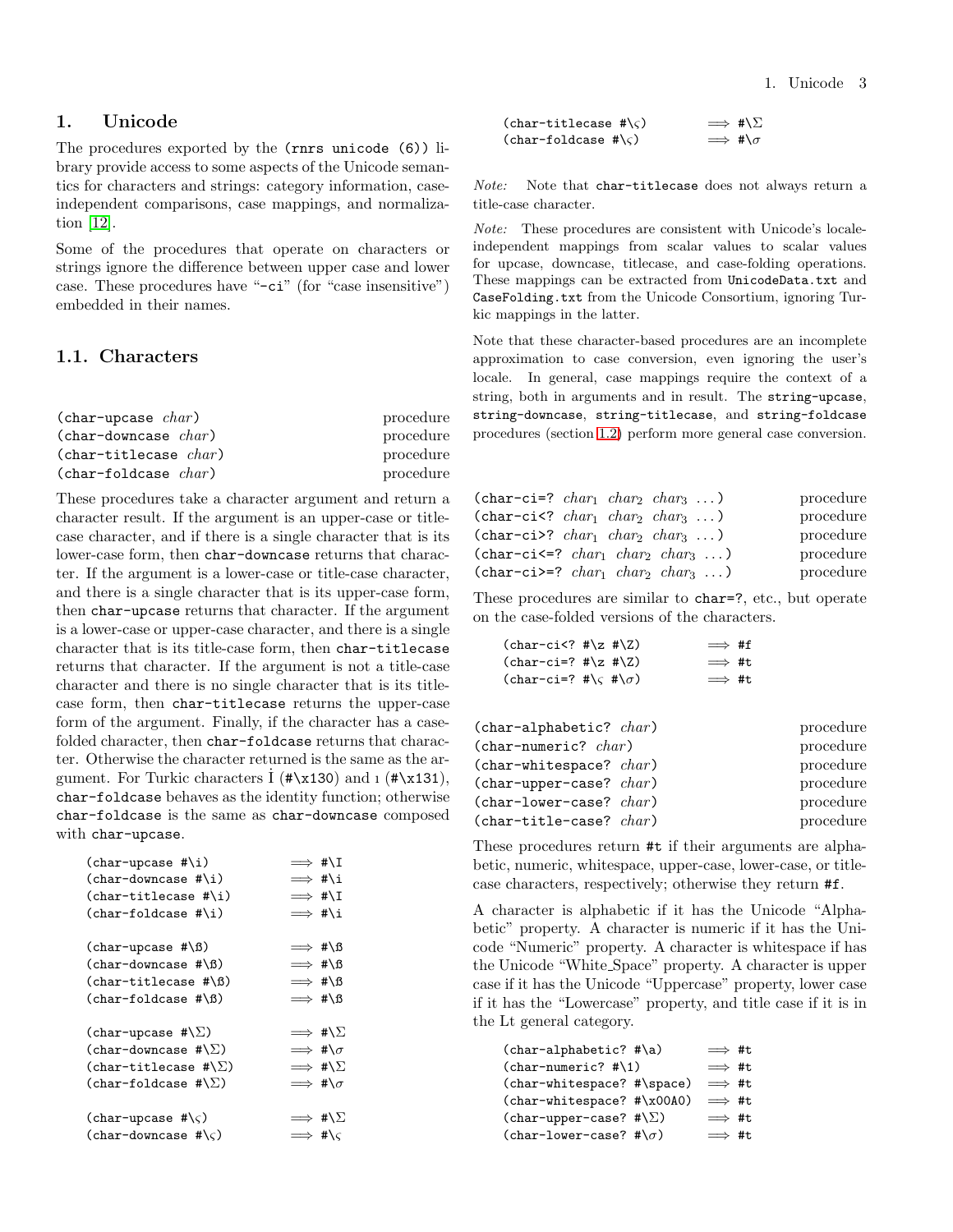# 1. Unicode

The procedures exported by the `(rnrs unicode (6))` library provide access to some aspects of the Unicode semantics for characters and strings: category information, case-independent comparisons, case mappings, and normalization [12].

Some of the procedures that operate on characters or strings ignore the difference between upper case and lower case. These procedures have "`-ci`" (for "case insensitive") embedded in their names.

## 1.1. Characters

`(char-upcase` *char*`)` procedure
`(char-downcase` *char*`)` procedure
`(char-titlecase` *char*`)` procedure
`(char-foldcase` *char*`)` procedure

These procedures take a character argument and return a character result. If the argument is an upper-case or title-case character, and if there is a single character that is its lower-case form, then `char-downcase` returns that character. If the argument is a lower-case or title-case character, and there is a single character that is its upper-case form, then `char-upcase` returns that character. If the argument is a lower-case or upper-case character, and there is a single character that is its title-case form, then `char-titlecase` returns that character. If the argument is not a title-case character and there is no single character that is its title-case form, then `char-titlecase` returns the upper-case form of the argument. Finally, if the character has a case-folded character, then `char-foldcase` returns that character. Otherwise the character returned is the same as the argument. For Turkic characters İ (`#\x130`) and ı (`#\x131`), `char-foldcase` behaves as the identity function; otherwise `char-foldcase` is the same as `char-downcase` composed with `char-upcase`.

```
(char-upcase #\i)         ⟹ #\I
(char-downcase #\i)       ⟹ #\i
(char-titlecase #\i)      ⟹ #\I
(char-foldcase #\i)       ⟹ #\i

(char-upcase #\ß)         ⟹ #\ß
(char-downcase #\ß)       ⟹ #\ß
(char-titlecase #\ß)      ⟹ #\ß
(char-foldcase #\ß)       ⟹ #\ß

(char-upcase #\Σ)         ⟹ #\Σ
(char-downcase #\Σ)       ⟹ #\σ
(char-titlecase #\Σ)      ⟹ #\Σ
(char-foldcase #\Σ)       ⟹ #\σ

(char-upcase #\ς)         ⟹ #\Σ
(char-downcase #\ς)       ⟹ #\ς
(char-titlecase #\ς)      ⟹ #\Σ
(char-foldcase #\ς)       ⟹ #\σ
```

*Note:* Note that `char-titlecase` does not always return a title-case character.

*Note:* These procedures are consistent with Unicode's locale-independent mappings from scalar values to scalar values for upcase, downcase, titlecase, and case-folding operations. These mappings can be extracted from `UnicodeData.txt` and `CaseFolding.txt` from the Unicode Consortium, ignoring Turkic mappings in the latter.

Note that these character-based procedures are an incomplete approximation to case conversion, even ignoring the user's locale. In general, case mappings require the context of a string, both in arguments and in result. The `string-upcase`, `string-downcase`, `string-titlecase`, and `string-foldcase` procedures (section 1.2) perform more general case conversion.

`(char-ci=?` $char_1$ $char_2$ $char_3$ …`)` procedure
`(char-ci<?` $char_1$ $char_2$ $char_3$ …`)` procedure
`(char-ci>?` $char_1$ $char_2$ $char_3$ …`)` procedure
`(char-ci<=?` $char_1$ $char_2$ $char_3$ …`)` procedure
`(char-ci>=?` $char_1$ $char_2$ $char_3$ …`)` procedure

These procedures are similar to `char=?`, etc., but operate on the case-folded versions of the characters.

```
(char-ci<? #\z #\Z)       ⟹ #f
(char-ci=? #\z #\Z)       ⟹ #t
(char-ci=? #\ς #\σ)       ⟹ #t
```

`(char-alphabetic?` *char*`)` procedure
`(char-numeric?` *char*`)` procedure
`(char-whitespace?` *char*`)` procedure
`(char-upper-case?` *char*`)` procedure
`(char-lower-case?` *char*`)` procedure
`(char-title-case?` *char*`)` procedure

These procedures return `#t` if their arguments are alphabetic, numeric, whitespace, upper-case, lower-case, or title-case characters, respectively; otherwise they return `#f`.

A character is alphabetic if it has the Unicode "Alphabetic" property. A character is numeric if it has the Unicode "Numeric" property. A character is whitespace if has the Unicode "White_Space" property. A character is upper case if it has the Unicode "Uppercase" property, lower case if it has the "Lowercase" property, and title case if it is in the Lt general category.

```
(char-alphabetic? #\a)       ⟹ #t
(char-numeric? #\1)          ⟹ #t
(char-whitespace? #\space)   ⟹ #t
(char-whitespace? #\x00A0)   ⟹ #t
(char-upper-case? #\Σ)       ⟹ #t
(char-lower-case? #\σ)       ⟹ #t
```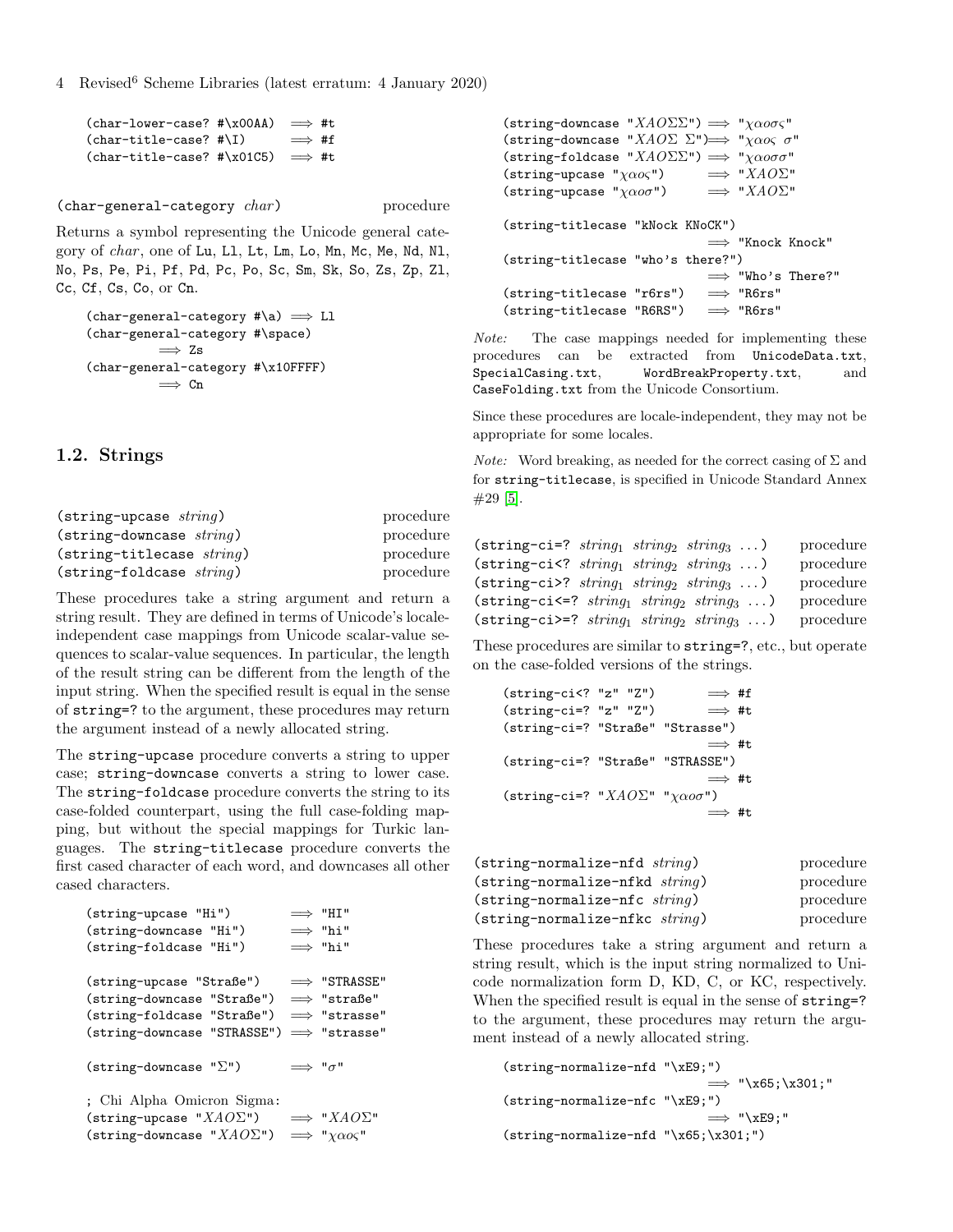```
(char-lower-case? #\x00AA)  ⟹ #t
(char-title-case? #\I)      ⟹ #f
(char-title-case? #\x01C5)  ⟹ #t
```

`(char-general-category char)` procedure

Returns a symbol representing the Unicode general category of *char*, one of `Lu`, `Ll`, `Lt`, `Lm`, `Lo`, `Mn`, `Mc`, `Me`, `Nd`, `Nl`, `No`, `Ps`, `Pe`, `Pi`, `Pf`, `Pd`, `Pc`, `Po`, `Sc`, `Sm`, `Sk`, `So`, `Zs`, `Zp`, `Zl`, `Cc`, `Cf`, `Cs`, `Co`, or `Cn`.

```
(char-general-category #\a) ⟹ Ll
(char-general-category #\space)
         ⟹ Zs
(char-general-category #\x10FFFF)
         ⟹ Cn
```

## 1.2. Strings

`(string-upcase string)` procedure
`(string-downcase string)` procedure
`(string-titlecase string)` procedure
`(string-foldcase string)` procedure

These procedures take a string argument and return a string result. They are defined in terms of Unicode's locale-independent case mappings from Unicode scalar-value sequences to scalar-value sequences. In particular, the length of the result string can be different from the length of the input string. When the specified result is equal in the sense of `string=?` to the argument, these procedures may return the argument instead of a newly allocated string.

The `string-upcase` procedure converts a string to upper case; `string-downcase` converts a string to lower case. The `string-foldcase` procedure converts the string to its case-folded counterpart, using the full case-folding mapping, but without the special mappings for Turkic languages. The `string-titlecase` procedure converts the first cased character of each word, and downcases all other cased characters.

```
(string-upcase "Hi")         ⟹ "HI"
(string-downcase "Hi")       ⟹ "hi"
(string-foldcase "Hi")       ⟹ "hi"

(string-upcase "Straße")     ⟹ "STRASSE"
(string-downcase "Straße")   ⟹ "straße"
(string-foldcase "Straße")   ⟹ "strasse"
(string-downcase "STRASSE")  ⟹ "strasse"

(string-downcase "Σ")        ⟹ "σ"

; Chi Alpha Omicron Sigma:
(string-upcase "ΧΑΟΣ")       ⟹ "ΧΑΟΣ"
(string-downcase "ΧΑΟΣ")     ⟹ "χαος"
(string-downcase "ΧΑΟΣΣ")    ⟹ "χαοσς"
(string-downcase "ΧΑΟΣ Σ")   ⟹ "χαος σ"
(string-foldcase "ΧΑΟΣΣ")    ⟹ "χαοσσ"
(string-upcase "χαος")       ⟹ "ΧΑΟΣ"
(string-upcase "χαοσ")       ⟹ "ΧΑΟΣ"

(string-titlecase "kNock KNoCK")
                             ⟹ "Knock Knock"
(string-titlecase "who's there?")
                             ⟹ "Who's There?"
(string-titlecase "r6rs")    ⟹ "R6rs"
(string-titlecase "R6RS")    ⟹ "R6rs"
```

*Note:* The case mappings needed for implementing these procedures can be extracted from `UnicodeData.txt`, `SpecialCasing.txt`, `WordBreakProperty.txt`, and `CaseFolding.txt` from the Unicode Consortium.

Since these procedures are locale-independent, they may not be appropriate for some locales.

*Note:* Word breaking, as needed for the correct casing of Σ and for `string-titlecase`, is specified in Unicode Standard Annex #29 [5].

`(string-ci=? string1 string2 string3 ...)` procedure
`(string-ci<? string1 string2 string3 ...)` procedure
`(string-ci>? string1 string2 string3 ...)` procedure
`(string-ci<=? string1 string2 string3 ...)` procedure
`(string-ci>=? string1 string2 string3 ...)` procedure

These procedures are similar to `string=?`, etc., but operate on the case-folded versions of the strings.

```
(string-ci<? "z" "Z")        ⟹ #f
(string-ci=? "z" "Z")        ⟹ #t
(string-ci=? "Straße" "Strasse")
                             ⟹ #t
(string-ci=? "Straße" "STRASSE")
                             ⟹ #t
(string-ci=? "ΧΑΟΣ" "χαοσ")
                             ⟹ #t
```

`(string-normalize-nfd string)` procedure
`(string-normalize-nfkd string)` procedure
`(string-normalize-nfc string)` procedure
`(string-normalize-nfkc string)` procedure

These procedures take a string argument and return a string result, which is the input string normalized to Unicode normalization form D, KD, C, or KC, respectively. When the specified result is equal in the sense of `string=?` to the argument, these procedures may return the argument instead of a newly allocated string.

```
(string-normalize-nfd "\xE9;")
                             ⟹ "\x65;\x301;"
(string-normalize-nfc "\xE9;")
                             ⟹ "\xE9;"
(string-normalize-nfd "\x65;\x301;")
```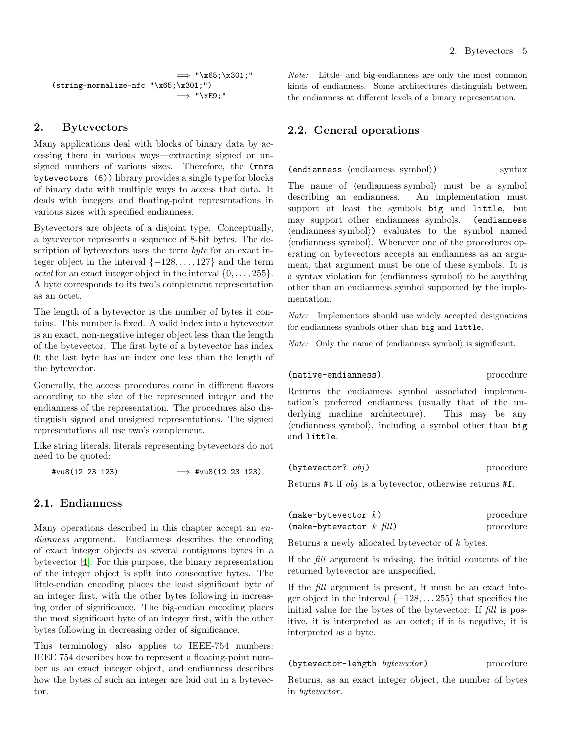```
                    ⟹ "\x65;\x301;"
(string-normalize-nfc "\x65;\x301;")
                    ⟹ "\xE9;"
```

## 2. Bytevectors

Many applications deal with blocks of binary data by accessing them in various ways—extracting signed or unsigned numbers of various sizes. Therefore, the `(rnrs bytevectors (6))` library provides a single type for blocks of binary data with multiple ways to access that data. It deals with integers and floating-point representations in various sizes with specified endianness.

Bytevectors are objects of a disjoint type. Conceptually, a bytevector represents a sequence of 8-bit bytes. The description of bytevectors uses the term *byte* for an exact integer object in the interval $\{-128, \ldots, 127\}$ and the term *octet* for an exact integer object in the interval $\{0, \ldots, 255\}$. A byte corresponds to its two's complement representation as an octet.

The length of a bytevector is the number of bytes it contains. This number is fixed. A valid index into a bytevector is an exact, non-negative integer object less than the length of the bytevector. The first byte of a bytevector has index 0; the last byte has an index one less than the length of the bytevector.

Generally, the access procedures come in different flavors according to the size of the represented integer and the endianness of the representation. The procedures also distinguish signed and unsigned representations. The signed representations all use two's complement.

Like string literals, literals representing bytevectors do not need to be quoted:

```
#vu8(12 23 123)          ⟹ #vu8(12 23 123)
```

### 2.1. Endianness

Many operations described in this chapter accept an *endianness* argument. Endianness describes the encoding of exact integer objects as several contiguous bytes in a bytevector [4]. For this purpose, the binary representation of the integer object is split into consecutive bytes. The little-endian encoding places the least significant byte of an integer first, with the other bytes following in increasing order of significance. The big-endian encoding places the most significant byte of an integer first, with the other bytes following in decreasing order of significance.

This terminology also applies to IEEE-754 numbers: IEEE 754 describes how to represent a floating-point number as an exact integer object, and endianness describes how the bytes of such an integer are laid out in a bytevector.

*Note:* Little- and big-endianness are only the most common kinds of endianness. Some architectures distinguish between the endianness at different levels of a binary representation.

### 2.2. General operations

`(endianness` ⟨endianness symbol⟩`)` syntax

The name of ⟨endianness symbol⟩ must be a symbol describing an endianness. An implementation must support at least the symbols `big` and `little`, but may support other endianness symbols. `(endianness` ⟨endianness symbol⟩`)` evaluates to the symbol named ⟨endianness symbol⟩. Whenever one of the procedures operating on bytevectors accepts an endianness as an argument, that argument must be one of these symbols. It is a syntax violation for ⟨endianness symbol⟩ to be anything other than an endianness symbol supported by the implementation.

*Note:* Implementors should use widely accepted designations for endianness symbols other than `big` and `little`.

*Note:* Only the name of ⟨endianness symbol⟩ is significant.

`(native-endianness)` procedure

Returns the endianness symbol associated implementation's preferred endianness (usually that of the underlying machine architecture). This may be any ⟨endianness symbol⟩, including a symbol other than `big` and `little`.

`(bytevector?` *obj*`)` procedure

Returns `#t` if *obj* is a bytevector, otherwise returns `#f`.

`(make-bytevector` *k*`)` procedure
`(make-bytevector` *k fill*`)` procedure

Returns a newly allocated bytevector of *k* bytes.

If the *fill* argument is missing, the initial contents of the returned bytevector are unspecified.

If the *fill* argument is present, it must be an exact integer object in the interval $\{-128, \ldots 255\}$ that specifies the initial value for the bytes of the bytevector: If *fill* is positive, it is interpreted as an octet; if it is negative, it is interpreted as a byte.

`(bytevector-length` *bytevector*`)` procedure

Returns, as an exact integer object, the number of bytes in *bytevector*.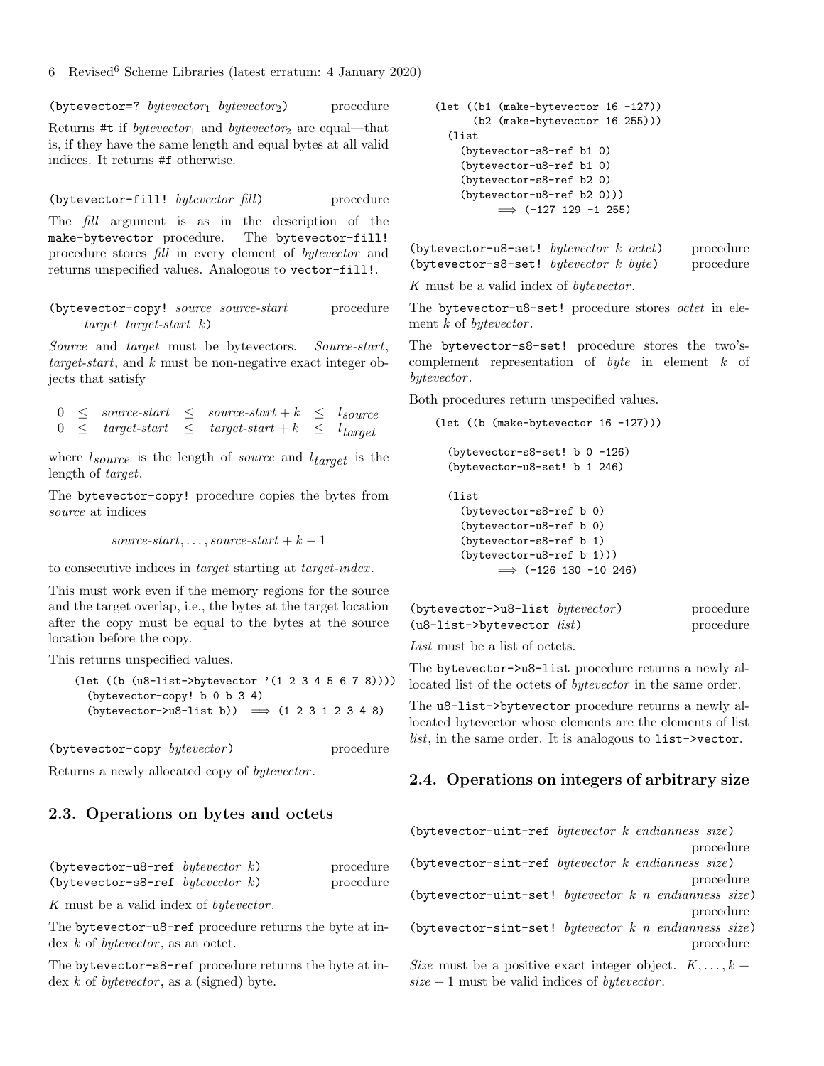`(bytevector=? bytevector1 bytevector2)` procedure

Returns `#t` if *bytevector*$_1$ and *bytevector*$_2$ are equal—that is, if they have the same length and equal bytes at all valid indices. It returns `#f` otherwise.

`(bytevector-fill! bytevector fill)` procedure

The *fill* argument is as in the description of the `make-bytevector` procedure. The `bytevector-fill!` procedure stores *fill* in every element of *bytevector* and returns unspecified values. Analogous to `vector-fill!`.

`(bytevector-copy! source source-start target target-start k)` procedure

*Source* and *target* must be bytevectors. *Source-start*, *target-start*, and *k* must be non-negative exact integer objects that satisfy

$$0 \leq \textit{source-start} \leq \textit{source-start} + k \leq l_{source}$$
$$0 \leq \textit{target-start} \leq \textit{target-start} + k \leq l_{target}$$

where $l_{source}$ is the length of *source* and $l_{target}$ is the length of *target*.

The `bytevector-copy!` procedure copies the bytes from *source* at indices

$$\textit{source-start}, \ldots, \textit{source-start} + k - 1$$

to consecutive indices in *target* starting at *target-index*.

This must work even if the memory regions for the source and the target overlap, i.e., the bytes at the target location after the copy must be equal to the bytes at the source location before the copy.

This returns unspecified values.

```
(let ((b (u8-list->bytevector '(1 2 3 4 5 6 7 8))))
  (bytevector-copy! b 0 b 3 4)
  (bytevector->u8-list b)) ⟹ (1 2 3 1 2 3 4 8)
```

`(bytevector-copy bytevector)` procedure

Returns a newly allocated copy of *bytevector*.

## 2.3. Operations on bytes and octets

`(bytevector-u8-ref bytevector k)` procedure
`(bytevector-s8-ref bytevector k)` procedure

*K* must be a valid index of *bytevector*.

The `bytevector-u8-ref` procedure returns the byte at index *k* of *bytevector*, as an octet.

The `bytevector-s8-ref` procedure returns the byte at index *k* of *bytevector*, as a (signed) byte.

```
(let ((b1 (make-bytevector 16 -127))
      (b2 (make-bytevector 16 255)))
  (list
    (bytevector-s8-ref b1 0)
    (bytevector-u8-ref b1 0)
    (bytevector-s8-ref b2 0)
    (bytevector-u8-ref b2 0)))
        ⟹ (-127 129 -1 255)
```

`(bytevector-u8-set! bytevector k octet)` procedure
`(bytevector-s8-set! bytevector k byte)` procedure

*K* must be a valid index of *bytevector*.

The `bytevector-u8-set!` procedure stores *octet* in element *k* of *bytevector*.

The `bytevector-s8-set!` procedure stores the two's-complement representation of *byte* in element *k* of *bytevector*.

Both procedures return unspecified values.

```
(let ((b (make-bytevector 16 -127)))

  (bytevector-s8-set! b 0 -126)
  (bytevector-u8-set! b 1 246)

  (list
    (bytevector-s8-ref b 0)
    (bytevector-u8-ref b 0)
    (bytevector-s8-ref b 1)
    (bytevector-u8-ref b 1)))
        ⟹ (-126 130 -10 246)
```

`(bytevector->u8-list bytevector)` procedure
`(u8-list->bytevector list)` procedure

*List* must be a list of octets.

The `bytevector->u8-list` procedure returns a newly allocated list of the octets of *bytevector* in the same order.

The `u8-list->bytevector` procedure returns a newly allocated bytevector whose elements are the elements of list *list*, in the same order. It is analogous to `list->vector`.

## 2.4. Operations on integers of arbitrary size

`(bytevector-uint-ref bytevector k endianness size)` procedure
`(bytevector-sint-ref bytevector k endianness size)` procedure
`(bytevector-uint-set! bytevector k n endianness size)` procedure
`(bytevector-sint-set! bytevector k n endianness size)` procedure

*Size* must be a positive exact integer object. $K, \ldots, k + \textit{size} - 1$ must be valid indices of *bytevector*.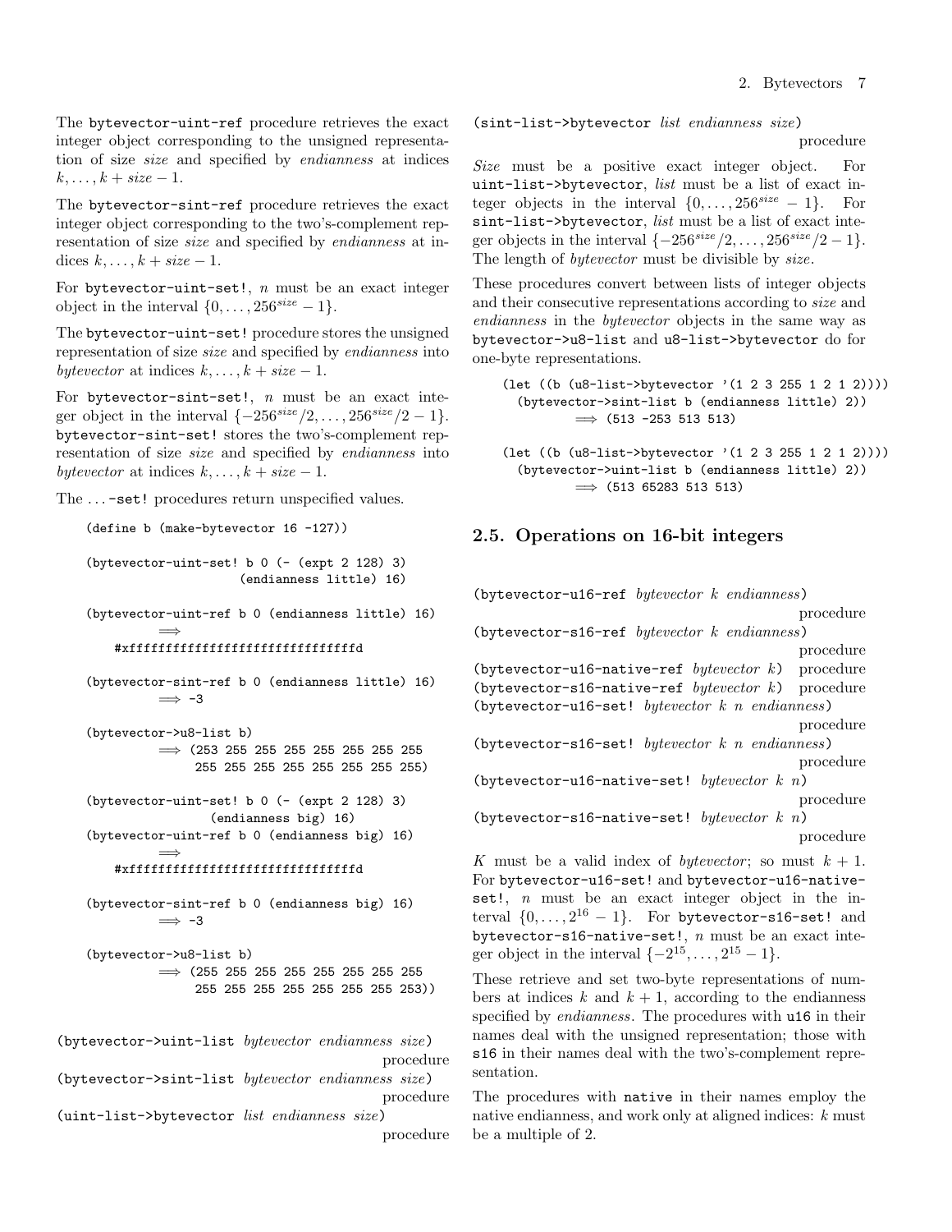The `bytevector-uint-ref` procedure retrieves the exact integer object corresponding to the unsigned representation of size *size* and specified by *endianness* at indices $k, \ldots, k + size - 1$.

The `bytevector-sint-ref` procedure retrieves the exact integer object corresponding to the two's-complement representation of size *size* and specified by *endianness* at indices $k, \ldots, k + size - 1$.

For `bytevector-uint-set!`, *n* must be an exact integer object in the interval $\{0, \ldots, 256^{size} - 1\}$.

The `bytevector-uint-set!` procedure stores the unsigned representation of size *size* and specified by *endianness* into *bytevector* at indices $k, \ldots, k + size - 1$.

For `bytevector-sint-set!`, *n* must be an exact integer object in the interval $\{-256^{size}/2, \ldots, 256^{size}/2 - 1\}$. `bytevector-sint-set!` stores the two's-complement representation of size *size* and specified by *endianness* into *bytevector* at indices $k, \ldots, k + size - 1$.

The ...`-set!` procedures return unspecified values.

```
(define b (make-bytevector 16 -127))

(bytevector-uint-set! b 0 (- (expt 2 128) 3)
                      (endianness little) 16)

(bytevector-uint-ref b 0 (endianness little) 16)
        ⟹
    #xfffffffffffffffffffffffffffffffd

(bytevector-sint-ref b 0 (endianness little) 16)
        ⟹ -3

(bytevector->u8-list b)
        ⟹ (253 255 255 255 255 255 255 255
             255 255 255 255 255 255 255 255)

(bytevector-uint-set! b 0 (- (expt 2 128) 3)
                 (endianness big) 16)
(bytevector-uint-ref b 0 (endianness big) 16)
        ⟹
    #xfffffffffffffffffffffffffffffffd

(bytevector-sint-ref b 0 (endianness big) 16)
        ⟹ -3

(bytevector->u8-list b)
        ⟹ (255 255 255 255 255 255 255 255
             255 255 255 255 255 255 255 253))
```

(`bytevector->uint-list` *bytevector endianness size*) procedure
(`bytevector->sint-list` *bytevector endianness size*) procedure
(`uint-list->bytevector` *list endianness size*) procedure
(`sint-list->bytevector` *list endianness size*) procedure

*Size* must be a positive exact integer object. For `uint-list->bytevector`, *list* must be a list of exact integer objects in the interval $\{0, \ldots, 256^{size} - 1\}$. For `sint-list->bytevector`, *list* must be a list of exact integer objects in the interval $\{-256^{size}/2, \ldots, 256^{size}/2 - 1\}$. The length of *bytevector* must be divisible by *size*.

These procedures convert between lists of integer objects and their consecutive representations according to *size* and *endianness* in the *bytevector* objects in the same way as `bytevector->u8-list` and `u8-list->bytevector` do for one-byte representations.

```
(let ((b (u8-list->bytevector '(1 2 3 255 1 2 1 2))))
  (bytevector->sint-list b (endianness little) 2))
        ⟹ (513 -253 513 513)

(let ((b (u8-list->bytevector '(1 2 3 255 1 2 1 2))))
  (bytevector->uint-list b (endianness little) 2))
        ⟹ (513 65283 513 513)
```

## 2.5. Operations on 16-bit integers

(`bytevector-u16-ref` *bytevector k endianness*) procedure
(`bytevector-s16-ref` *bytevector k endianness*) procedure
(`bytevector-u16-native-ref` *bytevector k*) procedure
(`bytevector-s16-native-ref` *bytevector k*) procedure
(`bytevector-u16-set!` *bytevector k n endianness*) procedure
(`bytevector-s16-set!` *bytevector k n endianness*) procedure
(`bytevector-u16-native-set!` *bytevector k n*) procedure
(`bytevector-s16-native-set!` *bytevector k n*) procedure

*K* must be a valid index of *bytevector*; so must $k + 1$. For `bytevector-u16-set!` and `bytevector-u16-native-set!`, *n* must be an exact integer object in the interval $\{0, \ldots, 2^{16} - 1\}$. For `bytevector-s16-set!` and `bytevector-s16-native-set!`, *n* must be an exact integer object in the interval $\{-2^{15}, \ldots, 2^{15} - 1\}$.

These retrieve and set two-byte representations of numbers at indices $k$ and $k + 1$, according to the endianness specified by *endianness*. The procedures with `u16` in their names deal with the unsigned representation; those with `s16` in their names deal with the two's-complement representation.

The procedures with `native` in their names employ the native endianness, and work only at aligned indices: $k$ must be a multiple of 2.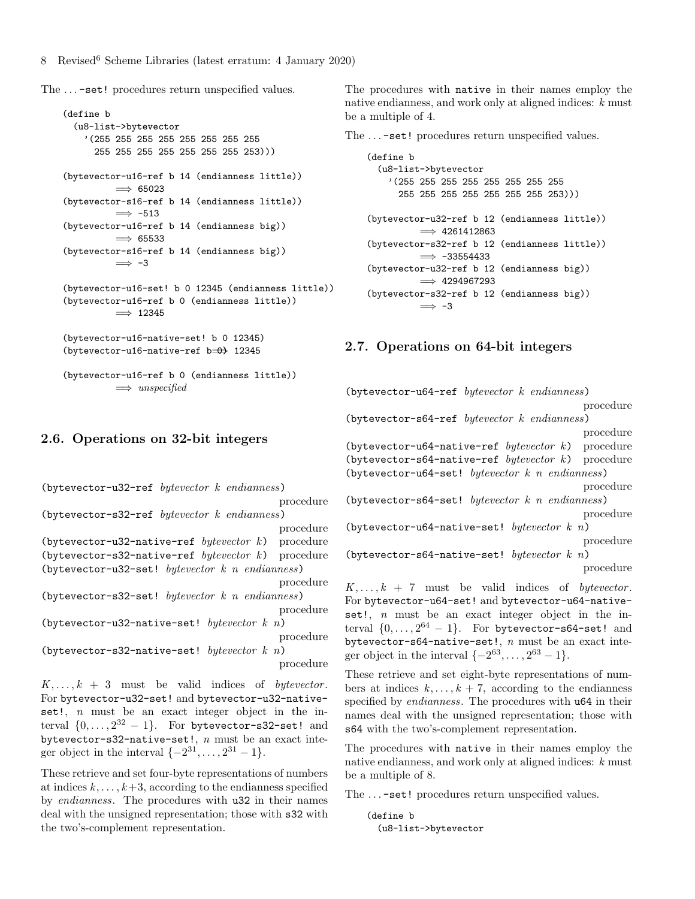The ...-set! procedures return unspecified values.

```
(define b
  (u8-list->bytevector
    '(255 255 255 255 255 255 255 255
      255 255 255 255 255 255 255 253)))

(bytevector-u16-ref b 14 (endianness little))
        ⟹ 65023
(bytevector-s16-ref b 14 (endianness little))
        ⟹ -513
(bytevector-u16-ref b 14 (endianness big))
        ⟹ 65533
(bytevector-s16-ref b 14 (endianness big))
        ⟹ -3

(bytevector-u16-set! b 0 12345 (endianness little))
(bytevector-u16-ref b 0 (endianness little))
        ⟹ 12345

(bytevector-u16-native-set! b 0 12345)
(bytevector-u16-native-ref b 0) ⟹ 12345

(bytevector-u16-ref b 0 (endianness little))
        ⟹ unspecified
```

## 2.6. Operations on 32-bit integers

(bytevector-u32-ref *bytevector k endianness*) procedure
(bytevector-s32-ref *bytevector k endianness*) procedure
(bytevector-u32-native-ref *bytevector k*) procedure
(bytevector-s32-native-ref *bytevector k*) procedure
(bytevector-u32-set! *bytevector k n endianness*) procedure
(bytevector-s32-set! *bytevector k n endianness*) procedure
(bytevector-u32-native-set! *bytevector k n*) procedure
(bytevector-s32-native-set! *bytevector k n*) procedure

$K, \ldots, k + 3$ must be valid indices of *bytevector*. For bytevector-u32-set! and bytevector-u32-native-set!, $n$ must be an exact integer object in the interval $\{0, \ldots, 2^{32} - 1\}$. For bytevector-s32-set! and bytevector-s32-native-set!, $n$ must be an exact integer object in the interval $\{-2^{31}, \ldots, 2^{31} - 1\}$.

These retrieve and set four-byte representations of numbers at indices $k, \ldots, k+3$, according to the endianness specified by *endianness*. The procedures with u32 in their names deal with the unsigned representation; those with s32 with the two's-complement representation.

The procedures with native in their names employ the native endianness, and work only at aligned indices: $k$ must be a multiple of 4.

The ...-set! procedures return unspecified values.

```
(define b
  (u8-list->bytevector
    '(255 255 255 255 255 255 255 255
      255 255 255 255 255 255 255 253)))

(bytevector-u32-ref b 12 (endianness little))
        ⟹ 4261412863
(bytevector-s32-ref b 12 (endianness little))
        ⟹ -33554433
(bytevector-u32-ref b 12 (endianness big))
        ⟹ 4294967293
(bytevector-s32-ref b 12 (endianness big))
        ⟹ -3
```

## 2.7. Operations on 64-bit integers

(bytevector-u64-ref *bytevector k endianness*) procedure
(bytevector-s64-ref *bytevector k endianness*) procedure
(bytevector-u64-native-ref *bytevector k*) procedure
(bytevector-s64-native-ref *bytevector k*) procedure
(bytevector-u64-set! *bytevector k n endianness*) procedure
(bytevector-s64-set! *bytevector k n endianness*) procedure
(bytevector-u64-native-set! *bytevector k n*) procedure
(bytevector-s64-native-set! *bytevector k n*) procedure

$K, \ldots, k + 7$ must be valid indices of *bytevector*. For bytevector-u64-set! and bytevector-u64-native-set!, $n$ must be an exact integer object in the interval $\{0, \ldots, 2^{64} - 1\}$. For bytevector-s64-set! and bytevector-s64-native-set!, $n$ must be an exact integer object in the interval $\{-2^{63}, \ldots, 2^{63} - 1\}$.

These retrieve and set eight-byte representations of numbers at indices $k, \ldots, k + 7$, according to the endianness specified by *endianness*. The procedures with u64 in their names deal with the unsigned representation; those with s64 with the two's-complement representation.

The procedures with native in their names employ the native endianness, and work only at aligned indices: $k$ must be a multiple of 8.

The ...-set! procedures return unspecified values.

```
(define b
  (u8-list->bytevector
```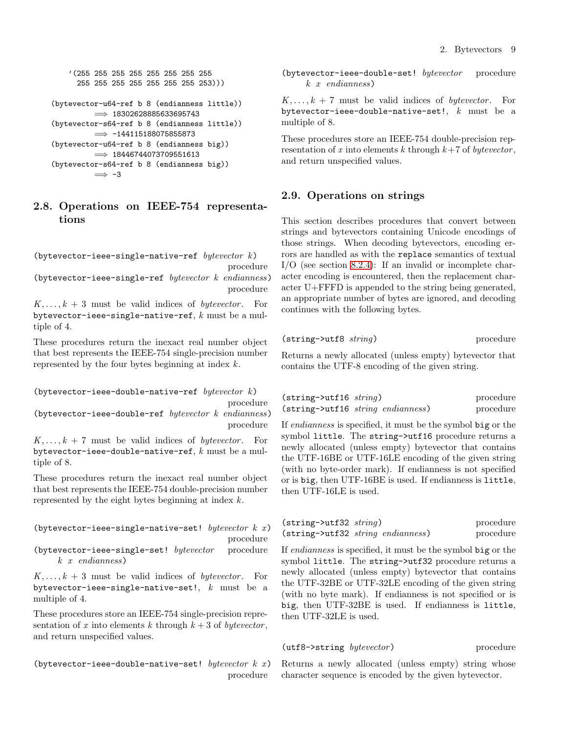```
    '(255 255 255 255 255 255 255 255
      255 255 255 255 255 255 255 253)))

(bytevector-u64-ref b 8 (endianness little))
        ⟹ 18302628885633695743
(bytevector-s64-ref b 8 (endianness little))
        ⟹ -144115188075855873
(bytevector-u64-ref b 8 (endianness big))
        ⟹ 18446744073709551613
(bytevector-s64-ref b 8 (endianness big))
        ⟹ -3
```

## 2.8. Operations on IEEE-754 representations

`(bytevector-ieee-single-native-ref` *bytevector k*`)` procedure
`(bytevector-ieee-single-ref` *bytevector k endianness*`)` procedure

$K, \ldots, k+3$ must be valid indices of *bytevector*. For `bytevector-ieee-single-native-ref`, $k$ must be a multiple of 4.

These procedures return the inexact real number object that best represents the IEEE-754 single-precision number represented by the four bytes beginning at index $k$.

`(bytevector-ieee-double-native-ref` *bytevector k*`)` procedure
`(bytevector-ieee-double-ref` *bytevector k endianness*`)` procedure

$K, \ldots, k+7$ must be valid indices of *bytevector*. For `bytevector-ieee-double-native-ref`, $k$ must be a multiple of 8.

These procedures return the inexact real number object that best represents the IEEE-754 double-precision number represented by the eight bytes beginning at index $k$.

`(bytevector-ieee-single-native-set!` *bytevector k x*`)` procedure
`(bytevector-ieee-single-set!` *bytevector k x endianness*`)` procedure

$K, \ldots, k+3$ must be valid indices of *bytevector*. For `bytevector-ieee-single-native-set!`, $k$ must be a multiple of 4.

These procedures store an IEEE-754 single-precision representation of $x$ into elements $k$ through $k+3$ of *bytevector*, and return unspecified values.

`(bytevector-ieee-double-native-set!` *bytevector k x*`)` procedure
`(bytevector-ieee-double-set!` *bytevector k x endianness*`)` procedure

$K, \ldots, k+7$ must be valid indices of *bytevector*. For `bytevector-ieee-double-native-set!`, $k$ must be a multiple of 8.

These procedures store an IEEE-754 double-precision representation of $x$ into elements $k$ through $k+7$ of *bytevector*, and return unspecified values.

## 2.9. Operations on strings

This section describes procedures that convert between strings and bytevectors containing Unicode encodings of those strings. When decoding bytevectors, encoding errors are handled as with the `replace` semantics of textual I/O (see section 8.2.4): If an invalid or incomplete character encoding is encountered, then the replacement character U+FFFD is appended to the string being generated, an appropriate number of bytes are ignored, and decoding continues with the following bytes.

`(string->utf8` *string*`)` procedure

Returns a newly allocated (unless empty) bytevector that contains the UTF-8 encoding of the given string.

`(string->utf16` *string*`)` procedure
`(string->utf16` *string endianness*`)` procedure

If *endianness* is specified, it must be the symbol `big` or the symbol `little`. The `string->utf16` procedure returns a newly allocated (unless empty) bytevector that contains the UTF-16BE or UTF-16LE encoding of the given string (with no byte-order mark). If endianness is not specified or is `big`, then UTF-16BE is used. If endianness is `little`, then UTF-16LE is used.

`(string->utf32` *string*`)` procedure
`(string->utf32` *string endianness*`)` procedure

If *endianness* is specified, it must be the symbol `big` or the symbol `little`. The `string->utf32` procedure returns a newly allocated (unless empty) bytevector that contains the UTF-32BE or UTF-32LE encoding of the given string (with no byte mark). If endianness is not specified or is `big`, then UTF-32BE is used. If endianness is `little`, then UTF-32LE is used.

`(utf8->string` *bytevector*`)` procedure

Returns a newly allocated (unless empty) string whose character sequence is encoded by the given bytevector.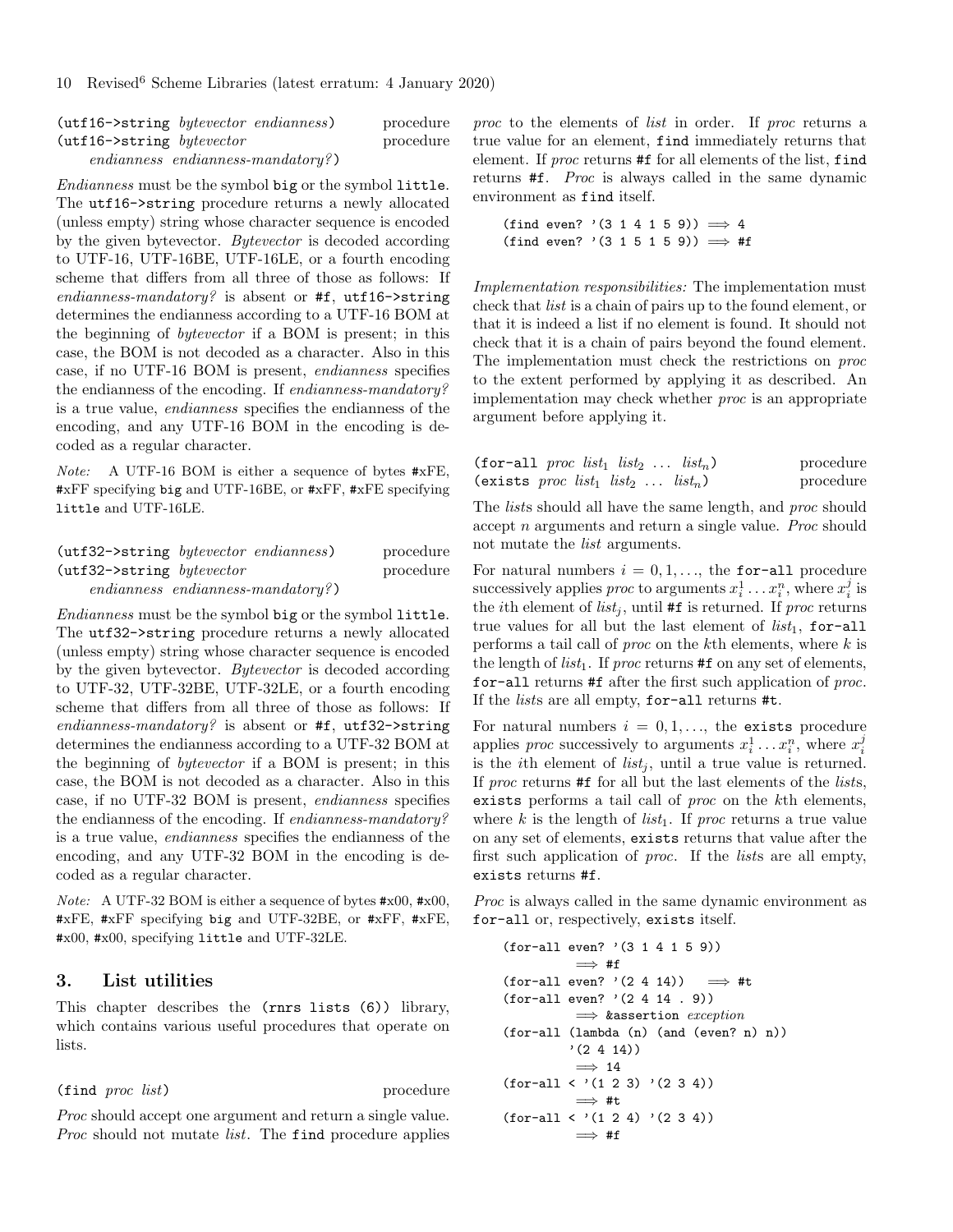(utf16->string *bytevector endianness*) procedure
(utf16->string *bytevector endianness endianness-mandatory?*) procedure

*Endianness* must be the symbol big or the symbol little. The utf16->string procedure returns a newly allocated (unless empty) string whose character sequence is encoded by the given bytevector. *Bytevector* is decoded according to UTF-16, UTF-16BE, UTF-16LE, or a fourth encoding scheme that differs from all three of those as follows: If *endianness-mandatory?* is absent or #f, utf16->string determines the endianness according to a UTF-16 BOM at the beginning of *bytevector* if a BOM is present; in this case, the BOM is not decoded as a character. Also in this case, if no UTF-16 BOM is present, *endianness* specifies the endianness of the encoding. If *endianness-mandatory?* is a true value, *endianness* specifies the endianness of the encoding, and any UTF-16 BOM in the encoding is decoded as a regular character.

*Note:* A UTF-16 BOM is either a sequence of bytes #xFE, #xFF specifying big and UTF-16BE, or #xFF, #xFE specifying little and UTF-16LE.

(utf32->string *bytevector endianness*) procedure
(utf32->string *bytevector endianness endianness-mandatory?*) procedure

*Endianness* must be the symbol big or the symbol little. The utf32->string procedure returns a newly allocated (unless empty) string whose character sequence is encoded by the given bytevector. *Bytevector* is decoded according to UTF-32, UTF-32BE, UTF-32LE, or a fourth encoding scheme that differs from all three of those as follows: If *endianness-mandatory?* is absent or #f, utf32->string determines the endianness according to a UTF-32 BOM at the beginning of *bytevector* if a BOM is present; in this case, the BOM is not decoded as a character. Also in this case, if no UTF-32 BOM is present, *endianness* specifies the endianness of the encoding. If *endianness-mandatory?* is a true value, *endianness* specifies the endianness of the encoding, and any UTF-32 BOM in the encoding is decoded as a regular character.

*Note:* A UTF-32 BOM is either a sequence of bytes #x00, #x00, #xFE, #xFF specifying big and UTF-32BE, or #xFF, #xFE, #x00, #x00, specifying little and UTF-32LE.

## 3. List utilities

This chapter describes the (rnrs lists (6)) library, which contains various useful procedures that operate on lists.

(find *proc list*) procedure

*Proc* should accept one argument and return a single value. *Proc* should not mutate *list*. The find procedure applies *proc* to the elements of *list* in order. If *proc* returns a true value for an element, find immediately returns that element. If *proc* returns #f for all elements of the list, find returns #f. *Proc* is always called in the same dynamic environment as find itself.

```
(find even? '(3 1 4 1 5 9)) ⟹ 4
(find even? '(3 1 5 1 5 9)) ⟹ #f
```

*Implementation responsibilities:* The implementation must check that *list* is a chain of pairs up to the found element, or that it is indeed a list if no element is found. It should not check that it is a chain of pairs beyond the found element. The implementation must check the restrictions on *proc* to the extent performed by applying it as described. An implementation may check whether *proc* is an appropriate argument before applying it.

(for-all *proc* $list_1$ $list_2$ ... $list_n$) procedure
(exists *proc* $list_1$ $list_2$ ... $list_n$) procedure

The *list*s should all have the same length, and *proc* should accept $n$ arguments and return a single value. *Proc* should not mutate the *list* arguments.

For natural numbers $i = 0, 1, \ldots$, the for-all procedure successively applies *proc* to arguments $x_i^1 \ldots x_i^n$, where $x_i^j$ is the $i$th element of $list_j$, until #f is returned. If *proc* returns true values for all but the last element of $list_1$, for-all performs a tail call of *proc* on the $k$th elements, where $k$ is the length of $list_1$. If *proc* returns #f on any set of elements, for-all returns #f after the first such application of *proc*. If the *list*s are all empty, for-all returns #t.

For natural numbers $i = 0, 1, \ldots$, the exists procedure applies *proc* successively to arguments $x_i^1 \ldots x_i^n$, where $x_i^j$ is the $i$th element of $list_j$, until a true value is returned. If *proc* returns #f for all but the last elements of the *list*s, exists performs a tail call of *proc* on the $k$th elements, where $k$ is the length of $list_1$. If *proc* returns a true value on any set of elements, exists returns that value after the first such application of *proc*. If the *lists* are all empty, exists returns #f.

*Proc* is always called in the same dynamic environment as for-all or, respectively, exists itself.

```
(for-all even? '(3 1 4 1 5 9))
        ⟹ #f
(for-all even? '(2 4 14))   ⟹ #t
(for-all even? '(2 4 14 . 9))
        ⟹ &assertion exception
(for-all (lambda (n) (and (even? n) n))
        '(2 4 14))
        ⟹ 14
(for-all < '(1 2 3) '(2 3 4))
        ⟹ #t
(for-all < '(1 2 4) '(2 3 4))
        ⟹ #f
```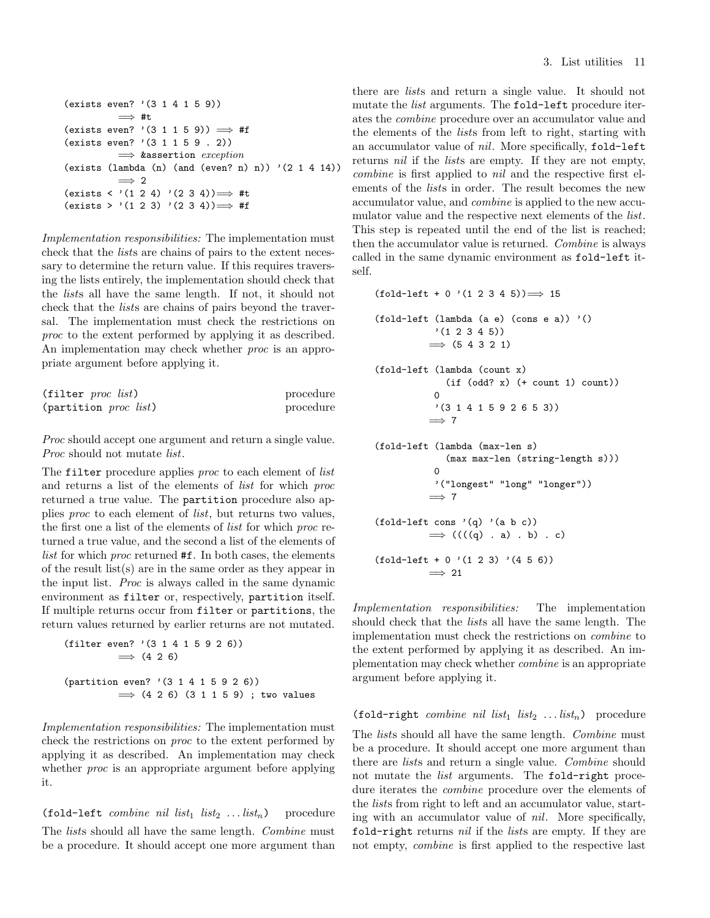```
(exists even? '(3 1 4 1 5 9))
          ⟹ #t
(exists even? '(3 1 1 5 9)) ⟹ #f
(exists even? '(3 1 1 5 9 . 2))
          ⟹ &assertion exception
(exists (lambda (n) (and (even? n) n)) '(2 1 4 14))
          ⟹ 2
(exists < '(1 2 4) '(2 3 4))⟹ #t
(exists > '(1 2 3) '(2 3 4))⟹ #f
```

*Implementation responsibilities:* The implementation must check that the *list*s are chains of pairs to the extent necessary to determine the return value. If this requires traversing the lists entirely, the implementation should check that the *list*s all have the same length. If not, it should not check that the *list*s are chains of pairs beyond the traversal. The implementation must check the restrictions on *proc* to the extent performed by applying it as described. An implementation may check whether *proc* is an appropriate argument before applying it.

`(filter` *proc list*`)` procedure
`(partition` *proc list*`)` procedure

*Proc* should accept one argument and return a single value. *Proc* should not mutate *list*.

The `filter` procedure applies *proc* to each element of *list* and returns a list of the elements of *list* for which *proc* returned a true value. The `partition` procedure also applies *proc* to each element of *list*, but returns two values, the first one a list of the elements of *list* for which *proc* returned a true value, and the second a list of the elements of *list* for which *proc* returned `#f`. In both cases, the elements of the result list(s) are in the same order as they appear in the input list. *Proc* is always called in the same dynamic environment as `filter` or, respectively, `partition` itself. If multiple returns occur from `filter` or `partitions`, the return values returned by earlier returns are not mutated.

```
(filter even? '(3 1 4 1 5 9 2 6))
          ⟹ (4 2 6)

(partition even? '(3 1 4 1 5 9 2 6))
          ⟹ (4 2 6) (3 1 1 5 9) ; two values
```

*Implementation responsibilities:* The implementation must check the restrictions on *proc* to the extent performed by applying it as described. An implementation may check whether *proc* is an appropriate argument before applying it.

`(fold-left` *combine nil* $list_1$ $list_2$ $\ldots list_n$`)` procedure

The *list*s should all have the same length. *Combine* must be a procedure. It should accept one more argument than there are *list*s and return a single value. It should not mutate the *list* arguments. The `fold-left` procedure iterates the *combine* procedure over an accumulator value and the elements of the *list*s from left to right, starting with an accumulator value of *nil*. More specifically, `fold-left` returns *nil* if the *list*s are empty. If they are not empty, *combine* is first applied to *nil* and the respective first elements of the *list*s in order. The result becomes the new accumulator value, and *combine* is applied to the new accumulator value and the respective next elements of the *list*. This step is repeated until the end of the list is reached; then the accumulator value is returned. *Combine* is always called in the same dynamic environment as `fold-left` itself.

```
(fold-left + 0 '(1 2 3 4 5))⟹ 15

(fold-left (lambda (a e) (cons e a)) '()
           '(1 2 3 4 5))
          ⟹ (5 4 3 2 1)

(fold-left (lambda (count x)
             (if (odd? x) (+ count 1) count))
           0
           '(3 1 4 1 5 9 2 6 5 3))
          ⟹ 7

(fold-left (lambda (max-len s)
             (max max-len (string-length s)))
           0
           '("longest" "long" "longer"))
          ⟹ 7

(fold-left cons '(q) '(a b c))
          ⟹ ((((q) . a) . b) . c)

(fold-left + 0 '(1 2 3) '(4 5 6))
          ⟹ 21
```

*Implementation responsibilities:* The implementation should check that the *list*s all have the same length. The implementation must check the restrictions on *combine* to the extent performed by applying it as described. An implementation may check whether *combine* is an appropriate argument before applying it.

`(fold-right` *combine nil* $list_1$ $list_2$ $\ldots list_n$`)` procedure

The *list*s should all have the same length. *Combine* must be a procedure. It should accept one more argument than there are *list*s and return a single value. *Combine* should not mutate the *list* arguments. The `fold-right` procedure iterates the *combine* procedure over the elements of the *list*s from right to left and an accumulator value, starting with an accumulator value of *nil*. More specifically, `fold-right` returns *nil* if the *list*s are empty. If they are not empty, *combine* is first applied to the respective last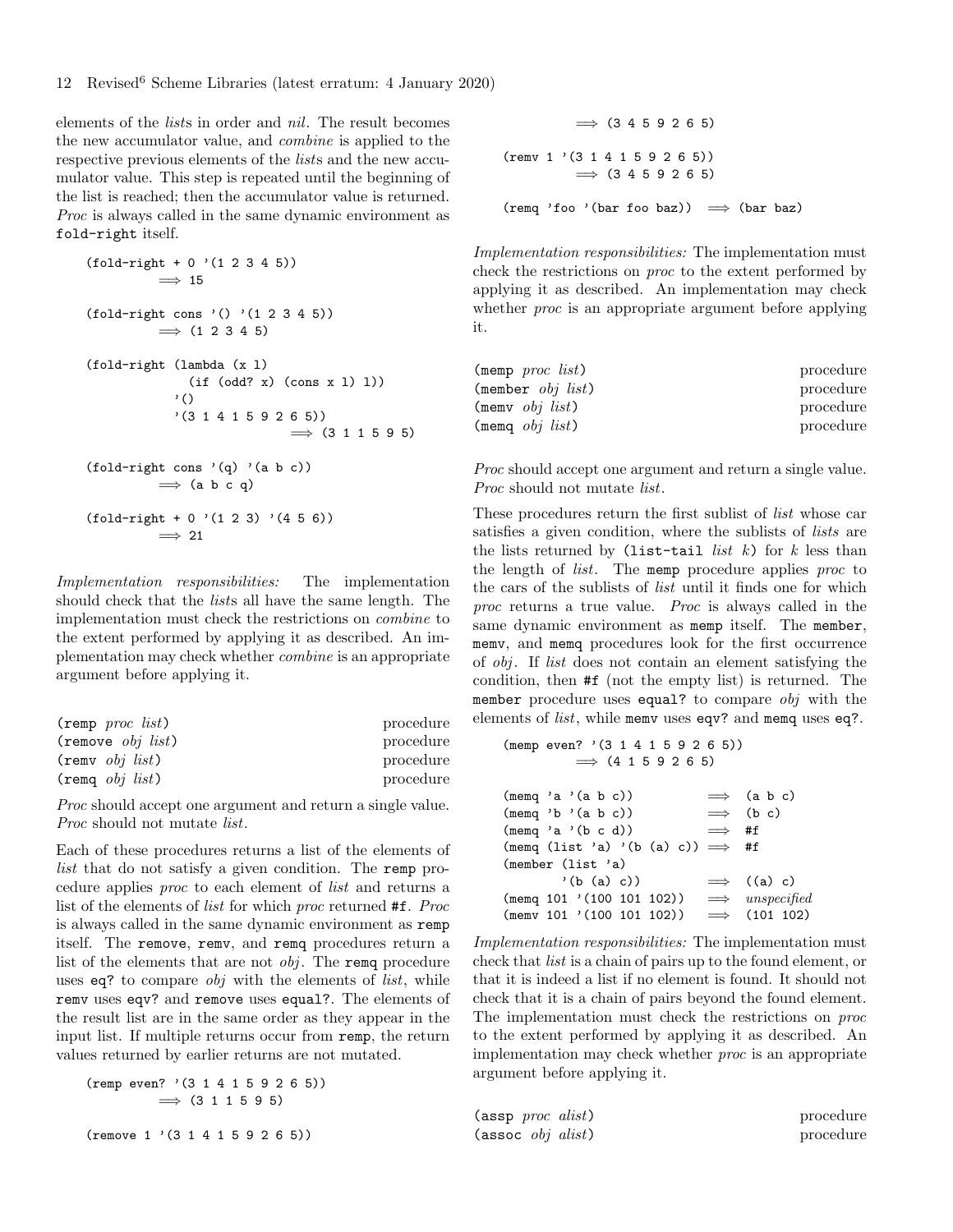elements of the *lists* in order and *nil*. The result becomes the new accumulator value, and *combine* is applied to the respective previous elements of the *lists* and the new accumulator value. This step is repeated until the beginning of the list is reached; then the accumulator value is returned. *Proc* is always called in the same dynamic environment as `fold-right` itself.

```
(fold-right + 0 '(1 2 3 4 5))
          ⟹ 15

(fold-right cons '() '(1 2 3 4 5))
          ⟹ (1 2 3 4 5)

(fold-right (lambda (x l)
              (if (odd? x) (cons x l) l))
            '()
            '(3 1 4 1 5 9 2 6 5))
                          ⟹ (3 1 1 5 9 5)

(fold-right cons '(q) '(a b c))
          ⟹ (a b c q)

(fold-right + 0 '(1 2 3) '(4 5 6))
          ⟹ 21
```

*Implementation responsibilities:* The implementation should check that the *lists* all have the same length. The implementation must check the restrictions on *combine* to the extent performed by applying it as described. An implementation may check whether *combine* is an appropriate argument before applying it.

(`remp` *proc list*) procedure
(`remove` *obj list*) procedure
(`remv` *obj list*) procedure
(`remq` *obj list*) procedure

*Proc* should accept one argument and return a single value. *Proc* should not mutate *list*.

Each of these procedures returns a list of the elements of *list* that do not satisfy a given condition. The `remp` procedure applies *proc* to each element of *list* and returns a list of the elements of *list* for which *proc* returned `#f`. *Proc* is always called in the same dynamic environment as `remp` itself. The `remove`, `remv`, and `remq` procedures return a list of the elements that are not *obj*. The `remq` procedure uses `eq?` to compare *obj* with the elements of *list*, while `remv` uses `eqv?` and `remove` uses `equal?`. The elements of the result list are in the same order as they appear in the input list. If multiple returns occur from `remp`, the return values returned by earlier returns are not mutated.

```
(remp even? '(3 1 4 1 5 9 2 6 5))
          ⟹ (3 1 1 5 9 5)

(remove 1 '(3 1 4 1 5 9 2 6 5))
          ⟹ (3 4 5 9 2 6 5)

(remv 1 '(3 1 4 1 5 9 2 6 5))
          ⟹ (3 4 5 9 2 6 5)

(remq 'foo '(bar foo baz))  ⟹ (bar baz)
```

*Implementation responsibilities:* The implementation must check the restrictions on *proc* to the extent performed by applying it as described. An implementation may check whether *proc* is an appropriate argument before applying it.

(`memp` *proc list*) procedure
(`member` *obj list*) procedure
(`memv` *obj list*) procedure
(`memq` *obj list*) procedure

*Proc* should accept one argument and return a single value. *Proc* should not mutate *list*.

These procedures return the first sublist of *list* whose car satisfies a given condition, where the sublists of *lists* are the lists returned by (`list-tail` *list k*) for *k* less than the length of *list*. The `memp` procedure applies *proc* to the cars of the sublists of *list* until it finds one for which *proc* returns a true value. *Proc* is always called in the same dynamic environment as `memp` itself. The `member`, `memv`, and `memq` procedures look for the first occurrence of *obj*. If *list* does not contain an element satisfying the condition, then `#f` (not the empty list) is returned. The `member` procedure uses `equal?` to compare *obj* with the elements of *list*, while `memv` uses `eqv?` and `memq` uses `eq?`.

```
(memp even? '(3 1 4 1 5 9 2 6 5))
          ⟹ (4 1 5 9 2 6 5)

(memq 'a '(a b c))            ⟹  (a b c)
(memq 'b '(a b c))            ⟹  (b c)
(memq 'a '(b c d))            ⟹  #f
(memq (list 'a) '(b (a) c)) ⟹  #f
(member (list 'a)
        '(b (a) c))           ⟹  ((a) c)
(memq 101 '(100 101 102))     ⟹  unspecified
(memv 101 '(100 101 102))     ⟹  (101 102)
```

*Implementation responsibilities:* The implementation must check that *list* is a chain of pairs up to the found element, or that it is indeed a list if no element is found. It should not check that it is a chain of pairs beyond the found element. The implementation must check the restrictions on *proc* to the extent performed by applying it as described. An implementation may check whether *proc* is an appropriate argument before applying it.

(`assp` *proc alist*) procedure
(`assoc` *obj alist*) procedure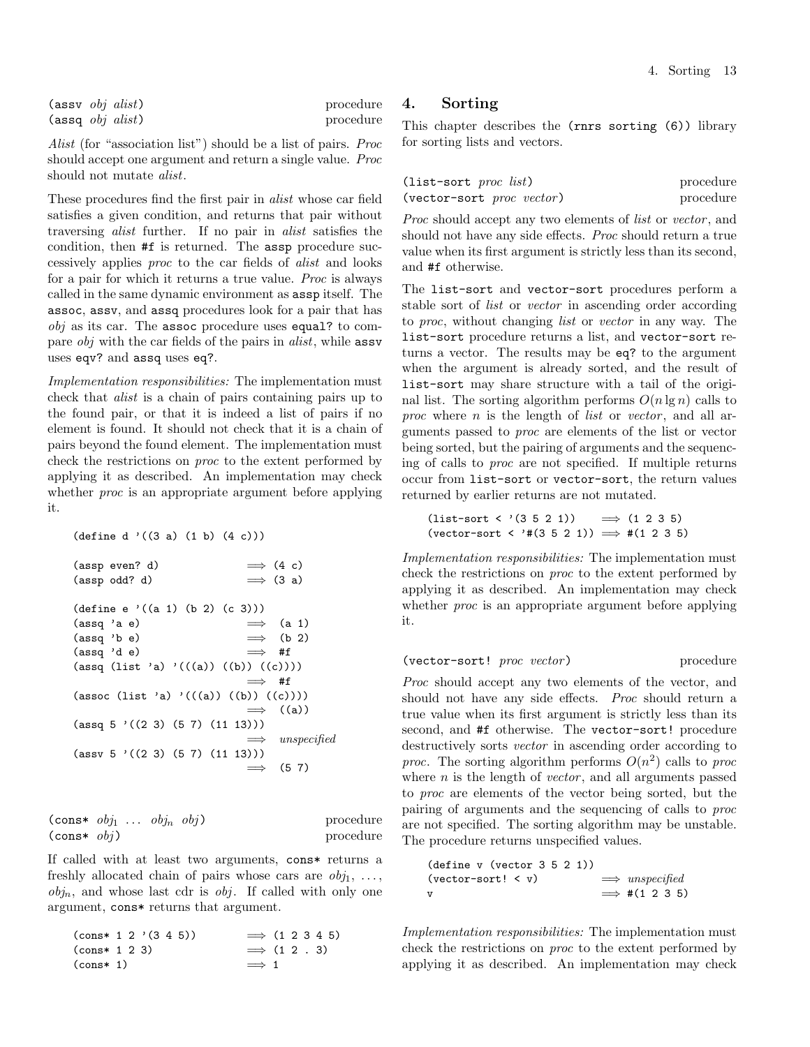(assv *obj alist*) procedure
(assq *obj alist*) procedure

*Alist* (for "association list") should be a list of pairs. *Proc* should accept one argument and return a single value. *Proc* should not mutate *alist*.

These procedures find the first pair in *alist* whose car field satisfies a given condition, and returns that pair without traversing *alist* further. If no pair in *alist* satisfies the condition, then `#f` is returned. The `assp` procedure successively applies *proc* to the car fields of *alist* and looks for a pair for which it returns a true value. *Proc* is always called in the same dynamic environment as `assp` itself. The `assoc`, `assv`, and `assq` procedures look for a pair that has *obj* as its car. The `assoc` procedure uses `equal?` to compare *obj* with the car fields of the pairs in *alist*, while `assv` uses `eqv?` and `assq` uses `eq?`.

*Implementation responsibilities:* The implementation must check that *alist* is a chain of pairs containing pairs up to the found pair, or that it is indeed a list of pairs if no element is found. It should not check that it is a chain of pairs beyond the found element. The implementation must check the restrictions on *proc* to the extent performed by applying it as described. An implementation may check whether *proc* is an appropriate argument before applying it.

```
(define d '((3 a) (1 b) (4 c)))

(assp even? d)              ⟹ (4 c)
(assp odd? d)               ⟹ (3 a)

(define e '((a 1) (b 2) (c 3)))
(assq 'a e)                 ⟹ (a 1)
(assq 'b e)                 ⟹ (b 2)
(assq 'd e)                 ⟹ #f
(assq (list 'a) '(((a)) ((b)) ((c))))
                            ⟹ #f
(assoc (list 'a) '(((a)) ((b)) ((c))))
                            ⟹ ((a))
(assq 5 '((2 3) (5 7) (11 13)))
                            ⟹ unspecified
(assv 5 '((2 3) (5 7) (11 13)))
                            ⟹ (5 7)
```

(cons* $obj_1$ ... $obj_n$ *obj*) procedure
(cons* *obj*) procedure

If called with at least two arguments, `cons*` returns a freshly allocated chain of pairs whose cars are $obj_1$, ..., $obj_n$, and whose last cdr is *obj*. If called with only one argument, `cons*` returns that argument.

```
(cons* 1 2 '(3 4 5))        ⟹ (1 2 3 4 5)
(cons* 1 2 3)               ⟹ (1 2 . 3)
(cons* 1)                   ⟹ 1
```

# 4. Sorting

This chapter describes the `(rnrs sorting (6))` library for sorting lists and vectors.

(list-sort *proc list*) procedure
(vector-sort *proc vector*) procedure

*Proc* should accept any two elements of *list* or *vector*, and should not have any side effects. *Proc* should return a true value when its first argument is strictly less than its second, and `#f` otherwise.

The `list-sort` and `vector-sort` procedures perform a stable sort of *list* or *vector* in ascending order according to *proc*, without changing *list* or *vector* in any way. The `list-sort` procedure returns a list, and `vector-sort` returns a vector. The results may be `eq?` to the argument when the argument is already sorted, and the result of `list-sort` may share structure with a tail of the original list. The sorting algorithm performs $O(n \lg n)$ calls to *proc* where $n$ is the length of *list* or *vector*, and all arguments passed to *proc* are elements of the list or vector being sorted, but the pairing of arguments and the sequencing of calls to *proc* are not specified. If multiple returns occur from `list-sort` or `vector-sort`, the return values returned by earlier returns are not mutated.

```
(list-sort < '(3 5 2 1))     ⟹ (1 2 3 5)
(vector-sort < '#(3 5 2 1)) ⟹ #(1 2 3 5)
```

*Implementation responsibilities:* The implementation must check the restrictions on *proc* to the extent performed by applying it as described. An implementation may check whether *proc* is an appropriate argument before applying it.

(vector-sort! *proc vector*) procedure

*Proc* should accept any two elements of the vector, and should not have any side effects. *Proc* should return a true value when its first argument is strictly less than its second, and `#f` otherwise. The `vector-sort!` procedure destructively sorts *vector* in ascending order according to *proc*. The sorting algorithm performs $O(n^2)$ calls to *proc* where $n$ is the length of *vector*, and all arguments passed to *proc* are elements of the vector being sorted, but the pairing of arguments and the sequencing of calls to *proc* are not specified. The sorting algorithm may be unstable. The procedure returns unspecified values.

```
(define v (vector 3 5 2 1))
(vector-sort! < v)          ⟹ unspecified
v                           ⟹ #(1 2 3 5)
```

*Implementation responsibilities:* The implementation must check the restrictions on *proc* to the extent performed by applying it as described. An implementation may check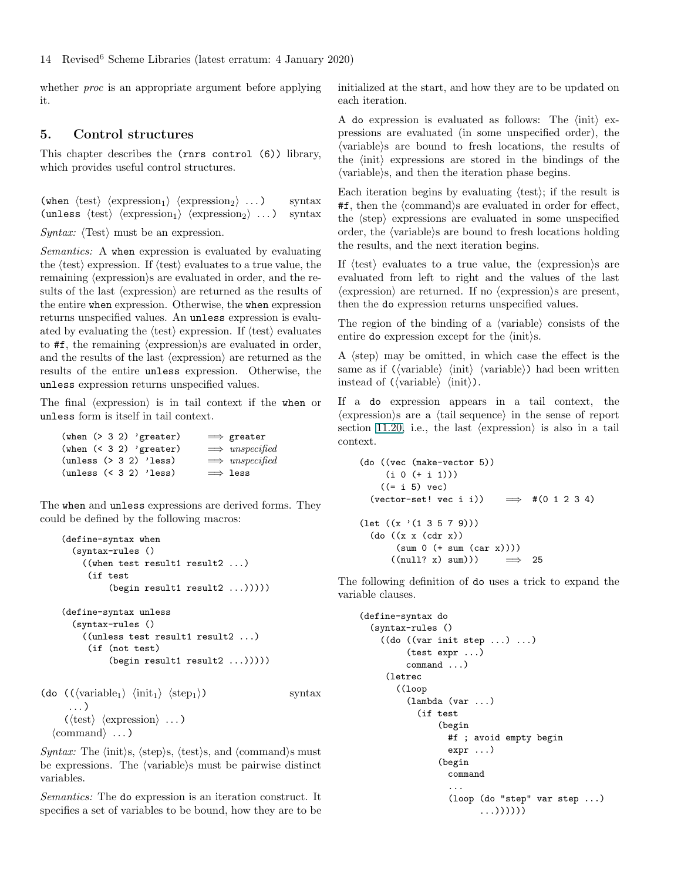whether *proc* is an appropriate argument before applying it.

## 5. Control structures

This chapter describes the `(rnrs control (6))` library, which provides useful control structures.

(when ⟨test⟩ ⟨expression$_1$⟩ ⟨expression$_2$⟩ ...) syntax
(unless ⟨test⟩ ⟨expression$_1$⟩ ⟨expression$_2$⟩ ...) syntax

*Syntax:* ⟨Test⟩ must be an expression.

*Semantics:* A `when` expression is evaluated by evaluating the ⟨test⟩ expression. If ⟨test⟩ evaluates to a true value, the remaining ⟨expression⟩s are evaluated in order, and the results of the last ⟨expression⟩ are returned as the results of the entire `when` expression. Otherwise, the `when` expression returns unspecified values. An `unless` expression is evaluated by evaluating the ⟨test⟩ expression. If ⟨test⟩ evaluates to `#f`, the remaining ⟨expression⟩s are evaluated in order, and the results of the last ⟨expression⟩ are returned as the results of the entire `unless` expression. Otherwise, the `unless` expression returns unspecified values.

The final ⟨expression⟩ is in tail context if the `when` or `unless` form is itself in tail context.

```
(when (> 3 2) 'greater)      ⟹ greater
(when (< 3 2) 'greater)      ⟹ unspecified
(unless (> 3 2) 'less)       ⟹ unspecified
(unless (< 3 2) 'less)       ⟹ less
```

The `when` and `unless` expressions are derived forms. They could be defined by the following macros:

```
(define-syntax when
  (syntax-rules ()
    ((when test result1 result2 ...)
     (if test
         (begin result1 result2 ...)))))

(define-syntax unless
  (syntax-rules ()
    ((unless test result1 result2 ...)
     (if (not test)
         (begin result1 result2 ...)))))
```

(do ((⟨variable$_1$⟩ ⟨init$_1$⟩ ⟨step$_1$⟩) syntax
   ...)
  (⟨test⟩ ⟨expression⟩ ...)
 ⟨command⟩ ...)

*Syntax:* The ⟨init⟩s, ⟨step⟩s, ⟨test⟩s, and ⟨command⟩s must be expressions. The ⟨variable⟩s must be pairwise distinct variables.

*Semantics:* The `do` expression is an iteration construct. It specifies a set of variables to be bound, how they are to be initialized at the start, and how they are to be updated on each iteration.

A `do` expression is evaluated as follows: The ⟨init⟩ expressions are evaluated (in some unspecified order), the ⟨variable⟩s are bound to fresh locations, the results of the ⟨init⟩ expressions are stored in the bindings of the ⟨variable⟩s, and then the iteration phase begins.

Each iteration begins by evaluating ⟨test⟩; if the result is `#f`, then the ⟨command⟩s are evaluated in order for effect, the ⟨step⟩ expressions are evaluated in some unspecified order, the ⟨variable⟩s are bound to fresh locations holding the results, and the next iteration begins.

If ⟨test⟩ evaluates to a true value, the ⟨expression⟩s are evaluated from left to right and the values of the last ⟨expression⟩ are returned. If no ⟨expression⟩s are present, then the `do` expression returns unspecified values.

The region of the binding of a ⟨variable⟩ consists of the entire `do` expression except for the ⟨init⟩s.

A ⟨step⟩ may be omitted, in which case the effect is the same as if (⟨variable⟩ ⟨init⟩ ⟨variable⟩) had been written instead of (⟨variable⟩ ⟨init⟩).

If a `do` expression appears in a tail context, the ⟨expression⟩s are a ⟨tail sequence⟩ in the sense of report section 11.20, i.e., the last ⟨expression⟩ is also in a tail context.

```
(do ((vec (make-vector 5))
     (i 0 (+ i 1)))
    ((= i 5) vec)
  (vector-set! vec i i))    ⟹  #(0 1 2 3 4)

(let ((x '(1 3 5 7 9)))
  (do ((x x (cdr x))
       (sum 0 (+ sum (car x))))
      ((null? x) sum)))     ⟹  25
```

The following definition of `do` uses a trick to expand the variable clauses.

```
(define-syntax do
  (syntax-rules ()
    ((do ((var init step ...) ...)
         (test expr ...)
         command ...)
     (letrec
       ((loop
         (lambda (var ...)
           (if test
               (begin
                 #f ; avoid empty begin
                 expr ...)
               (begin
                 command
                 ...
                 (loop (do "step" var step ...)
                       ...))))))
```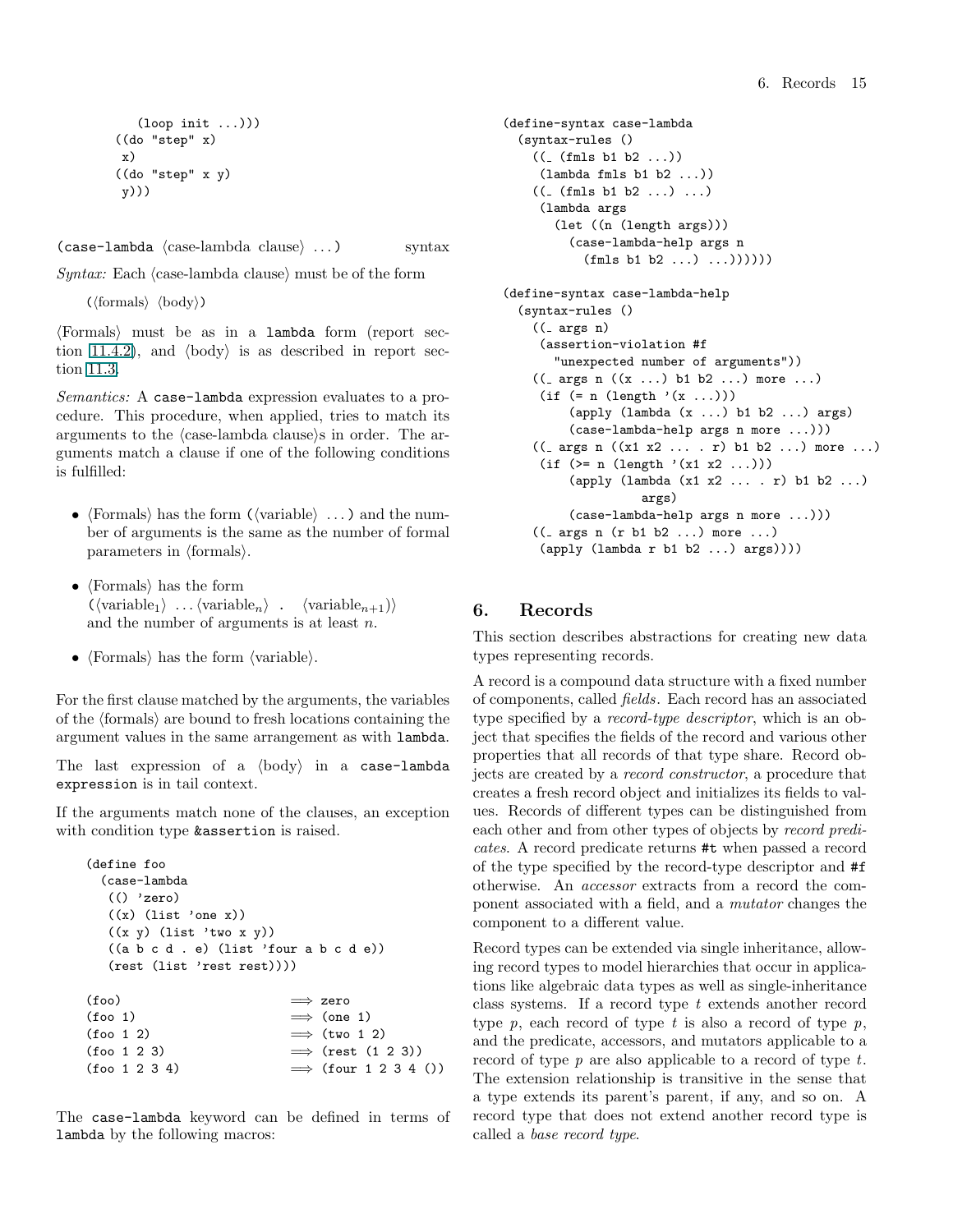```
        (loop init ...)))
    ((do "step" x)
     x)
    ((do "step" x y)
     y)))
```

`(case-lambda` ⟨case-lambda clause⟩ ...`)` syntax

*Syntax:* Each ⟨case-lambda clause⟩ must be of the form

(⟨formals⟩ ⟨body⟩)

⟨Formals⟩ must be as in a `lambda` form (report section 11.4.2), and ⟨body⟩ is as described in report section 11.3.

*Semantics:* A `case-lambda` expression evaluates to a procedure. This procedure, when applied, tries to match its arguments to the ⟨case-lambda clause⟩s in order. The arguments match a clause if one of the following conditions is fulfilled:

- ⟨Formals⟩ has the form `(`⟨variable⟩ ...`)` and the number of arguments is the same as the number of formal parameters in ⟨formals⟩.
- ⟨Formals⟩ has the form (⟨$\text{variable}_1$⟩ ...⟨$\text{variable}_n$⟩ . ⟨$\text{variable}_{n+1}$⟩) and the number of arguments is at least $n$.
- ⟨Formals⟩ has the form ⟨variable⟩.

For the first clause matched by the arguments, the variables of the ⟨formals⟩ are bound to fresh locations containing the argument values in the same arrangement as with `lambda`.

The last expression of a ⟨body⟩ in a `case-lambda` `expression` is in tail context.

If the arguments match none of the clauses, an exception with condition type `&assertion` is raised.

```
(define foo
  (case-lambda
   (() 'zero)
   ((x) (list 'one x))
   ((x y) (list 'two x y))
   ((a b c d . e) (list 'four a b c d e))
   (rest (list 'rest rest))))

(foo)                    ⟹ zero
(foo 1)                  ⟹ (one 1)
(foo 1 2)                ⟹ (two 1 2)
(foo 1 2 3)              ⟹ (rest (1 2 3))
(foo 1 2 3 4)            ⟹ (four 1 2 3 4 ())
```

The `case-lambda` keyword can be defined in terms of `lambda` by the following macros:

```
(define-syntax case-lambda
  (syntax-rules ()
    ((_ (fmls b1 b2 ...))
     (lambda fmls b1 b2 ...))
    ((_ (fmls b1 b2 ...) ...)
     (lambda args
       (let ((n (length args)))
         (case-lambda-help args n
           (fmls b1 b2 ...) ...))))))

(define-syntax case-lambda-help
  (syntax-rules ()
    ((_ args n)
     (assertion-violation #f
       "unexpected number of arguments"))
    ((_ args n ((x ...) b1 b2 ...) more ...)
     (if (= n (length '(x ...)))
         (apply (lambda (x ...) b1 b2 ...) args)
         (case-lambda-help args n more ...)))
    ((_ args n ((x1 x2 ... . r) b1 b2 ...) more ...)
     (if (>= n (length '(x1 x2 ...)))
         (apply (lambda (x1 x2 ... . r) b1 b2 ...)
                args)
         (case-lambda-help args n more ...)))
    ((_ args n (r b1 b2 ...) more ...)
     (apply (lambda r b1 b2 ...) args))))
```

## 6. Records

This section describes abstractions for creating new data types representing records.

A record is a compound data structure with a fixed number of components, called *fields*. Each record has an associated type specified by a *record-type descriptor*, which is an object that specifies the fields of the record and various other properties that all records of that type share. Record objects are created by a *record constructor*, a procedure that creates a fresh record object and initializes its fields to values. Records of different types can be distinguished from each other and from other types of objects by *record predicates*. A record predicate returns `#t` when passed a record of the type specified by the record-type descriptor and `#f` otherwise. An *accessor* extracts from a record the component associated with a field, and a *mutator* changes the component to a different value.

Record types can be extended via single inheritance, allowing record types to model hierarchies that occur in applications like algebraic data types as well as single-inheritance class systems. If a record type $t$ extends another record type $p$, each record of type $t$ is also a record of type $p$, and the predicate, accessors, and mutators applicable to a record of type $p$ are also applicable to a record of type $t$. The extension relationship is transitive in the sense that a type extends its parent's parent, if any, and so on. A record type that does not extend another record type is called a *base record type*.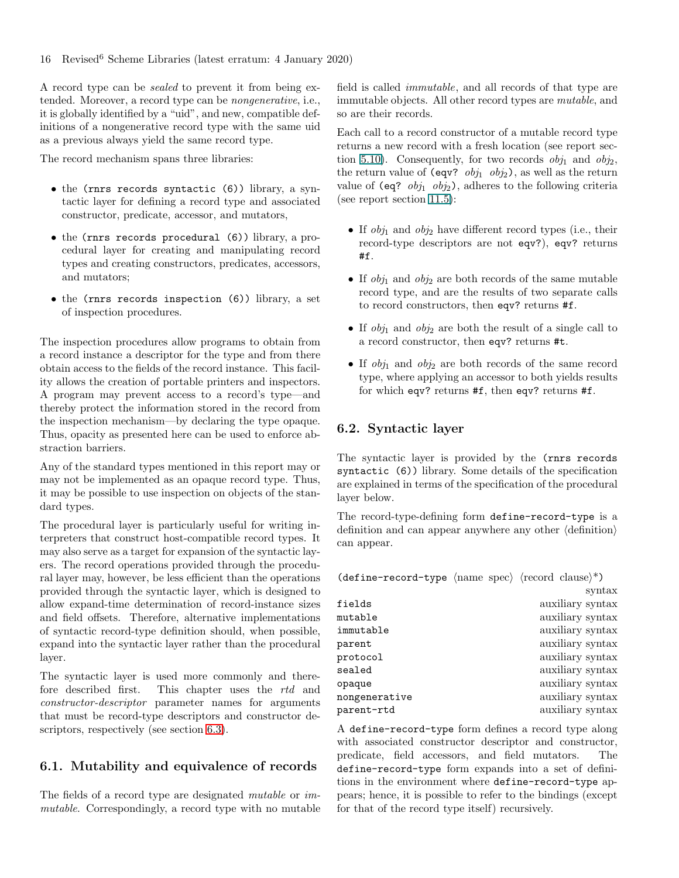A record type can be *sealed* to prevent it from being extended. Moreover, a record type can be *nongenerative*, i.e., it is globally identified by a "uid", and new, compatible definitions of a nongenerative record type with the same uid as a previous always yield the same record type.

The record mechanism spans three libraries:

- the `(rnrs records syntactic (6))` library, a syntactic layer for defining a record type and associated constructor, predicate, accessor, and mutators,
- the `(rnrs records procedural (6))` library, a procedural layer for creating and manipulating record types and creating constructors, predicates, accessors, and mutators;
- the `(rnrs records inspection (6))` library, a set of inspection procedures.

The inspection procedures allow programs to obtain from a record instance a descriptor for the type and from there obtain access to the fields of the record instance. This facility allows the creation of portable printers and inspectors. A program may prevent access to a record's type—and thereby protect the information stored in the record from the inspection mechanism—by declaring the type opaque. Thus, opacity as presented here can be used to enforce abstraction barriers.

Any of the standard types mentioned in this report may or may not be implemented as an opaque record type. Thus, it may be possible to use inspection on objects of the standard types.

The procedural layer is particularly useful for writing interpreters that construct host-compatible record types. It may also serve as a target for expansion of the syntactic layers. The record operations provided through the procedural layer may, however, be less efficient than the operations provided through the syntactic layer, which is designed to allow expand-time determination of record-instance sizes and field offsets. Therefore, alternative implementations of syntactic record-type definition should, when possible, expand into the syntactic layer rather than the procedural layer.

The syntactic layer is used more commonly and therefore described first. This chapter uses the *rtd* and *constructor-descriptor* parameter names for arguments that must be record-type descriptors and constructor descriptors, respectively (see section 6.3).

## 6.1. Mutability and equivalence of records

The fields of a record type are designated *mutable* or *immutable*. Correspondingly, a record type with no mutable field is called *immutable*, and all records of that type are immutable objects. All other record types are *mutable*, and so are their records.

Each call to a record constructor of a mutable record type returns a new record with a fresh location (see report section 5.10). Consequently, for two records $obj_1$ and $obj_2$, the return value of `(eqv?` $obj_1$ $obj_2$`)`, as well as the return value of `(eq?` $obj_1$ $obj_2$`)`, adheres to the following criteria (see report section 11.5):

- If $obj_1$ and $obj_2$ have different record types (i.e., their record-type descriptors are not `eqv?`), `eqv?` returns `#f`.
- If $obj_1$ and $obj_2$ are both records of the same mutable record type, and are the results of two separate calls to record constructors, then `eqv?` returns `#f`.
- If $obj_1$ and $obj_2$ are both the result of a single call to a record constructor, then `eqv?` returns `#t`.
- If $obj_1$ and $obj_2$ are both records of the same record type, where applying an accessor to both yields results for which `eqv?` returns `#f`, then `eqv?` returns `#f`.

## 6.2. Syntactic layer

The syntactic layer is provided by the `(rnrs records syntactic (6))` library. Some details of the specification are explained in terms of the specification of the procedural layer below.

The record-type-defining form `define-record-type` is a definition and can appear anywhere any other ⟨definition⟩ can appear.

`(define-record-type` ⟨name spec⟩ ⟨record clause⟩*`)` syntax
`fields` auxiliary syntax
`mutable` auxiliary syntax
`immutable` auxiliary syntax
`parent` auxiliary syntax
`protocol` auxiliary syntax
`sealed` auxiliary syntax
`opaque` auxiliary syntax
`nongenerative` auxiliary syntax
`parent-rtd` auxiliary syntax

A `define-record-type` form defines a record type along with associated constructor descriptor and constructor, predicate, field accessors, and field mutators. The `define-record-type` form expands into a set of definitions in the environment where `define-record-type` appears; hence, it is possible to refer to the bindings (except for that of the record type itself) recursively.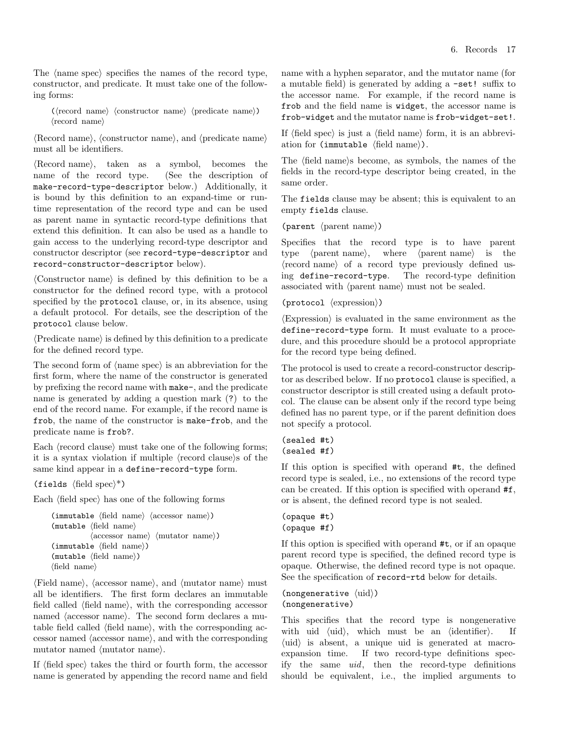The ⟨name spec⟩ specifies the names of the record type, constructor, and predicate. It must take one of the following forms:

```
(⟨record name⟩ ⟨constructor name⟩ ⟨predicate name⟩)
⟨record name⟩
```

⟨Record name⟩, ⟨constructor name⟩, and ⟨predicate name⟩ must all be identifiers.

⟨Record name⟩, taken as a symbol, becomes the name of the record type. (See the description of `make-record-type-descriptor` below.) Additionally, it is bound by this definition to an expand-time or run-time representation of the record type and can be used as parent name in syntactic record-type definitions that extend this definition. It can also be used as a handle to gain access to the underlying record-type descriptor and constructor descriptor (see `record-type-descriptor` and `record-constructor-descriptor` below).

⟨Constructor name⟩ is defined by this definition to be a constructor for the defined record type, with a protocol specified by the `protocol` clause, or, in its absence, using a default protocol. For details, see the description of the `protocol` clause below.

⟨Predicate name⟩ is defined by this definition to a predicate for the defined record type.

The second form of ⟨name spec⟩ is an abbreviation for the first form, where the name of the constructor is generated by prefixing the record name with `make-`, and the predicate name is generated by adding a question mark (`?`) to the end of the record name. For example, if the record name is `frob`, the name of the constructor is `make-frob`, and the predicate name is `frob?`.

Each ⟨record clause⟩ must take one of the following forms; it is a syntax violation if multiple ⟨record clause⟩s of the same kind appear in a `define-record-type` form.

`(fields ⟨field spec⟩*)`

Each ⟨field spec⟩ has one of the following forms

```
(immutable ⟨field name⟩ ⟨accessor name⟩)
(mutable ⟨field name⟩
         ⟨accessor name⟩ ⟨mutator name⟩)
(immutable ⟨field name⟩)
(mutable ⟨field name⟩)
⟨field name⟩
```

⟨Field name⟩, ⟨accessor name⟩, and ⟨mutator name⟩ must all be identifiers. The first form declares an immutable field called ⟨field name⟩, with the corresponding accessor named ⟨accessor name⟩. The second form declares a mutable field called ⟨field name⟩, with the corresponding accessor named ⟨accessor name⟩, and with the corresponding mutator named ⟨mutator name⟩.

If ⟨field spec⟩ takes the third or fourth form, the accessor name is generated by appending the record name and field name with a hyphen separator, and the mutator name (for a mutable field) is generated by adding a `-set!` suffix to the accessor name. For example, if the record name is `frob` and the field name is `widget`, the accessor name is `frob-widget` and the mutator name is `frob-widget-set!`.

If ⟨field spec⟩ is just a ⟨field name⟩ form, it is an abbreviation for `(immutable ⟨field name⟩)`.

The ⟨field name⟩s become, as symbols, the names of the fields in the record-type descriptor being created, in the same order.

The `fields` clause may be absent; this is equivalent to an empty `fields` clause.

`(parent ⟨parent name⟩)`

Specifies that the record type is to have parent type ⟨parent name⟩, where ⟨parent name⟩ is the ⟨record name⟩ of a record type previously defined using `define-record-type`. The record-type definition associated with ⟨parent name⟩ must not be sealed.

`(protocol ⟨expression⟩)`

⟨Expression⟩ is evaluated in the same environment as the `define-record-type` form. It must evaluate to a procedure, and this procedure should be a protocol appropriate for the record type being defined.

The protocol is used to create a record-constructor descriptor as described below. If no `protocol` clause is specified, a constructor descriptor is still created using a default protocol. The clause can be absent only if the record type being defined has no parent type, or if the parent definition does not specify a protocol.

```
(sealed #t)
(sealed #f)
```

If this option is specified with operand `#t`, the defined record type is sealed, i.e., no extensions of the record type can be created. If this option is specified with operand `#f`, or is absent, the defined record type is not sealed.

```
(opaque #t)
(opaque #f)
```

If this option is specified with operand `#t`, or if an opaque parent record type is specified, the defined record type is opaque. Otherwise, the defined record type is not opaque. See the specification of `record-rtd` below for details.

```
(nongenerative ⟨uid⟩)
(nongenerative)
```

This specifies that the record type is nongenerative with uid ⟨uid⟩, which must be an ⟨identifier⟩. If ⟨uid⟩ is absent, a unique uid is generated at macro-expansion time. If two record-type definitions specify the same *uid*, then the record-type definitions should be equivalent, i.e., the implied arguments to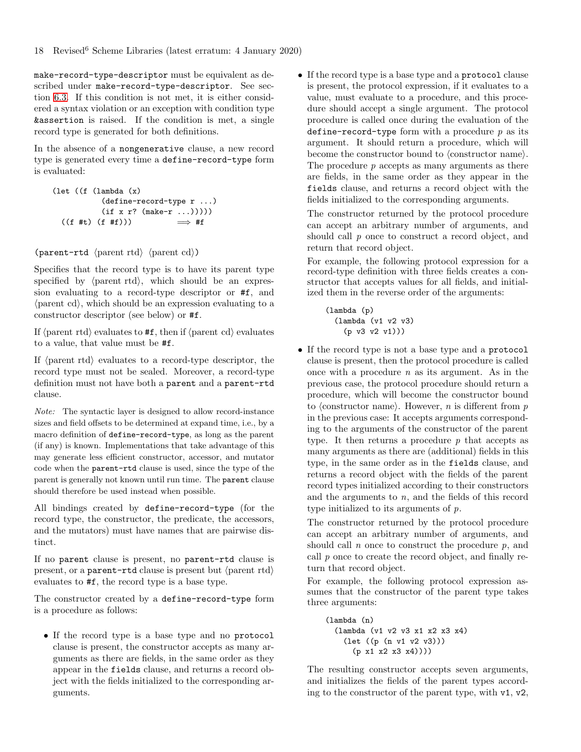`make-record-type-descriptor` must be equivalent as described under `make-record-type-descriptor`. See section 6.3. If this condition is not met, it is either considered a syntax violation or an exception with condition type `&assertion` is raised. If the condition is met, a single record type is generated for both definitions.

In the absence of a `nongenerative` clause, a new record type is generated every time a `define-record-type` form is evaluated:

```
(let ((f (lambda (x)
           (define-record-type r ...)
           (if x r? (make-r ...)))))
  ((f #t) (f #f)))          ⟹ #f
```

`(parent-rtd` ⟨parent rtd⟩ ⟨parent cd⟩`)`

Specifies that the record type is to have its parent type specified by ⟨parent rtd⟩, which should be an expression evaluating to a record-type descriptor or `#f`, and ⟨parent cd⟩, which should be an expression evaluating to a constructor descriptor (see below) or `#f`.

If ⟨parent rtd⟩ evaluates to `#f`, then if ⟨parent cd⟩ evaluates to a value, that value must be `#f`.

If ⟨parent rtd⟩ evaluates to a record-type descriptor, the record type must not be sealed. Moreover, a record-type definition must not have both a `parent` and a `parent-rtd` clause.

*Note:* The syntactic layer is designed to allow record-instance sizes and field offsets to be determined at expand time, i.e., by a macro definition of `define-record-type`, as long as the parent (if any) is known. Implementations that take advantage of this may generate less efficient constructor, accessor, and mutator code when the `parent-rtd` clause is used, since the type of the parent is generally not known until run time. The `parent` clause should therefore be used instead when possible.

All bindings created by `define-record-type` (for the record type, the constructor, the predicate, the accessors, and the mutators) must have names that are pairwise distinct.

If no `parent` clause is present, no `parent-rtd` clause is present, or a `parent-rtd` clause is present but ⟨parent rtd⟩ evaluates to `#f`, the record type is a base type.

The constructor created by a `define-record-type` form is a procedure as follows:

- If the record type is a base type and no `protocol` clause is present, the constructor accepts as many arguments as there are fields, in the same order as they appear in the `fields` clause, and returns a record object with the fields initialized to the corresponding arguments.

- If the record type is a base type and a `protocol` clause is present, the protocol expression, if it evaluates to a value, must evaluate to a procedure, and this procedure should accept a single argument. The protocol procedure is called once during the evaluation of the `define-record-type` form with a procedure *p* as its argument. It should return a procedure, which will become the constructor bound to ⟨constructor name⟩. The procedure *p* accepts as many arguments as there are fields, in the same order as they appear in the `fields` clause, and returns a record object with the fields initialized to the corresponding arguments.

  The constructor returned by the protocol procedure can accept an arbitrary number of arguments, and should call *p* once to construct a record object, and return that record object.

  For example, the following protocol expression for a record-type definition with three fields creates a constructor that accepts values for all fields, and initialized them in the reverse order of the arguments:

  ```
  (lambda (p)
    (lambda (v1 v2 v3)
      (p v3 v2 v1)))
  ```

- If the record type is not a base type and a `protocol` clause is present, then the protocol procedure is called once with a procedure *n* as its argument. As in the previous case, the protocol procedure should return a procedure, which will become the constructor bound to ⟨constructor name⟩. However, *n* is different from *p* in the previous case: It accepts arguments corresponding to the arguments of the constructor of the parent type. It then returns a procedure *p* that accepts as many arguments as there are (additional) fields in this type, in the same order as in the `fields` clause, and returns a record object with the fields of the parent record types initialized according to their constructors and the arguments to *n*, and the fields of this record type initialized to its arguments of *p*.

  The constructor returned by the protocol procedure can accept an arbitrary number of arguments, and should call *n* once to construct the procedure *p*, and call *p* once to create the record object, and finally return that record object.

  For example, the following protocol expression assumes that the constructor of the parent type takes three arguments:

  ```
  (lambda (n)
    (lambda (v1 v2 v3 x1 x2 x3 x4)
      (let ((p (n v1 v2 v3)))
        (p x1 x2 x3 x4))))
  ```

  The resulting constructor accepts seven arguments, and initializes the fields of the parent types according to the constructor of the parent type, with `v1`, `v2`,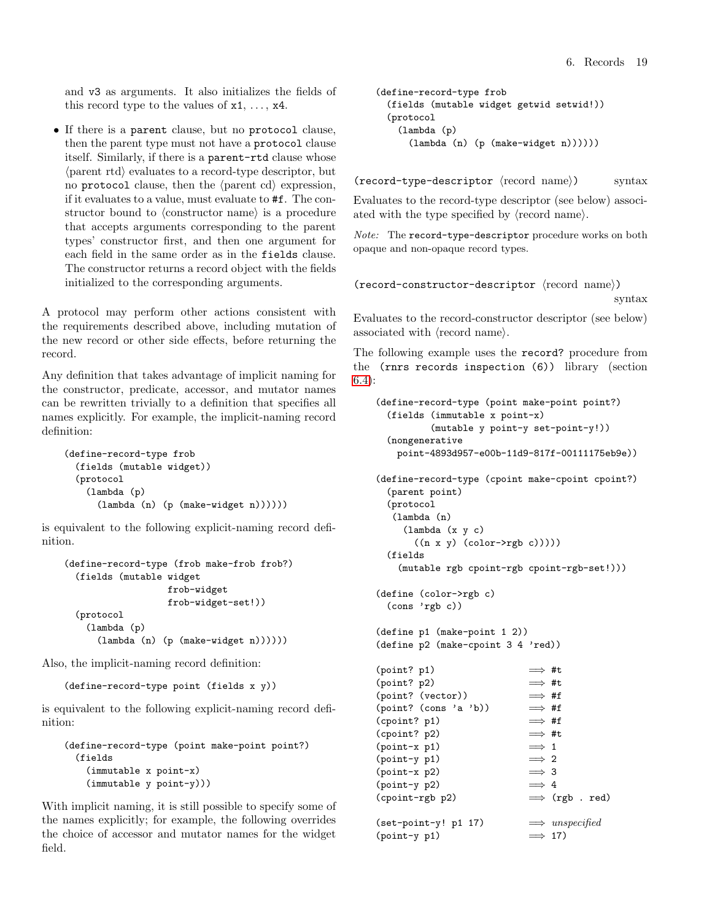and v3 as arguments. It also initializes the fields of this record type to the values of x1, ..., x4.

- If there is a parent clause, but no protocol clause, then the parent type must not have a protocol clause itself. Similarly, if there is a parent-rtd clause whose ⟨parent rtd⟩ evaluates to a record-type descriptor, but no protocol clause, then the ⟨parent cd⟩ expression, if it evaluates to a value, must evaluate to #f. The constructor bound to ⟨constructor name⟩ is a procedure that accepts arguments corresponding to the parent types' constructor first, and then one argument for each field in the same order as in the fields clause. The constructor returns a record object with the fields initialized to the corresponding arguments.

A protocol may perform other actions consistent with the requirements described above, including mutation of the new record or other side effects, before returning the record.

Any definition that takes advantage of implicit naming for the constructor, predicate, accessor, and mutator names can be rewritten trivially to a definition that specifies all names explicitly. For example, the implicit-naming record definition:

```
(define-record-type frob
  (fields (mutable widget))
  (protocol
    (lambda (p)
      (lambda (n) (p (make-widget n))))))
```

is equivalent to the following explicit-naming record definition.

```
(define-record-type (frob make-frob frob?)
  (fields (mutable widget
                   frob-widget
                   frob-widget-set!))
  (protocol
    (lambda (p)
      (lambda (n) (p (make-widget n))))))
```

Also, the implicit-naming record definition:

```
(define-record-type point (fields x y))
```

is equivalent to the following explicit-naming record definition:

```
(define-record-type (point make-point point?)
  (fields
    (immutable x point-x)
    (immutable y point-y)))
```

With implicit naming, it is still possible to specify some of the names explicitly; for example, the following overrides the choice of accessor and mutator names for the widget field.

```
(define-record-type frob
  (fields (mutable widget getwid setwid!))
  (protocol
    (lambda (p)
      (lambda (n) (p (make-widget n))))))
```

(record-type-descriptor ⟨record name⟩) *syntax*

Evaluates to the record-type descriptor (see below) associated with the type specified by ⟨record name⟩.

*Note:* The record-type-descriptor procedure works on both opaque and non-opaque record types.

(record-constructor-descriptor ⟨record name⟩) *syntax*

Evaluates to the record-constructor descriptor (see below) associated with ⟨record name⟩.

The following example uses the record? procedure from the (rnrs records inspection (6)) library (section 6.4):

```
(define-record-type (point make-point point?)
  (fields (immutable x point-x)
          (mutable y point-y set-point-y!))
  (nongenerative
    point-4893d957-e00b-11d9-817f-00111175eb9e))

(define-record-type (cpoint make-cpoint cpoint?)
  (parent point)
  (protocol
   (lambda (n)
     (lambda (x y c)
       ((n x y) (color->rgb c)))))
  (fields
    (mutable rgb cpoint-rgb cpoint-rgb-set!)))

(define (color->rgb c)
  (cons 'rgb c))

(define p1 (make-point 1 2))
(define p2 (make-cpoint 3 4 'red))

(point? p1)              ⟹ #t
(point? p2)              ⟹ #t
(point? (vector))        ⟹ #f
(point? (cons 'a 'b))    ⟹ #f
(cpoint? p1)             ⟹ #f
(cpoint? p2)             ⟹ #t
(point-x p1)             ⟹ 1
(point-y p1)             ⟹ 2
(point-x p2)             ⟹ 3
(point-y p2)             ⟹ 4
(cpoint-rgb p2)          ⟹ (rgb . red)

(set-point-y! p1 17)     ⟹ unspecified
(point-y p1)             ⟹ 17)
```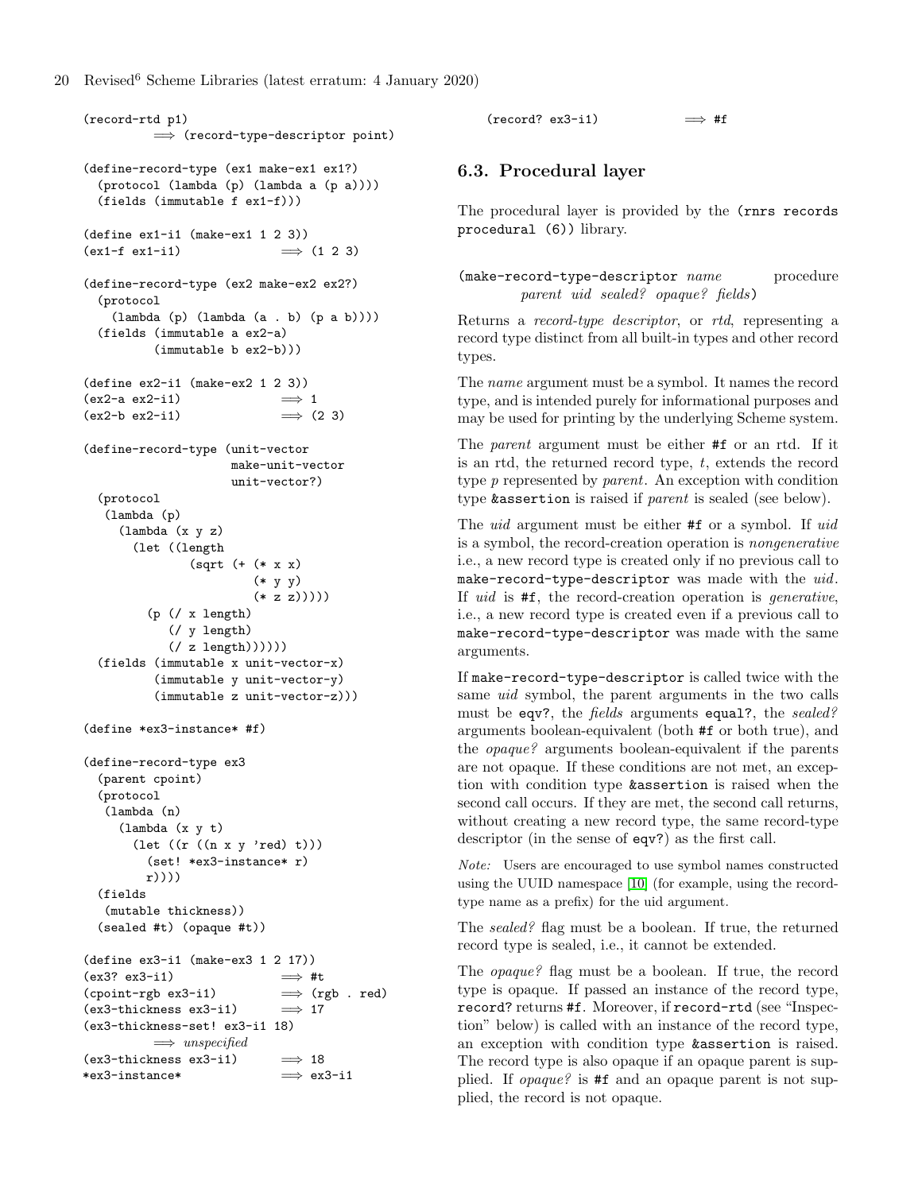```
(record-rtd p1)
        ⟹ (record-type-descriptor point)

(define-record-type (ex1 make-ex1 ex1?)
  (protocol (lambda (p) (lambda a (p a))))
  (fields (immutable f ex1-f)))

(define ex1-i1 (make-ex1 1 2 3))
(ex1-f ex1-i1)              ⟹ (1 2 3)

(define-record-type (ex2 make-ex2 ex2?)
  (protocol
    (lambda (p) (lambda (a . b) (p a b))))
  (fields (immutable a ex2-a)
          (immutable b ex2-b)))

(define ex2-i1 (make-ex2 1 2 3))
(ex2-a ex2-i1)              ⟹ 1
(ex2-b ex2-i1)              ⟹ (2 3)

(define-record-type (unit-vector
                     make-unit-vector
                     unit-vector?)
  (protocol
   (lambda (p)
     (lambda (x y z)
       (let ((length
              (sqrt (+ (* x x)
                       (* y y)
                       (* z z)))))
         (p (/ x length)
            (/ y length)
            (/ z length))))))
  (fields (immutable x unit-vector-x)
          (immutable y unit-vector-y)
          (immutable z unit-vector-z)))

(define *ex3-instance* #f)

(define-record-type ex3
  (parent cpoint)
  (protocol
   (lambda (n)
     (lambda (x y t)
       (let ((r ((n x y 'red) t)))
         (set! *ex3-instance* r)
         r))))
  (fields
   (mutable thickness))
  (sealed #t) (opaque #t))

(define ex3-i1 (make-ex3 1 2 17))
(ex3? ex3-i1)               ⟹ #t
(cpoint-rgb ex3-i1)         ⟹ (rgb . red)
(ex3-thickness ex3-i1)      ⟹ 17
(ex3-thickness-set! ex3-i1 18)
        ⟹ unspecified
(ex3-thickness ex3-i1)      ⟹ 18
*ex3-instance*              ⟹ ex3-i1

(record? ex3-i1)            ⟹ #f
```

## 6.3. Procedural layer

The procedural layer is provided by the `(rnrs records procedural (6))` library.

`(make-record-type-descriptor` *name* *parent* *uid* *sealed?* *opaque?* *fields*`)` procedure

Returns a *record-type descriptor*, or *rtd*, representing a record type distinct from all built-in types and other record types.

The *name* argument must be a symbol. It names the record type, and is intended purely for informational purposes and may be used for printing by the underlying Scheme system.

The *parent* argument must be either `#f` or an rtd. If it is an rtd, the returned record type, *t*, extends the record type *p* represented by *parent*. An exception with condition type `&assertion` is raised if *parent* is sealed (see below).

The *uid* argument must be either `#f` or a symbol. If *uid* is a symbol, the record-creation operation is *nongenerative* i.e., a new record type is created only if no previous call to `make-record-type-descriptor` was made with the *uid*. If *uid* is `#f`, the record-creation operation is *generative*, i.e., a new record type is created even if a previous call to `make-record-type-descriptor` was made with the same arguments.

If `make-record-type-descriptor` is called twice with the same *uid* symbol, the parent arguments in the two calls must be `eqv?`, the *fields* arguments `equal?`, the *sealed?* arguments boolean-equivalent (both `#f` or both true), and the *opaque?* arguments boolean-equivalent if the parents are not opaque. If these conditions are not met, an exception with condition type `&assertion` is raised when the second call occurs. If they are met, the second call returns, without creating a new record type, the same record-type descriptor (in the sense of `eqv?`) as the first call.

*Note:* Users are encouraged to use symbol names constructed using the UUID namespace [10] (for example, using the record-type name as a prefix) for the uid argument.

The *sealed?* flag must be a boolean. If true, the returned record type is sealed, i.e., it cannot be extended.

The *opaque?* flag must be a boolean. If true, the record type is opaque. If passed an instance of the record type, `record?` returns `#f`. Moreover, if `record-rtd` (see "Inspection" below) is called with an instance of the record type, an exception with condition type `&assertion` is raised. The record type is also opaque if an opaque parent is supplied. If *opaque?* is `#f` and an opaque parent is not supplied, the record is not opaque.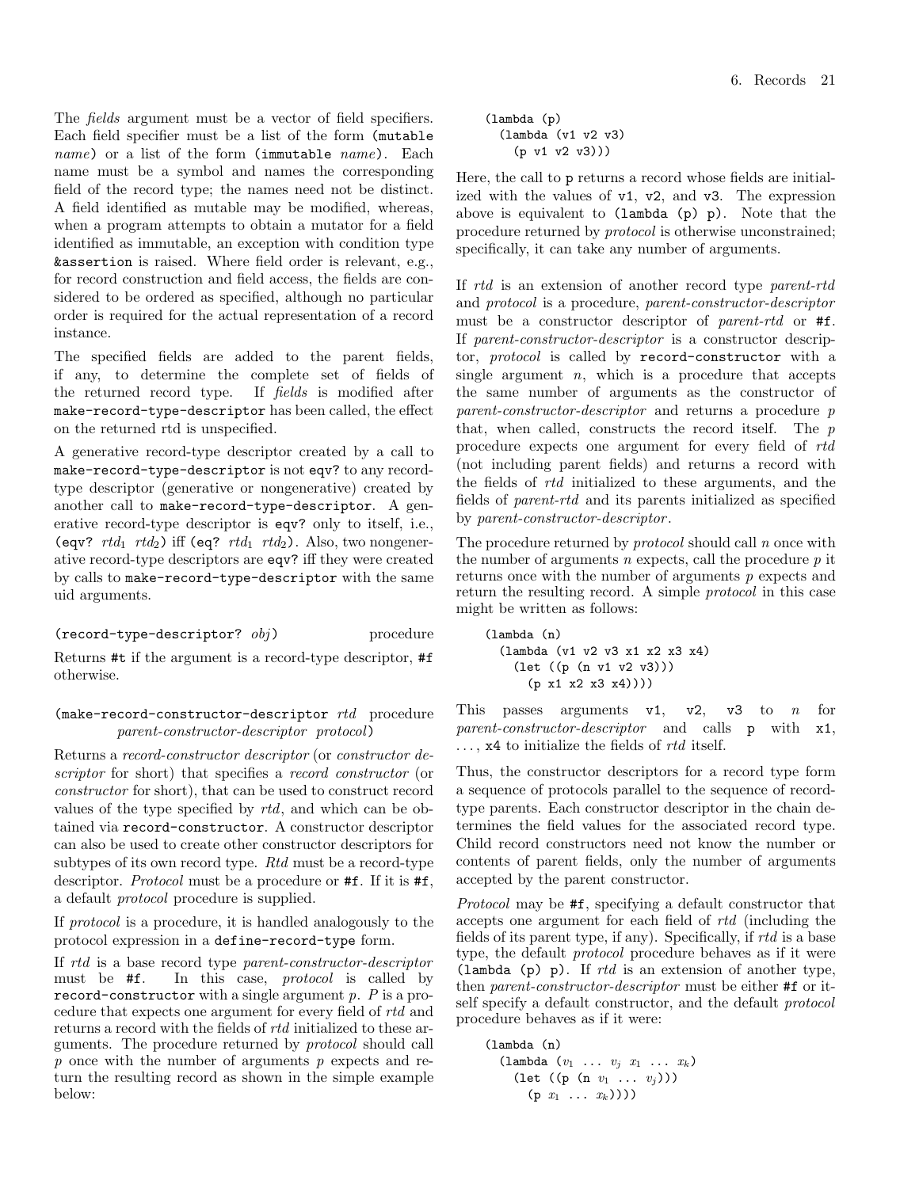The *fields* argument must be a vector of field specifiers. Each field specifier must be a list of the form `(mutable` *name*`)` or a list of the form `(immutable` *name*`)`. Each name must be a symbol and names the corresponding field of the record type; the names need not be distinct. A field identified as mutable may be modified, whereas, when a program attempts to obtain a mutator for a field identified as immutable, an exception with condition type `&assertion` is raised. Where field order is relevant, e.g., for record construction and field access, the fields are considered to be ordered as specified, although no particular order is required for the actual representation of a record instance.

The specified fields are added to the parent fields, if any, to determine the complete set of fields of the returned record type. If *fields* is modified after `make-record-type-descriptor` has been called, the effect on the returned rtd is unspecified.

A generative record-type descriptor created by a call to `make-record-type-descriptor` is not `eqv?` to any record-type descriptor (generative or nongenerative) created by another call to `make-record-type-descriptor`. A generative record-type descriptor is `eqv?` only to itself, i.e., `(eqv?` $rtd_1$ $rtd_2$`)` iff `(eq?` $rtd_1$ $rtd_2$`)`. Also, two nongenerative record-type descriptors are `eqv?` iff they were created by calls to `make-record-type-descriptor` with the same uid arguments.

`(record-type-descriptor?` *obj*`)` procedure

Returns `#t` if the argument is a record-type descriptor, `#f` otherwise.

`(make-record-constructor-descriptor` *rtd* *parent-constructor-descriptor* *protocol*`)` procedure

Returns a *record-constructor descriptor* (or *constructor descriptor* for short) that specifies a *record constructor* (or *constructor* for short), that can be used to construct record values of the type specified by *rtd*, and which can be obtained via `record-constructor`. A constructor descriptor can also be used to create other constructor descriptors for subtypes of its own record type. *Rtd* must be a record-type descriptor. *Protocol* must be a procedure or `#f`. If it is `#f`, a default *protocol* procedure is supplied.

If *protocol* is a procedure, it is handled analogously to the protocol expression in a `define-record-type` form.

If *rtd* is a base record type *parent-constructor-descriptor* must be `#f`. In this case, *protocol* is called by `record-constructor` with a single argument *p*. *P* is a procedure that expects one argument for every field of *rtd* and returns a record with the fields of *rtd* initialized to these arguments. The procedure returned by *protocol* should call *p* once with the number of arguments *p* expects and return the resulting record as shown in the simple example below:

```
(lambda (p)
  (lambda (v1 v2 v3)
    (p v1 v2 v3)))
```

Here, the call to `p` returns a record whose fields are initialized with the values of `v1`, `v2`, and `v3`. The expression above is equivalent to `(lambda (p) p)`. Note that the procedure returned by *protocol* is otherwise unconstrained; specifically, it can take any number of arguments.

If *rtd* is an extension of another record type *parent-rtd* and *protocol* is a procedure, *parent-constructor-descriptor* must be a constructor descriptor of *parent-rtd* or `#f`. If *parent-constructor-descriptor* is a constructor descriptor, *protocol* is called by `record-constructor` with a single argument *n*, which is a procedure that accepts the same number of arguments as the constructor of *parent-constructor-descriptor* and returns a procedure *p* that, when called, constructs the record itself. The *p* procedure expects one argument for every field of *rtd* (not including parent fields) and returns a record with the fields of *rtd* initialized to these arguments, and the fields of *parent-rtd* and its parents initialized as specified by *parent-constructor-descriptor*.

The procedure returned by *protocol* should call *n* once with the number of arguments *n* expects, call the procedure *p* it returns once with the number of arguments *p* expects and return the resulting record. A simple *protocol* in this case might be written as follows:

```
(lambda (n)
  (lambda (v1 v2 v3 x1 x2 x3 x4)
    (let ((p (n v1 v2 v3)))
      (p x1 x2 x3 x4))))
```

This passes arguments `v1`, `v2`, `v3` to *n* for *parent-constructor-descriptor* and calls `p` with `x1`, ..., `x4` to initialize the fields of *rtd* itself.

Thus, the constructor descriptors for a record type form a sequence of protocols parallel to the sequence of record-type parents. Each constructor descriptor in the chain determines the field values for the associated record type. Child record constructors need not know the number or contents of parent fields, only the number of arguments accepted by the parent constructor.

*Protocol* may be `#f`, specifying a default constructor that accepts one argument for each field of *rtd* (including the fields of its parent type, if any). Specifically, if *rtd* is a base type, the default *protocol* procedure behaves as if it were `(lambda (p) p)`. If *rtd* is an extension of another type, then *parent-constructor-descriptor* must be either `#f` or itself specify a default constructor, and the default *protocol* procedure behaves as if it were:

```
(lambda (n)
  (lambda (v1 ... vj x1 ... xk)
    (let ((p (n v1 ... vj)))
      (p x1 ... xk))))
```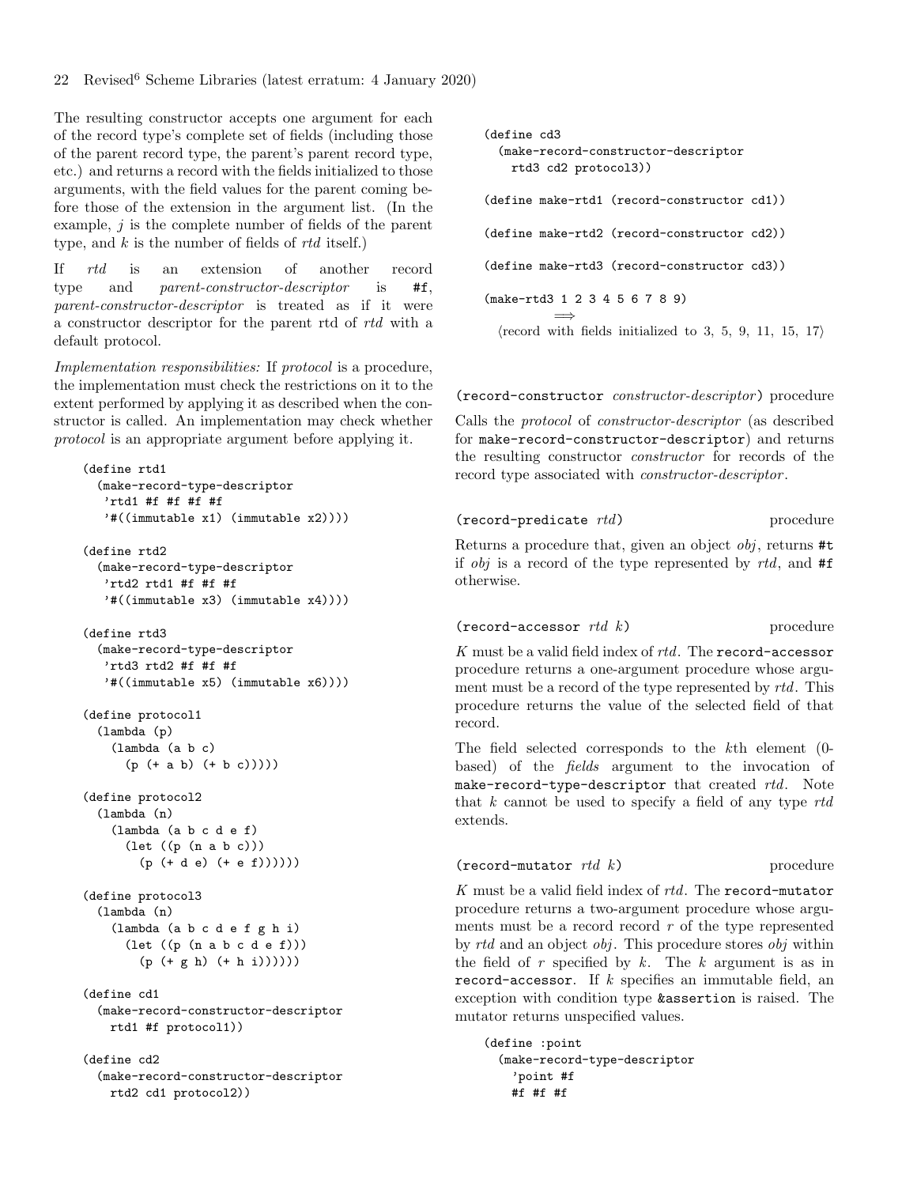The resulting constructor accepts one argument for each of the record type's complete set of fields (including those of the parent record type, the parent's parent record type, etc.) and returns a record with the fields initialized to those arguments, with the field values for the parent coming before those of the extension in the argument list. (In the example, *j* is the complete number of fields of the parent type, and *k* is the number of fields of *rtd* itself.)

If *rtd* is an extension of another record type and *parent-constructor-descriptor* is `#f`, *parent-constructor-descriptor* is treated as if it were a constructor descriptor for the parent rtd of *rtd* with a default protocol.

*Implementation responsibilities:* If *protocol* is a procedure, the implementation must check the restrictions on it to the extent performed by applying it as described when the constructor is called. An implementation may check whether *protocol* is an appropriate argument before applying it.

```
(define rtd1
  (make-record-type-descriptor
   'rtd1 #f #f #f #f
   '#((immutable x1) (immutable x2))))

(define rtd2
  (make-record-type-descriptor
   'rtd2 rtd1 #f #f #f
   '#((immutable x3) (immutable x4))))

(define rtd3
  (make-record-type-descriptor
   'rtd3 rtd2 #f #f #f
   '#((immutable x5) (immutable x6))))

(define protocol1
  (lambda (p)
    (lambda (a b c)
      (p (+ a b) (+ b c)))))

(define protocol2
  (lambda (n)
    (lambda (a b c d e f)
      (let ((p (n a b c)))
        (p (+ d e) (+ e f))))))

(define protocol3
  (lambda (n)
    (lambda (a b c d e f g h i)
      (let ((p (n a b c d e f)))
        (p (+ g h) (+ h i))))))

(define cd1
  (make-record-constructor-descriptor
    rtd1 #f protocol1))

(define cd2
  (make-record-constructor-descriptor
    rtd2 cd1 protocol2))

(define cd3
  (make-record-constructor-descriptor
    rtd3 cd2 protocol3))

(define make-rtd1 (record-constructor cd1))

(define make-rtd2 (record-constructor cd2))

(define make-rtd3 (record-constructor cd3))

(make-rtd3 1 2 3 4 5 6 7 8 9)
          ⟹
  ⟨record with fields initialized to 3, 5, 9, 11, 15, 17⟩
```

`(record-constructor` *constructor-descriptor*`)` procedure

Calls the *protocol* of *constructor-descriptor* (as described for `make-record-constructor-descriptor`) and returns the resulting constructor *constructor* for records of the record type associated with *constructor-descriptor*.

`(record-predicate` *rtd*`)` procedure

Returns a procedure that, given an object *obj*, returns `#t` if *obj* is a record of the type represented by *rtd*, and `#f` otherwise.

`(record-accessor` *rtd k*`)` procedure

*K* must be a valid field index of *rtd*. The `record-accessor` procedure returns a one-argument procedure whose argument must be a record of the type represented by *rtd*. This procedure returns the value of the selected field of that record.

The field selected corresponds to the *k*th element (0-based) of the *fields* argument to the invocation of `make-record-type-descriptor` that created *rtd*. Note that *k* cannot be used to specify a field of any type *rtd* extends.

`(record-mutator` *rtd k*`)` procedure

*K* must be a valid field index of *rtd*. The `record-mutator` procedure returns a two-argument procedure whose arguments must be a record record *r* of the type represented by *rtd* and an object *obj*. This procedure stores *obj* within the field of *r* specified by *k*. The *k* argument is as in `record-accessor`. If *k* specifies an immutable field, an exception with condition type `&assertion` is raised. The mutator returns unspecified values.

```
(define :point
  (make-record-type-descriptor
    'point #f
    #f #f #f
```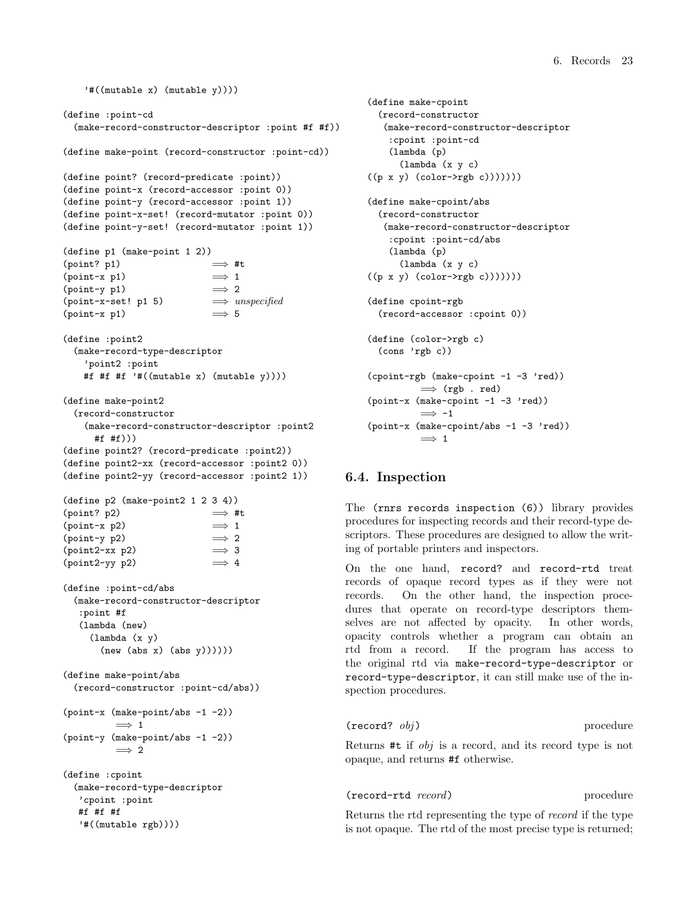```
    '#((mutable x) (mutable y))))

(define :point-cd
  (make-record-constructor-descriptor :point #f #f))

(define make-point (record-constructor :point-cd))

(define point? (record-predicate :point))
(define point-x (record-accessor :point 0))
(define point-y (record-accessor :point 1))
(define point-x-set! (record-mutator :point 0))
(define point-y-set! (record-mutator :point 1))

(define p1 (make-point 1 2))
(point? p1)                ⟹ #t
(point-x p1)               ⟹ 1
(point-y p1)               ⟹ 2
(point-x-set! p1 5)        ⟹ unspecified
(point-x p1)               ⟹ 5

(define :point2
  (make-record-type-descriptor
    'point2 :point
    #f #f #f '#((mutable x) (mutable y))))

(define make-point2
  (record-constructor
    (make-record-constructor-descriptor :point2
      #f #f)))
(define point2? (record-predicate :point2))
(define point2-xx (record-accessor :point2 0))
(define point2-yy (record-accessor :point2 1))

(define p2 (make-point2 1 2 3 4))
(point? p2)                ⟹ #t
(point-x p2)               ⟹ 1
(point-y p2)               ⟹ 2
(point2-xx p2)             ⟹ 3
(point2-yy p2)             ⟹ 4

(define :point-cd/abs
  (make-record-constructor-descriptor
   :point #f
   (lambda (new)
     (lambda (x y)
       (new (abs x) (abs y))))))

(define make-point/abs
  (record-constructor :point-cd/abs))

(point-x (make-point/abs -1 -2))
          ⟹ 1
(point-y (make-point/abs -1 -2))
          ⟹ 2

(define :cpoint
  (make-record-type-descriptor
   'cpoint :point
   #f #f #f
   '#((mutable rgb))))

(define make-cpoint
  (record-constructor
   (make-record-constructor-descriptor
    :cpoint :point-cd
    (lambda (p)
      (lambda (x y c)
((p x y) (color->rgb c)))))))

(define make-cpoint/abs
  (record-constructor
   (make-record-constructor-descriptor
    :cpoint :point-cd/abs
    (lambda (p)
      (lambda (x y c)
((p x y) (color->rgb c)))))))

(define cpoint-rgb
  (record-accessor :cpoint 0))

(define (color->rgb c)
  (cons 'rgb c))

(cpoint-rgb (make-cpoint -1 -3 'red))
          ⟹ (rgb . red)
(point-x (make-cpoint -1 -3 'red))
          ⟹ -1
(point-x (make-cpoint/abs -1 -3 'red))
          ⟹ 1
```

## 6.4. Inspection

The `(rnrs records inspection (6))` library provides procedures for inspecting records and their record-type descriptors. These procedures are designed to allow the writing of portable printers and inspectors.

On the one hand, `record?` and `record-rtd` treat records of opaque record types as if they were not records. On the other hand, the inspection procedures that operate on record-type descriptors themselves are not affected by opacity. In other words, opacity controls whether a program can obtain an rtd from a record. If the program has access to the original rtd via `make-record-type-descriptor` or `record-type-descriptor`, it can still make use of the inspection procedures.

`(record? obj)` procedure

Returns `#t` if *obj* is a record, and its record type is not opaque, and returns `#f` otherwise.

`(record-rtd record)` procedure

Returns the rtd representing the type of *record* if the type is not opaque. The rtd of the most precise type is returned;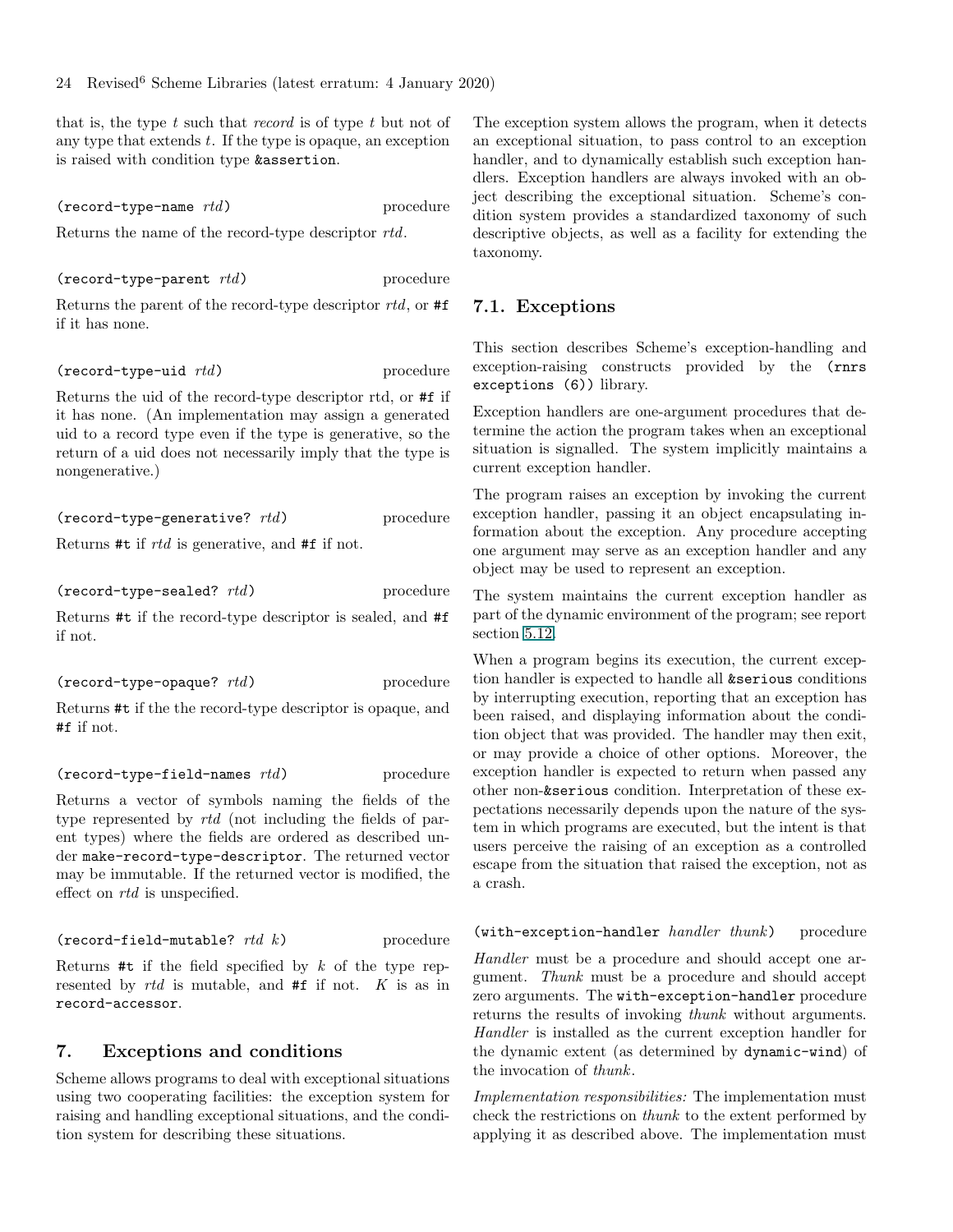that is, the type *t* such that *record* is of type *t* but not of any type that extends *t*. If the type is opaque, an exception is raised with condition type `&assertion`.

`(record-type-name rtd)` procedure

Returns the name of the record-type descriptor *rtd*.

`(record-type-parent rtd)` procedure

Returns the parent of the record-type descriptor *rtd*, or `#f` if it has none.

`(record-type-uid rtd)` procedure

Returns the uid of the record-type descriptor rtd, or `#f` if it has none. (An implementation may assign a generated uid to a record type even if the type is generative, so the return of a uid does not necessarily imply that the type is nongenerative.)

`(record-type-generative? rtd)` procedure

Returns `#t` if *rtd* is generative, and `#f` if not.

`(record-type-sealed? rtd)` procedure

Returns `#t` if the record-type descriptor is sealed, and `#f` if not.

`(record-type-opaque? rtd)` procedure

Returns `#t` if the the record-type descriptor is opaque, and `#f` if not.

`(record-type-field-names rtd)` procedure

Returns a vector of symbols naming the fields of the type represented by *rtd* (not including the fields of parent types) where the fields are ordered as described under `make-record-type-descriptor`. The returned vector may be immutable. If the returned vector is modified, the effect on *rtd* is unspecified.

`(record-field-mutable? rtd k)` procedure

Returns `#t` if the field specified by *k* of the type represented by *rtd* is mutable, and `#f` if not. *K* is as in `record-accessor`.

# 7. Exceptions and conditions

Scheme allows programs to deal with exceptional situations using two cooperating facilities: the exception system for raising and handling exceptional situations, and the condition system for describing these situations.

The exception system allows the program, when it detects an exceptional situation, to pass control to an exception handler, and to dynamically establish such exception handlers. Exception handlers are always invoked with an object describing the exceptional situation. Scheme's condition system provides a standardized taxonomy of such descriptive objects, as well as a facility for extending the taxonomy.

## 7.1. Exceptions

This section describes Scheme's exception-handling and exception-raising constructs provided by the `(rnrs exceptions (6))` library.

Exception handlers are one-argument procedures that determine the action the program takes when an exceptional situation is signalled. The system implicitly maintains a current exception handler.

The program raises an exception by invoking the current exception handler, passing it an object encapsulating information about the exception. Any procedure accepting one argument may serve as an exception handler and any object may be used to represent an exception.

The system maintains the current exception handler as part of the dynamic environment of the program; see report section 5.12.

When a program begins its execution, the current exception handler is expected to handle all `&serious` conditions by interrupting execution, reporting that an exception has been raised, and displaying information about the condition object that was provided. The handler may then exit, or may provide a choice of other options. Moreover, the exception handler is expected to return when passed any other non-`&serious` condition. Interpretation of these expectations necessarily depends upon the nature of the system in which programs are executed, but the intent is that users perceive the raising of an exception as a controlled escape from the situation that raised the exception, not as a crash.

`(with-exception-handler handler thunk)` procedure

*Handler* must be a procedure and should accept one argument. *Thunk* must be a procedure and should accept zero arguments. The `with-exception-handler` procedure returns the results of invoking *thunk* without arguments. *Handler* is installed as the current exception handler for the dynamic extent (as determined by `dynamic-wind`) of the invocation of *thunk*.

*Implementation responsibilities:* The implementation must check the restrictions on *thunk* to the extent performed by applying it as described above. The implementation must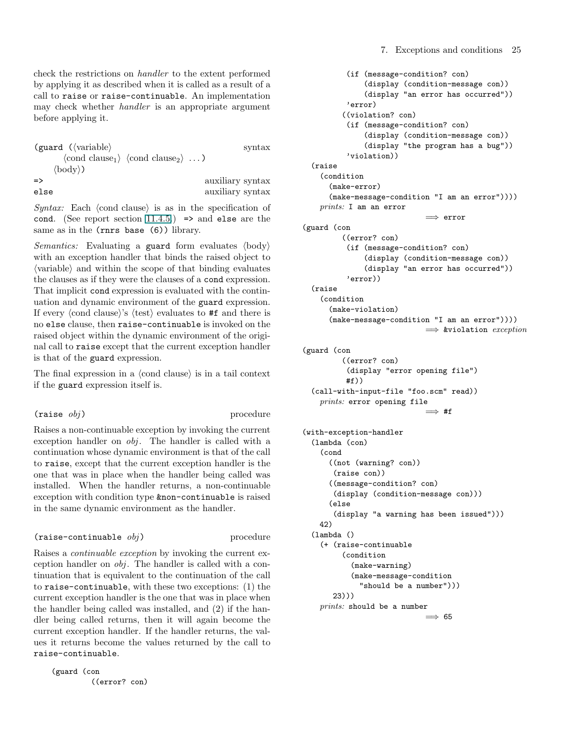check the restrictions on *handler* to the extent performed by applying it as described when it is called as a result of a call to `raise` or `raise-continuable`. An implementation may check whether *handler* is an appropriate argument before applying it.

(guard (⟨variable⟩ ⟨cond clause$_1$⟩ ⟨cond clause$_2$⟩ ...) ⟨body⟩) — syntax

`=>` — auxiliary syntax

`else` — auxiliary syntax

*Syntax:* Each ⟨cond clause⟩ is as in the specification of `cond`. (See report section 11.4.5.) `=>` and `else` are the same as in the `(rnrs base (6))` library.

*Semantics:* Evaluating a `guard` form evaluates ⟨body⟩ with an exception handler that binds the raised object to ⟨variable⟩ and within the scope of that binding evaluates the clauses as if they were the clauses of a `cond` expression. That implicit `cond` expression is evaluated with the continuation and dynamic environment of the `guard` expression. If every ⟨cond clause⟩'s ⟨test⟩ evaluates to `#f` and there is no `else` clause, then `raise-continuable` is invoked on the raised object within the dynamic environment of the original call to `raise` except that the current exception handler is that of the `guard` expression.

The final expression in a ⟨cond clause⟩ is in a tail context if the `guard` expression itself is.

(raise *obj*) — procedure

Raises a non-continuable exception by invoking the current exception handler on *obj*. The handler is called with a continuation whose dynamic environment is that of the call to `raise`, except that the current exception handler is the one that was in place when the handler being called was installed. When the handler returns, a non-continuable exception with condition type `&non-continuable` is raised in the same dynamic environment as the handler.

(raise-continuable *obj*) — procedure

Raises a *continuable exception* by invoking the current exception handler on *obj*. The handler is called with a continuation that is equivalent to the continuation of the call to `raise-continuable`, with these two exceptions: (1) the current exception handler is the one that was in place when the handler being called was installed, and (2) if the handler being called returns, then it will again become the current exception handler. If the handler returns, the values it returns become the values returned by the call to `raise-continuable`.

```
(guard (con
         ((error? con)
          (if (message-condition? con)
              (display (condition-message con))
              (display "an error has occurred"))
          'error)
        ((violation? con)
          (if (message-condition? con)
              (display (condition-message con))
              (display "the program has a bug"))
          'violation))
  (raise
    (condition
      (make-error)
      (make-message-condition "I am an error"))))
    prints: I am an error
                              ⟹ error

(guard (con
         ((error? con)
          (if (message-condition? con)
              (display (condition-message con))
              (display "an error has occurred"))
          'error))
  (raise
    (condition
      (make-violation)
      (make-message-condition "I am an error"))))
                              ⟹ &violation exception

(guard (con
         ((error? con)
          (display "error opening file")
          #f))
  (call-with-input-file "foo.scm" read))
    prints: error opening file
                              ⟹ #f

(with-exception-handler
  (lambda (con)
    (cond
      ((not (warning? con))
       (raise con))
      ((message-condition? con)
       (display (condition-message con)))
      (else
       (display "a warning has been issued")))
    42)
  (lambda ()
    (+ (raise-continuable
         (condition
           (make-warning)
           (make-message-condition
             "should be a number")))
       23)))
    prints: should be a number
                              ⟹ 65
```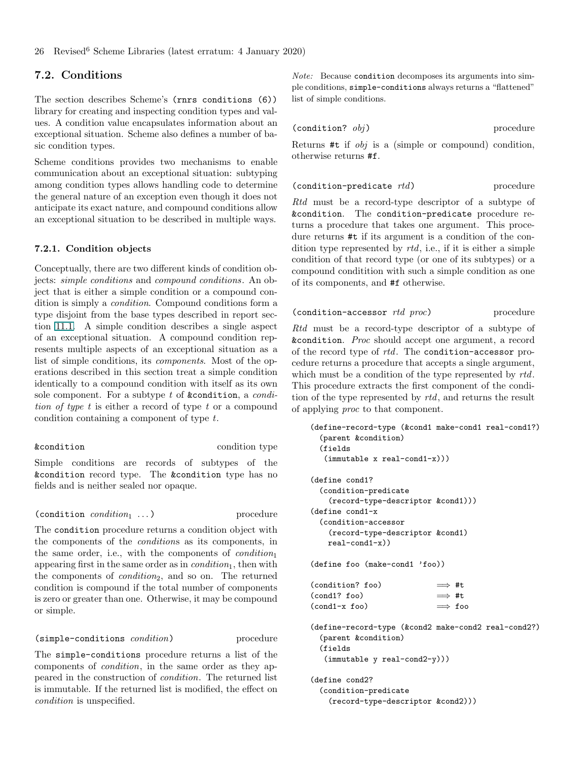## 7.2. Conditions

The section describes Scheme's `(rnrs conditions (6))` library for creating and inspecting condition types and values. A condition value encapsulates information about an exceptional situation. Scheme also defines a number of basic condition types.

Scheme conditions provides two mechanisms to enable communication about an exceptional situation: subtyping among condition types allows handling code to determine the general nature of an exception even though it does not anticipate its exact nature, and compound conditions allow an exceptional situation to be described in multiple ways.

### 7.2.1. Condition objects

Conceptually, there are two different kinds of condition objects: *simple conditions* and *compound conditions*. An object that is either a simple condition or a compound condition is simply a *condition*. Compound conditions form a type disjoint from the base types described in report section 11.1. A simple condition describes a single aspect of an exceptional situation. A compound condition represents multiple aspects of an exceptional situation as a list of simple conditions, its *components*. Most of the operations described in this section treat a simple condition identically to a compound condition with itself as its own sole component. For a subtype $t$ of `&condition`, a *condition of type* $t$ is either a record of type $t$ or a compound condition containing a component of type $t$.

`&condition` — condition type

Simple conditions are records of subtypes of the `&condition` record type. The `&condition` type has no fields and is neither sealed nor opaque.

`(condition` $condition_1$ `...)` — procedure

The `condition` procedure returns a condition object with the components of the *conditions* as its components, in the same order, i.e., with the components of $condition_1$ appearing first in the same order as in $condition_1$, then with the components of $condition_2$, and so on. The returned condition is compound if the total number of components is zero or greater than one. Otherwise, it may be compound or simple.

`(simple-conditions` *condition*`)` — procedure

The `simple-conditions` procedure returns a list of the components of *condition*, in the same order as they appeared in the construction of *condition*. The returned list is immutable. If the returned list is modified, the effect on *condition* is unspecified.

*Note:* Because `condition` decomposes its arguments into simple conditions, `simple-conditions` always returns a "flattened" list of simple conditions.

`(condition?` *obj*`)` — procedure

Returns `#t` if *obj* is a (simple or compound) condition, otherwise returns `#f`.

`(condition-predicate` *rtd*`)` — procedure

*Rtd* must be a record-type descriptor of a subtype of `&condition`. The `condition-predicate` procedure returns a procedure that takes one argument. This procedure returns `#t` if its argument is a condition of the condition type represented by *rtd*, i.e., if it is either a simple condition of that record type (or one of its subtypes) or a compound condititon with such a simple condition as one of its components, and `#f` otherwise.

`(condition-accessor` *rtd proc*`)` — procedure

*Rtd* must be a record-type descriptor of a subtype of `&condition`. *Proc* should accept one argument, a record of the record type of *rtd*. The `condition-accessor` procedure returns a procedure that accepts a single argument, which must be a condition of the type represented by *rtd*. This procedure extracts the first component of the condition of the type represented by *rtd*, and returns the result of applying *proc* to that component.

```
(define-record-type (&cond1 make-cond1 real-cond1?)
  (parent &condition)
  (fields
   (immutable x real-cond1-x)))

(define cond1?
  (condition-predicate
    (record-type-descriptor &cond1)))
(define cond1-x
  (condition-accessor
    (record-type-descriptor &cond1)
    real-cond1-x))

(define foo (make-cond1 'foo))

(condition? foo)            ⟹ #t
(cond1? foo)                ⟹ #t
(cond1-x foo)               ⟹ foo

(define-record-type (&cond2 make-cond2 real-cond2?)
  (parent &condition)
  (fields
   (immutable y real-cond2-y)))

(define cond2?
  (condition-predicate
    (record-type-descriptor &cond2)))
```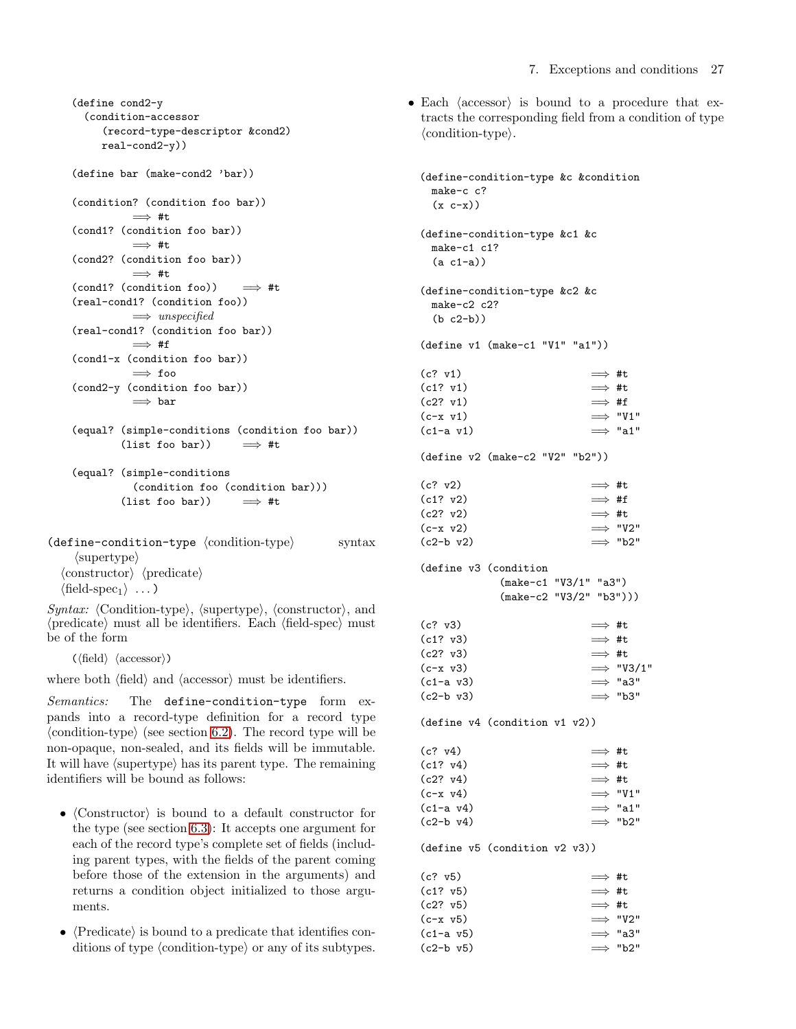```scheme
(define cond2-y
  (condition-accessor
    (record-type-descriptor &cond2)
    real-cond2-y))

(define bar (make-cond2 'bar))

(condition? (condition foo bar))
         ⟹ #t
(cond1? (condition foo bar))
         ⟹ #t
(cond2? (condition foo bar))
         ⟹ #t
(cond1? (condition foo))     ⟹ #t
(real-cond1? (condition foo))
         ⟹ unspecified
(real-cond1? (condition foo bar))
         ⟹ #f
(cond1-x (condition foo bar))
         ⟹ foo
(cond2-y (condition foo bar))
         ⟹ bar

(equal? (simple-conditions (condition foo bar))
        (list foo bar))     ⟹ #t

(equal? (simple-conditions
          (condition foo (condition bar)))
        (list foo bar))     ⟹ #t
```

**(define-condition-type** ⟨condition-type⟩ ⟨supertype⟩ ⟨constructor⟩ ⟨predicate⟩ ⟨field-spec$_1$⟩ ...) &nbsp;&nbsp;&nbsp; syntax

*Syntax:* ⟨Condition-type⟩, ⟨supertype⟩, ⟨constructor⟩, and ⟨predicate⟩ must all be identifiers. Each ⟨field-spec⟩ must be of the form

(⟨field⟩ ⟨accessor⟩)

where both ⟨field⟩ and ⟨accessor⟩ must be identifiers.

*Semantics:* The `define-condition-type` form expands into a record-type definition for a record type ⟨condition-type⟩ (see section 6.2). The record type will be non-opaque, non-sealed, and its fields will be immutable. It will have ⟨supertype⟩ has its parent type. The remaining identifiers will be bound as follows:

- ⟨Constructor⟩ is bound to a default constructor for the type (see section 6.3): It accepts one argument for each of the record type's complete set of fields (including parent types, with the fields of the parent coming before those of the extension in the arguments) and returns a condition object initialized to those arguments.
- ⟨Predicate⟩ is bound to a predicate that identifies conditions of type ⟨condition-type⟩ or any of its subtypes.
- Each ⟨accessor⟩ is bound to a procedure that extracts the corresponding field from a condition of type ⟨condition-type⟩.

```scheme
(define-condition-type &c &condition
  make-c c?
  (x c-x))

(define-condition-type &c1 &c
  make-c1 c1?
  (a c1-a))

(define-condition-type &c2 &c
  make-c2 c2?
  (b c2-b))

(define v1 (make-c1 "V1" "a1"))

(c? v1)                    ⟹ #t
(c1? v1)                   ⟹ #t
(c2? v1)                   ⟹ #f
(c-x v1)                   ⟹ "V1"
(c1-a v1)                  ⟹ "a1"

(define v2 (make-c2 "V2" "b2"))

(c? v2)                    ⟹ #t
(c1? v2)                   ⟹ #f
(c2? v2)                   ⟹ #t
(c-x v2)                   ⟹ "V2"
(c2-b v2)                  ⟹ "b2"

(define v3 (condition
             (make-c1 "V3/1" "a3")
             (make-c2 "V3/2" "b3")))

(c? v3)                    ⟹ #t
(c1? v3)                   ⟹ #t
(c2? v3)                   ⟹ #t
(c-x v3)                   ⟹ "V3/1"
(c1-a v3)                  ⟹ "a3"
(c2-b v3)                  ⟹ "b3"

(define v4 (condition v1 v2))

(c? v4)                    ⟹ #t
(c1? v4)                   ⟹ #t
(c2? v4)                   ⟹ #t
(c-x v4)                   ⟹ "V1"
(c1-a v4)                  ⟹ "a1"
(c2-b v4)                  ⟹ "b2"

(define v5 (condition v2 v3))

(c? v5)                    ⟹ #t
(c1? v5)                   ⟹ #t
(c2? v5)                   ⟹ #t
(c-x v5)                   ⟹ "V2"
(c1-a v5)                  ⟹ "a3"
(c2-b v5)                  ⟹ "b2"
```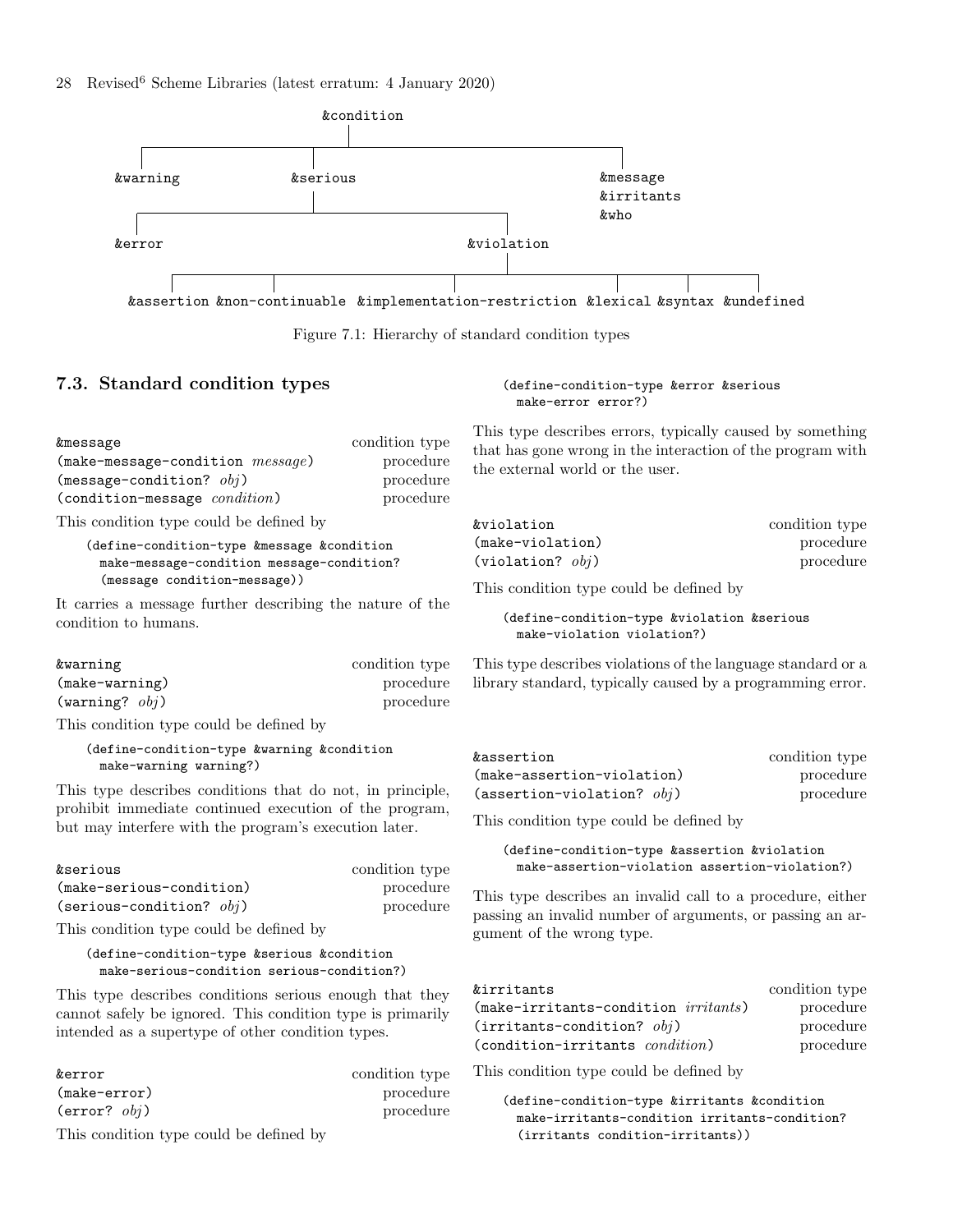```
                                  &condition
        ┌──────────────────────────┼──────────────────────────────┐
    &warning                   &serious                        &message
                                   │                           &irritants
          ┌────────────────────────┴──────────────┐            &who
       &error                                &violation
                                                  │
     ┌──────────────┬──────────────────────┬──────┴──────┬─────────┬───────────┐
&assertion &non-continuable &implementation-restriction &lexical &syntax &undefined
```

Figure 7.1: Hierarchy of standard condition types

## 7.3. Standard condition types

| | |
|---|---|
| `&message` | condition type |
| `(make-message-condition` *message*`)` | procedure |
| `(message-condition?` *obj*`)` | procedure |
| `(condition-message` *condition*`)` | procedure |

This condition type could be defined by

```
(define-condition-type &message &condition
  make-message-condition message-condition?
  (message condition-message))
```

It carries a message further describing the nature of the condition to humans.

| | |
|---|---|
| `&warning` | condition type |
| `(make-warning)` | procedure |
| `(warning?` *obj*`)` | procedure |

This condition type could be defined by

```
(define-condition-type &warning &condition
  make-warning warning?)
```

This type describes conditions that do not, in principle, prohibit immediate continued execution of the program, but may interfere with the program's execution later.

| | |
|---|---|
| `&serious` | condition type |
| `(make-serious-condition)` | procedure |
| `(serious-condition?` *obj*`)` | procedure |

This condition type could be defined by

```
(define-condition-type &serious &condition
  make-serious-condition serious-condition?)
```

This type describes conditions serious enough that they cannot safely be ignored. This condition type is primarily intended as a supertype of other condition types.

| | |
|---|---|
| `&error` | condition type |
| `(make-error)` | procedure |
| `(error?` *obj*`)` | procedure |

This condition type could be defined by

```
(define-condition-type &error &serious
  make-error error?)
```

This type describes errors, typically caused by something that has gone wrong in the interaction of the program with the external world or the user.

| | |
|---|---|
| `&violation` | condition type |
| `(make-violation)` | procedure |
| `(violation?` *obj*`)` | procedure |

This condition type could be defined by

```
(define-condition-type &violation &serious
  make-violation violation?)
```

This type describes violations of the language standard or a library standard, typically caused by a programming error.

| | |
|---|---|
| `&assertion` | condition type |
| `(make-assertion-violation)` | procedure |
| `(assertion-violation?` *obj*`)` | procedure |

This condition type could be defined by

```
(define-condition-type &assertion &violation
  make-assertion-violation assertion-violation?)
```

This type describes an invalid call to a procedure, either passing an invalid number of arguments, or passing an argument of the wrong type.

| | |
|---|---|
| `&irritants` | condition type |
| `(make-irritants-condition` *irritants*`)` | procedure |
| `(irritants-condition?` *obj*`)` | procedure |
| `(condition-irritants` *condition*`)` | procedure |

This condition type could be defined by

```
(define-condition-type &irritants &condition
  make-irritants-condition irritants-condition?
  (irritants condition-irritants))
```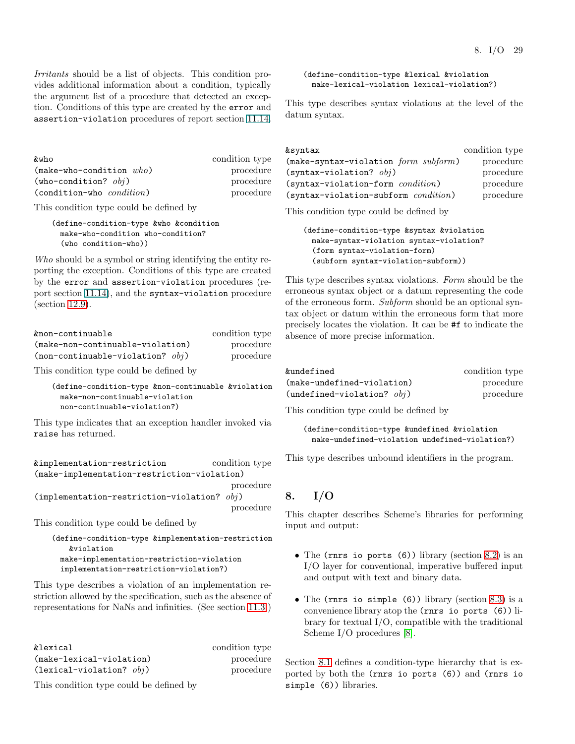*Irritants* should be a list of objects. This condition provides additional information about a condition, typically the argument list of a procedure that detected an exception. Conditions of this type are created by the `error` and `assertion-violation` procedures of report section 11.14.

`&who` condition type
`(make-who-condition` *who*`)` procedure
`(who-condition?` *obj*`)` procedure
`(condition-who` *condition*`)` procedure

This condition type could be defined by

```
(define-condition-type &who &condition
  make-who-condition who-condition?
  (who condition-who))
```

*Who* should be a symbol or string identifying the entity reporting the exception. Conditions of this type are created by the `error` and `assertion-violation` procedures (report section 11.14), and the `syntax-violation` procedure (section 12.9).

`&non-continuable` condition type
`(make-non-continuable-violation)` procedure
`(non-continuable-violation?` *obj*`)` procedure

This condition type could be defined by

```
(define-condition-type &non-continuable &violation
  make-non-continuable-violation
  non-continuable-violation?)
```

This type indicates that an exception handler invoked via `raise` has returned.

`&implementation-restriction` condition type
`(make-implementation-restriction-violation)` procedure
`(implementation-restriction-violation?` *obj*`)` procedure

This condition type could be defined by

```
(define-condition-type &implementation-restriction
    &violation
  make-implementation-restriction-violation
  implementation-restriction-violation?)
```

This type describes a violation of an implementation restriction allowed by the specification, such as the absence of representations for NaNs and infinities. (See section 11.3.)

`&lexical` condition type
`(make-lexical-violation)` procedure
`(lexical-violation?` *obj*`)` procedure

This condition type could be defined by

```
(define-condition-type &lexical &violation
  make-lexical-violation lexical-violation?)
```

This type describes syntax violations at the level of the datum syntax.

`&syntax` condition type
`(make-syntax-violation` *form subform*`)` procedure
`(syntax-violation?` *obj*`)` procedure
`(syntax-violation-form` *condition*`)` procedure
`(syntax-violation-subform` *condition*`)` procedure

This condition type could be defined by

```
(define-condition-type &syntax &violation
  make-syntax-violation syntax-violation?
  (form syntax-violation-form)
  (subform syntax-violation-subform))
```

This type describes syntax violations. *Form* should be the erroneous syntax object or a datum representing the code of the erroneous form. *Subform* should be an optional syntax object or datum within the erroneous form that more precisely locates the violation. It can be `#f` to indicate the absence of more precise information.

`&undefined` condition type
`(make-undefined-violation)` procedure
`(undefined-violation?` *obj*`)` procedure

This condition type could be defined by

```
(define-condition-type &undefined &violation
  make-undefined-violation undefined-violation?)
```

This type describes unbound identifiers in the program.

# 8. I/O

This chapter describes Scheme's libraries for performing input and output:

- The `(rnrs io ports (6))` library (section 8.2) is an I/O layer for conventional, imperative buffered input and output with text and binary data.
- The `(rnrs io simple (6))` library (section 8.3) is a convenience library atop the `(rnrs io ports (6))` library for textual I/O, compatible with the traditional Scheme I/O procedures [8].

Section 8.1 defines a condition-type hierarchy that is exported by both the `(rnrs io ports (6))` and `(rnrs io simple (6))` libraries.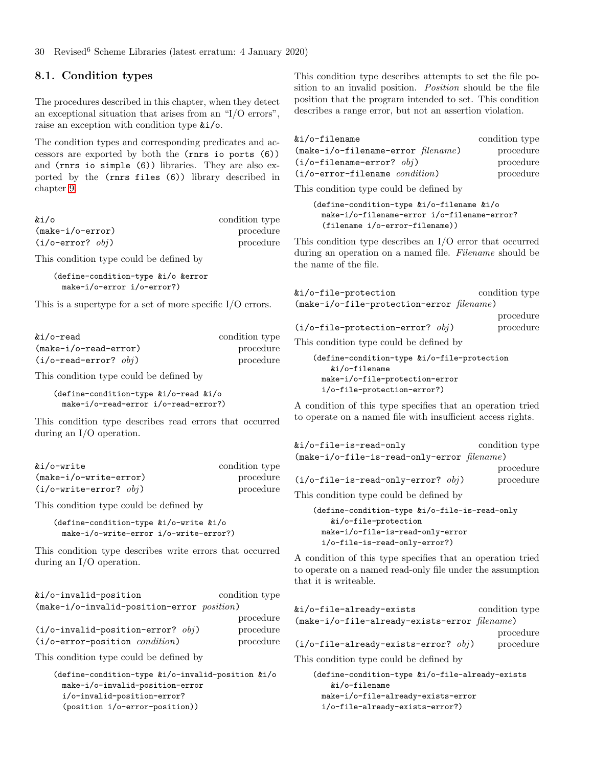## 8.1. Condition types

The procedures described in this chapter, when they detect an exceptional situation that arises from an "I/O errors", raise an exception with condition type `&i/o`.

The condition types and corresponding predicates and accessors are exported by both the `(rnrs io ports (6))` and `(rnrs io simple (6))` libraries. They are also exported by the `(rnrs files (6))` library described in chapter 9.

`&i/o` condition type
`(make-i/o-error)` procedure
`(i/o-error? obj)` procedure

This condition type could be defined by

```
(define-condition-type &i/o &error
  make-i/o-error i/o-error?)
```

This is a supertype for a set of more specific I/O errors.

`&i/o-read` condition type
`(make-i/o-read-error)` procedure
`(i/o-read-error? obj)` procedure

This condition type could be defined by

```
(define-condition-type &i/o-read &i/o
  make-i/o-read-error i/o-read-error?)
```

This condition type describes read errors that occurred during an I/O operation.

`&i/o-write` condition type
`(make-i/o-write-error)` procedure
`(i/o-write-error? obj)` procedure

This condition type could be defined by

```
(define-condition-type &i/o-write &i/o
  make-i/o-write-error i/o-write-error?)
```

This condition type describes write errors that occurred during an I/O operation.

`&i/o-invalid-position` condition type
`(make-i/o-invalid-position-error position)` procedure
`(i/o-invalid-position-error? obj)` procedure
`(i/o-error-position condition)` procedure

This condition type could be defined by

```
(define-condition-type &i/o-invalid-position &i/o
  make-i/o-invalid-position-error
  i/o-invalid-position-error?
  (position i/o-error-position))
```

This condition type describes attempts to set the file position to an invalid position. *Position* should be the file position that the program intended to set. This condition describes a range error, but not an assertion violation.

`&i/o-filename` condition type
`(make-i/o-filename-error filename)` procedure
`(i/o-filename-error? obj)` procedure
`(i/o-error-filename condition)` procedure

This condition type could be defined by

```
(define-condition-type &i/o-filename &i/o
  make-i/o-filename-error i/o-filename-error?
  (filename i/o-error-filename))
```

This condition type describes an I/O error that occurred during an operation on a named file. *Filename* should be the name of the file.

`&i/o-file-protection` condition type
`(make-i/o-file-protection-error filename)` procedure
`(i/o-file-protection-error? obj)` procedure

This condition type could be defined by

```
(define-condition-type &i/o-file-protection
    &i/o-filename
  make-i/o-file-protection-error
  i/o-file-protection-error?)
```

A condition of this type specifies that an operation tried to operate on a named file with insufficient access rights.

`&i/o-file-is-read-only` condition type
`(make-i/o-file-is-read-only-error filename)` procedure
`(i/o-file-is-read-only-error? obj)` procedure

This condition type could be defined by

```
(define-condition-type &i/o-file-is-read-only
    &i/o-file-protection
  make-i/o-file-is-read-only-error
  i/o-file-is-read-only-error?)
```

A condition of this type specifies that an operation tried to operate on a named read-only file under the assumption that it is writeable.

`&i/o-file-already-exists` condition type
`(make-i/o-file-already-exists-error filename)` procedure
`(i/o-file-already-exists-error? obj)` procedure

This condition type could be defined by

```
(define-condition-type &i/o-file-already-exists
    &i/o-filename
  make-i/o-file-already-exists-error
  i/o-file-already-exists-error?)
```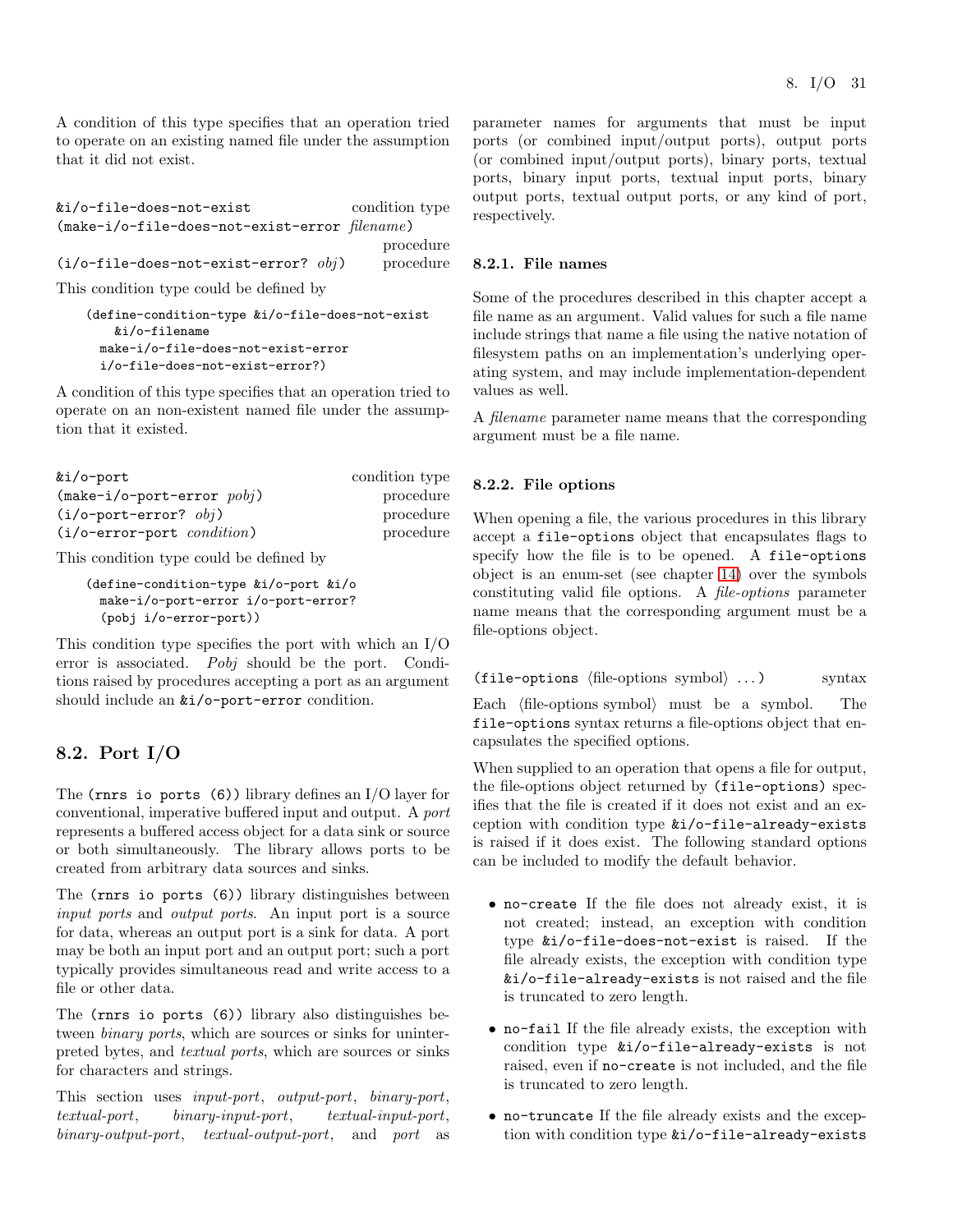A condition of this type specifies that an operation tried to operate on an existing named file under the assumption that it did not exist.

`&i/o-file-does-not-exist` condition type
`(make-i/o-file-does-not-exist-error` *filename*`)` procedure
`(i/o-file-does-not-exist-error?` *obj*`)` procedure

This condition type could be defined by

```
(define-condition-type &i/o-file-does-not-exist
    &i/o-filename
  make-i/o-file-does-not-exist-error
  i/o-file-does-not-exist-error?)
```

A condition of this type specifies that an operation tried to operate on an non-existent named file under the assumption that it existed.

`&i/o-port` condition type
`(make-i/o-port-error` *pobj*`)` procedure
`(i/o-port-error?` *obj*`)` procedure
`(i/o-error-port` *condition*`)` procedure

This condition type could be defined by

```
(define-condition-type &i/o-port &i/o
  make-i/o-port-error i/o-port-error?
  (pobj i/o-error-port))
```

This condition type specifies the port with which an I/O error is associated. *Pobj* should be the port. Conditions raised by procedures accepting a port as an argument should include an `&i/o-port-error` condition.

## 8.2. Port I/O

The `(rnrs io ports (6))` library defines an I/O layer for conventional, imperative buffered input and output. A *port* represents a buffered access object for a data sink or source or both simultaneously. The library allows ports to be created from arbitrary data sources and sinks.

The `(rnrs io ports (6))` library distinguishes between *input ports* and *output ports*. An input port is a source for data, whereas an output port is a sink for data. A port may be both an input port and an output port; such a port typically provides simultaneous read and write access to a file or other data.

The `(rnrs io ports (6))` library also distinguishes between *binary ports*, which are sources or sinks for uninterpreted bytes, and *textual ports*, which are sources or sinks for characters and strings.

This section uses *input-port*, *output-port*, *binary-port*, *textual-port*, *binary-input-port*, *textual-input-port*, *binary-output-port*, *textual-output-port*, and *port* as parameter names for arguments that must be input ports (or combined input/output ports), output ports (or combined input/output ports), binary ports, textual ports, binary input ports, textual input ports, binary output ports, textual output ports, or any kind of port, respectively.

### 8.2.1. File names

Some of the procedures described in this chapter accept a file name as an argument. Valid values for such a file name include strings that name a file using the native notation of filesystem paths on an implementation's underlying operating system, and may include implementation-dependent values as well.

A *filename* parameter name means that the corresponding argument must be a file name.

### 8.2.2. File options

When opening a file, the various procedures in this library accept a `file-options` object that encapsulates flags to specify how the file is to be opened. A `file-options` object is an enum-set (see chapter 14) over the symbols constituting valid file options. A *file-options* parameter name means that the corresponding argument must be a file-options object.

`(file-options` ⟨file-options symbol⟩ ...`)` syntax

Each ⟨file-options symbol⟩ must be a symbol. The `file-options` syntax returns a file-options object that encapsulates the specified options.

When supplied to an operation that opens a file for output, the file-options object returned by `(file-options)` specifies that the file is created if it does not exist and an exception with condition type `&i/o-file-already-exists` is raised if it does exist. The following standard options can be included to modify the default behavior.

- `no-create` If the file does not already exist, it is not created; instead, an exception with condition type `&i/o-file-does-not-exist` is raised. If the file already exists, the exception with condition type `&i/o-file-already-exists` is not raised and the file is truncated to zero length.
- `no-fail` If the file already exists, the exception with condition type `&i/o-file-already-exists` is not raised, even if `no-create` is not included, and the file is truncated to zero length.
- `no-truncate` If the file already exists and the exception with condition type `&i/o-file-already-exists`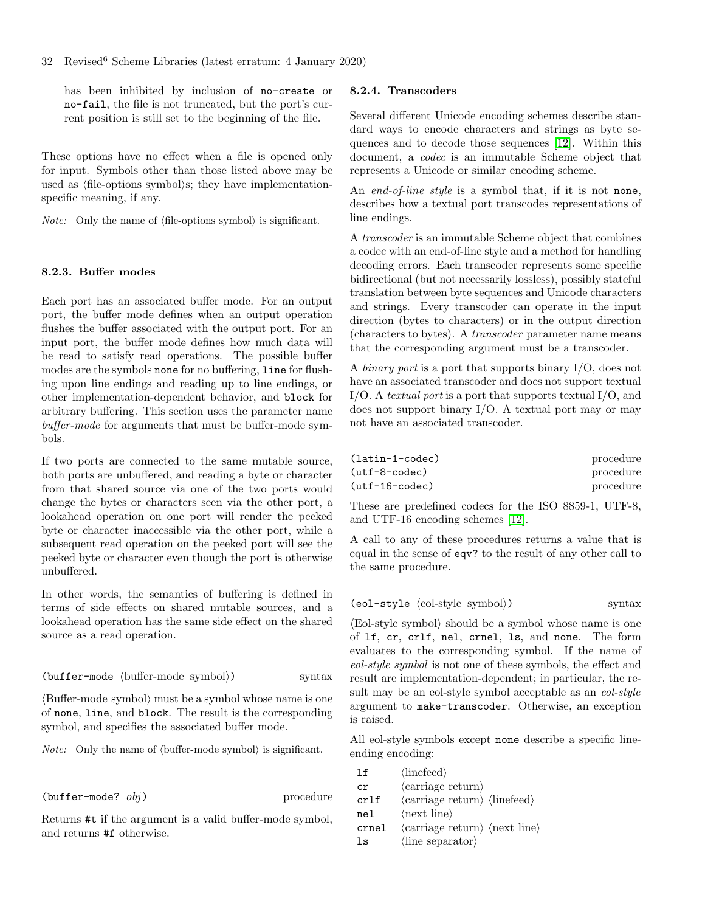has been inhibited by inclusion of `no-create` or `no-fail`, the file is not truncated, but the port's current position is still set to the beginning of the file.

These options have no effect when a file is opened only for input. Symbols other than those listed above may be used as ⟨file-options symbol⟩s; they have implementation-specific meaning, if any.

*Note:* Only the name of ⟨file-options symbol⟩ is significant.

### 8.2.3. Buffer modes

Each port has an associated buffer mode. For an output port, the buffer mode defines when an output operation flushes the buffer associated with the output port. For an input port, the buffer mode defines how much data will be read to satisfy read operations. The possible buffer modes are the symbols `none` for no buffering, `line` for flushing upon line endings and reading up to line endings, or other implementation-dependent behavior, and `block` for arbitrary buffering. This section uses the parameter name *buffer-mode* for arguments that must be buffer-mode symbols.

If two ports are connected to the same mutable source, both ports are unbuffered, and reading a byte or character from that shared source via one of the two ports would change the bytes or characters seen via the other port, a lookahead operation on one port will render the peeked byte or character inaccessible via the other port, while a subsequent read operation on the peeked port will see the peeked byte or character even though the port is otherwise unbuffered.

In other words, the semantics of buffering is defined in terms of side effects on shared mutable sources, and a lookahead operation has the same side effect on the shared source as a read operation.

`(buffer-mode` ⟨buffer-mode symbol⟩`)` syntax

⟨Buffer-mode symbol⟩ must be a symbol whose name is one of `none`, `line`, and `block`. The result is the corresponding symbol, and specifies the associated buffer mode.

*Note:* Only the name of ⟨buffer-mode symbol⟩ is significant.

`(buffer-mode?` *obj*`)` procedure

Returns `#t` if the argument is a valid buffer-mode symbol, and returns `#f` otherwise.

### 8.2.4. Transcoders

Several different Unicode encoding schemes describe standard ways to encode characters and strings as byte sequences and to decode those sequences [12]. Within this document, a *codec* is an immutable Scheme object that represents a Unicode or similar encoding scheme.

An *end-of-line style* is a symbol that, if it is not `none`, describes how a textual port transcodes representations of line endings.

A *transcoder* is an immutable Scheme object that combines a codec with an end-of-line style and a method for handling decoding errors. Each transcoder represents some specific bidirectional (but not necessarily lossless), possibly stateful translation between byte sequences and Unicode characters and strings. Every transcoder can operate in the input direction (bytes to characters) or in the output direction (characters to bytes). A *transcoder* parameter name means that the corresponding argument must be a transcoder.

A *binary port* is a port that supports binary I/O, does not have an associated transcoder and does not support textual I/O. A *textual port* is a port that supports textual I/O, and does not support binary I/O. A textual port may or may not have an associated transcoder.

`(latin-1-codec)` procedure
`(utf-8-codec)` procedure
`(utf-16-codec)` procedure

These are predefined codecs for the ISO 8859-1, UTF-8, and UTF-16 encoding schemes [12].

A call to any of these procedures returns a value that is equal in the sense of `eqv?` to the result of any other call to the same procedure.

`(eol-style` ⟨eol-style symbol⟩`)` syntax

⟨Eol-style symbol⟩ should be a symbol whose name is one of `lf`, `cr`, `crlf`, `nel`, `crnel`, `ls`, and `none`. The form evaluates to the corresponding symbol. If the name of *eol-style symbol* is not one of these symbols, the effect and result are implementation-dependent; in particular, the result may be an eol-style symbol acceptable as an *eol-style* argument to `make-transcoder`. Otherwise, an exception is raised.

All eol-style symbols except `none` describe a specific line-ending encoding:

| | |
|---|---|
| `lf` | ⟨linefeed⟩ |
| `cr` | ⟨carriage return⟩ |
| `crlf` | ⟨carriage return⟩ ⟨linefeed⟩ |
| `nel` | ⟨next line⟩ |
| `crnel` | ⟨carriage return⟩ ⟨next line⟩ |
| `ls` | ⟨line separator⟩ |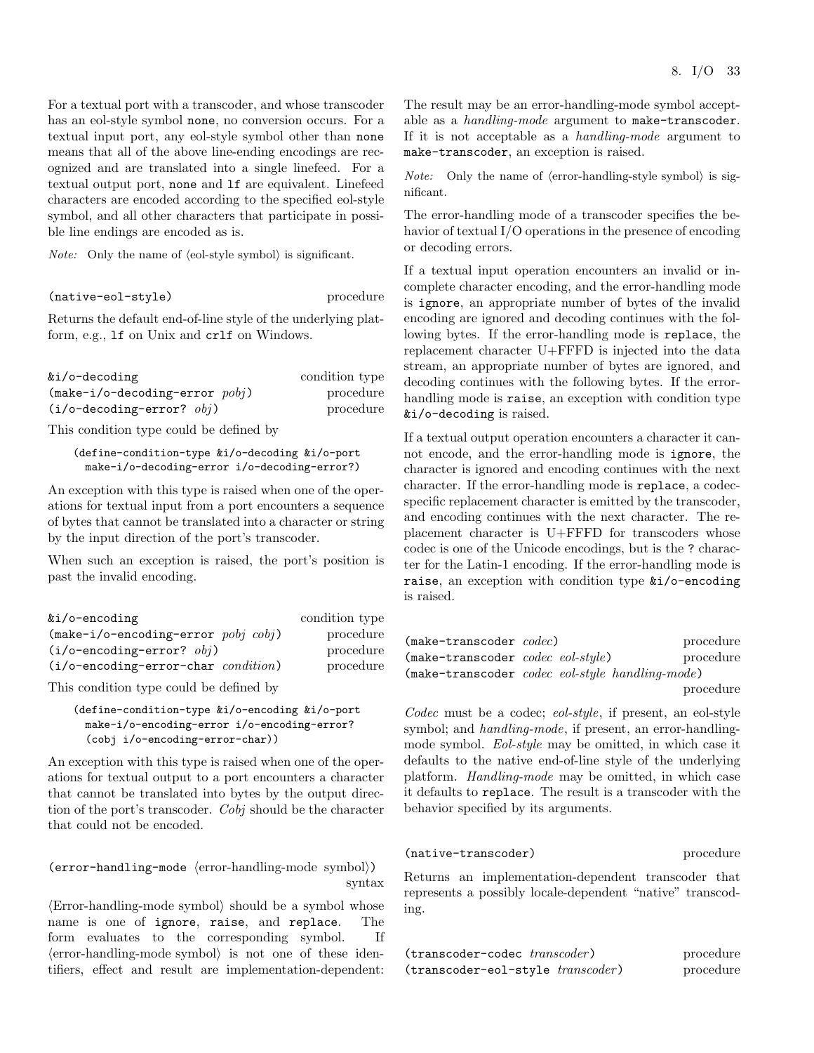For a textual port with a transcoder, and whose transcoder has an eol-style symbol `none`, no conversion occurs. For a textual input port, any eol-style symbol other than `none` means that all of the above line-ending encodings are recognized and are translated into a single linefeed. For a textual output port, `none` and `lf` are equivalent. Linefeed characters are encoded according to the specified eol-style symbol, and all other characters that participate in possible line endings are encoded as is.

*Note:* Only the name of ⟨eol-style symbol⟩ is significant.

`(native-eol-style)` procedure

Returns the default end-of-line style of the underlying platform, e.g., `lf` on Unix and `crlf` on Windows.

`&i/o-decoding` condition type
`(make-i/o-decoding-error` *pobj*`)` procedure
`(i/o-decoding-error?` *obj*`)` procedure

This condition type could be defined by

```
(define-condition-type &i/o-decoding &i/o-port
  make-i/o-decoding-error i/o-decoding-error?)
```

An exception with this type is raised when one of the operations for textual input from a port encounters a sequence of bytes that cannot be translated into a character or string by the input direction of the port's transcoder.

When such an exception is raised, the port's position is past the invalid encoding.

`&i/o-encoding` condition type
`(make-i/o-encoding-error` *pobj cobj*`)` procedure
`(i/o-encoding-error?` *obj*`)` procedure
`(i/o-encoding-error-char` *condition*`)` procedure

This condition type could be defined by

```
(define-condition-type &i/o-encoding &i/o-port
  make-i/o-encoding-error i/o-encoding-error?
  (cobj i/o-encoding-error-char))
```

An exception with this type is raised when one of the operations for textual output to a port encounters a character that cannot be translated into bytes by the output direction of the port's transcoder. *Cobj* should be the character that could not be encoded.

`(error-handling-mode` ⟨error-handling-mode symbol⟩`)` syntax

⟨Error-handling-mode symbol⟩ should be a symbol whose name is one of `ignore`, `raise`, and `replace`. The form evaluates to the corresponding symbol. If ⟨error-handling-mode symbol⟩ is not one of these identifiers, effect and result are implementation-dependent: The result may be an error-handling-mode symbol acceptable as a *handling-mode* argument to `make-transcoder`. If it is not acceptable as a *handling-mode* argument to `make-transcoder`, an exception is raised.

*Note:* Only the name of ⟨error-handling-style symbol⟩ is significant.

The error-handling mode of a transcoder specifies the behavior of textual I/O operations in the presence of encoding or decoding errors.

If a textual input operation encounters an invalid or incomplete character encoding, and the error-handling mode is `ignore`, an appropriate number of bytes of the invalid encoding are ignored and decoding continues with the following bytes. If the error-handling mode is `replace`, the replacement character U+FFFD is injected into the data stream, an appropriate number of bytes are ignored, and decoding continues with the following bytes. If the error-handling mode is `raise`, an exception with condition type `&i/o-decoding` is raised.

If a textual output operation encounters a character it cannot encode, and the error-handling mode is `ignore`, the character is ignored and encoding continues with the next character. If the error-handling mode is `replace`, a codec-specific replacement character is emitted by the transcoder, and encoding continues with the next character. The replacement character is U+FFFD for transcoders whose codec is one of the Unicode encodings, but is the `?` character for the Latin-1 encoding. If the error-handling mode is `raise`, an exception with condition type `&i/o-encoding` is raised.

`(make-transcoder` *codec*`)` procedure
`(make-transcoder` *codec eol-style*`)` procedure
`(make-transcoder` *codec eol-style handling-mode*`)` procedure

*Codec* must be a codec; *eol-style*, if present, an eol-style symbol; and *handling-mode*, if present, an error-handling-mode symbol. *Eol-style* may be omitted, in which case it defaults to the native end-of-line style of the underlying platform. *Handling-mode* may be omitted, in which case it defaults to `replace`. The result is a transcoder with the behavior specified by its arguments.

`(native-transcoder)` procedure

Returns an implementation-dependent transcoder that represents a possibly locale-dependent "native" transcoding.

`(transcoder-codec` *transcoder*`)` procedure
`(transcoder-eol-style` *transcoder*`)` procedure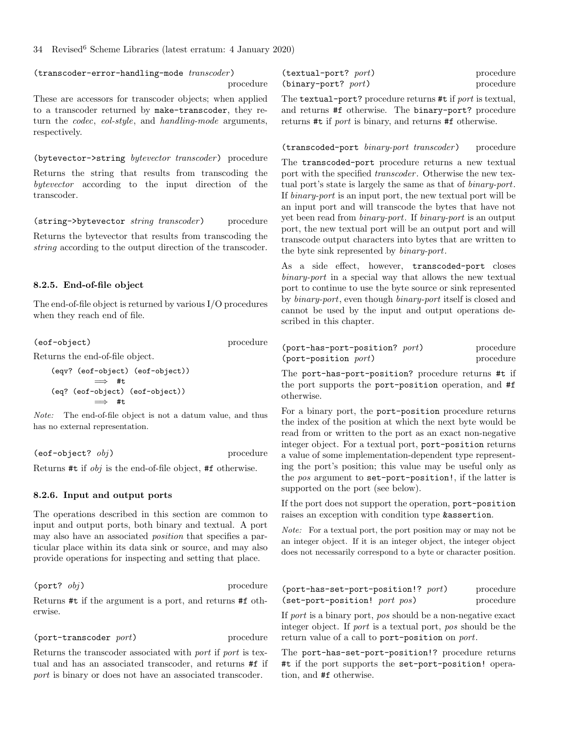(transcoder-error-handling-mode *transcoder*) procedure

These are accessors for transcoder objects; when applied to a transcoder returned by `make-transcoder`, they return the *codec*, *eol-style*, and *handling-mode* arguments, respectively.

(bytevector->string *bytevector transcoder*) procedure

Returns the string that results from transcoding the *bytevector* according to the input direction of the transcoder.

(string->bytevector *string transcoder*) procedure

Returns the bytevector that results from transcoding the *string* according to the output direction of the transcoder.

### 8.2.5. End-of-file object

The end-of-file object is returned by various I/O procedures when they reach end of file.

(eof-object) procedure

Returns the end-of-file object.

```
(eqv? (eof-object) (eof-object))
        ⟹ #t
(eq? (eof-object) (eof-object))
        ⟹ #t
```

*Note:* The end-of-file object is not a datum value, and thus has no external representation.

(eof-object? *obj*) procedure

Returns `#t` if *obj* is the end-of-file object, `#f` otherwise.

### 8.2.6. Input and output ports

The operations described in this section are common to input and output ports, both binary and textual. A port may also have an associated *position* that specifies a particular place within its data sink or source, and may also provide operations for inspecting and setting that place.

(port? *obj*) procedure

Returns `#t` if the argument is a port, and returns `#f` otherwise.

(port-transcoder *port*) procedure

Returns the transcoder associated with *port* if *port* is textual and has an associated transcoder, and returns `#f` if *port* is binary or does not have an associated transcoder.

(textual-port? *port*) procedure
(binary-port? *port*) procedure

The `textual-port?` procedure returns `#t` if *port* is textual, and returns `#f` otherwise. The `binary-port?` procedure returns `#t` if *port* is binary, and returns `#f` otherwise.

(transcoded-port *binary-port transcoder*) procedure

The `transcoded-port` procedure returns a new textual port with the specified *transcoder*. Otherwise the new textual port's state is largely the same as that of *binary-port*. If *binary-port* is an input port, the new textual port will be an input port and will transcode the bytes that have not yet been read from *binary-port*. If *binary-port* is an output port, the new textual port will be an output port and will transcode output characters into bytes that are written to the byte sink represented by *binary-port*.

As a side effect, however, `transcoded-port` closes *binary-port* in a special way that allows the new textual port to continue to use the byte source or sink represented by *binary-port*, even though *binary-port* itself is closed and cannot be used by the input and output operations described in this chapter.

(port-has-port-position? *port*) procedure
(port-position *port*) procedure

The `port-has-port-position?` procedure returns `#t` if the port supports the `port-position` operation, and `#f` otherwise.

For a binary port, the `port-position` procedure returns the index of the position at which the next byte would be read from or written to the port as an exact non-negative integer object. For a textual port, `port-position` returns a value of some implementation-dependent type representing the port's position; this value may be useful only as the *pos* argument to `set-port-position!`, if the latter is supported on the port (see below).

If the port does not support the operation, `port-position` raises an exception with condition type `&assertion`.

*Note:* For a textual port, the port position may or may not be an integer object. If it is an integer object, the integer object does not necessarily correspond to a byte or character position.

(port-has-set-port-position!? *port*) procedure
(set-port-position! *port pos*) procedure

If *port* is a binary port, *pos* should be a non-negative exact integer object. If *port* is a textual port, *pos* should be the return value of a call to `port-position` on *port*.

The `port-has-set-port-position!?` procedure returns `#t` if the port supports the `set-port-position!` operation, and `#f` otherwise.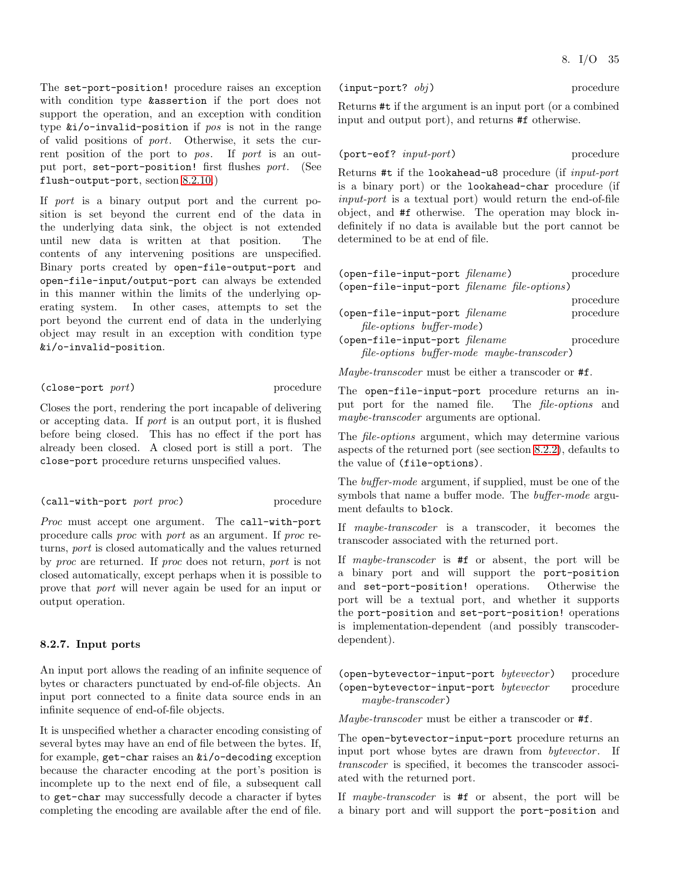The `set-port-position!` procedure raises an exception with condition type `&assertion` if the port does not support the operation, and an exception with condition type `&i/o-invalid-position` if *pos* is not in the range of valid positions of *port*. Otherwise, it sets the current position of the port to *pos*. If *port* is an output port, `set-port-position!` first flushes *port*. (See `flush-output-port`, section 8.2.10.)

If *port* is a binary output port and the current position is set beyond the current end of the data in the underlying data sink, the object is not extended until new data is written at that position. The contents of any intervening positions are unspecified. Binary ports created by `open-file-output-port` and `open-file-input/output-port` can always be extended in this manner within the limits of the underlying operating system. In other cases, attempts to set the port beyond the current end of data in the underlying object may result in an exception with condition type `&i/o-invalid-position`.

(`close-port` *port*) procedure

Closes the port, rendering the port incapable of delivering or accepting data. If *port* is an output port, it is flushed before being closed. This has no effect if the port has already been closed. A closed port is still a port. The `close-port` procedure returns unspecified values.

(`call-with-port` *port proc*) procedure

*Proc* must accept one argument. The `call-with-port` procedure calls *proc* with *port* as an argument. If *proc* returns, *port* is closed automatically and the values returned by *proc* are returned. If *proc* does not return, *port* is not closed automatically, except perhaps when it is possible to prove that *port* will never again be used for an input or output operation.

### 8.2.7. Input ports

An input port allows the reading of an infinite sequence of bytes or characters punctuated by end-of-file objects. An input port connected to a finite data source ends in an infinite sequence of end-of-file objects.

It is unspecified whether a character encoding consisting of several bytes may have an end of file between the bytes. If, for example, `get-char` raises an `&i/o-decoding` exception because the character encoding at the port's position is incomplete up to the next end of file, a subsequent call to `get-char` may successfully decode a character if bytes completing the encoding are available after the end of file.

(`input-port?` *obj*) procedure

Returns `#t` if the argument is an input port (or a combined input and output port), and returns `#f` otherwise.

(`port-eof?` *input-port*) procedure

Returns `#t` if the `lookahead-u8` procedure (if *input-port* is a binary port) or the `lookahead-char` procedure (if *input-port* is a textual port) would return the end-of-file object, and `#f` otherwise. The operation may block indefinitely if no data is available but the port cannot be determined to be at end of file.

(`open-file-input-port` *filename*) procedure
(`open-file-input-port` *filename file-options*) procedure
(`open-file-input-port` *filename file-options buffer-mode*) procedure
(`open-file-input-port` *filename file-options buffer-mode maybe-transcoder*) procedure

*Maybe-transcoder* must be either a transcoder or `#f`.

The `open-file-input-port` procedure returns an input port for the named file. The *file-options* and *maybe-transcoder* arguments are optional.

The *file-options* argument, which may determine various aspects of the returned port (see section 8.2.2), defaults to the value of `(file-options)`.

The *buffer-mode* argument, if supplied, must be one of the symbols that name a buffer mode. The *buffer-mode* argument defaults to `block`.

If *maybe-transcoder* is a transcoder, it becomes the transcoder associated with the returned port.

If *maybe-transcoder* is `#f` or absent, the port will be a binary port and will support the `port-position` and `set-port-position!` operations. Otherwise the port will be a textual port, and whether it supports the `port-position` and `set-port-position!` operations is implementation-dependent (and possibly transcoder-dependent).

(`open-bytevector-input-port` *bytevector*) procedure
(`open-bytevector-input-port` *bytevector maybe-transcoder*) procedure

*Maybe-transcoder* must be either a transcoder or `#f`.

The `open-bytevector-input-port` procedure returns an input port whose bytes are drawn from *bytevector*. If *transcoder* is specified, it becomes the transcoder associated with the returned port.

If *maybe-transcoder* is `#f` or absent, the port will be a binary port and will support the `port-position` and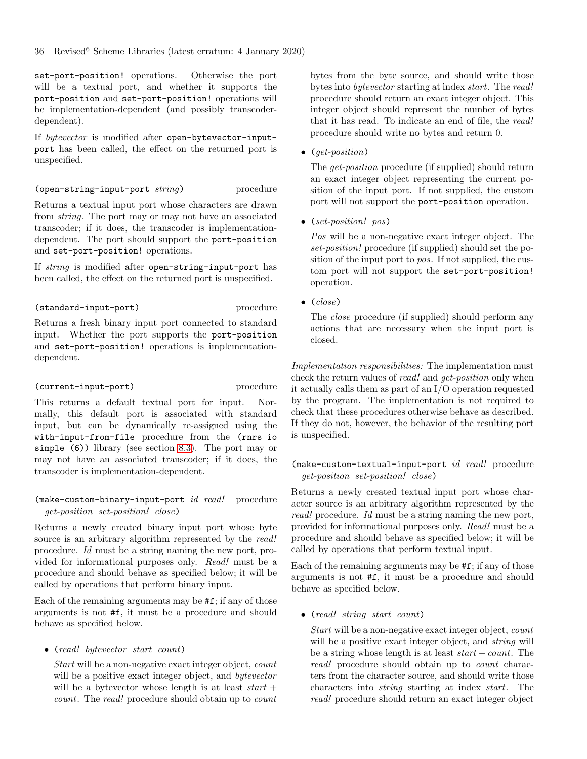set-port-position! operations. Otherwise the port will be a textual port, and whether it supports the port-position and set-port-position! operations will be implementation-dependent (and possibly transcoder-dependent).

If *bytevector* is modified after open-bytevector-input-port has been called, the effect on the returned port is unspecified.

(open-string-input-port *string*) procedure

Returns a textual input port whose characters are drawn from *string*. The port may or may not have an associated transcoder; if it does, the transcoder is implementation-dependent. The port should support the port-position and set-port-position! operations.

If *string* is modified after open-string-input-port has been called, the effect on the returned port is unspecified.

(standard-input-port) procedure

Returns a fresh binary input port connected to standard input. Whether the port supports the port-position and set-port-position! operations is implementation-dependent.

(current-input-port) procedure

This returns a default textual port for input. Normally, this default port is associated with standard input, but can be dynamically re-assigned using the with-input-from-file procedure from the (rnrs io simple (6)) library (see section 8.3). The port may or may not have an associated transcoder; if it does, the transcoder is implementation-dependent.

(make-custom-binary-input-port *id read! get-position set-position! close*) procedure

Returns a newly created binary input port whose byte source is an arbitrary algorithm represented by the *read!* procedure. *Id* must be a string naming the new port, provided for informational purposes only. *Read!* must be a procedure and should behave as specified below; it will be called by operations that perform binary input.

Each of the remaining arguments may be #f; if any of those arguments is not #f, it must be a procedure and should behave as specified below.

- (*read! bytevector start count*)

  *Start* will be a non-negative exact integer object, *count* will be a positive exact integer object, and *bytevector* will be a bytevector whose length is at least *start* + *count*. The *read!* procedure should obtain up to *count* bytes from the byte source, and should write those bytes into *bytevector* starting at index *start*. The *read!* procedure should return an exact integer object. This integer object should represent the number of bytes that it has read. To indicate an end of file, the *read!* procedure should write no bytes and return 0.

- (*get-position*)

  The *get-position* procedure (if supplied) should return an exact integer object representing the current position of the input port. If not supplied, the custom port will not support the port-position operation.

- (*set-position! pos*)

  *Pos* will be a non-negative exact integer object. The *set-position!* procedure (if supplied) should set the position of the input port to *pos*. If not supplied, the custom port will not support the set-port-position! operation.

- (*close*)

  The *close* procedure (if supplied) should perform any actions that are necessary when the input port is closed.

*Implementation responsibilities:* The implementation must check the return values of *read!* and *get-position* only when it actually calls them as part of an I/O operation requested by the program. The implementation is not required to check that these procedures otherwise behave as described. If they do not, however, the behavior of the resulting port is unspecified.

(make-custom-textual-input-port *id read! get-position set-position! close*) procedure

Returns a newly created textual input port whose character source is an arbitrary algorithm represented by the *read!* procedure. *Id* must be a string naming the new port, provided for informational purposes only. *Read!* must be a procedure and should behave as specified below; it will be called by operations that perform textual input.

Each of the remaining arguments may be #f; if any of those arguments is not #f, it must be a procedure and should behave as specified below.

- (*read! string start count*)

  *Start* will be a non-negative exact integer object, *count* will be a positive exact integer object, and *string* will be a string whose length is at least *start* + *count*. The *read!* procedure should obtain up to *count* characters from the character source, and should write those characters into *string* starting at index *start*. The *read!* procedure should return an exact integer object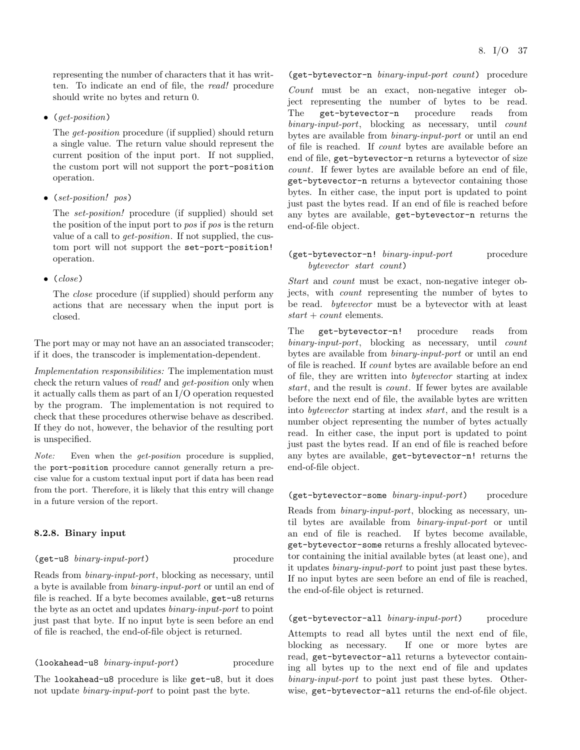representing the number of characters that it has written. To indicate an end of file, the *read!* procedure should write no bytes and return 0.

- (*get-position*)

  The *get-position* procedure (if supplied) should return a single value. The return value should represent the current position of the input port. If not supplied, the custom port will not support the `port-position` operation.

- (*set-position! pos*)

  The *set-position!* procedure (if supplied) should set the position of the input port to *pos* if *pos* is the return value of a call to *get-position*. If not supplied, the custom port will not support the `set-port-position!` operation.

- (*close*)

  The *close* procedure (if supplied) should perform any actions that are necessary when the input port is closed.

The port may or may not have an an associated transcoder; if it does, the transcoder is implementation-dependent.

*Implementation responsibilities:* The implementation must check the return values of *read!* and *get-position* only when it actually calls them as part of an I/O operation requested by the program. The implementation is not required to check that these procedures otherwise behave as described. If they do not, however, the behavior of the resulting port is unspecified.

*Note:* Even when the *get-position* procedure is supplied, the `port-position` procedure cannot generally return a precise value for a custom textual input port if data has been read from the port. Therefore, it is likely that this entry will change in a future version of the report.

### 8.2.8. Binary input

(`get-u8` *binary-input-port*) procedure

Reads from *binary-input-port*, blocking as necessary, until a byte is available from *binary-input-port* or until an end of file is reached. If a byte becomes available, `get-u8` returns the byte as an octet and updates *binary-input-port* to point just past that byte. If no input byte is seen before an end of file is reached, the end-of-file object is returned.

(`lookahead-u8` *binary-input-port*) procedure

The `lookahead-u8` procedure is like `get-u8`, but it does not update *binary-input-port* to point past the byte.

(`get-bytevector-n` *binary-input-port count*) procedure

*Count* must be an exact, non-negative integer object representing the number of bytes to be read. The `get-bytevector-n` procedure reads from *binary-input-port*, blocking as necessary, until *count* bytes are available from *binary-input-port* or until an end of file is reached. If *count* bytes are available before an end of file, `get-bytevector-n` returns a bytevector of size *count*. If fewer bytes are available before an end of file, `get-bytevector-n` returns a bytevector containing those bytes. In either case, the input port is updated to point just past the bytes read. If an end of file is reached before any bytes are available, `get-bytevector-n` returns the end-of-file object.

(`get-bytevector-n!` *binary-input-port bytevector start count*) procedure

*Start* and *count* must be exact, non-negative integer objects, with *count* representing the number of bytes to be read. *bytevector* must be a bytevector with at least *start* + *count* elements.

The `get-bytevector-n!` procedure reads from *binary-input-port*, blocking as necessary, until *count* bytes are available from *binary-input-port* or until an end of file is reached. If *count* bytes are available before an end of file, they are written into *bytevector* starting at index *start*, and the result is *count*. If fewer bytes are available before the next end of file, the available bytes are written into *bytevector* starting at index *start*, and the result is a number object representing the number of bytes actually read. In either case, the input port is updated to point just past the bytes read. If an end of file is reached before any bytes are available, `get-bytevector-n!` returns the end-of-file object.

(`get-bytevector-some` *binary-input-port*) procedure

Reads from *binary-input-port*, blocking as necessary, until bytes are available from *binary-input-port* or until an end of file is reached. If bytes become available, `get-bytevector-some` returns a freshly allocated bytevector containing the initial available bytes (at least one), and it updates *binary-input-port* to point just past these bytes. If no input bytes are seen before an end of file is reached, the end-of-file object is returned.

(`get-bytevector-all` *binary-input-port*) procedure

Attempts to read all bytes until the next end of file, blocking as necessary. If one or more bytes are read, `get-bytevector-all` returns a bytevector containing all bytes up to the next end of file and updates *binary-input-port* to point just past these bytes. Otherwise, `get-bytevector-all` returns the end-of-file object.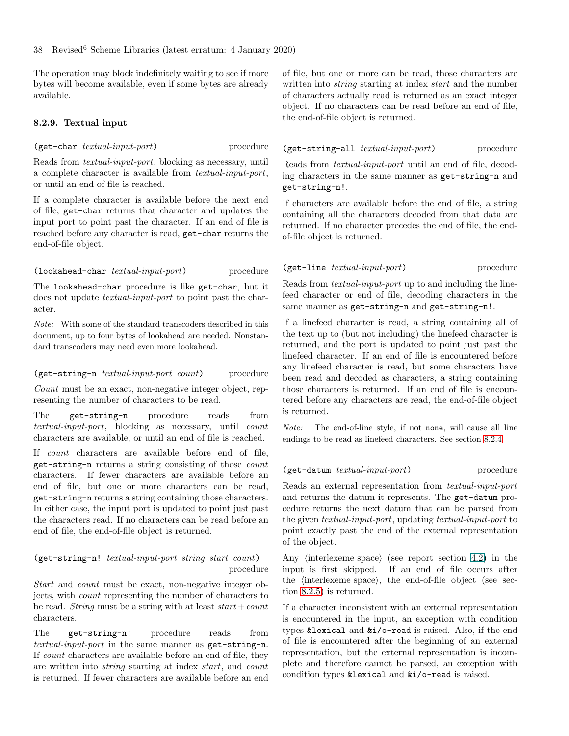The operation may block indefinitely waiting to see if more bytes will become available, even if some bytes are already available.

### 8.2.9. Textual input

(get-char *textual-input-port*) procedure

Reads from *textual-input-port*, blocking as necessary, until a complete character is available from *textual-input-port*, or until an end of file is reached.

If a complete character is available before the next end of file, get-char returns that character and updates the input port to point past the character. If an end of file is reached before any character is read, get-char returns the end-of-file object.

(lookahead-char *textual-input-port*) procedure

The lookahead-char procedure is like get-char, but it does not update *textual-input-port* to point past the character.

*Note:* With some of the standard transcoders described in this document, up to four bytes of lookahead are needed. Nonstandard transcoders may need even more lookahead.

(get-string-n *textual-input-port count*) procedure

*Count* must be an exact, non-negative integer object, representing the number of characters to be read.

The get-string-n procedure reads from *textual-input-port*, blocking as necessary, until *count* characters are available, or until an end of file is reached.

If *count* characters are available before end of file, get-string-n returns a string consisting of those *count* characters. If fewer characters are available before an end of file, but one or more characters can be read, get-string-n returns a string containing those characters. In either case, the input port is updated to point just past the characters read. If no characters can be read before an end of file, the end-of-file object is returned.

(get-string-n! *textual-input-port string start count*) procedure

*Start* and *count* must be exact, non-negative integer objects, with *count* representing the number of characters to be read. *String* must be a string with at least *start* + *count* characters.

The get-string-n! procedure reads from *textual-input-port* in the same manner as get-string-n. If *count* characters are available before an end of file, they are written into *string* starting at index *start*, and *count* is returned. If fewer characters are available before an end of file, but one or more can be read, those characters are written into *string* starting at index *start* and the number of characters actually read is returned as an exact integer object. If no characters can be read before an end of file, the end-of-file object is returned.

(get-string-all *textual-input-port*) procedure

Reads from *textual-input-port* until an end of file, decoding characters in the same manner as get-string-n and get-string-n!.

If characters are available before the end of file, a string containing all the characters decoded from that data are returned. If no character precedes the end of file, the end-of-file object is returned.

(get-line *textual-input-port*) procedure

Reads from *textual-input-port* up to and including the linefeed character or end of file, decoding characters in the same manner as get-string-n and get-string-n!.

If a linefeed character is read, a string containing all of the text up to (but not including) the linefeed character is returned, and the port is updated to point just past the linefeed character. If an end of file is encountered before any linefeed character is read, but some characters have been read and decoded as characters, a string containing those characters is returned. If an end of file is encountered before any characters are read, the end-of-file object is returned.

*Note:* The end-of-line style, if not none, will cause all line endings to be read as linefeed characters. See section 8.2.4.

(get-datum *textual-input-port*) procedure

Reads an external representation from *textual-input-port* and returns the datum it represents. The get-datum procedure returns the next datum that can be parsed from the given *textual-input-port*, updating *textual-input-port* to point exactly past the end of the external representation of the object.

Any ⟨interlexeme space⟩ (see report section 4.2) in the input is first skipped. If an end of file occurs after the ⟨interlexeme space⟩, the end-of-file object (see section 8.2.5) is returned.

If a character inconsistent with an external representation is encountered in the input, an exception with condition types &lexical and &i/o-read is raised. Also, if the end of file is encountered after the beginning of an external representation, but the external representation is incomplete and therefore cannot be parsed, an exception with condition types &lexical and &i/o-read is raised.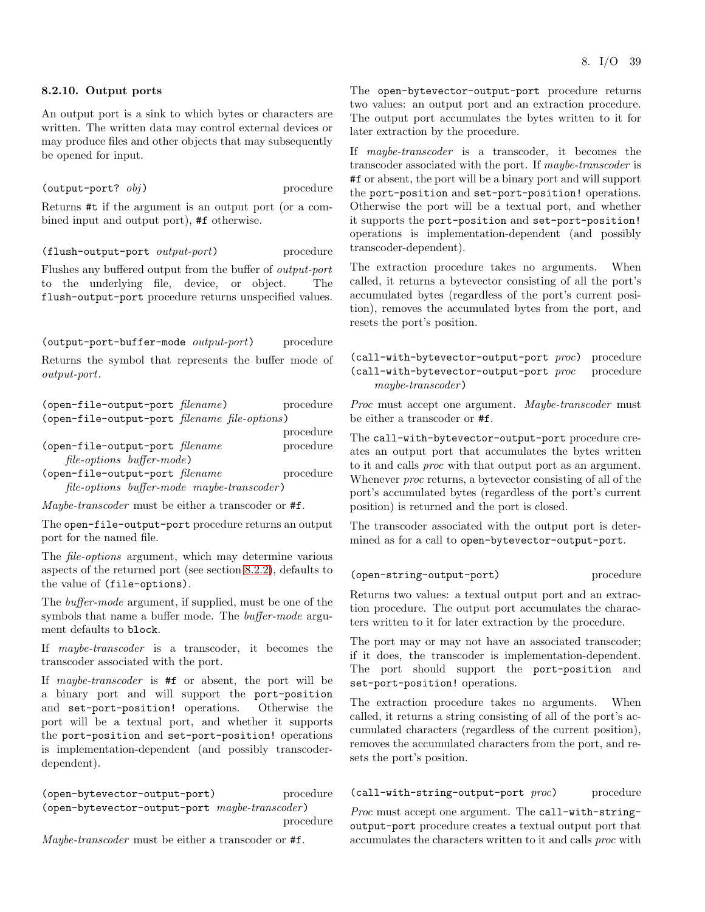### 8.2.10. Output ports

An output port is a sink to which bytes or characters are written. The written data may control external devices or may produce files and other objects that may subsequently be opened for input.

`(output-port? obj)` procedure

Returns `#t` if the argument is an output port (or a combined input and output port), `#f` otherwise.

`(flush-output-port output-port)` procedure

Flushes any buffered output from the buffer of *output-port* to the underlying file, device, or object. The `flush-output-port` procedure returns unspecified values.

`(output-port-buffer-mode output-port)` procedure

Returns the symbol that represents the buffer mode of *output-port*.

`(open-file-output-port filename)` procedure
`(open-file-output-port filename file-options)` procedure
`(open-file-output-port filename file-options buffer-mode)` procedure
`(open-file-output-port filename file-options buffer-mode maybe-transcoder)` procedure

*Maybe-transcoder* must be either a transcoder or `#f`.

The `open-file-output-port` procedure returns an output port for the named file.

The *file-options* argument, which may determine various aspects of the returned port (see section 8.2.2), defaults to the value of `(file-options)`.

The *buffer-mode* argument, if supplied, must be one of the symbols that name a buffer mode. The *buffer-mode* argument defaults to `block`.

If *maybe-transcoder* is a transcoder, it becomes the transcoder associated with the port.

If *maybe-transcoder* is `#f` or absent, the port will be a binary port and will support the `port-position` and `set-port-position!` operations. Otherwise the port will be a textual port, and whether it supports the `port-position` and `set-port-position!` operations is implementation-dependent (and possibly transcoder-dependent).

`(open-bytevector-output-port)` procedure
`(open-bytevector-output-port maybe-transcoder)` procedure

*Maybe-transcoder* must be either a transcoder or `#f`.

The `open-bytevector-output-port` procedure returns two values: an output port and an extraction procedure. The output port accumulates the bytes written to it for later extraction by the procedure.

If *maybe-transcoder* is a transcoder, it becomes the transcoder associated with the port. If *maybe-transcoder* is `#f` or absent, the port will be a binary port and will support the `port-position` and `set-port-position!` operations. Otherwise the port will be a textual port, and whether it supports the `port-position` and `set-port-position!` operations is implementation-dependent (and possibly transcoder-dependent).

The extraction procedure takes no arguments. When called, it returns a bytevector consisting of all the port's accumulated bytes (regardless of the port's current position), removes the accumulated bytes from the port, and resets the port's position.

`(call-with-bytevector-output-port proc)` procedure
`(call-with-bytevector-output-port proc maybe-transcoder)` procedure

*Proc* must accept one argument. *Maybe-transcoder* must be either a transcoder or `#f`.

The `call-with-bytevector-output-port` procedure creates an output port that accumulates the bytes written to it and calls *proc* with that output port as an argument. Whenever *proc* returns, a bytevector consisting of all of the port's accumulated bytes (regardless of the port's current position) is returned and the port is closed.

The transcoder associated with the output port is determined as for a call to `open-bytevector-output-port`.

`(open-string-output-port)` procedure

Returns two values: a textual output port and an extraction procedure. The output port accumulates the characters written to it for later extraction by the procedure.

The port may or may not have an associated transcoder; if it does, the transcoder is implementation-dependent. The port should support the `port-position` and `set-port-position!` operations.

The extraction procedure takes no arguments. When called, it returns a string consisting of all of the port's accumulated characters (regardless of the current position), removes the accumulated characters from the port, and resets the port's position.

`(call-with-string-output-port proc)` procedure

*Proc* must accept one argument. The `call-with-string-output-port` procedure creates a textual output port that accumulates the characters written to it and calls *proc* with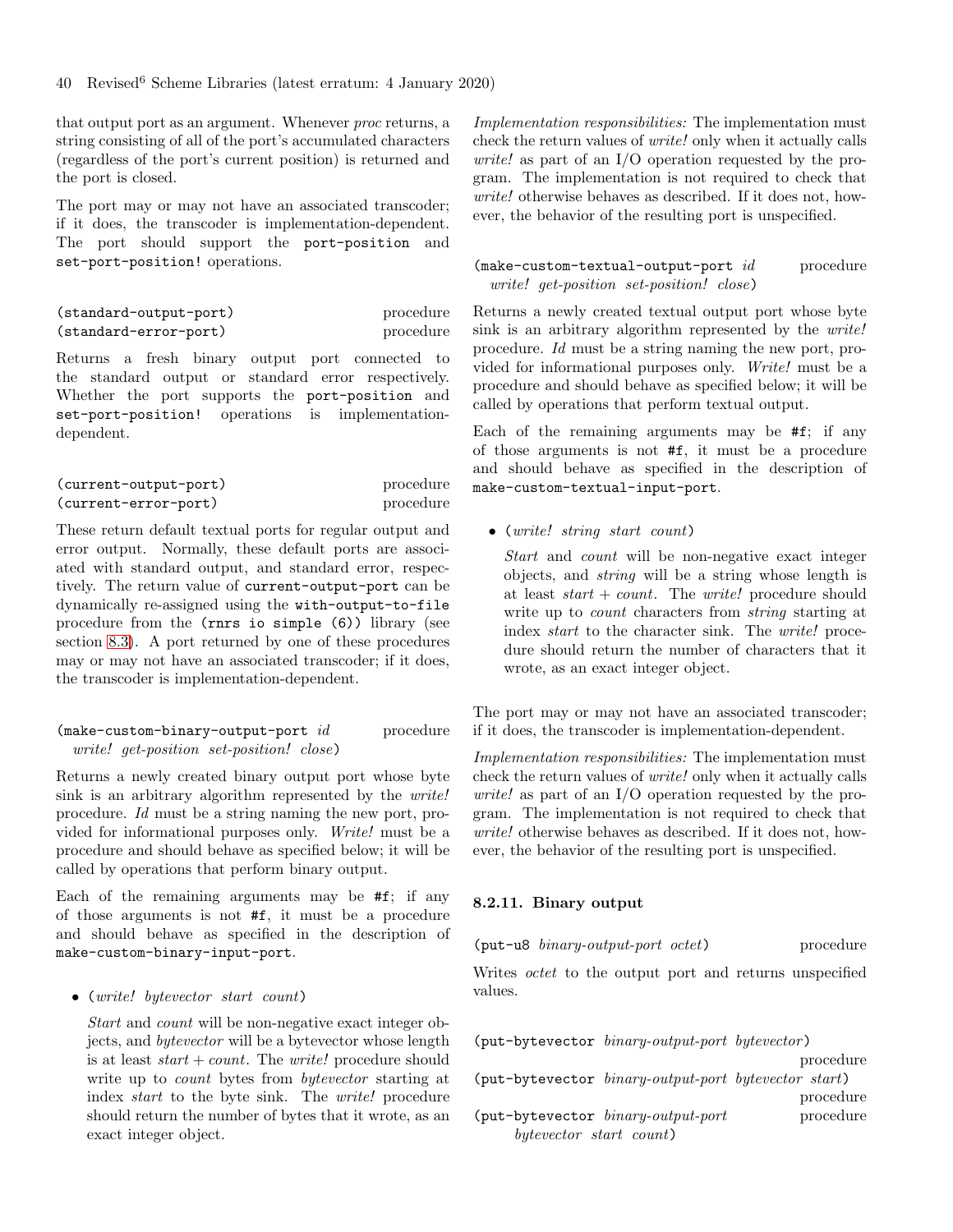that output port as an argument. Whenever *proc* returns, a string consisting of all of the port's accumulated characters (regardless of the port's current position) is returned and the port is closed.

The port may or may not have an associated transcoder; if it does, the transcoder is implementation-dependent. The port should support the `port-position` and `set-port-position!` operations.

`(standard-output-port)` procedure
`(standard-error-port)` procedure

Returns a fresh binary output port connected to the standard output or standard error respectively. Whether the port supports the `port-position` and `set-port-position!` operations is implementation-dependent.

`(current-output-port)` procedure
`(current-error-port)` procedure

These return default textual ports for regular output and error output. Normally, these default ports are associated with standard output, and standard error, respectively. The return value of `current-output-port` can be dynamically re-assigned using the `with-output-to-file` procedure from the `(rnrs io simple (6))` library (see section 8.3). A port returned by one of these procedures may or may not have an associated transcoder; if it does, the transcoder is implementation-dependent.

`(make-custom-binary-output-port` *id* *write! get-position set-position! close*`)` procedure

Returns a newly created binary output port whose byte sink is an arbitrary algorithm represented by the *write!* procedure. *Id* must be a string naming the new port, provided for informational purposes only. *Write!* must be a procedure and should behave as specified below; it will be called by operations that perform binary output.

Each of the remaining arguments may be `#f`; if any of those arguments is not `#f`, it must be a procedure and should behave as specified in the description of `make-custom-binary-input-port`.

- `(`*write! bytevector start count*`)`

  *Start* and *count* will be non-negative exact integer objects, and *bytevector* will be a bytevector whose length is at least *start* + *count*. The *write!* procedure should write up to *count* bytes from *bytevector* starting at index *start* to the byte sink. The *write!* procedure should return the number of bytes that it wrote, as an exact integer object.

*Implementation responsibilities:* The implementation must check the return values of *write!* only when it actually calls *write!* as part of an I/O operation requested by the program. The implementation is not required to check that *write!* otherwise behaves as described. If it does not, however, the behavior of the resulting port is unspecified.

`(make-custom-textual-output-port` *id* *write! get-position set-position! close*`)` procedure

Returns a newly created textual output port whose byte sink is an arbitrary algorithm represented by the *write!* procedure. *Id* must be a string naming the new port, provided for informational purposes only. *Write!* must be a procedure and should behave as specified below; it will be called by operations that perform textual output.

Each of the remaining arguments may be `#f`; if any of those arguments is not `#f`, it must be a procedure and should behave as specified in the description of `make-custom-textual-input-port`.

- `(`*write! string start count*`)`

  *Start* and *count* will be non-negative exact integer objects, and *string* will be a string whose length is at least *start* + *count*. The *write!* procedure should write up to *count* characters from *string* starting at index *start* to the character sink. The *write!* procedure should return the number of characters that it wrote, as an exact integer object.

The port may or may not have an associated transcoder; if it does, the transcoder is implementation-dependent.

*Implementation responsibilities:* The implementation must check the return values of *write!* only when it actually calls *write!* as part of an I/O operation requested by the program. The implementation is not required to check that *write!* otherwise behaves as described. If it does not, however, the behavior of the resulting port is unspecified.

### 8.2.11. Binary output

`(put-u8` *binary-output-port octet*`)` procedure

Writes *octet* to the output port and returns unspecified values.

`(put-bytevector` *binary-output-port bytevector*`)` procedure
`(put-bytevector` *binary-output-port bytevector start*`)` procedure
`(put-bytevector` *binary-output-port bytevector start count*`)` procedure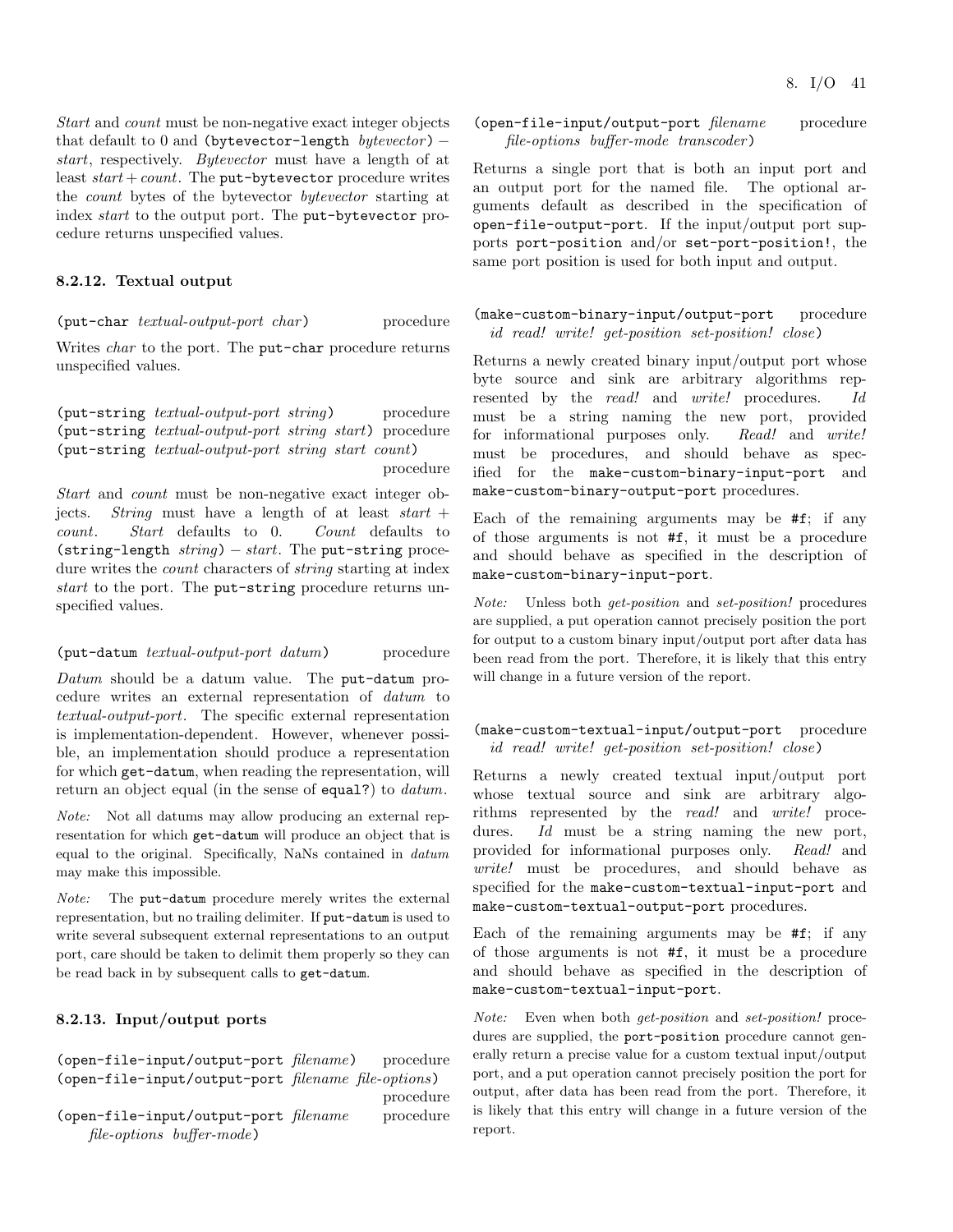*Start* and *count* must be non-negative exact integer objects that default to 0 and `(bytevector-length` *bytevector*`)` − *start*, respectively. *Bytevector* must have a length of at least *start* + *count*. The `put-bytevector` procedure writes the *count* bytes of the bytevector *bytevector* starting at index *start* to the output port. The `put-bytevector` procedure returns unspecified values.

### 8.2.12. Textual output

`(put-char` *textual-output-port char*`)` procedure

Writes *char* to the port. The `put-char` procedure returns unspecified values.

`(put-string` *textual-output-port string*`)` procedure
`(put-string` *textual-output-port string start*`)` procedure
`(put-string` *textual-output-port string start count*`)` procedure

*Start* and *count* must be non-negative exact integer objects. *String* must have a length of at least *start* + *count*. *Start* defaults to 0. *Count* defaults to `(string-length` *string*`)` − *start*. The `put-string` procedure writes the *count* characters of *string* starting at index *start* to the port. The `put-string` procedure returns unspecified values.

`(put-datum` *textual-output-port datum*`)` procedure

*Datum* should be a datum value. The `put-datum` procedure writes an external representation of *datum* to *textual-output-port*. The specific external representation is implementation-dependent. However, whenever possible, an implementation should produce a representation for which `get-datum`, when reading the representation, will return an object equal (in the sense of `equal?`) to *datum*.

*Note:* Not all datums may allow producing an external representation for which `get-datum` will produce an object that is equal to the original. Specifically, NaNs contained in *datum* may make this impossible.

*Note:* The `put-datum` procedure merely writes the external representation, but no trailing delimiter. If `put-datum` is used to write several subsequent external representations to an output port, care should be taken to delimit them properly so they can be read back in by subsequent calls to `get-datum`.

### 8.2.13. Input/output ports

`(open-file-input/output-port` *filename*`)` procedure
`(open-file-input/output-port` *filename file-options*`)` procedure
`(open-file-input/output-port` *filename file-options buffer-mode*`)` procedure
`(open-file-input/output-port` *filename file-options buffer-mode transcoder*`)` procedure

Returns a single port that is both an input port and an output port for the named file. The optional arguments default as described in the specification of `open-file-output-port`. If the input/output port supports `port-position` and/or `set-port-position!`, the same port position is used for both input and output.

`(make-custom-binary-input/output-port` *id read! write! get-position set-position! close*`)` procedure

Returns a newly created binary input/output port whose byte source and sink are arbitrary algorithms represented by the *read!* and *write!* procedures. *Id* must be a string naming the new port, provided for informational purposes only. *Read!* and *write!* must be procedures, and should behave as specified for the `make-custom-binary-input-port` and `make-custom-binary-output-port` procedures.

Each of the remaining arguments may be `#f`; if any of those arguments is not `#f`, it must be a procedure and should behave as specified in the description of `make-custom-binary-input-port`.

*Note:* Unless both *get-position* and *set-position!* procedures are supplied, a put operation cannot precisely position the port for output to a custom binary input/output port after data has been read from the port. Therefore, it is likely that this entry will change in a future version of the report.

`(make-custom-textual-input/output-port` *id read! write! get-position set-position! close*`)` procedure

Returns a newly created textual input/output port whose textual source and sink are arbitrary algorithms represented by the *read!* and *write!* procedures. *Id* must be a string naming the new port, provided for informational purposes only. *Read!* and *write!* must be procedures, and should behave as specified for the `make-custom-textual-input-port` and `make-custom-textual-output-port` procedures.

Each of the remaining arguments may be `#f`; if any of those arguments is not `#f`, it must be a procedure and should behave as specified in the description of `make-custom-textual-input-port`.

*Note:* Even when both *get-position* and *set-position!* procedures are supplied, the `port-position` procedure cannot generally return a precise value for a custom textual input/output port, and a put operation cannot precisely position the port for output, after data has been read from the port. Therefore, it is likely that this entry will change in a future version of the report.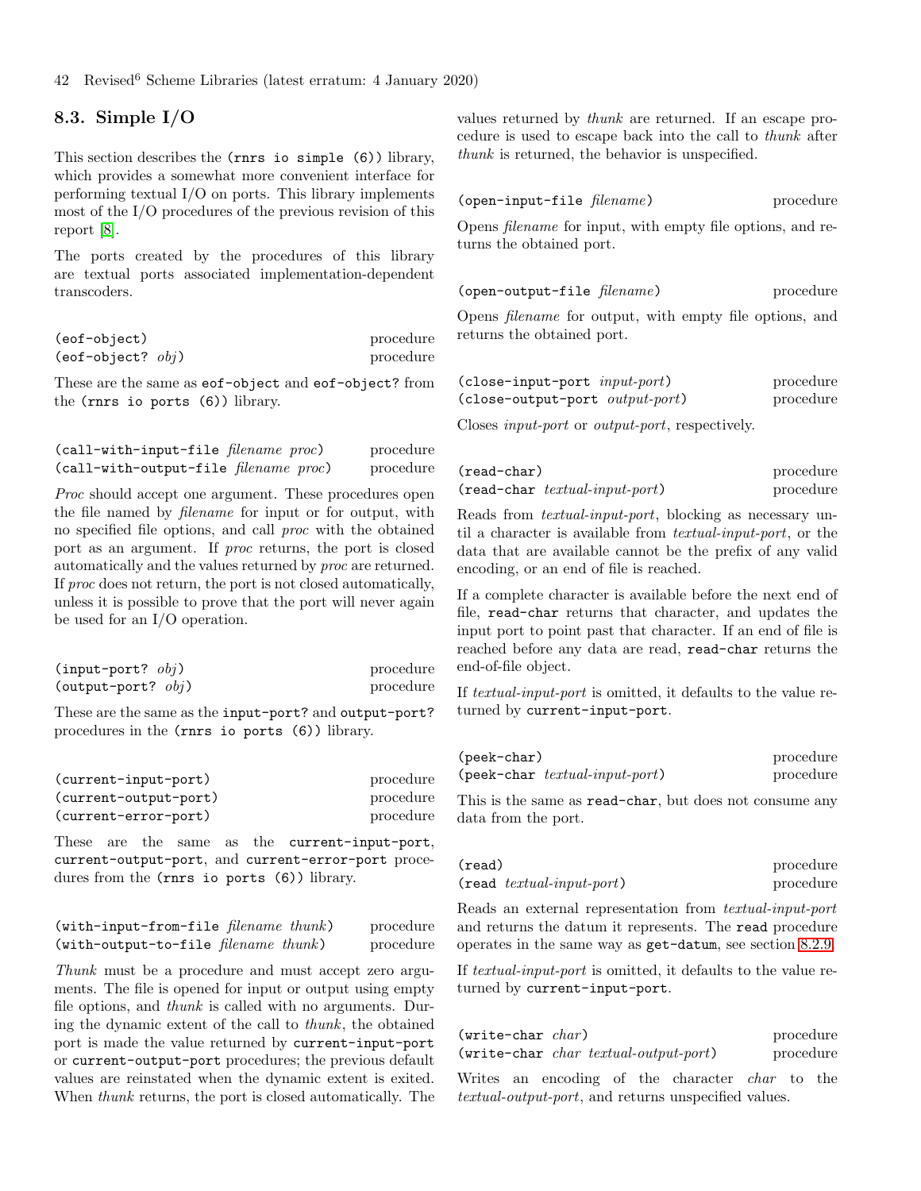## 8.3. Simple I/O

This section describes the `(rnrs io simple (6))` library, which provides a somewhat more convenient interface for performing textual I/O on ports. This library implements most of the I/O procedures of the previous revision of this report [8].

The ports created by the procedures of this library are textual ports associated implementation-dependent transcoders.

`(eof-object)` procedure
`(eof-object? obj)` procedure

These are the same as `eof-object` and `eof-object?` from the `(rnrs io ports (6))` library.

`(call-with-input-file filename proc)` procedure
`(call-with-output-file filename proc)` procedure

*Proc* should accept one argument. These procedures open the file named by *filename* for input or for output, with no specified file options, and call *proc* with the obtained port as an argument. If *proc* returns, the port is closed automatically and the values returned by *proc* are returned. If *proc* does not return, the port is not closed automatically, unless it is possible to prove that the port will never again be used for an I/O operation.

`(input-port? obj)` procedure
`(output-port? obj)` procedure

These are the same as the `input-port?` and `output-port?` procedures in the `(rnrs io ports (6))` library.

`(current-input-port)` procedure
`(current-output-port)` procedure
`(current-error-port)` procedure

These are the same as the `current-input-port`, `current-output-port`, and `current-error-port` procedures from the `(rnrs io ports (6))` library.

`(with-input-from-file filename thunk)` procedure
`(with-output-to-file filename thunk)` procedure

*Thunk* must be a procedure and must accept zero arguments. The file is opened for input or output using empty file options, and *thunk* is called with no arguments. During the dynamic extent of the call to *thunk*, the obtained port is made the value returned by `current-input-port` or `current-output-port` procedures; the previous default values are reinstated when the dynamic extent is exited. When *thunk* returns, the port is closed automatically. The values returned by *thunk* are returned. If an escape procedure is used to escape back into the call to *thunk* after *thunk* is returned, the behavior is unspecified.

`(open-input-file filename)` procedure

Opens *filename* for input, with empty file options, and returns the obtained port.

`(open-output-file filename)` procedure

Opens *filename* for output, with empty file options, and returns the obtained port.

`(close-input-port input-port)` procedure
`(close-output-port output-port)` procedure

Closes *input-port* or *output-port*, respectively.

`(read-char)` procedure
`(read-char textual-input-port)` procedure

Reads from *textual-input-port*, blocking as necessary until a character is available from *textual-input-port*, or the data that are available cannot be the prefix of any valid encoding, or an end of file is reached.

If a complete character is available before the next end of file, `read-char` returns that character, and updates the input port to point past that character. If an end of file is reached before any data are read, `read-char` returns the end-of-file object.

If *textual-input-port* is omitted, it defaults to the value returned by `current-input-port`.

`(peek-char)` procedure
`(peek-char textual-input-port)` procedure

This is the same as `read-char`, but does not consume any data from the port.

`(read)` procedure
`(read textual-input-port)` procedure

Reads an external representation from *textual-input-port* and returns the datum it represents. The `read` procedure operates in the same way as `get-datum`, see section 8.2.9.

If *textual-input-port* is omitted, it defaults to the value returned by `current-input-port`.

`(write-char char)` procedure
`(write-char char textual-output-port)` procedure

Writes an encoding of the character *char* to the *textual-output-port*, and returns unspecified values.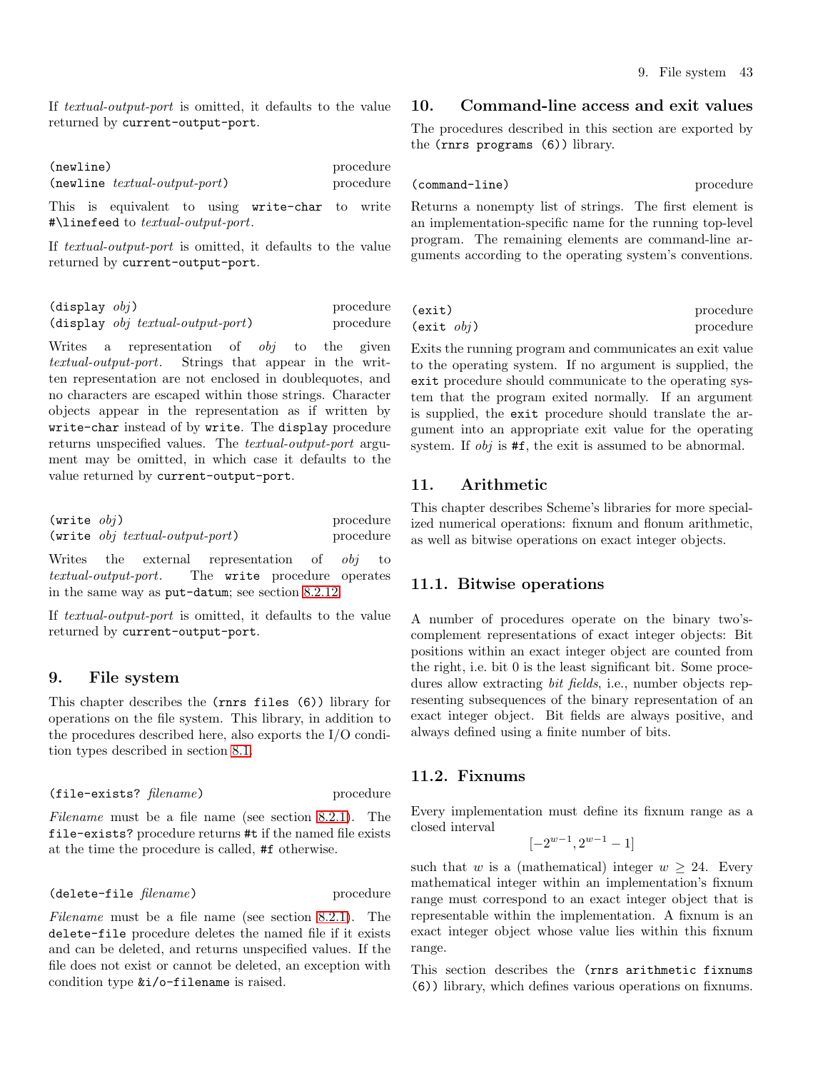If *textual-output-port* is omitted, it defaults to the value returned by `current-output-port`.

`(newline)` procedure
`(newline textual-output-port)` procedure

This is equivalent to using `write-char` to write `#\linefeed` to *textual-output-port*.

If *textual-output-port* is omitted, it defaults to the value returned by `current-output-port`.

`(display obj)` procedure
`(display obj textual-output-port)` procedure

Writes a representation of *obj* to the given *textual-output-port*. Strings that appear in the written representation are not enclosed in doublequotes, and no characters are escaped within those strings. Character objects appear in the representation as if written by `write-char` instead of by `write`. The `display` procedure returns unspecified values. The *textual-output-port* argument may be omitted, in which case it defaults to the value returned by `current-output-port`.

`(write obj)` procedure
`(write obj textual-output-port)` procedure

Writes the external representation of *obj* to *textual-output-port*. The `write` procedure operates in the same way as `put-datum`; see section 8.2.12.

If *textual-output-port* is omitted, it defaults to the value returned by `current-output-port`.

# 9. File system

This chapter describes the `(rnrs files (6))` library for operations on the file system. This library, in addition to the procedures described here, also exports the I/O condition types described in section 8.1.

`(file-exists? filename)` procedure

*Filename* must be a file name (see section 8.2.1). The `file-exists?` procedure returns `#t` if the named file exists at the time the procedure is called, `#f` otherwise.

`(delete-file filename)` procedure

*Filename* must be a file name (see section 8.2.1). The `delete-file` procedure deletes the named file if it exists and can be deleted, and returns unspecified values. If the file does not exist or cannot be deleted, an exception with condition type `&i/o-filename` is raised.

# 10. Command-line access and exit values

The procedures described in this section are exported by the `(rnrs programs (6))` library.

`(command-line)` procedure

Returns a nonempty list of strings. The first element is an implementation-specific name for the running top-level program. The remaining elements are command-line arguments according to the operating system's conventions.

`(exit)` procedure
`(exit obj)` procedure

Exits the running program and communicates an exit value to the operating system. If no argument is supplied, the `exit` procedure should communicate to the operating system that the program exited normally. If an argument is supplied, the `exit` procedure should translate the argument into an appropriate exit value for the operating system. If *obj* is `#f`, the exit is assumed to be abnormal.

# 11. Arithmetic

This chapter describes Scheme's libraries for more specialized numerical operations: fixnum and flonum arithmetic, as well as bitwise operations on exact integer objects.

## 11.1. Bitwise operations

A number of procedures operate on the binary two's-complement representations of exact integer objects: Bit positions within an exact integer object are counted from the right, i.e. bit 0 is the least significant bit. Some procedures allow extracting *bit fields*, i.e., number objects representing subsequences of the binary representation of an exact integer object. Bit fields are always positive, and always defined using a finite number of bits.

## 11.2. Fixnums

Every implementation must define its fixnum range as a closed interval

$$[-2^{w-1}, 2^{w-1} - 1]$$

such that $w$ is a (mathematical) integer $w \geq 24$. Every mathematical integer within an implementation's fixnum range must correspond to an exact integer object that is representable within the implementation. A fixnum is an exact integer object whose value lies within this fixnum range.

This section describes the `(rnrs arithmetic fixnums (6))` library, which defines various operations on fixnums.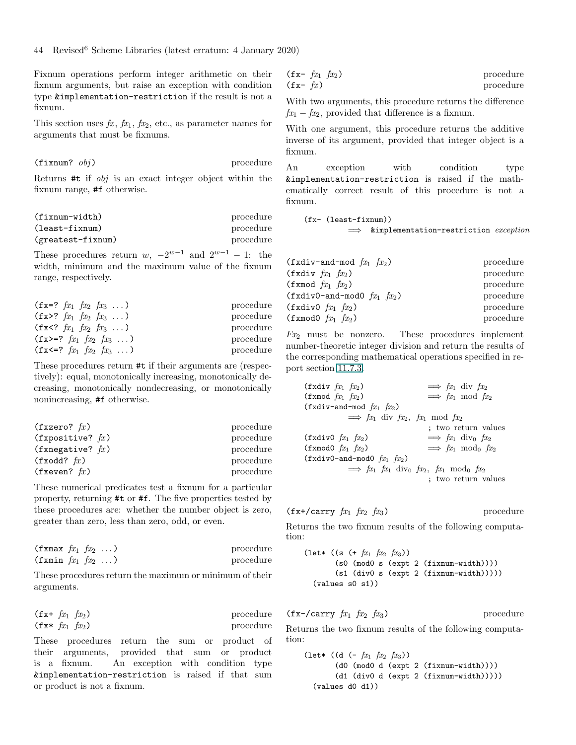Fixnum operations perform integer arithmetic on their fixnum arguments, but raise an exception with condition type `&implementation-restriction` if the result is not a fixnum.

This section uses *fx*, $fx_1$, $fx_2$, etc., as parameter names for arguments that must be fixnums.

`(fixnum? obj)` procedure

Returns `#t` if *obj* is an exact integer object within the fixnum range, `#f` otherwise.

`(fixnum-width)` procedure
`(least-fixnum)` procedure
`(greatest-fixnum)` procedure

These procedures return $w$, $-2^{w-1}$ and $2^{w-1} - 1$: the width, minimum and the maximum value of the fixnum range, respectively.

`(fx=? fx1 fx2 fx3 ...)` procedure
`(fx>? fx1 fx2 fx3 ...)` procedure
`(fx<? fx1 fx2 fx3 ...)` procedure
`(fx>=? fx1 fx2 fx3 ...)` procedure
`(fx<=? fx1 fx2 fx3 ...)` procedure

These procedures return `#t` if their arguments are (respectively): equal, monotonically increasing, monotonically decreasing, monotonically nondecreasing, or monotonically nonincreasing, `#f` otherwise.

`(fxzero? fx)` procedure
`(fxpositive? fx)` procedure
`(fxnegative? fx)` procedure
`(fxodd? fx)` procedure
`(fxeven? fx)` procedure

These numerical predicates test a fixnum for a particular property, returning `#t` or `#f`. The five properties tested by these procedures are: whether the number object is zero, greater than zero, less than zero, odd, or even.

`(fxmax fx1 fx2 ...)` procedure
`(fxmin fx1 fx2 ...)` procedure

These procedures return the maximum or minimum of their arguments.

`(fx+ fx1 fx2)` procedure
`(fx* fx1 fx2)` procedure

These procedures return the sum or product of their arguments, provided that sum or product is a fixnum. An exception with condition type `&implementation-restriction` is raised if that sum or product is not a fixnum.

`(fx- fx1 fx2)` procedure
`(fx- fx)` procedure

With two arguments, this procedure returns the difference $fx_1 - fx_2$, provided that difference is a fixnum.

With one argument, this procedure returns the additive inverse of its argument, provided that integer object is a fixnum.

An exception with condition type `&implementation-restriction` is raised if the mathematically correct result of this procedure is not a fixnum.

```
(fx- (least-fixnum))
        ⟹  &implementation-restriction exception
```

`(fxdiv-and-mod fx1 fx2)` procedure
`(fxdiv fx1 fx2)` procedure
`(fxmod fx1 fx2)` procedure
`(fxdiv0-and-mod0 fx1 fx2)` procedure
`(fxdiv0 fx1 fx2)` procedure
`(fxmod0 fx1 fx2)` procedure

$Fx_2$ must be nonzero. These procedures implement number-theoretic integer division and return the results of the corresponding mathematical operations specified in report section 11.7.3.

```
(fxdiv fx1 fx2)              ⟹ fx1 div fx2
(fxmod fx1 fx2)              ⟹ fx1 mod fx2
(fxdiv-and-mod fx1 fx2)
          ⟹ fx1 div fx2, fx1 mod fx2
                             ; two return values
(fxdiv0 fx1 fx2)             ⟹ fx1 div0 fx2
(fxmod0 fx1 fx2)             ⟹ fx1 mod0 fx2
(fxdiv0-and-mod0 fx1 fx2)
          ⟹ fx1 fx1 div0 fx2, fx1 mod0 fx2
                             ; two return values
```

`(fx+/carry fx1 fx2 fx3)` procedure

Returns the two fixnum results of the following computation:

```
(let* ((s (+ fx1 fx2 fx3))
       (s0 (mod0 s (expt 2 (fixnum-width))))
       (s1 (div0 s (expt 2 (fixnum-width)))))
  (values s0 s1))
```

`(fx-/carry fx1 fx2 fx3)` procedure

Returns the two fixnum results of the following computation:

```
(let* ((d (- fx1 fx2 fx3))
       (d0 (mod0 d (expt 2 (fixnum-width))))
       (d1 (div0 d (expt 2 (fixnum-width)))))
  (values d0 d1))
```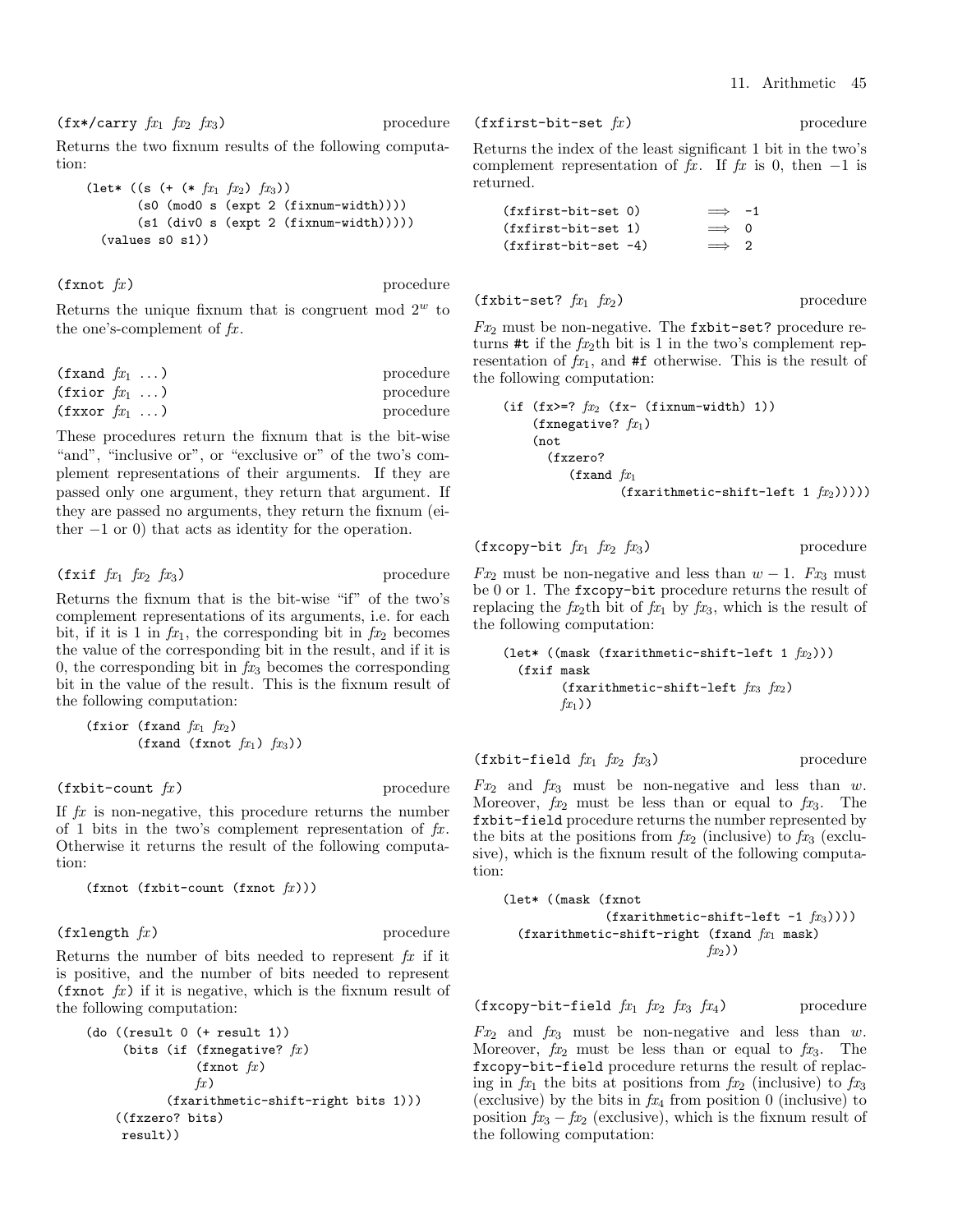(fx*/carry *fx*$_1$ *fx*$_2$ *fx*$_3$) procedure

Returns the two fixnum results of the following computation:

```
(let* ((s (+ (* fx1 fx2) fx3))
       (s0 (mod0 s (expt 2 (fixnum-width))))
       (s1 (div0 s (expt 2 (fixnum-width)))))
  (values s0 s1))
```

(fxnot *fx*) procedure

Returns the unique fixnum that is congruent mod $2^w$ to the one's-complement of *fx*.

(fxand *fx*$_1$ ...) procedure
(fxior *fx*$_1$ ...) procedure
(fxxor *fx*$_1$ ...) procedure

These procedures return the fixnum that is the bit-wise "and", "inclusive or", or "exclusive or" of the two's complement representations of their arguments. If they are passed only one argument, they return that argument. If they are passed no arguments, they return the fixnum (either −1 or 0) that acts as identity for the operation.

(fxif *fx*$_1$ *fx*$_2$ *fx*$_3$) procedure

Returns the fixnum that is the bit-wise "if" of the two's complement representations of its arguments, i.e. for each bit, if it is 1 in *fx*$_1$, the corresponding bit in *fx*$_2$ becomes the value of the corresponding bit in the result, and if it is 0, the corresponding bit in *fx*$_3$ becomes the corresponding bit in the value of the result. This is the fixnum result of the following computation:

```
(fxior (fxand fx1 fx2)
       (fxand (fxnot fx1) fx3))
```

(fxbit-count *fx*) procedure

If *fx* is non-negative, this procedure returns the number of 1 bits in the two's complement representation of *fx*. Otherwise it returns the result of the following computation:

```
(fxnot (fxbit-count (fxnot fx)))
```

(fxlength *fx*) procedure

Returns the number of bits needed to represent *fx* if it is positive, and the number of bits needed to represent (fxnot *fx*) if it is negative, which is the fixnum result of the following computation:

```
(do ((result 0 (+ result 1))
     (bits (if (fxnegative? fx)
               (fxnot fx)
               fx)
           (fxarithmetic-shift-right bits 1)))
    ((fxzero? bits)
     result))
```

(fxfirst-bit-set *fx*) procedure

Returns the index of the least significant 1 bit in the two's complement representation of *fx*. If *fx* is 0, then −1 is returned.

```
(fxfirst-bit-set 0)        ⟹  -1
(fxfirst-bit-set 1)        ⟹  0
(fxfirst-bit-set -4)       ⟹  2
```

(fxbit-set? *fx*$_1$ *fx*$_2$) procedure

*Fx*$_2$ must be non-negative. The fxbit-set? procedure returns #t if the *fx*$_2$th bit is 1 in the two's complement representation of *fx*$_1$, and #f otherwise. This is the result of the following computation:

```
(if (fx>=? fx2 (fx- (fixnum-width) 1))
    (fxnegative? fx1)
    (not
      (fxzero?
         (fxand fx1
                (fxarithmetic-shift-left 1 fx2)))))
```

(fxcopy-bit *fx*$_1$ *fx*$_2$ *fx*$_3$) procedure

*Fx*$_2$ must be non-negative and less than $w - 1$. *Fx*$_3$ must be 0 or 1. The fxcopy-bit procedure returns the result of replacing the *fx*$_2$th bit of *fx*$_1$ by *fx*$_3$, which is the result of the following computation:

```
(let* ((mask (fxarithmetic-shift-left 1 fx2)))
  (fxif mask
        (fxarithmetic-shift-left fx3 fx2)
        fx1))
```

(fxbit-field *fx*$_1$ *fx*$_2$ *fx*$_3$) procedure

*Fx*$_2$ and *fx*$_3$ must be non-negative and less than $w$. Moreover, *fx*$_2$ must be less than or equal to *fx*$_3$. The fxbit-field procedure returns the number represented by the bits at the positions from *fx*$_2$ (inclusive) to *fx*$_3$ (exclusive), which is the fixnum result of the following computation:

```
(let* ((mask (fxnot
              (fxarithmetic-shift-left -1 fx3))))
  (fxarithmetic-shift-right (fxand fx1 mask)
                            fx2))
```

(fxcopy-bit-field *fx*$_1$ *fx*$_2$ *fx*$_3$ *fx*$_4$) procedure

*Fx*$_2$ and *fx*$_3$ must be non-negative and less than $w$. Moreover, *fx*$_2$ must be less than or equal to *fx*$_3$. The fxcopy-bit-field procedure returns the result of replacing in *fx*$_1$ the bits at positions from *fx*$_2$ (inclusive) to *fx*$_3$ (exclusive) by the bits in *fx*$_4$ from position 0 (inclusive) to position $fx_3 - fx_2$ (exclusive), which is the fixnum result of the following computation: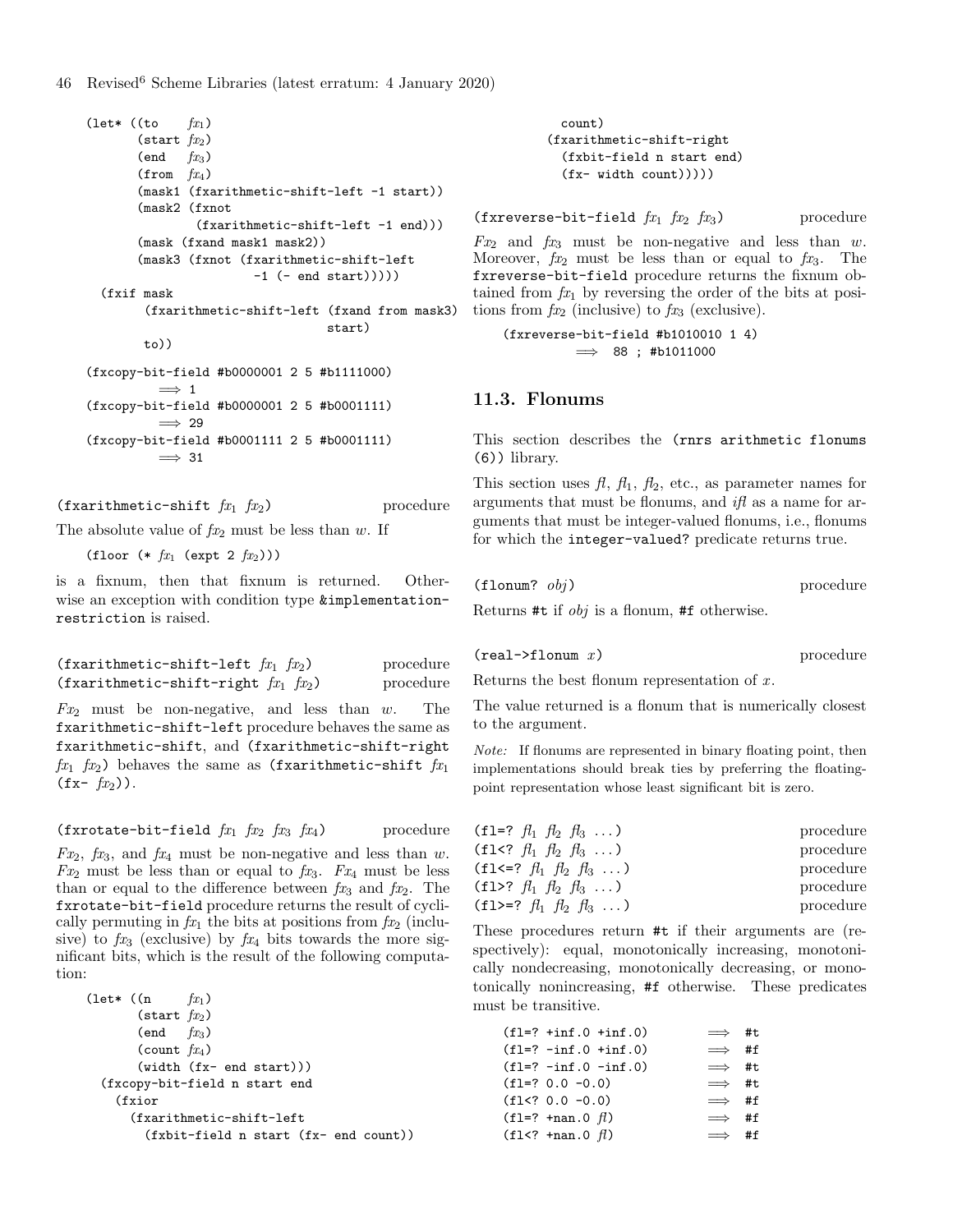```
(let* ((to    fx1)
       (start fx2)
       (end   fx3)
       (from  fx4)
       (mask1 (fxarithmetic-shift-left -1 start))
       (mask2 (fxnot
               (fxarithmetic-shift-left -1 end)))
       (mask (fxand mask1 mask2))
       (mask3 (fxnot (fxarithmetic-shift-left
                      -1 (- end start)))))
  (fxif mask
        (fxarithmetic-shift-left (fxand from mask3)
                                 start)
        to))
```

```
(fxcopy-bit-field #b0000001 2 5 #b1111000)
          ⟹ 1
(fxcopy-bit-field #b0000001 2 5 #b0001111)
          ⟹ 29
(fxcopy-bit-field #b0001111 2 5 #b0001111)
          ⟹ 31
```

`(fxarithmetic-shift` $fx_1$ $fx_2$`)` procedure

The absolute value of $fx_2$ must be less than $w$. If

```
(floor (* fx1 (expt 2 fx2)))
```

is a fixnum, then that fixnum is returned. Otherwise an exception with condition type `&implementation-restriction` is raised.

`(fxarithmetic-shift-left` $fx_1$ $fx_2$`)` procedure
`(fxarithmetic-shift-right` $fx_1$ $fx_2$`)` procedure

$Fx_2$ must be non-negative, and less than $w$. The `fxarithmetic-shift-left` procedure behaves the same as `fxarithmetic-shift`, and `(fxarithmetic-shift-right` $fx_1$ $fx_2$`)` behaves the same as `(fxarithmetic-shift` $fx_1$ `(fx-` $fx_2$`))`.

`(fxrotate-bit-field` $fx_1$ $fx_2$ $fx_3$ $fx_4$`)` procedure

$Fx_2$, $fx_3$, and $fx_4$ must be non-negative and less than $w$. $Fx_2$ must be less than or equal to $fx_3$. $Fx_4$ must be less than or equal to the difference between $fx_3$ and $fx_2$. The `fxrotate-bit-field` procedure returns the result of cyclically permuting in $fx_1$ the bits at positions from $fx_2$ (inclusive) to $fx_3$ (exclusive) by $fx_4$ bits towards the more significant bits, which is the result of the following computation:

```
(let* ((n     fx1)
       (start fx2)
       (end   fx3)
       (count fx4)
       (width (fx- end start)))
  (fxcopy-bit-field n start end
    (fxior
      (fxarithmetic-shift-left
        (fxbit-field n start (fx- end count))
        count)
      (fxarithmetic-shift-right
        (fxbit-field n start end)
        (fx- width count)))))
```

`(fxreverse-bit-field` $fx_1$ $fx_2$ $fx_3$`)` procedure

$Fx_2$ and $fx_3$ must be non-negative and less than $w$. Moreover, $fx_2$ must be less than or equal to $fx_3$. The `fxreverse-bit-field` procedure returns the fixnum obtained from $fx_1$ by reversing the order of the bits at positions from $fx_2$ (inclusive) to $fx_3$ (exclusive).

```
(fxreverse-bit-field #b1010010 1 4)
          ⟹ 88 ; #b1011000
```

## 11.3. Flonums

This section describes the `(rnrs arithmetic flonums (6))` library.

This section uses *fl*, $fl_1$, $fl_2$, etc., as parameter names for arguments that must be flonums, and *ifl* as a name for arguments that must be integer-valued flonums, i.e., flonums for which the `integer-valued?` predicate returns true.

`(flonum?` *obj*`)` procedure

Returns `#t` if *obj* is a flonum, `#f` otherwise.

`(real->flonum` *x*`)` procedure

Returns the best flonum representation of *x*.

The value returned is a flonum that is numerically closest to the argument.

*Note:* If flonums are represented in binary floating point, then implementations should break ties by preferring the floating-point representation whose least significant bit is zero.

`(fl=?` $fl_1$ $fl_2$ $fl_3$ `...)` procedure
`(fl<?` $fl_1$ $fl_2$ $fl_3$ `...)` procedure
`(fl<=?` $fl_1$ $fl_2$ $fl_3$ `...)` procedure
`(fl>?` $fl_1$ $fl_2$ $fl_3$ `...)` procedure
`(fl>=?` $fl_1$ $fl_2$ $fl_3$ `...)` procedure

These procedures return `#t` if their arguments are (respectively): equal, monotonically increasing, monotonically nondecreasing, monotonically decreasing, or monotonically nonincreasing, `#f` otherwise. These predicates must be transitive.

```
(fl=? +inf.0 +inf.0)      ⟹ #t
(fl=? -inf.0 +inf.0)      ⟹ #f
(fl=? -inf.0 -inf.0)      ⟹ #t
(fl=? 0.0 -0.0)           ⟹ #t
(fl<? 0.0 -0.0)           ⟹ #f
(fl=? +nan.0 fl)          ⟹ #f
(fl<? +nan.0 fl)          ⟹ #f
```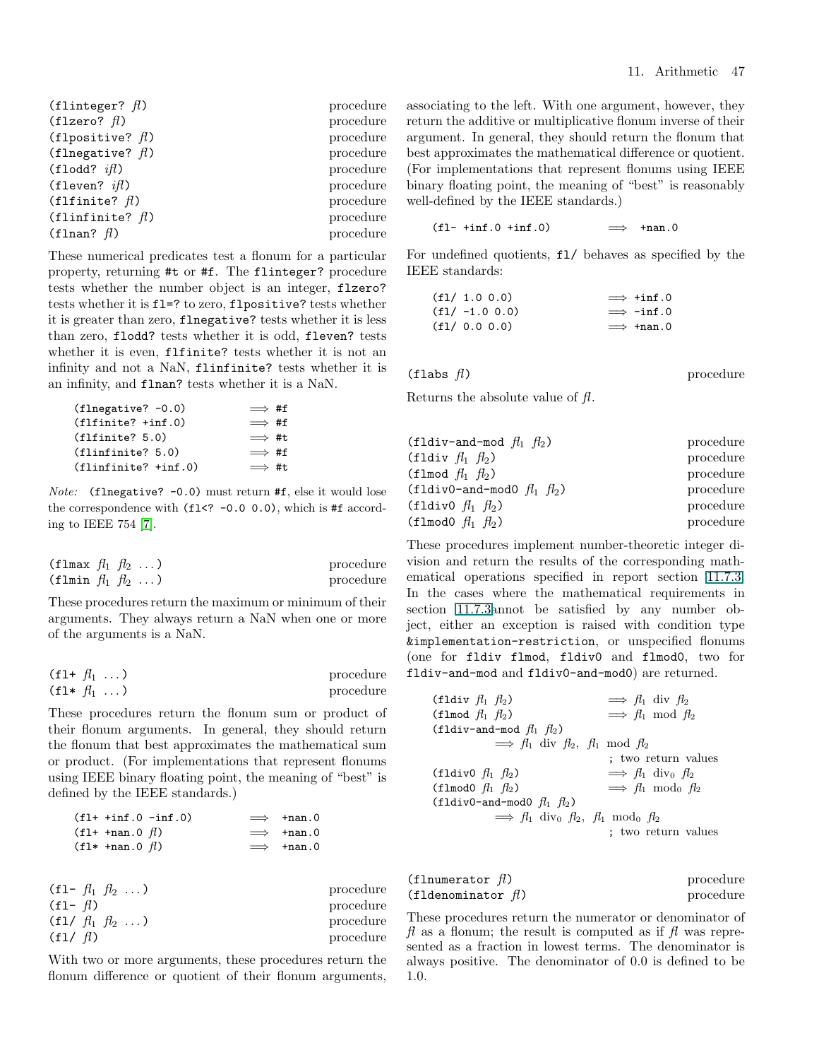(flinteger? *fl*)  procedure
(flzero? *fl*)  procedure
(flpositive? *fl*)  procedure
(flnegative? *fl*)  procedure
(flodd? *ifl*)  procedure
(fleven? *ifl*)  procedure
(flfinite? *fl*)  procedure
(flinfinite? *fl*)  procedure
(flnan? *fl*)  procedure

These numerical predicates test a flonum for a particular property, returning #t or #f. The flinteger? procedure tests whether the number object is an integer, flzero? tests whether it is fl=? to zero, flpositive? tests whether it is greater than zero, flnegative? tests whether it is less than zero, flodd? tests whether it is odd, fleven? tests whether it is even, flfinite? tests whether it is not an infinity and not a NaN, flinfinite? tests whether it is an infinity, and flnan? tests whether it is a NaN.

```
(flnegative? -0.0)        ⟹ #f
(flfinite? +inf.0)        ⟹ #f
(flfinite? 5.0)           ⟹ #t
(flinfinite? 5.0)         ⟹ #f
(flinfinite? +inf.0)      ⟹ #t
```

*Note:* (flnegative? -0.0) must return #f, else it would lose the correspondence with (fl<? -0.0 0.0), which is #f according to IEEE 754 [7].

(flmax *fl*$_1$ *fl*$_2$ ...)  procedure
(flmin *fl*$_1$ *fl*$_2$ ...)  procedure

These procedures return the maximum or minimum of their arguments. They always return a NaN when one or more of the arguments is a NaN.

(fl+ *fl*$_1$ ...)  procedure
(fl* *fl*$_1$ ...)  procedure

These procedures return the flonum sum or product of their flonum arguments. In general, they should return the flonum that best approximates the mathematical sum or product. (For implementations that represent flonums using IEEE binary floating point, the meaning of "best" is defined by the IEEE standards.)

```
(fl+ +inf.0 -inf.0)       ⟹  +nan.0
(fl+ +nan.0 fl)           ⟹  +nan.0
(fl* +nan.0 fl)           ⟹  +nan.0
```

(fl- *fl*$_1$ *fl*$_2$ ...)  procedure
(fl- *fl*)  procedure
(fl/ *fl*$_1$ *fl*$_2$ ...)  procedure
(fl/ *fl*)  procedure

With two or more arguments, these procedures return the flonum difference or quotient of their flonum arguments, associating to the left. With one argument, however, they return the additive or multiplicative flonum inverse of their argument. In general, they should return the flonum that best approximates the mathematical difference or quotient. (For implementations that represent flonums using IEEE binary floating point, the meaning of "best" is reasonably well-defined by the IEEE standards.)

```
(fl- +inf.0 +inf.0)       ⟹  +nan.0
```

For undefined quotients, fl/ behaves as specified by the IEEE standards:

```
(fl/ 1.0 0.0)             ⟹ +inf.0
(fl/ -1.0 0.0)            ⟹ -inf.0
(fl/ 0.0 0.0)             ⟹ +nan.0
```

(flabs *fl*)  procedure

Returns the absolute value of *fl*.

(fldiv-and-mod *fl*$_1$ *fl*$_2$)  procedure
(fldiv *fl*$_1$ *fl*$_2$)  procedure
(flmod *fl*$_1$ *fl*$_2$)  procedure
(fldiv0-and-mod0 *fl*$_1$ *fl*$_2$)  procedure
(fldiv0 *fl*$_1$ *fl*$_2$)  procedure
(flmod0 *fl*$_1$ *fl*$_2$)  procedure

These procedures implement number-theoretic integer division and return the results of the corresponding mathematical operations specified in report section 11.7.3. In the cases where the mathematical requirements in section 11.7.3annot be satisfied by any number object, either an exception is raised with condition type &implementation-restriction, or unspecified flonums (one for fldiv flmod, fldiv0 and flmod0, two for fldiv-and-mod and fldiv0-and-mod0) are returned.

```
(fldiv fl1 fl2)           ⟹ fl1 div fl2
(flmod fl1 fl2)           ⟹ fl1 mod fl2
(fldiv-and-mod fl1 fl2)
          ⟹ fl1 div fl2, fl1 mod fl2
                          ; two return values
(fldiv0 fl1 fl2)          ⟹ fl1 div0 fl2
(flmod0 fl1 fl2)          ⟹ fl1 mod0 fl2
(fldiv0-and-mod0 fl1 fl2)
          ⟹ fl1 div0 fl2, fl1 mod0 fl2
                          ; two return values
```

(flnumerator *fl*)  procedure
(fldenominator *fl*)  procedure

These procedures return the numerator or denominator of *fl* as a flonum; the result is computed as if *fl* was represented as a fraction in lowest terms. The denominator is always positive. The denominator of 0.0 is defined to be 1.0.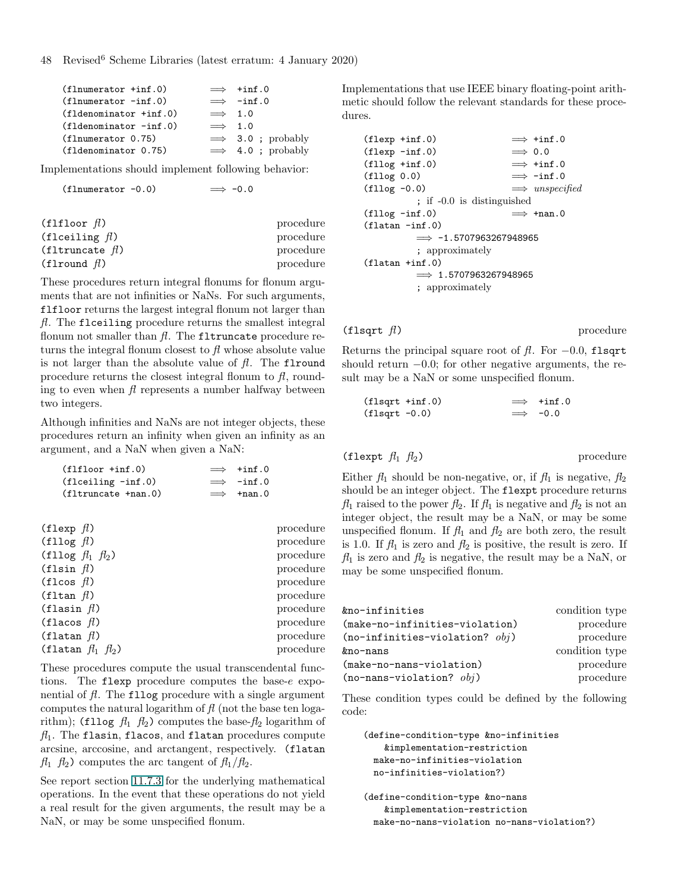```
(flnumerator +inf.0)       ⟹  +inf.0
(flnumerator -inf.0)       ⟹  -inf.0
(fldenominator +inf.0)     ⟹  1.0
(fldenominator -inf.0)     ⟹  1.0
(flnumerator 0.75)         ⟹  3.0 ; probably
(fldenominator 0.75)       ⟹  4.0 ; probably
```

Implementations should implement following behavior:

```
(flnumerator -0.0)         ⟹  -0.0
```

(flfloor *fl*) procedure
(flceiling *fl*) procedure
(fltruncate *fl*) procedure
(flround *fl*) procedure

These procedures return integral flonums for flonum arguments that are not infinities or NaNs. For such arguments, `flfloor` returns the largest integral flonum not larger than *fl*. The `flceiling` procedure returns the smallest integral flonum not smaller than *fl*. The `fltruncate` procedure returns the integral flonum closest to *fl* whose absolute value is not larger than the absolute value of *fl*. The `flround` procedure returns the closest integral flonum to *fl*, rounding to even when *fl* represents a number halfway between two integers.

Although infinities and NaNs are not integer objects, these procedures return an infinity when given an infinity as an argument, and a NaN when given a NaN:

```
(flfloor +inf.0)           ⟹  +inf.0
(flceiling -inf.0)         ⟹  -inf.0
(fltruncate +nan.0)        ⟹  +nan.0
```

(flexp *fl*) procedure
(fllog *fl*) procedure
(fllog $fl_1$ $fl_2$) procedure
(flsin *fl*) procedure
(flcos *fl*) procedure
(fltan *fl*) procedure
(flasin *fl*) procedure
(flacos *fl*) procedure
(flatan *fl*) procedure
(flatan $fl_1$ $fl_2$) procedure

These procedures compute the usual transcendental functions. The `flexp` procedure computes the base-$e$ exponential of *fl*. The `fllog` procedure with a single argument computes the natural logarithm of *fl* (not the base ten logarithm); `(fllog` $fl_1$ $fl_2$`)` computes the base-$fl_2$ logarithm of $fl_1$. The `flasin`, `flacos`, and `flatan` procedures compute arcsine, arccosine, and arctangent, respectively. `(flatan` $fl_1$ $fl_2$`)` computes the arc tangent of $fl_1/fl_2$.

See report section 11.7.3 for the underlying mathematical operations. In the event that these operations do not yield a real result for the given arguments, the result may be a NaN, or may be some unspecified flonum.

Implementations that use IEEE binary floating-point arithmetic should follow the relevant standards for these procedures.

```
(flexp +inf.0)             ⟹ +inf.0
(flexp -inf.0)             ⟹ 0.0
(fllog +inf.0)             ⟹ +inf.0
(fllog 0.0)                ⟹ -inf.0
(fllog -0.0)               ⟹ unspecified
          ; if -0.0 is distinguished
(fllog -inf.0)             ⟹ +nan.0
(flatan -inf.0)
          ⟹ -1.5707963267948965
          ; approximately
(flatan +inf.0)
          ⟹ 1.5707963267948965
          ; approximately
```

(flsqrt *fl*) procedure

Returns the principal square root of *fl*. For $-0.0$, `flsqrt` should return $-0.0$; for other negative arguments, the result may be a NaN or some unspecified flonum.

```
(flsqrt +inf.0)            ⟹  +inf.0
(flsqrt -0.0)              ⟹  -0.0
```

(flexpt $fl_1$ $fl_2$) procedure

Either $fl_1$ should be non-negative, or, if $fl_1$ is negative, $fl_2$ should be an integer object. The `flexpt` procedure returns $fl_1$ raised to the power $fl_2$. If $fl_1$ is negative and $fl_2$ is not an integer object, the result may be a NaN, or may be some unspecified flonum. If $fl_1$ and $fl_2$ are both zero, the result is 1.0. If $fl_1$ is zero and $fl_2$ is positive, the result is zero. If $fl_1$ is zero and $fl_2$ is negative, the result may be a NaN, or may be some unspecified flonum.

&no-infinities condition type
(make-no-infinities-violation) procedure
(no-infinities-violation? *obj*) procedure
&no-nans condition type
(make-no-nans-violation) procedure
(no-nans-violation? *obj*) procedure

These condition types could be defined by the following code:

```
(define-condition-type &no-infinities
    &implementation-restriction
  make-no-infinities-violation
  no-infinities-violation?)

(define-condition-type &no-nans
    &implementation-restriction
  make-no-nans-violation no-nans-violation?)
```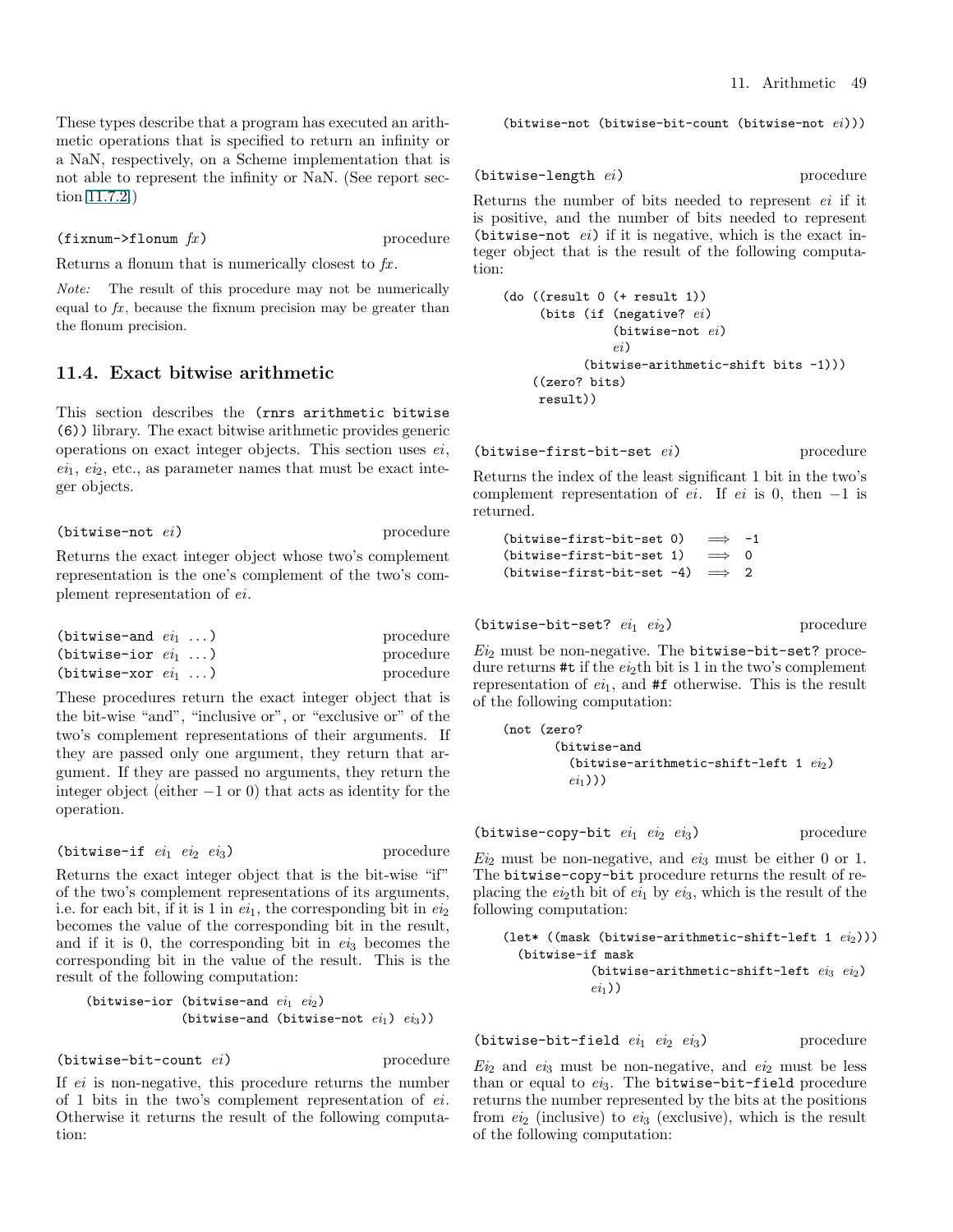These types describe that a program has executed an arithmetic operations that is specified to return an infinity or a NaN, respectively, on a Scheme implementation that is not able to represent the infinity or NaN. (See report section 11.7.2.)

`(fixnum->flonum fx)` procedure

Returns a flonum that is numerically closest to *fx*.

*Note:* The result of this procedure may not be numerically equal to *fx*, because the fixnum precision may be greater than the flonum precision.

## 11.4. Exact bitwise arithmetic

This section describes the `(rnrs arithmetic bitwise (6))` library. The exact bitwise arithmetic provides generic operations on exact integer objects. This section uses *ei*, $ei_1$, $ei_2$, etc., as parameter names that must be exact integer objects.

`(bitwise-not ei)` procedure

Returns the exact integer object whose two's complement representation is the one's complement of the two's complement representation of *ei*.

`(bitwise-and ei1 ...)` procedure
`(bitwise-ior ei1 ...)` procedure
`(bitwise-xor ei1 ...)` procedure

These procedures return the exact integer object that is the bit-wise "and", "inclusive or", or "exclusive or" of the two's complement representations of their arguments. If they are passed only one argument, they return that argument. If they are passed no arguments, they return the integer object (either $-1$ or 0) that acts as identity for the operation.

`(bitwise-if ei1 ei2 ei3)` procedure

Returns the exact integer object that is the bit-wise "if" of the two's complement representations of its arguments, i.e. for each bit, if it is 1 in $ei_1$, the corresponding bit in $ei_2$ becomes the value of the corresponding bit in the result, and if it is 0, the corresponding bit in $ei_3$ becomes the corresponding bit in the value of the result. This is the result of the following computation:

```
(bitwise-ior (bitwise-and ei1 ei2)
             (bitwise-and (bitwise-not ei1) ei3))
```

`(bitwise-bit-count ei)` procedure

If *ei* is non-negative, this procedure returns the number of 1 bits in the two's complement representation of *ei*. Otherwise it returns the result of the following computation:

```
(bitwise-not (bitwise-bit-count (bitwise-not ei)))
```

`(bitwise-length ei)` procedure

Returns the number of bits needed to represent *ei* if it is positive, and the number of bits needed to represent `(bitwise-not ei)` if it is negative, which is the exact integer object that is the result of the following computation:

```
(do ((result 0 (+ result 1))
     (bits (if (negative? ei)
               (bitwise-not ei)
               ei)
           (bitwise-arithmetic-shift bits -1)))
    ((zero? bits)
     result))
```

`(bitwise-first-bit-set ei)` procedure

Returns the index of the least significant 1 bit in the two's complement representation of *ei*. If *ei* is 0, then $-1$ is returned.

```
(bitwise-first-bit-set 0)   ⟹  -1
(bitwise-first-bit-set 1)   ⟹  0
(bitwise-first-bit-set -4)  ⟹  2
```

`(bitwise-bit-set? ei1 ei2)` procedure

$Ei_2$ must be non-negative. The `bitwise-bit-set?` procedure returns `#t` if the $ei_2$th bit is 1 in the two's complement representation of $ei_1$, and `#f` otherwise. This is the result of the following computation:

```
(not (zero?
       (bitwise-and
         (bitwise-arithmetic-shift-left 1 ei2)
         ei1)))
```

`(bitwise-copy-bit ei1 ei2 ei3)` procedure

$Ei_2$ must be non-negative, and $ei_3$ must be either 0 or 1. The `bitwise-copy-bit` procedure returns the result of replacing the $ei_2$th bit of $ei_1$ by $ei_3$, which is the result of the following computation:

```
(let* ((mask (bitwise-arithmetic-shift-left 1 ei2)))
  (bitwise-if mask
            (bitwise-arithmetic-shift-left ei3 ei2)
            ei1))
```

`(bitwise-bit-field ei1 ei2 ei3)` procedure

$Ei_2$ and $ei_3$ must be non-negative, and $ei_2$ must be less than or equal to $ei_3$. The `bitwise-bit-field` procedure returns the number represented by the bits at the positions from $ei_2$ (inclusive) to $ei_3$ (exclusive), which is the result of the following computation: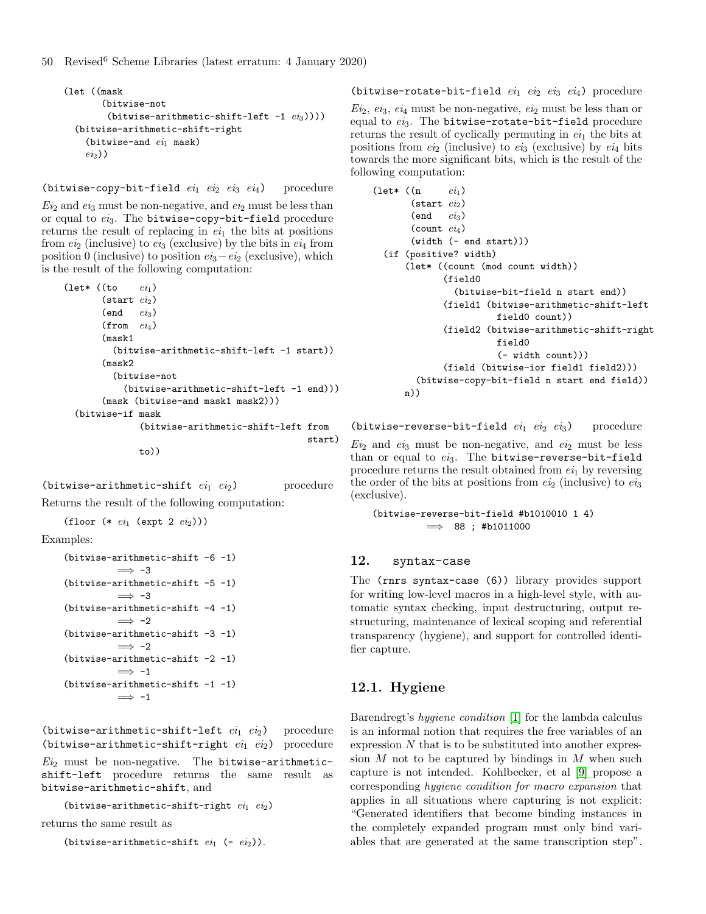```
(let ((mask
       (bitwise-not
        (bitwise-arithmetic-shift-left -1 ei3))))
  (bitwise-arithmetic-shift-right
    (bitwise-and ei1 mask)
    ei2))
```

(bitwise-copy-bit-field $ei_1$ $ei_2$ $ei_3$ $ei_4$) procedure

$Ei_2$ and $ei_3$ must be non-negative, and $ei_2$ must be less than or equal to $ei_3$. The bitwise-copy-bit-field procedure returns the result of replacing in $ei_1$ the bits at positions from $ei_2$ (inclusive) to $ei_3$ (exclusive) by the bits in $ei_4$ from position 0 (inclusive) to position $ei_3 - ei_2$ (exclusive), which is the result of the following computation:

```
(let* ((to    ei1)
       (start ei2)
       (end   ei3)
       (from  ei4)
       (mask1
         (bitwise-arithmetic-shift-left -1 start))
       (mask2
         (bitwise-not
           (bitwise-arithmetic-shift-left -1 end)))
       (mask (bitwise-and mask1 mask2)))
  (bitwise-if mask
              (bitwise-arithmetic-shift-left from
                                             start)
              to))
```

(bitwise-arithmetic-shift $ei_1$ $ei_2$) procedure

Returns the result of the following computation:

```
(floor (* ei1 (expt 2 ei2)))
```

Examples:

```
(bitwise-arithmetic-shift -6 -1)
          ⟹ -3
(bitwise-arithmetic-shift -5 -1)
          ⟹ -3
(bitwise-arithmetic-shift -4 -1)
          ⟹ -2
(bitwise-arithmetic-shift -3 -1)
          ⟹ -2
(bitwise-arithmetic-shift -2 -1)
          ⟹ -1
(bitwise-arithmetic-shift -1 -1)
          ⟹ -1
```

(bitwise-arithmetic-shift-left $ei_1$ $ei_2$) procedure
(bitwise-arithmetic-shift-right $ei_1$ $ei_2$) procedure

$Ei_2$ must be non-negative. The bitwise-arithmetic-shift-left procedure returns the same result as bitwise-arithmetic-shift, and

```
(bitwise-arithmetic-shift-right ei1 ei2)
```

returns the same result as

```
(bitwise-arithmetic-shift ei1 (- ei2)).
```

(bitwise-rotate-bit-field $ei_1$ $ei_2$ $ei_3$ $ei_4$) procedure

$Ei_2$, $ei_3$, $ei_4$ must be non-negative, $ei_2$ must be less than or equal to $ei_3$. The bitwise-rotate-bit-field procedure returns the result of cyclically permuting in $ei_1$ the bits at positions from $ei_2$ (inclusive) to $ei_3$ (exclusive) by $ei_4$ bits towards the more significant bits, which is the result of the following computation:

```
(let* ((n     ei1)
       (start ei2)
       (end   ei3)
       (count ei4)
       (width (- end start)))
  (if (positive? width)
      (let* ((count (mod count width))
             (field0
               (bitwise-bit-field n start end))
             (field1 (bitwise-arithmetic-shift-left
                       field0 count))
             (field2 (bitwise-arithmetic-shift-right
                       field0
                       (- width count)))
             (field (bitwise-ior field1 field2)))
        (bitwise-copy-bit-field n start end field))
      n))
```

(bitwise-reverse-bit-field $ei_1$ $ei_2$ $ei_3$) procedure

$Ei_2$ and $ei_3$ must be non-negative, and $ei_2$ must be less than or equal to $ei_3$. The bitwise-reverse-bit-field procedure returns the result obtained from $ei_1$ by reversing the order of the bits at positions from $ei_2$ (inclusive) to $ei_3$ (exclusive).

```
(bitwise-reverse-bit-field #b1010010 1 4)
          ⟹ 88 ; #b1011000
```

## 12. syntax-case

The (rnrs syntax-case (6)) library provides support for writing low-level macros in a high-level style, with automatic syntax checking, input destructuring, output restructuring, maintenance of lexical scoping and referential transparency (hygiene), and support for controlled identifier capture.

### 12.1. Hygiene

Barendregt's *hygiene condition* [1] for the lambda calculus is an informal notion that requires the free variables of an expression $N$ that is to be substituted into another expression $M$ not to be captured by bindings in $M$ when such capture is not intended. Kohlbecker, et al [9] propose a corresponding *hygiene condition for macro expansion* that applies in all situations where capturing is not explicit: "Generated identifiers that become binding instances in the completely expanded program must only bind variables that are generated at the same transcription step".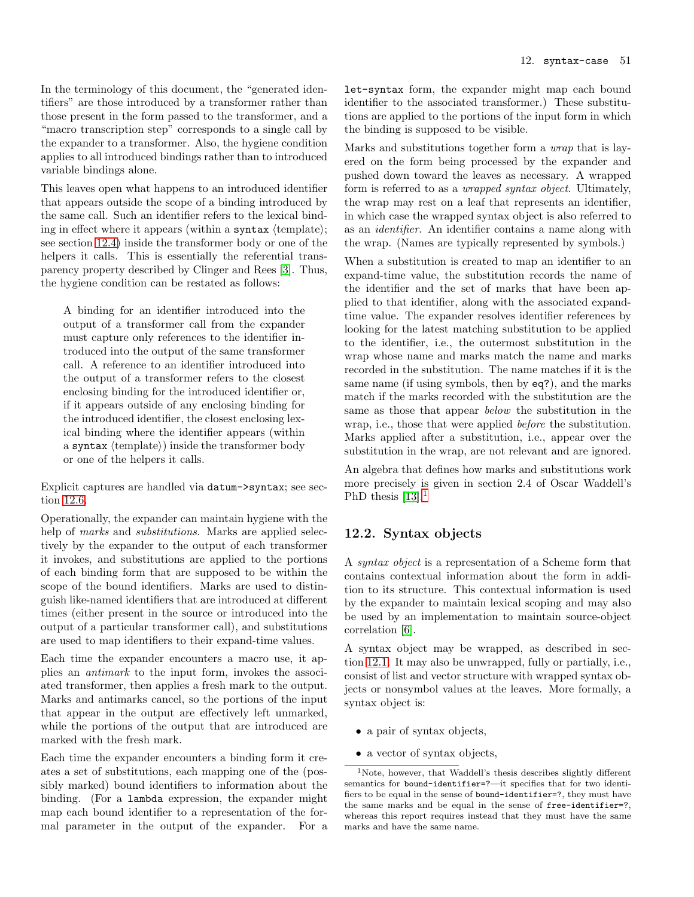In the terminology of this document, the "generated identifiers" are those introduced by a transformer rather than those present in the form passed to the transformer, and a "macro transcription step" corresponds to a single call by the expander to a transformer. Also, the hygiene condition applies to all introduced bindings rather than to introduced variable bindings alone.

This leaves open what happens to an introduced identifier that appears outside the scope of a binding introduced by the same call. Such an identifier refers to the lexical binding in effect where it appears (within a `syntax` ⟨template⟩; see section 12.4) inside the transformer body or one of the helpers it calls. This is essentially the referential transparency property described by Clinger and Rees [3]. Thus, the hygiene condition can be restated as follows:

> A binding for an identifier introduced into the output of a transformer call from the expander must capture only references to the identifier introduced into the output of the same transformer call. A reference to an identifier introduced into the output of a transformer refers to the closest enclosing binding for the introduced identifier or, if it appears outside of any enclosing binding for the introduced identifier, the closest enclosing lexical binding where the identifier appears (within a `syntax` ⟨template⟩) inside the transformer body or one of the helpers it calls.

Explicit captures are handled via `datum->syntax`; see section 12.6.

Operationally, the expander can maintain hygiene with the help of *marks* and *substitutions*. Marks are applied selectively by the expander to the output of each transformer it invokes, and substitutions are applied to the portions of each binding form that are supposed to be within the scope of the bound identifiers. Marks are used to distinguish like-named identifiers that are introduced at different times (either present in the source or introduced into the output of a particular transformer call), and substitutions are used to map identifiers to their expand-time values.

Each time the expander encounters a macro use, it applies an *antimark* to the input form, invokes the associated transformer, then applies a fresh mark to the output. Marks and antimarks cancel, so the portions of the input that appear in the output are effectively left unmarked, while the portions of the output that are introduced are marked with the fresh mark.

Each time the expander encounters a binding form it creates a set of substitutions, each mapping one of the (possibly marked) bound identifiers to information about the binding. (For a `lambda` expression, the expander might map each bound identifier to a representation of the formal parameter in the output of the expander. For a `let-syntax` form, the expander might map each bound identifier to the associated transformer.) These substitutions are applied to the portions of the input form in which the binding is supposed to be visible.

Marks and substitutions together form a *wrap* that is layered on the form being processed by the expander and pushed down toward the leaves as necessary. A wrapped form is referred to as a *wrapped syntax object*. Ultimately, the wrap may rest on a leaf that represents an identifier, in which case the wrapped syntax object is also referred to as an *identifier*. An identifier contains a name along with the wrap. (Names are typically represented by symbols.)

When a substitution is created to map an identifier to an expand-time value, the substitution records the name of the identifier and the set of marks that have been applied to that identifier, along with the associated expand-time value. The expander resolves identifier references by looking for the latest matching substitution to be applied to the identifier, i.e., the outermost substitution in the wrap whose name and marks match the name and marks recorded in the substitution. The name matches if it is the same name (if using symbols, then by `eq?`), and the marks match if the marks recorded with the substitution are the same as those that appear *below* the substitution in the wrap, i.e., those that were applied *before* the substitution. Marks applied after a substitution, i.e., appear over the substitution in the wrap, are not relevant and are ignored.

An algebra that defines how marks and substitutions work more precisely is given in section 2.4 of Oscar Waddell's PhD thesis [13].[1]

## 12.2. Syntax objects

A *syntax object* is a representation of a Scheme form that contains contextual information about the form in addition to its structure. This contextual information is used by the expander to maintain lexical scoping and may also be used by an implementation to maintain source-object correlation [6].

A syntax object may be wrapped, as described in section 12.1. It may also be unwrapped, fully or partially, i.e., consist of list and vector structure with wrapped syntax objects or nonsymbol values at the leaves. More formally, a syntax object is:

- a pair of syntax objects,
- a vector of syntax objects,

[1] Note, however, that Waddell's thesis describes slightly different semantics for `bound-identifier=?`—it specifies that for two identifiers to be equal in the sense of `bound-identifier=?`, they must have the same marks and be equal in the sense of `free-identifier=?`, whereas this report requires instead that they must have the same marks and have the same name.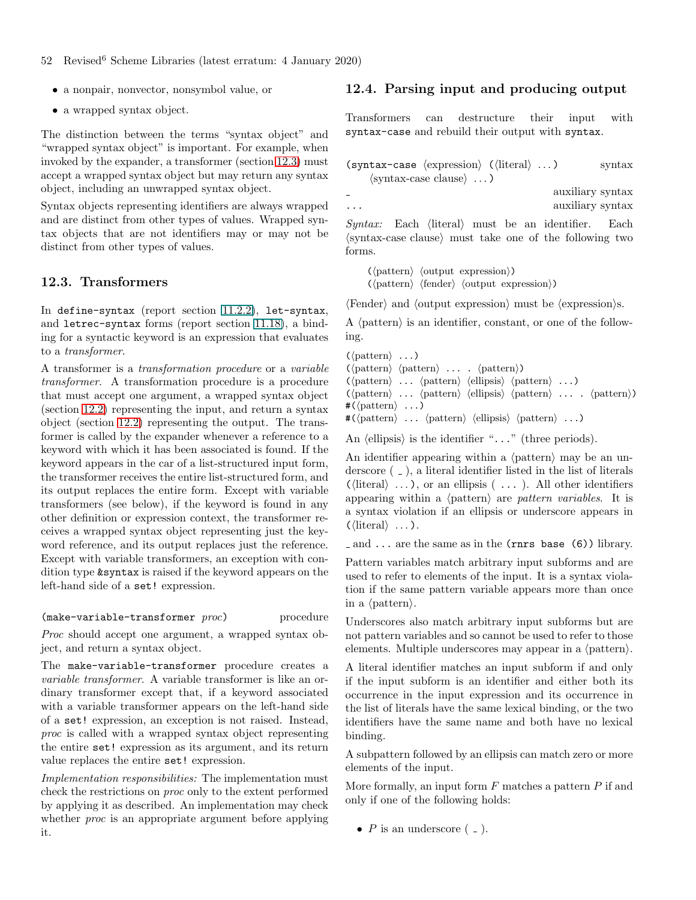- a nonpair, nonvector, nonsymbol value, or
- a wrapped syntax object.

The distinction between the terms "syntax object" and "wrapped syntax object" is important. For example, when invoked by the expander, a transformer (section 12.3) must accept a wrapped syntax object but may return any syntax object, including an unwrapped syntax object.

Syntax objects representing identifiers are always wrapped and are distinct from other types of values. Wrapped syntax objects that are not identifiers may or may not be distinct from other types of values.

## 12.3. Transformers

In `define-syntax` (report section 11.2.2), `let-syntax`, and `letrec-syntax` forms (report section 11.18), a binding for a syntactic keyword is an expression that evaluates to a *transformer*.

A transformer is a *transformation procedure* or a *variable transformer*. A transformation procedure is a procedure that must accept one argument, a wrapped syntax object (section 12.2) representing the input, and return a syntax object (section 12.2) representing the output. The transformer is called by the expander whenever a reference to a keyword with which it has been associated is found. If the keyword appears in the car of a list-structured input form, the transformer receives the entire list-structured form, and its output replaces the entire form. Except with variable transformers (see below), if the keyword is found in any other definition or expression context, the transformer receives a wrapped syntax object representing just the keyword reference, and its output replaces just the reference. Except with variable transformers, an exception with condition type `&syntax` is raised if the keyword appears on the left-hand side of a `set!` expression.

`(make-variable-transformer` *proc*`)` procedure

*Proc* should accept one argument, a wrapped syntax object, and return a syntax object.

The `make-variable-transformer` procedure creates a *variable transformer*. A variable transformer is like an ordinary transformer except that, if a keyword associated with a variable transformer appears on the left-hand side of a `set!` expression, an exception is not raised. Instead, *proc* is called with a wrapped syntax object representing the entire `set!` expression as its argument, and its return value replaces the entire `set!` expression.

*Implementation responsibilities:* The implementation must check the restrictions on *proc* only to the extent performed by applying it as described. An implementation may check whether *proc* is an appropriate argument before applying it.

## 12.4. Parsing input and producing output

Transformers can destructure their input with `syntax-case` and rebuild their output with `syntax`.

`(syntax-case` ⟨expression⟩ `(`⟨literal⟩ ...`)` syntax
  ⟨syntax-case clause⟩ ...`)`

`_` auxiliary syntax

`...` auxiliary syntax

*Syntax:* Each ⟨literal⟩ must be an identifier. Each ⟨syntax-case clause⟩ must take one of the following two forms.

```
(⟨pattern⟩ ⟨output expression⟩)
(⟨pattern⟩ ⟨fender⟩ ⟨output expression⟩)
```

⟨Fender⟩ and ⟨output expression⟩ must be ⟨expression⟩s.

A ⟨pattern⟩ is an identifier, constant, or one of the following.

```
(⟨pattern⟩ ...)
(⟨pattern⟩ ⟨pattern⟩ ... . ⟨pattern⟩)
(⟨pattern⟩ ... ⟨pattern⟩ ⟨ellipsis⟩ ⟨pattern⟩ ...)
(⟨pattern⟩ ... ⟨pattern⟩ ⟨ellipsis⟩ ⟨pattern⟩ ... . ⟨pattern⟩)
#(⟨pattern⟩ ...)
#(⟨pattern⟩ ... ⟨pattern⟩ ⟨ellipsis⟩ ⟨pattern⟩ ...)
```

An ⟨ellipsis⟩ is the identifier "`...`" (three periods).

An identifier appearing within a ⟨pattern⟩ may be an underscore ( `_` ), a literal identifier listed in the list of literals (⟨literal⟩ ...), or an ellipsis ( `...` ). All other identifiers appearing within a ⟨pattern⟩ are *pattern variables*. It is a syntax violation if an ellipsis or underscore appears in (⟨literal⟩ ...).

`_` and `...` are the same as in the `(rnrs base (6))` library.

Pattern variables match arbitrary input subforms and are used to refer to elements of the input. It is a syntax violation if the same pattern variable appears more than once in a ⟨pattern⟩.

Underscores also match arbitrary input subforms but are not pattern variables and so cannot be used to refer to those elements. Multiple underscores may appear in a ⟨pattern⟩.

A literal identifier matches an input subform if and only if the input subform is an identifier and either both its occurrence in the input expression and its occurrence in the list of literals have the same lexical binding, or the two identifiers have the same name and both have no lexical binding.

A subpattern followed by an ellipsis can match zero or more elements of the input.

More formally, an input form $F$ matches a pattern $P$ if and only if one of the following holds:

- $P$ is an underscore ( `_` ).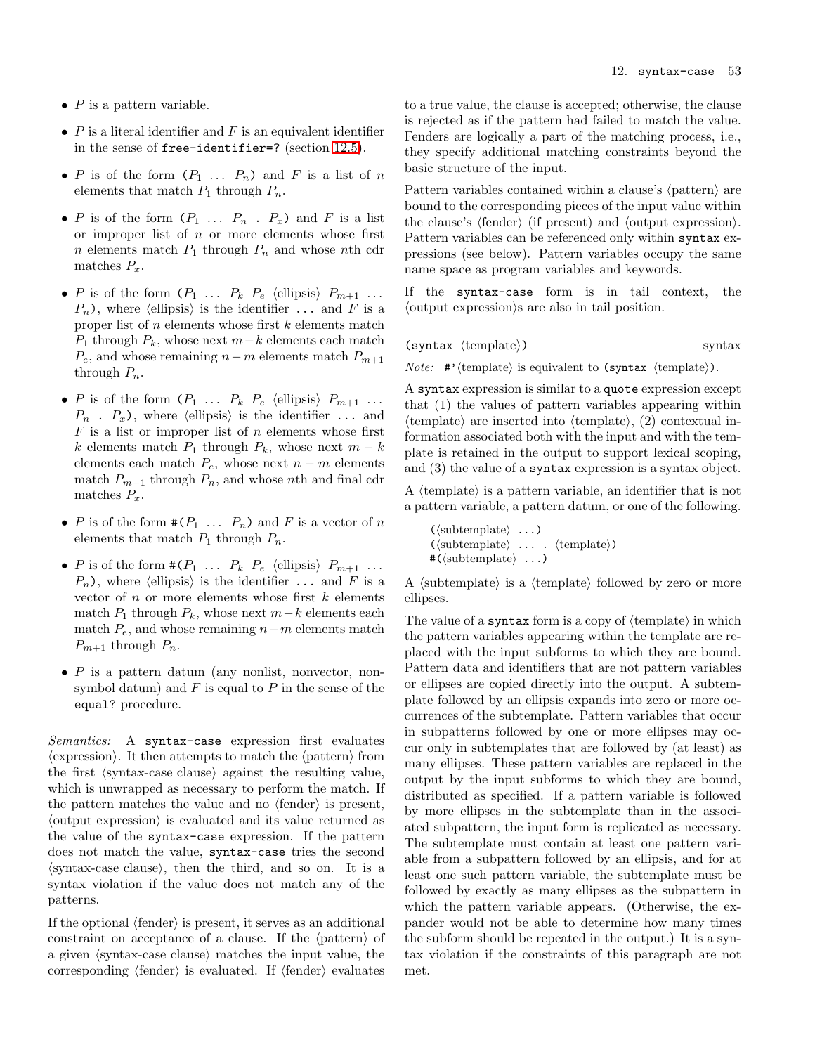- $P$ is a pattern variable.
- $P$ is a literal identifier and $F$ is an equivalent identifier in the sense of `free-identifier=?` (section 12.5).
- $P$ is of the form `(`$P_1$ `...` $P_n$`)` and $F$ is a list of $n$ elements that match $P_1$ through $P_n$.
- $P$ is of the form `(`$P_1$ `...` $P_n$ `.` $P_x$`)` and $F$ is a list or improper list of $n$ or more elements whose first $n$ elements match $P_1$ through $P_n$ and whose $n$th cdr matches $P_x$.
- $P$ is of the form `(`$P_1$ `...` $P_k$ $P_e$ ⟨ellipsis⟩ $P_{m+1}$ `...` $P_n$`)`, where ⟨ellipsis⟩ is the identifier `...` and $F$ is a proper list of $n$ elements whose first $k$ elements match $P_1$ through $P_k$, whose next $m-k$ elements each match $P_e$, and whose remaining $n-m$ elements match $P_{m+1}$ through $P_n$.
- $P$ is of the form `(`$P_1$ `...` $P_k$ $P_e$ ⟨ellipsis⟩ $P_{m+1}$ `...` $P_n$ `.` $P_x$`)`, where ⟨ellipsis⟩ is the identifier `...` and $F$ is a list or improper list of $n$ elements whose first $k$ elements match $P_1$ through $P_k$, whose next $m-k$ elements each match $P_e$, whose next $n-m$ elements match $P_{m+1}$ through $P_n$, and whose $n$th and final cdr matches $P_x$.
- $P$ is of the form `#(`$P_1$ `...` $P_n$`)` and $F$ is a vector of $n$ elements that match $P_1$ through $P_n$.
- $P$ is of the form `#(`$P_1$ `...` $P_k$ $P_e$ ⟨ellipsis⟩ $P_{m+1}$ `...` $P_n$`)`, where ⟨ellipsis⟩ is the identifier `...` and $F$ is a vector of $n$ or more elements whose first $k$ elements match $P_1$ through $P_k$, whose next $m-k$ elements each match $P_e$, and whose remaining $n-m$ elements match $P_{m+1}$ through $P_n$.
- $P$ is a pattern datum (any nonlist, nonvector, nonsymbol datum) and $F$ is equal to $P$ in the sense of the `equal?` procedure.

*Semantics:* A `syntax-case` expression first evaluates ⟨expression⟩. It then attempts to match the ⟨pattern⟩ from the first ⟨syntax-case clause⟩ against the resulting value, which is unwrapped as necessary to perform the match. If the pattern matches the value and no ⟨fender⟩ is present, ⟨output expression⟩ is evaluated and its value returned as the value of the `syntax-case` expression. If the pattern does not match the value, `syntax-case` tries the second ⟨syntax-case clause⟩, then the third, and so on. It is a syntax violation if the value does not match any of the patterns.

If the optional ⟨fender⟩ is present, it serves as an additional constraint on acceptance of a clause. If the ⟨pattern⟩ of a given ⟨syntax-case clause⟩ matches the input value, the corresponding ⟨fender⟩ is evaluated. If ⟨fender⟩ evaluates to a true value, the clause is accepted; otherwise, the clause is rejected as if the pattern had failed to match the value. Fenders are logically a part of the matching process, i.e., they specify additional matching constraints beyond the basic structure of the input.

Pattern variables contained within a clause's ⟨pattern⟩ are bound to the corresponding pieces of the input value within the clause's ⟨fender⟩ (if present) and ⟨output expression⟩. Pattern variables can be referenced only within `syntax` expressions (see below). Pattern variables occupy the same name space as program variables and keywords.

If the `syntax-case` form is in tail context, the ⟨output expression⟩s are also in tail position.

`(syntax` ⟨template⟩`)` &nbsp;&nbsp;&nbsp;&nbsp; syntax

*Note:* `#'`⟨template⟩ is equivalent to `(syntax` ⟨template⟩`)`.

A `syntax` expression is similar to a `quote` expression except that (1) the values of pattern variables appearing within ⟨template⟩ are inserted into ⟨template⟩, (2) contextual information associated both with the input and with the template is retained in the output to support lexical scoping, and (3) the value of a `syntax` expression is a syntax object.

A ⟨template⟩ is a pattern variable, an identifier that is not a pattern variable, a pattern datum, or one of the following.

```
(⟨subtemplate⟩ ...)
(⟨subtemplate⟩ ... . ⟨template⟩)
#(⟨subtemplate⟩ ...)
```

A ⟨subtemplate⟩ is a ⟨template⟩ followed by zero or more ellipses.

The value of a `syntax` form is a copy of ⟨template⟩ in which the pattern variables appearing within the template are replaced with the input subforms to which they are bound. Pattern data and identifiers that are not pattern variables or ellipses are copied directly into the output. A subtemplate followed by an ellipsis expands into zero or more occurrences of the subtemplate. Pattern variables that occur in subpatterns followed by one or more ellipses may occur only in subtemplates that are followed by (at least) as many ellipses. These pattern variables are replaced in the output by the input subforms to which they are bound, distributed as specified. If a pattern variable is followed by more ellipses in the subtemplate than in the associated subpattern, the input form is replicated as necessary. The subtemplate must contain at least one pattern variable from a subpattern followed by an ellipsis, and for at least one such pattern variable, the subtemplate must be followed by exactly as many ellipses as the subpattern in which the pattern variable appears. (Otherwise, the expander would not be able to determine how many times the subform should be repeated in the output.) It is a syntax violation if the constraints of this paragraph are not met.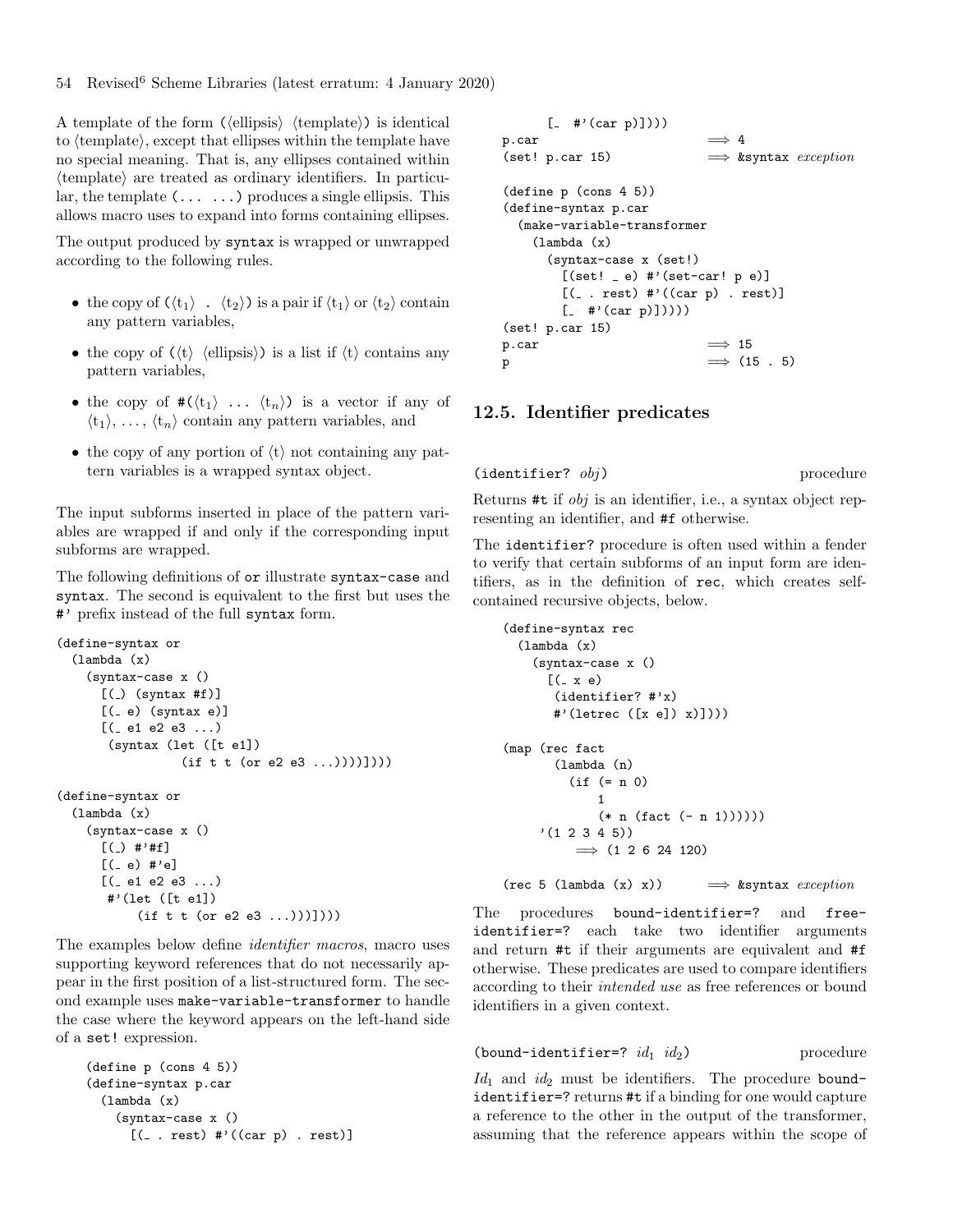A template of the form (⟨ellipsis⟩ ⟨template⟩) is identical to ⟨template⟩, except that ellipses within the template have no special meaning. That is, any ellipses contained within ⟨template⟩ are treated as ordinary identifiers. In particular, the template (... ...) produces a single ellipsis. This allows macro uses to expand into forms containing ellipses.

The output produced by `syntax` is wrapped or unwrapped according to the following rules.

- the copy of (⟨$t_1$⟩ . ⟨$t_2$⟩) is a pair if ⟨$t_1$⟩ or ⟨$t_2$⟩ contain any pattern variables,
- the copy of (⟨t⟩ ⟨ellipsis⟩) is a list if ⟨t⟩ contains any pattern variables,
- the copy of #(⟨$t_1$⟩ ... ⟨$t_n$⟩) is a vector if any of ⟨$t_1$⟩, ..., ⟨$t_n$⟩ contain any pattern variables, and
- the copy of any portion of ⟨t⟩ not containing any pattern variables is a wrapped syntax object.

The input subforms inserted in place of the pattern variables are wrapped if and only if the corresponding input subforms are wrapped.

The following definitions of `or` illustrate `syntax-case` and `syntax`. The second is equivalent to the first but uses the `#'` prefix instead of the full `syntax` form.

```
(define-syntax or
  (lambda (x)
    (syntax-case x ()
      [(_) (syntax #f)]
      [(_ e) (syntax e)]
      [(_ e1 e2 e3 ...)
       (syntax (let ([t e1])
                 (if t t (or e2 e3 ...))))])))

(define-syntax or
  (lambda (x)
    (syntax-case x ()
      [(_) #'#f]
      [(_ e) #'e]
      [(_ e1 e2 e3 ...)
       #'(let ([t e1])
           (if t t (or e2 e3 ...)))])))
```

The examples below define *identifier macros*, macro uses supporting keyword references that do not necessarily appear in the first position of a list-structured form. The second example uses `make-variable-transformer` to handle the case where the keyword appears on the left-hand side of a `set!` expression.

```
(define p (cons 4 5))
(define-syntax p.car
  (lambda (x)
    (syntax-case x ()
      [(_ . rest) #'((car p) . rest)]
      [_  #'(car p)])))
p.car                       ⟹ 4
(set! p.car 15)             ⟹ &syntax exception

(define p (cons 4 5))
(define-syntax p.car
  (make-variable-transformer
    (lambda (x)
      (syntax-case x (set!)
        [(set! _ e) #'(set-car! p e)]
        [(_ . rest) #'((car p) . rest)]
        [_  #'(car p)]))))
(set! p.car 15)
p.car                       ⟹ 15
p                           ⟹ (15 . 5)
```

## 12.5. Identifier predicates

(identifier? *obj*) procedure

Returns #t if *obj* is an identifier, i.e., a syntax object representing an identifier, and #f otherwise.

The `identifier?` procedure is often used within a fender to verify that certain subforms of an input form are identifiers, as in the definition of `rec`, which creates self-contained recursive objects, below.

```
(define-syntax rec
  (lambda (x)
    (syntax-case x ()
      [(_ x e)
       (identifier? #'x)
       #'(letrec ([x e]) x)])))

(map (rec fact
       (lambda (n)
         (if (= n 0)
             1
             (* n (fact (- n 1))))))
     '(1 2 3 4 5))
          ⟹ (1 2 6 24 120)

(rec 5 (lambda (x) x))      ⟹ &syntax exception
```

The procedures `bound-identifier=?` and `free-identifier=?` each take two identifier arguments and return #t if their arguments are equivalent and #f otherwise. These predicates are used to compare identifiers according to their *intended use* as free references or bound identifiers in a given context.

(bound-identifier=? $id_1$ $id_2$) procedure

$Id_1$ and $id_2$ must be identifiers. The procedure `bound-identifier=?` returns #t if a binding for one would capture a reference to the other in the output of the transformer, assuming that the reference appears within the scope of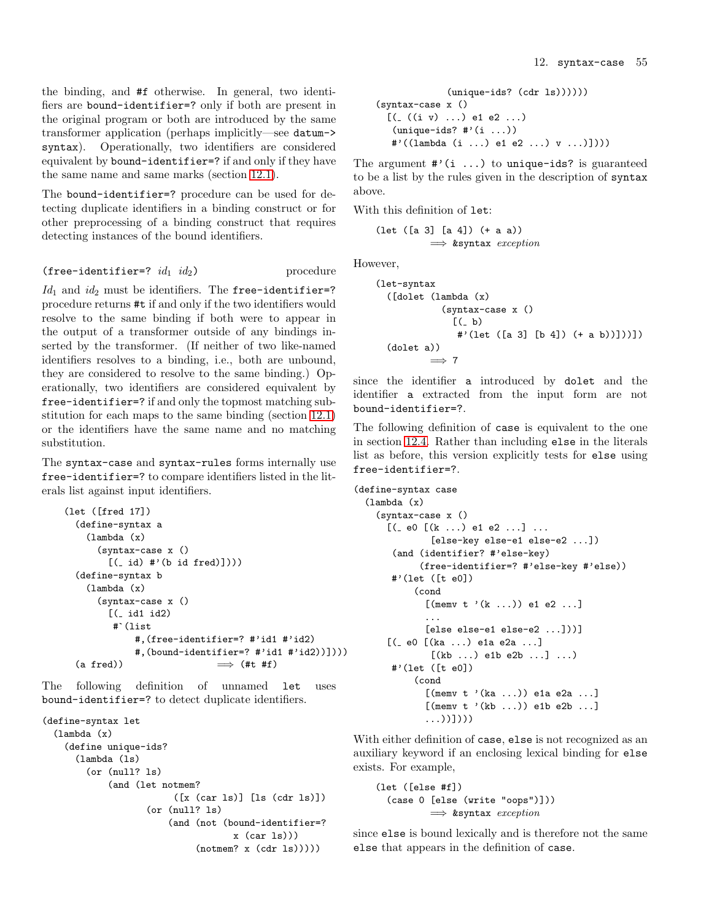the binding, and #f otherwise. In general, two identifiers are bound-identifier=? only if both are present in the original program or both are introduced by the same transformer application (perhaps implicitly—see datum->syntax). Operationally, two identifiers are considered equivalent by bound-identifier=? if and only if they have the same name and same marks (section 12.1).

The bound-identifier=? procedure can be used for detecting duplicate identifiers in a binding construct or for other preprocessing of a binding construct that requires detecting instances of the bound identifiers.

(free-identifier=? *id*1 *id*2)     procedure

*Id*1 and *id*2 must be identifiers. The free-identifier=? procedure returns #t if and only if the two identifiers would resolve to the same binding if both were to appear in the output of a transformer outside of any bindings inserted by the transformer. (If neither of two like-named identifiers resolves to a binding, i.e., both are unbound, they are considered to resolve to the same binding.) Operationally, two identifiers are considered equivalent by free-identifier=? if and only the topmost matching substitution for each maps to the same binding (section 12.1) or the identifiers have the same name and no matching substitution.

The syntax-case and syntax-rules forms internally use free-identifier=? to compare identifiers listed in the literals list against input identifiers.

```
(let ([fred 17])
  (define-syntax a
    (lambda (x)
      (syntax-case x ()
        [(_ id) #'(b id fred)])))
  (define-syntax b
    (lambda (x)
      (syntax-case x ()
        [(_ id1 id2)
         #`(list
             #,(free-identifier=? #'id1 #'id2)
             #,(bound-identifier=? #'id1 #'id2))])))
  (a fred))                    ⟹ (#t #f)
```

The following definition of unnamed let uses bound-identifier=? to detect duplicate identifiers.

```
(define-syntax let
  (lambda (x)
    (define unique-ids?
      (lambda (ls)
        (or (null? ls)
            (and (let notmem?
                       ([x (car ls)] [ls (cdr ls)])
                   (or (null? ls)
                       (and (not (bound-identifier=?
                                   x (car ls)))
                            (notmem? x (cdr ls)))))
                 (unique-ids? (cdr ls))))))
    (syntax-case x ()
      [(_ ((i v) ...) e1 e2 ...)
       (unique-ids? #'(i ...))
       #'((lambda (i ...) e1 e2 ...) v ...)])))
```

The argument #'(i ...) to unique-ids? is guaranteed to be a list by the rules given in the description of syntax above.

With this definition of let:

```
(let ([a 3] [a 4]) (+ a a))
          ⟹ &syntax exception
```

However,

```
(let-syntax
  ([dolet (lambda (x)
            (syntax-case x ()
              [(_ b)
               #'(let ([a 3] [b 4]) (+ a b))]))])
  (dolet a))
          ⟹ 7
```

since the identifier a introduced by dolet and the identifier a extracted from the input form are not bound-identifier=?.

The following definition of case is equivalent to the one in section 12.4. Rather than including else in the literals list as before, this version explicitly tests for else using free-identifier=?.

```
(define-syntax case
  (lambda (x)
    (syntax-case x ()
      [(_ e0 [(k ...) e1 e2 ...] ...
              [else-key else-e1 else-e2 ...])
       (and (identifier? #'else-key)
            (free-identifier=? #'else-key #'else))
       #'(let ([t e0])
           (cond
             [(memv t '(k ...)) e1 e2 ...]
             ...
             [else else-e1 else-e2 ...]))]
      [(_ e0 [(ka ...) e1a e2a ...]
              [(kb ...) e1b e2b ...] ...)
       #'(let ([t e0])
           (cond
             [(memv t '(ka ...)) e1a e2a ...]
             [(memv t '(kb ...)) e1b e2b ...]
             ...))])))
```

With either definition of case, else is not recognized as an auxiliary keyword if an enclosing lexical binding for else exists. For example,

```
(let ([else #f])
  (case 0 [else (write "oops")]))
          ⟹ &syntax exception
```

since else is bound lexically and is therefore not the same else that appears in the definition of case.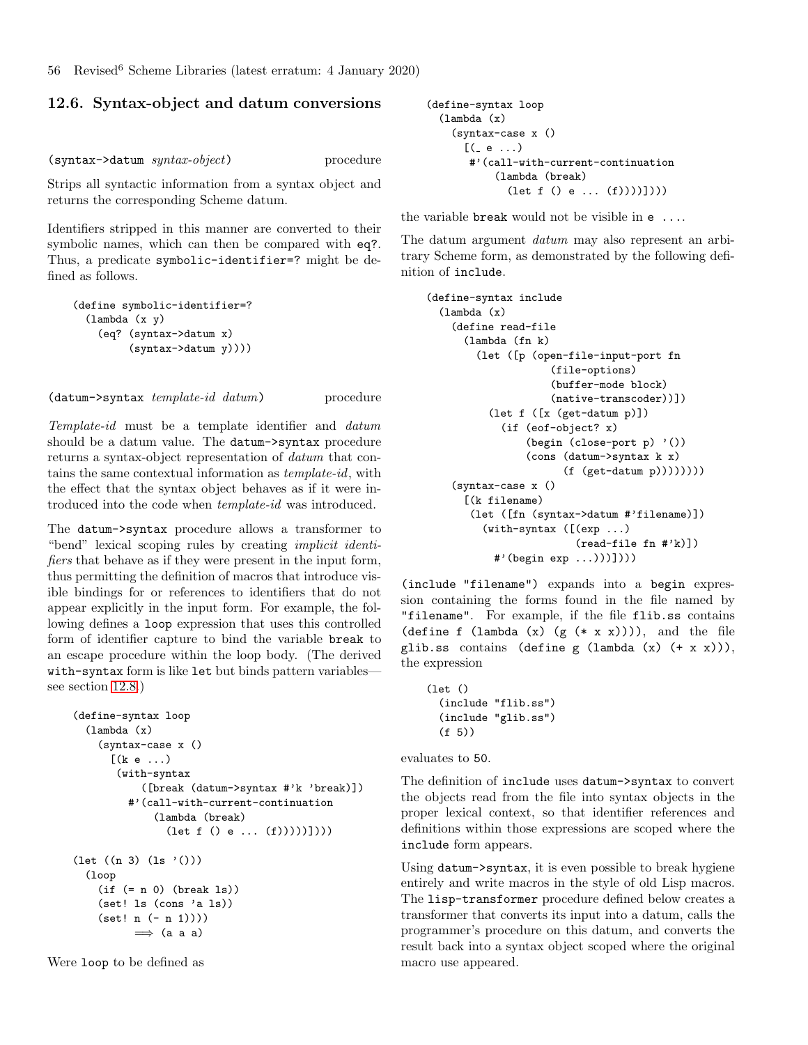## 12.6. Syntax-object and datum conversions

(syntax->datum *syntax-object*) procedure

Strips all syntactic information from a syntax object and returns the corresponding Scheme datum.

Identifiers stripped in this manner are converted to their symbolic names, which can then be compared with eq?. Thus, a predicate symbolic-identifier=? might be defined as follows.

```
(define symbolic-identifier=?
  (lambda (x y)
    (eq? (syntax->datum x)
         (syntax->datum y))))
```

(datum->syntax *template-id datum*) procedure

*Template-id* must be a template identifier and *datum* should be a datum value. The datum->syntax procedure returns a syntax-object representation of *datum* that contains the same contextual information as *template-id*, with the effect that the syntax object behaves as if it were introduced into the code when *template-id* was introduced.

The datum->syntax procedure allows a transformer to "bend" lexical scoping rules by creating *implicit identifiers* that behave as if they were present in the input form, thus permitting the definition of macros that introduce visible bindings for or references to identifiers that do not appear explicitly in the input form. For example, the following defines a loop expression that uses this controlled form of identifier capture to bind the variable break to an escape procedure within the loop body. (The derived with-syntax form is like let but binds pattern variables—see section 12.8.)

```
(define-syntax loop
  (lambda (x)
    (syntax-case x ()
      [(k e ...)
       (with-syntax
           ([break (datum->syntax #'k 'break)])
         #'(call-with-current-continuation
             (lambda (break)
               (let f () e ... (f)))))])))

(let ((n 3) (ls '()))
  (loop
    (if (= n 0) (break ls))
    (set! ls (cons 'a ls))
    (set! n (- n 1))))
          ⟹ (a a a)
```

Were loop to be defined as

```
(define-syntax loop
  (lambda (x)
    (syntax-case x ()
      [(_ e ...)
       #'(call-with-current-continuation
           (lambda (break)
             (let f () e ... (f))))])))
```

the variable break would not be visible in e ....

The datum argument *datum* may also represent an arbitrary Scheme form, as demonstrated by the following definition of include.

```
(define-syntax include
  (lambda (x)
    (define read-file
      (lambda (fn k)
        (let ([p (open-file-input-port fn
                   (file-options)
                   (buffer-mode block)
                   (native-transcoder))])
          (let f ([x (get-datum p)])
            (if (eof-object? x)
                (begin (close-port p) '())
                (cons (datum->syntax k x)
                      (f (get-datum p))))))))
    (syntax-case x ()
      [(k filename)
       (let ([fn (syntax->datum #'filename)])
         (with-syntax ([(exp ...)
                        (read-file fn #'k)])
           #'(begin exp ...)))])))
```

(include "filename") expands into a begin expression containing the forms found in the file named by "filename". For example, if the file flib.ss contains (define f (lambda (x) (g (* x x)))), and the file glib.ss contains (define g (lambda (x) (+ x x))), the expression

```
(let ()
  (include "flib.ss")
  (include "glib.ss")
  (f 5))
```

evaluates to 50.

The definition of include uses datum->syntax to convert the objects read from the file into syntax objects in the proper lexical context, so that identifier references and definitions within those expressions are scoped where the include form appears.

Using datum->syntax, it is even possible to break hygiene entirely and write macros in the style of old Lisp macros. The lisp-transformer procedure defined below creates a transformer that converts its input into a datum, calls the programmer's procedure on this datum, and converts the result back into a syntax object scoped where the original macro use appeared.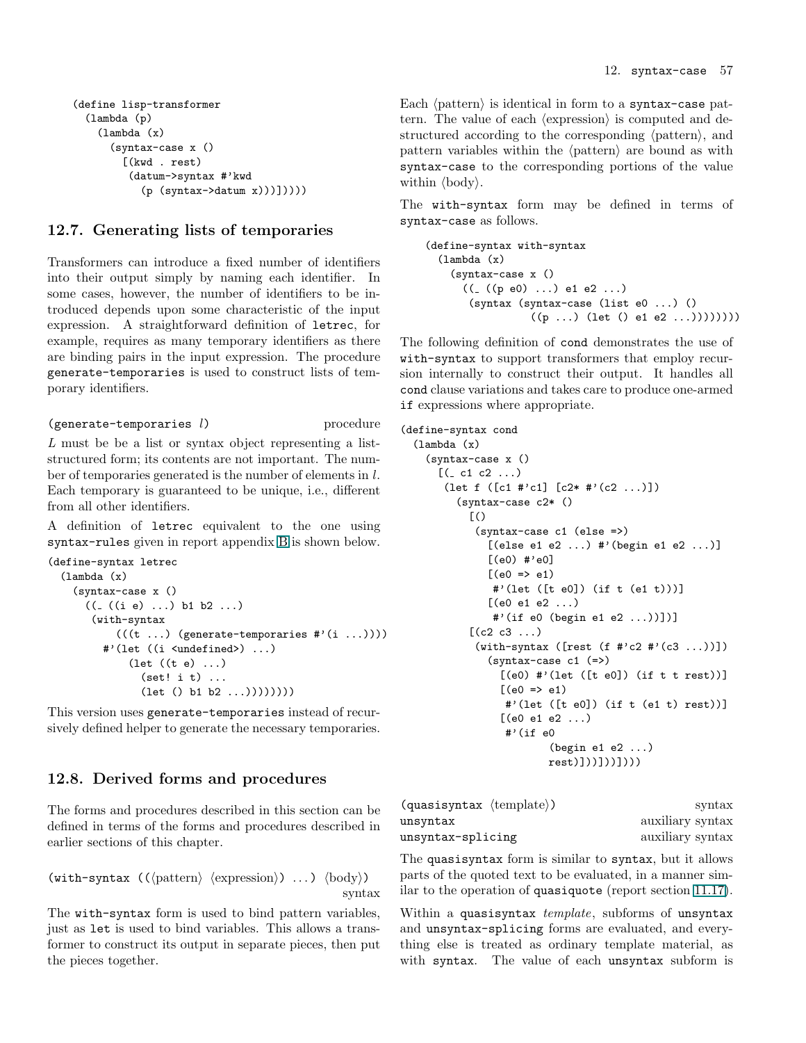```
(define lisp-transformer
  (lambda (p)
    (lambda (x)
      (syntax-case x ()
        [(kwd . rest)
         (datum->syntax #'kwd
           (p (syntax->datum x)))]))))
```

## 12.7. Generating lists of temporaries

Transformers can introduce a fixed number of identifiers into their output simply by naming each identifier. In some cases, however, the number of identifiers to be introduced depends upon some characteristic of the input expression. A straightforward definition of `letrec`, for example, requires as many temporary identifiers as there are binding pairs in the input expression. The procedure `generate-temporaries` is used to construct lists of temporary identifiers.

`(generate-temporaries l)` procedure

*L* must be be a list or syntax object representing a list-structured form; its contents are not important. The number of temporaries generated is the number of elements in *l*. Each temporary is guaranteed to be unique, i.e., different from all other identifiers.

A definition of `letrec` equivalent to the one using `syntax-rules` given in report appendix B is shown below.

```
(define-syntax letrec
  (lambda (x)
    (syntax-case x ()
      ((_ ((i e) ...) b1 b2 ...)
       (with-syntax
           (((t ...) (generate-temporaries #'(i ...))))
         #'(let ((i <undefined>) ...)
             (let ((t e) ...)
               (set! i t) ...
               (let () b1 b2 ...)))))))))
```

This version uses `generate-temporaries` instead of recursively defined helper to generate the necessary temporaries.

## 12.8. Derived forms and procedures

The forms and procedures described in this section can be defined in terms of the forms and procedures described in earlier sections of this chapter.

`(with-syntax ((⟨pattern⟩ ⟨expression⟩) ...) ⟨body⟩)` syntax

The `with-syntax` form is used to bind pattern variables, just as `let` is used to bind variables. This allows a transformer to construct its output in separate pieces, then put the pieces together.

Each ⟨pattern⟩ is identical in form to a `syntax-case` pattern. The value of each ⟨expression⟩ is computed and destructured according to the corresponding ⟨pattern⟩, and pattern variables within the ⟨pattern⟩ are bound as with `syntax-case` to the corresponding portions of the value within ⟨body⟩.

The `with-syntax` form may be defined in terms of `syntax-case` as follows.

```
(define-syntax with-syntax
  (lambda (x)
    (syntax-case x ()
      ((_ ((p e0) ...) e1 e2 ...)
       (syntax (syntax-case (list e0 ...) ()
                 ((p ...) (let () e1 e2 ...))))))))
```

The following definition of `cond` demonstrates the use of `with-syntax` to support transformers that employ recursion internally to construct their output. It handles all `cond` clause variations and takes care to produce one-armed `if` expressions where appropriate.

```
(define-syntax cond
  (lambda (x)
    (syntax-case x ()
      [(_ c1 c2 ...)
       (let f ([c1 #'c1] [c2* #'(c2 ...)])
         (syntax-case c2* ()
           [()
            (syntax-case c1 (else =>)
              [(else e1 e2 ...) #'(begin e1 e2 ...)]
              [(e0) #'e0]
              [(e0 => e1)
               #'(let ([t e0]) (if t (e1 t)))]
              [(e0 e1 e2 ...)
               #'(if e0 (begin e1 e2 ...))])]
           [(c2 c3 ...)
            (with-syntax ([rest (f #'c2 #'(c3 ...))])
              (syntax-case c1 (=>)
                [(e0) #'(let ([t e0]) (if t t rest))]
                [(e0 => e1)
                 #'(let ([t e0]) (if t (e1 t) rest))]
                [(e0 e1 e2 ...)
                 #'(if e0
                       (begin e1 e2 ...)
                       rest)]))]))])))
```

`(quasisyntax ⟨template⟩)` syntax
`unsyntax` auxiliary syntax
`unsyntax-splicing` auxiliary syntax

The `quasisyntax` form is similar to `syntax`, but it allows parts of the quoted text to be evaluated, in a manner similar to the operation of `quasiquote` (report section 11.17).

Within a `quasisyntax` *template*, subforms of `unsyntax` and `unsyntax-splicing` forms are evaluated, and everything else is treated as ordinary template material, as with `syntax`. The value of each `unsyntax` subform is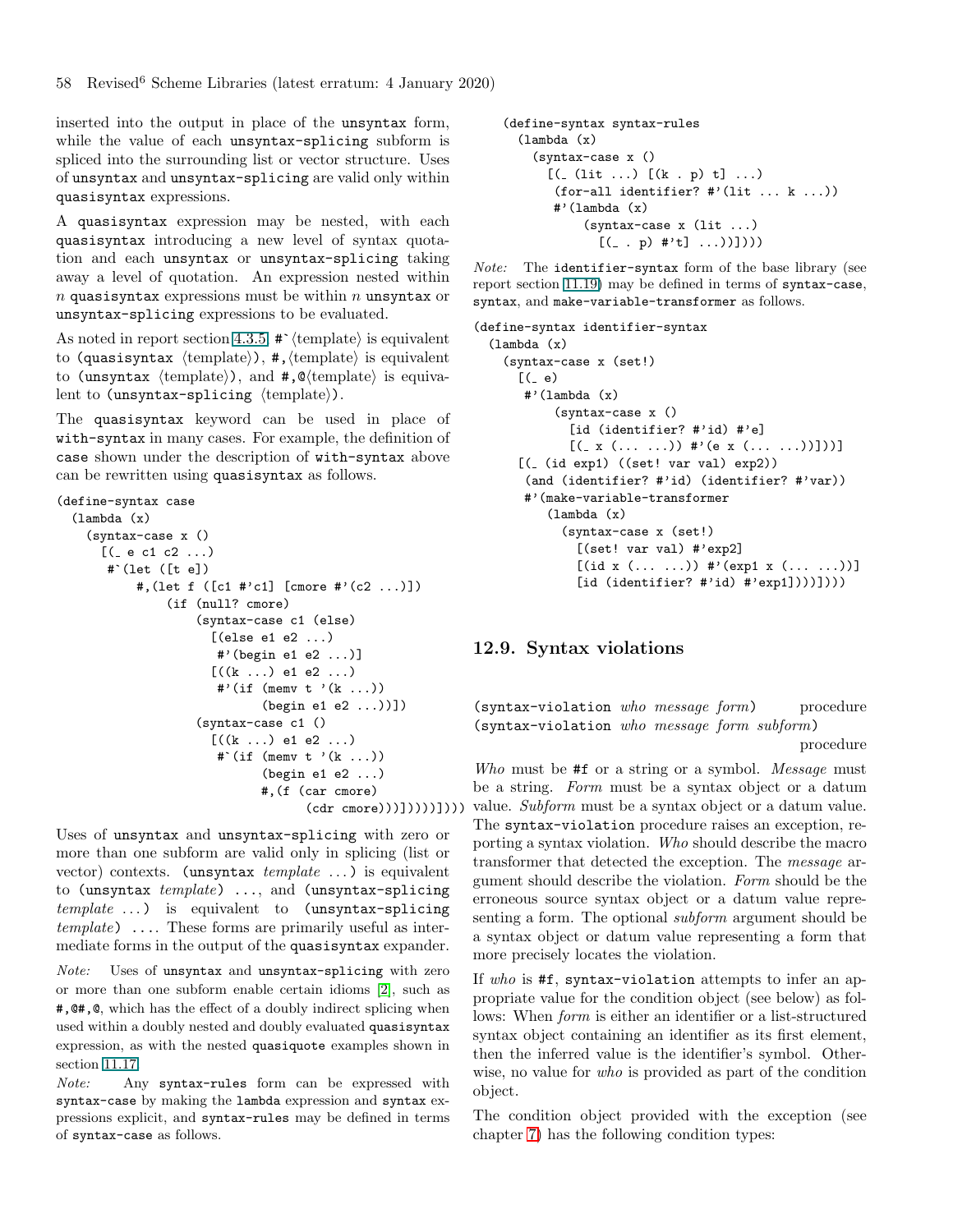inserted into the output in place of the unsyntax form, while the value of each unsyntax-splicing subform is spliced into the surrounding list or vector structure. Uses of unsyntax and unsyntax-splicing are valid only within quasisyntax expressions.

A quasisyntax expression may be nested, with each quasisyntax introducing a new level of syntax quotation and each unsyntax or unsyntax-splicing taking away a level of quotation. An expression nested within $n$ quasisyntax expressions must be within $n$ unsyntax or unsyntax-splicing expressions to be evaluated.

As noted in report section 4.3.5, #`⟨template⟩ is equivalent to (quasisyntax ⟨template⟩), #,⟨template⟩ is equivalent to (unsyntax ⟨template⟩), and #,@⟨template⟩ is equivalent to (unsyntax-splicing ⟨template⟩).

The quasisyntax keyword can be used in place of with-syntax in many cases. For example, the definition of case shown under the description of with-syntax above can be rewritten using quasisyntax as follows.

```
(define-syntax case
  (lambda (x)
    (syntax-case x ()
      [(_ e c1 c2 ...)
       #`(let ([t e])
           #,(let f ([c1 #'c1] [cmore #'(c2 ...)])
               (if (null? cmore)
                   (syntax-case c1 (else)
                     [(else e1 e2 ...)
                      #'(begin e1 e2 ...)]
                     [((k ...) e1 e2 ...)
                      #'(if (memv t '(k ...))
                            (begin e1 e2 ...))])
                   (syntax-case c1 ()
                     [((k ...) e1 e2 ...)
                      #`(if (memv t '(k ...))
                            (begin e1 e2 ...)
                            #,(f (car cmore)
                                  (cdr cmore)))]))))])))
```

Uses of unsyntax and unsyntax-splicing with zero or more than one subform are valid only in splicing (list or vector) contexts. (unsyntax *template* ...) is equivalent to (unsyntax *template*) ..., and (unsyntax-splicing *template* ...) is equivalent to (unsyntax-splicing *template*) .... These forms are primarily useful as intermediate forms in the output of the quasisyntax expander.

*Note:* Uses of unsyntax and unsyntax-splicing with zero or more than one subform enable certain idioms [2], such as #,@#,@, which has the effect of a doubly indirect splicing when used within a doubly nested and doubly evaluated quasisyntax expression, as with the nested quasiquote examples shown in section 11.17.

*Note:* Any syntax-rules form can be expressed with syntax-case by making the lambda expression and syntax expressions explicit, and syntax-rules may be defined in terms of syntax-case as follows.

```
(define-syntax syntax-rules
  (lambda (x)
    (syntax-case x ()
      [(_ (lit ...) [(k . p) t] ...)
       (for-all identifier? #'(lit ... k ...))
       #'(lambda (x)
           (syntax-case x (lit ...)
             [(_ . p) #'t] ...))])))
```

*Note:* The identifier-syntax form of the base library (see report section 11.19) may be defined in terms of syntax-case, syntax, and make-variable-transformer as follows.

```
(define-syntax identifier-syntax
  (lambda (x)
    (syntax-case x (set!)
      [(_ e)
       #'(lambda (x)
           (syntax-case x ()
             [id (identifier? #'id) #'e]
             [(_ x (... ...)) #'(e x (... ...))]))]
      [(_ (id exp1) ((set! var val) exp2))
       (and (identifier? #'id) (identifier? #'var))
       #'(make-variable-transformer
           (lambda (x)
             (syntax-case x (set!)
               [(set! var val) #'exp2]
               [(id x (... ...)) #'(exp1 x (... ...))]
               [id (identifier? #'id) #'exp1])))])))
```

## 12.9. Syntax violations

(syntax-violation *who message form*) procedure
(syntax-violation *who message form subform*) procedure

*Who* must be #f or a string or a symbol. *Message* must be a string. *Form* must be a syntax object or a datum value. *Subform* must be a syntax object or a datum value. The syntax-violation procedure raises an exception, reporting a syntax violation. *Who* should describe the macro transformer that detected the exception. The *message* argument should describe the violation. *Form* should be the erroneous source syntax object or a datum value representing a form. The optional *subform* argument should be a syntax object or datum value representing a form that more precisely locates the violation.

If *who* is #f, syntax-violation attempts to infer an appropriate value for the condition object (see below) as follows: When *form* is either an identifier or a list-structured syntax object containing an identifier as its first element, then the inferred value is the identifier's symbol. Otherwise, no value for *who* is provided as part of the condition object.

The condition object provided with the exception (see chapter 7) has the following condition types: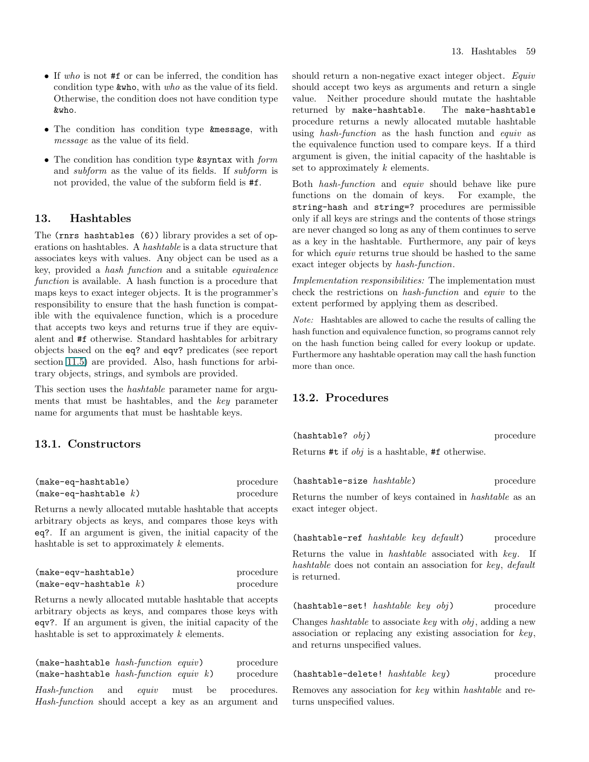- If *who* is not `#f` or can be inferred, the condition has condition type `&who`, with *who* as the value of its field. Otherwise, the condition does not have condition type `&who`.
- The condition has condition type `&message`, with *message* as the value of its field.
- The condition has condition type `&syntax` with *form* and *subform* as the value of its fields. If *subform* is not provided, the value of the subform field is `#f`.

## 13. Hashtables

The `(rnrs hashtables (6))` library provides a set of operations on hashtables. A *hashtable* is a data structure that associates keys with values. Any object can be used as a key, provided a *hash function* and a suitable *equivalence function* is available. A hash function is a procedure that maps keys to exact integer objects. It is the programmer's responsibility to ensure that the hash function is compatible with the equivalence function, which is a procedure that accepts two keys and returns true if they are equivalent and `#f` otherwise. Standard hashtables for arbitrary objects based on the `eq?` and `eqv?` predicates (see report section 11.5) are provided. Also, hash functions for arbitrary objects, strings, and symbols are provided.

This section uses the *hashtable* parameter name for arguments that must be hashtables, and the *key* parameter name for arguments that must be hashtable keys.

### 13.1. Constructors

`(make-eq-hashtable)` procedure
`(make-eq-hashtable k)` procedure

Returns a newly allocated mutable hashtable that accepts arbitrary objects as keys, and compares those keys with `eq?`. If an argument is given, the initial capacity of the hashtable is set to approximately *k* elements.

`(make-eqv-hashtable)` procedure
`(make-eqv-hashtable k)` procedure

Returns a newly allocated mutable hashtable that accepts arbitrary objects as keys, and compares those keys with `eqv?`. If an argument is given, the initial capacity of the hashtable is set to approximately *k* elements.

`(make-hashtable hash-function equiv)` procedure
`(make-hashtable hash-function equiv k)` procedure

*Hash-function* and *equiv* must be procedures. *Hash-function* should accept a key as an argument and should return a non-negative exact integer object. *Equiv* should accept two keys as arguments and return a single value. Neither procedure should mutate the hashtable returned by `make-hashtable`. The `make-hashtable` procedure returns a newly allocated mutable hashtable using *hash-function* as the hash function and *equiv* as the equivalence function used to compare keys. If a third argument is given, the initial capacity of the hashtable is set to approximately *k* elements.

Both *hash-function* and *equiv* should behave like pure functions on the domain of keys. For example, the `string-hash` and `string=?` procedures are permissible only if all keys are strings and the contents of those strings are never changed so long as any of them continues to serve as a key in the hashtable. Furthermore, any pair of keys for which *equiv* returns true should be hashed to the same exact integer objects by *hash-function*.

*Implementation responsibilities:* The implementation must check the restrictions on *hash-function* and *equiv* to the extent performed by applying them as described.

*Note:* Hashtables are allowed to cache the results of calling the hash function and equivalence function, so programs cannot rely on the hash function being called for every lookup or update. Furthermore any hashtable operation may call the hash function more than once.

### 13.2. Procedures

`(hashtable? obj)` procedure

Returns `#t` if *obj* is a hashtable, `#f` otherwise.

`(hashtable-size hashtable)` procedure

Returns the number of keys contained in *hashtable* as an exact integer object.

`(hashtable-ref hashtable key default)` procedure

Returns the value in *hashtable* associated with *key*. If *hashtable* does not contain an association for *key*, *default* is returned.

`(hashtable-set! hashtable key obj)` procedure

Changes *hashtable* to associate *key* with *obj*, adding a new association or replacing any existing association for *key*, and returns unspecified values.

`(hashtable-delete! hashtable key)` procedure

Removes any association for *key* within *hashtable* and returns unspecified values.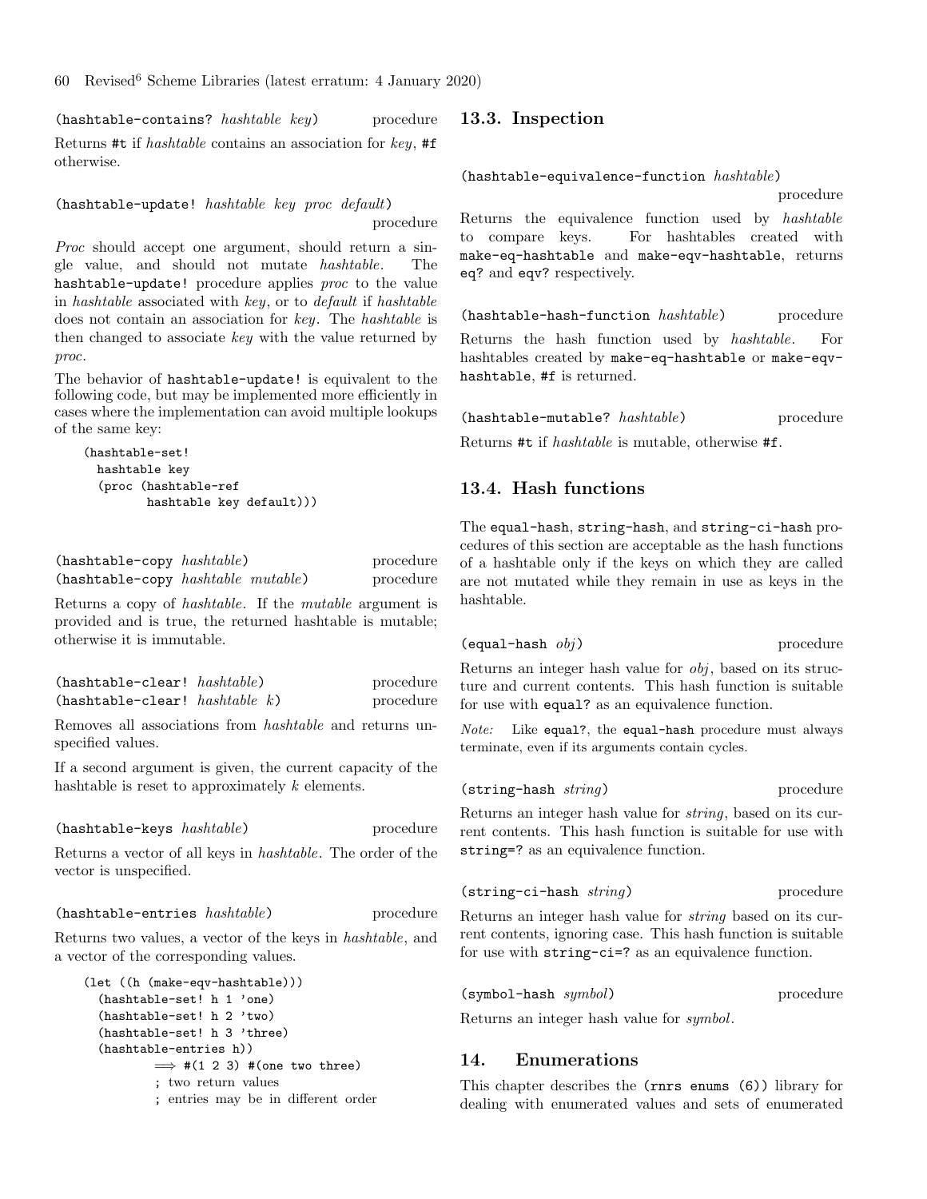`(hashtable-contains? hashtable key)` procedure

Returns `#t` if *hashtable* contains an association for *key*, `#f` otherwise.

`(hashtable-update! hashtable key proc default)` procedure

*Proc* should accept one argument, should return a single value, and should not mutate *hashtable*. The `hashtable-update!` procedure applies *proc* to the value in *hashtable* associated with *key*, or to *default* if *hashtable* does not contain an association for *key*. The *hashtable* is then changed to associate *key* with the value returned by *proc*.

The behavior of `hashtable-update!` is equivalent to the following code, but may be implemented more efficiently in cases where the implementation can avoid multiple lookups of the same key:

```
(hashtable-set!
  hashtable key
  (proc (hashtable-ref
         hashtable key default)))
```

`(hashtable-copy hashtable)` procedure
`(hashtable-copy hashtable mutable)` procedure

Returns a copy of *hashtable*. If the *mutable* argument is provided and is true, the returned hashtable is mutable; otherwise it is immutable.

`(hashtable-clear! hashtable)` procedure
`(hashtable-clear! hashtable k)` procedure

Removes all associations from *hashtable* and returns unspecified values.

If a second argument is given, the current capacity of the hashtable is reset to approximately *k* elements.

`(hashtable-keys hashtable)` procedure

Returns a vector of all keys in *hashtable*. The order of the vector is unspecified.

`(hashtable-entries hashtable)` procedure

Returns two values, a vector of the keys in *hashtable*, and a vector of the corresponding values.

```
(let ((h (make-eqv-hashtable)))
  (hashtable-set! h 1 'one)
  (hashtable-set! h 2 'two)
  (hashtable-set! h 3 'three)
  (hashtable-entries h))
        ⟹ #(1 2 3) #(one two three)
        ; two return values
        ; entries may be in different order
```

## 13.3. Inspection

`(hashtable-equivalence-function hashtable)` procedure

Returns the equivalence function used by *hashtable* to compare keys. For hashtables created with `make-eq-hashtable` and `make-eqv-hashtable`, returns `eq?` and `eqv?` respectively.

`(hashtable-hash-function hashtable)` procedure

Returns the hash function used by *hashtable*. For hashtables created by `make-eq-hashtable` or `make-eqv-hashtable`, `#f` is returned.

`(hashtable-mutable? hashtable)` procedure

Returns `#t` if *hashtable* is mutable, otherwise `#f`.

## 13.4. Hash functions

The `equal-hash`, `string-hash`, and `string-ci-hash` procedures of this section are acceptable as the hash functions of a hashtable only if the keys on which they are called are not mutated while they remain in use as keys in the hashtable.

`(equal-hash obj)` procedure

Returns an integer hash value for *obj*, based on its structure and current contents. This hash function is suitable for use with `equal?` as an equivalence function.

*Note:* Like `equal?`, the `equal-hash` procedure must always terminate, even if its arguments contain cycles.

`(string-hash string)` procedure

Returns an integer hash value for *string*, based on its current contents. This hash function is suitable for use with `string=?` as an equivalence function.

`(string-ci-hash string)` procedure

Returns an integer hash value for *string* based on its current contents, ignoring case. This hash function is suitable for use with `string-ci=?` as an equivalence function.

`(symbol-hash symbol)` procedure

Returns an integer hash value for *symbol*.

# 14. Enumerations

This chapter describes the `(rnrs enums (6))` library for dealing with enumerated values and sets of enumerated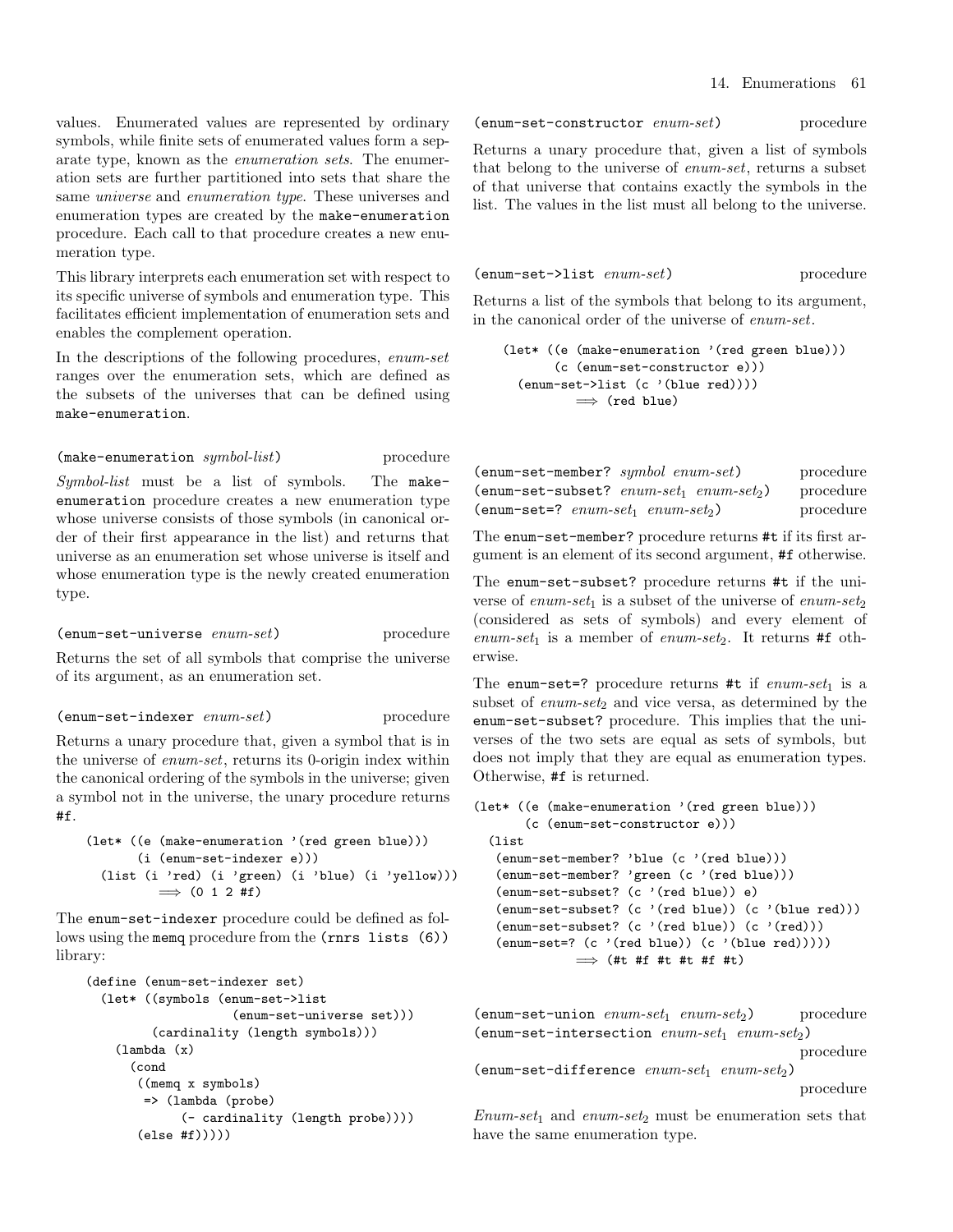values. Enumerated values are represented by ordinary symbols, while finite sets of enumerated values form a separate type, known as the *enumeration sets*. The enumeration sets are further partitioned into sets that share the same *universe* and *enumeration type*. These universes and enumeration types are created by the `make-enumeration` procedure. Each call to that procedure creates a new enumeration type.

This library interprets each enumeration set with respect to its specific universe of symbols and enumeration type. This facilitates efficient implementation of enumeration sets and enables the complement operation.

In the descriptions of the following procedures, *enum-set* ranges over the enumeration sets, which are defined as the subsets of the universes that can be defined using `make-enumeration`.

`(make-enumeration` *symbol-list*`)` procedure

*Symbol-list* must be a list of symbols. The `make-enumeration` procedure creates a new enumeration type whose universe consists of those symbols (in canonical order of their first appearance in the list) and returns that universe as an enumeration set whose universe is itself and whose enumeration type is the newly created enumeration type.

`(enum-set-universe` *enum-set*`)` procedure

Returns the set of all symbols that comprise the universe of its argument, as an enumeration set.

`(enum-set-indexer` *enum-set*`)` procedure

Returns a unary procedure that, given a symbol that is in the universe of *enum-set*, returns its 0-origin index within the canonical ordering of the symbols in the universe; given a symbol not in the universe, the unary procedure returns `#f`.

```
(let* ((e (make-enumeration '(red green blue)))
       (i (enum-set-indexer e)))
  (list (i 'red) (i 'green) (i 'blue) (i 'yellow)))
          ⟹ (0 1 2 #f)
```

The `enum-set-indexer` procedure could be defined as follows using the `memq` procedure from the `(rnrs lists (6))` library:

```
(define (enum-set-indexer set)
  (let* ((symbols (enum-set->list
                    (enum-set-universe set)))
         (cardinality (length symbols)))
    (lambda (x)
      (cond
       ((memq x symbols)
        => (lambda (probe)
             (- cardinality (length probe))))
       (else #f)))))
```

`(enum-set-constructor` *enum-set*`)` procedure

Returns a unary procedure that, given a list of symbols that belong to the universe of *enum-set*, returns a subset of that universe that contains exactly the symbols in the list. The values in the list must all belong to the universe.

`(enum-set->list` *enum-set*`)` procedure

Returns a list of the symbols that belong to its argument, in the canonical order of the universe of *enum-set*.

```
(let* ((e (make-enumeration '(red green blue)))
       (c (enum-set-constructor e)))
  (enum-set->list (c '(blue red))))
          ⟹ (red blue)
```

`(enum-set-member?` *symbol enum-set*`)` procedure
`(enum-set-subset?` *enum-set*$_1$ *enum-set*$_2$`)` procedure
`(enum-set=?` *enum-set*$_1$ *enum-set*$_2$`)` procedure

The `enum-set-member?` procedure returns `#t` if its first argument is an element of its second argument, `#f` otherwise.

The `enum-set-subset?` procedure returns `#t` if the universe of *enum-set*$_1$ is a subset of the universe of *enum-set*$_2$ (considered as sets of symbols) and every element of *enum-set*$_1$ is a member of *enum-set*$_2$. It returns `#f` otherwise.

The `enum-set=?` procedure returns `#t` if *enum-set*$_1$ is a subset of *enum-set*$_2$ and vice versa, as determined by the `enum-set-subset?` procedure. This implies that the universes of the two sets are equal as sets of symbols, but does not imply that they are equal as enumeration types. Otherwise, `#f` is returned.

```
(let* ((e (make-enumeration '(red green blue)))
       (c (enum-set-constructor e)))
  (list
   (enum-set-member? 'blue (c '(red blue)))
   (enum-set-member? 'green (c '(red blue)))
   (enum-set-subset? (c '(red blue)) e)
   (enum-set-subset? (c '(red blue)) (c '(blue red)))
   (enum-set-subset? (c '(red blue)) (c '(red)))
   (enum-set=? (c '(red blue)) (c '(blue red)))))
          ⟹ (#t #f #t #t #f #t)
```

`(enum-set-union` *enum-set*$_1$ *enum-set*$_2$`)` procedure
`(enum-set-intersection` *enum-set*$_1$ *enum-set*$_2$`)` procedure
`(enum-set-difference` *enum-set*$_1$ *enum-set*$_2$`)` procedure

*Enum-set*$_1$ and *enum-set*$_2$ must be enumeration sets that have the same enumeration type.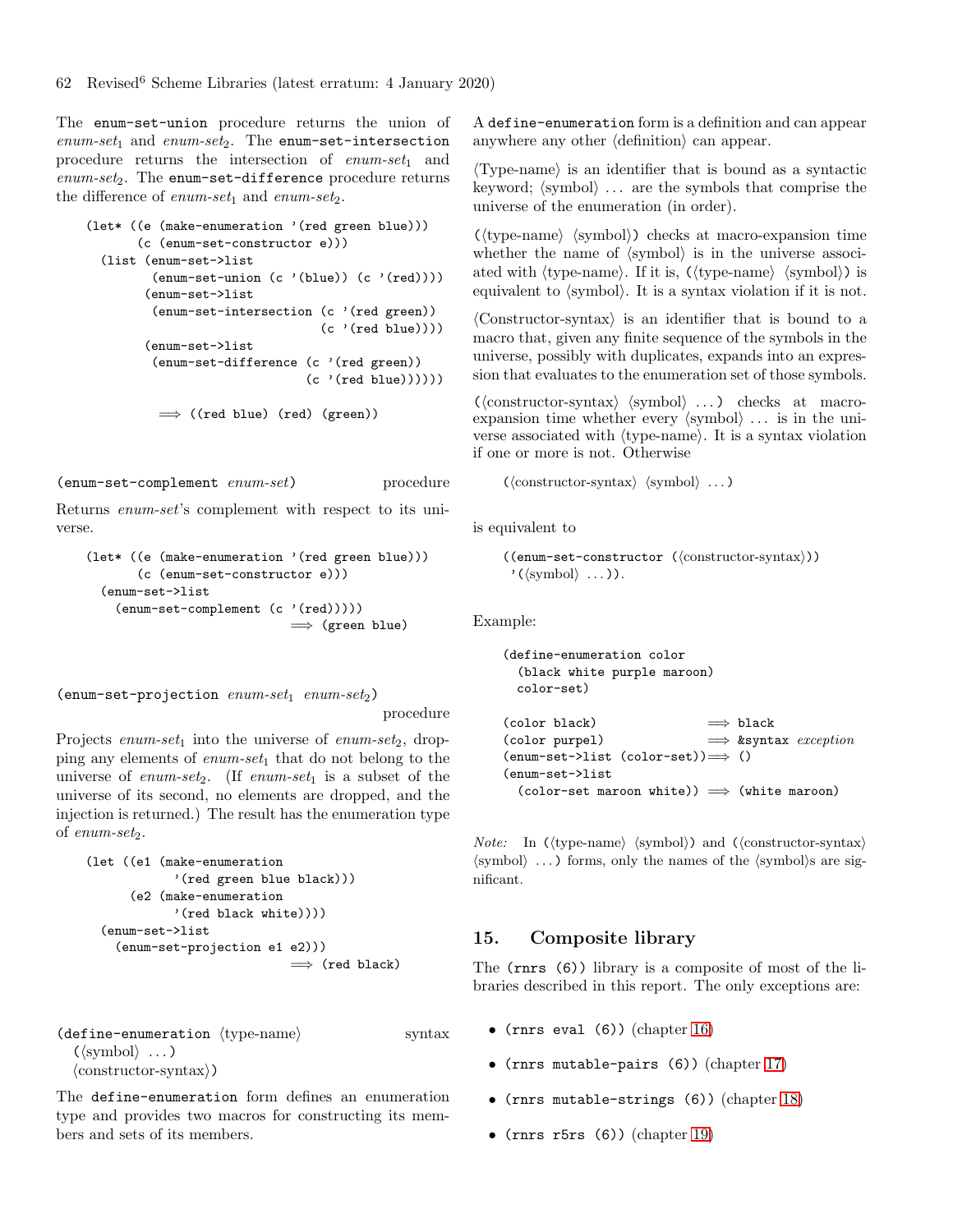The `enum-set-union` procedure returns the union of *enum-set*$_1$ and *enum-set*$_2$. The `enum-set-intersection` procedure returns the intersection of *enum-set*$_1$ and *enum-set*$_2$. The `enum-set-difference` procedure returns the difference of *enum-set*$_1$ and *enum-set*$_2$.

```
(let* ((e (make-enumeration '(red green blue)))
       (c (enum-set-constructor e)))
  (list (enum-set->list
         (enum-set-union (c '(blue)) (c '(red))))
        (enum-set->list
         (enum-set-intersection (c '(red green))
                                (c '(red blue))))
        (enum-set->list
         (enum-set-difference (c '(red green))
                              (c '(red blue))))))

          ⟹ ((red blue) (red) (green))
```

(`enum-set-complement` *enum-set*) procedure

Returns *enum-set*'s complement with respect to its universe.

```
(let* ((e (make-enumeration '(red green blue)))
       (c (enum-set-constructor e)))
  (enum-set->list
    (enum-set-complement (c '(red)))))
                          ⟹ (green blue)
```

(`enum-set-projection` *enum-set*$_1$ *enum-set*$_2$) procedure

Projects *enum-set*$_1$ into the universe of *enum-set*$_2$, dropping any elements of *enum-set*$_1$ that do not belong to the universe of *enum-set*$_2$. (If *enum-set*$_1$ is a subset of the universe of its second, no elements are dropped, and the injection is returned.) The result has the enumeration type of *enum-set*$_2$.

```
(let ((e1 (make-enumeration
            '(red green blue black)))
      (e2 (make-enumeration
            '(red black white))))
  (enum-set->list
    (enum-set-projection e1 e2)))
                          ⟹ (red black)
```

(`define-enumeration` ⟨type-name⟩ syntax
  (⟨symbol⟩ ...)
  ⟨constructor-syntax⟩)

The `define-enumeration` form defines an enumeration type and provides two macros for constructing its members and sets of its members.

A `define-enumeration` form is a definition and can appear anywhere any other ⟨definition⟩ can appear.

⟨Type-name⟩ is an identifier that is bound as a syntactic keyword; ⟨symbol⟩ ... are the symbols that comprise the universe of the enumeration (in order).

(⟨type-name⟩ ⟨symbol⟩) checks at macro-expansion time whether the name of ⟨symbol⟩ is in the universe associated with ⟨type-name⟩. If it is, (⟨type-name⟩ ⟨symbol⟩) is equivalent to ⟨symbol⟩. It is a syntax violation if it is not.

⟨Constructor-syntax⟩ is an identifier that is bound to a macro that, given any finite sequence of the symbols in the universe, possibly with duplicates, expands into an expression that evaluates to the enumeration set of those symbols.

(⟨constructor-syntax⟩ ⟨symbol⟩ ...) checks at macro-expansion time whether every ⟨symbol⟩ ... is in the universe associated with ⟨type-name⟩. It is a syntax violation if one or more is not. Otherwise

```
(⟨constructor-syntax⟩ ⟨symbol⟩ ...)
```

is equivalent to

```
((enum-set-constructor (⟨constructor-syntax⟩))
 '(⟨symbol⟩ ...)).
```

Example:

```
(define-enumeration color
  (black white purple maroon)
  color-set)

(color black)               ⟹ black
(color purpel)              ⟹ &syntax exception
(enum-set->list (color-set))⟹ ()
(enum-set->list
  (color-set maroon white)) ⟹ (white maroon)
```

*Note:* In (⟨type-name⟩ ⟨symbol⟩) and (⟨constructor-syntax⟩ ⟨symbol⟩ ...) forms, only the names of the ⟨symbol⟩s are significant.

## 15. Composite library

The `(rnrs (6))` library is a composite of most of the libraries described in this report. The only exceptions are:

- `(rnrs eval (6))` (chapter 16)
- `(rnrs mutable-pairs (6))` (chapter 17)
- `(rnrs mutable-strings (6))` (chapter 18)
- `(rnrs r5rs (6))` (chapter 19)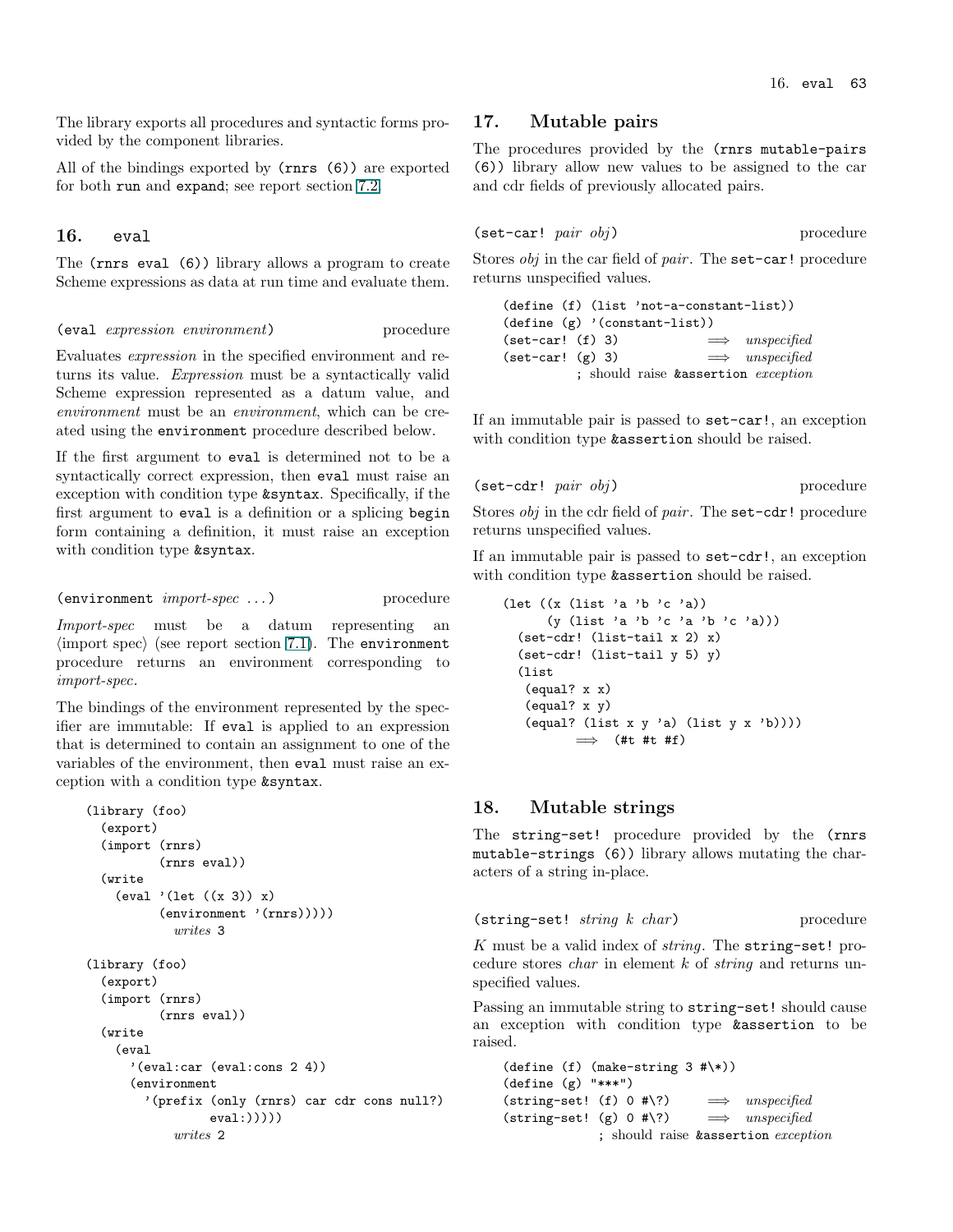The library exports all procedures and syntactic forms provided by the component libraries.

All of the bindings exported by `(rnrs (6))` are exported for both `run` and `expand`; see report section 7.2.

## 16. `eval`

The `(rnrs eval (6))` library allows a program to create Scheme expressions as data at run time and evaluate them.

`(eval` *expression environment*`)` procedure

Evaluates *expression* in the specified environment and returns its value. *Expression* must be a syntactically valid Scheme expression represented as a datum value, and *environment* must be an *environment*, which can be created using the `environment` procedure described below.

If the first argument to `eval` is determined not to be a syntactically correct expression, then `eval` must raise an exception with condition type `&syntax`. Specifically, if the first argument to `eval` is a definition or a splicing `begin` form containing a definition, it must raise an exception with condition type `&syntax`.

`(environment` *import-spec* ...`)` procedure

*Import-spec* must be a datum representing an ⟨import spec⟩ (see report section 7.1). The `environment` procedure returns an environment corresponding to *import-spec*.

The bindings of the environment represented by the specifier are immutable: If `eval` is applied to an expression that is determined to contain an assignment to one of the variables of the environment, then `eval` must raise an exception with a condition type `&syntax`.

```
(library (foo)
  (export)
  (import (rnrs)
          (rnrs eval))
  (write
    (eval '(let ((x 3)) x)
          (environment '(rnrs)))))
            writes 3

(library (foo)
  (export)
  (import (rnrs)
          (rnrs eval))
  (write
    (eval
      '(eval:car (eval:cons 2 4))
      (environment
        '(prefix (only (rnrs) car cdr cons null?)
                 eval:)))))
            writes 2
```

## 17. Mutable pairs

The procedures provided by the `(rnrs mutable-pairs (6))` library allow new values to be assigned to the car and cdr fields of previously allocated pairs.

`(set-car!` *pair obj*`)` procedure

Stores *obj* in the car field of *pair*. The `set-car!` procedure returns unspecified values.

```
(define (f) (list 'not-a-constant-list))
(define (g) '(constant-list))
(set-car! (f) 3)             ⟹  unspecified
(set-car! (g) 3)             ⟹  unspecified
          ; should raise &assertion exception
```

If an immutable pair is passed to `set-car!`, an exception with condition type `&assertion` should be raised.

`(set-cdr!` *pair obj*`)` procedure

Stores *obj* in the cdr field of *pair*. The `set-cdr!` procedure returns unspecified values.

If an immutable pair is passed to `set-cdr!`, an exception with condition type `&assertion` should be raised.

```
(let ((x (list 'a 'b 'c 'a))
      (y (list 'a 'b 'c 'a 'b 'c 'a)))
  (set-cdr! (list-tail x 2) x)
  (set-cdr! (list-tail y 5) y)
  (list
   (equal? x x)
   (equal? x y)
   (equal? (list x y 'a) (list y x 'b))))
        ⟹  (#t #t #f)
```

## 18. Mutable strings

The `string-set!` procedure provided by the `(rnrs mutable-strings (6))` library allows mutating the characters of a string in-place.

`(string-set!` *string k char*`)` procedure

*K* must be a valid index of *string*. The `string-set!` procedure stores *char* in element *k* of *string* and returns unspecified values.

Passing an immutable string to `string-set!` should cause an exception with condition type `&assertion` to be raised.

```
(define (f) (make-string 3 #\*))
(define (g) "***")
(string-set! (f) 0 #\?)      ⟹  unspecified
(string-set! (g) 0 #\?)      ⟹  unspecified
             ; should raise &assertion exception
```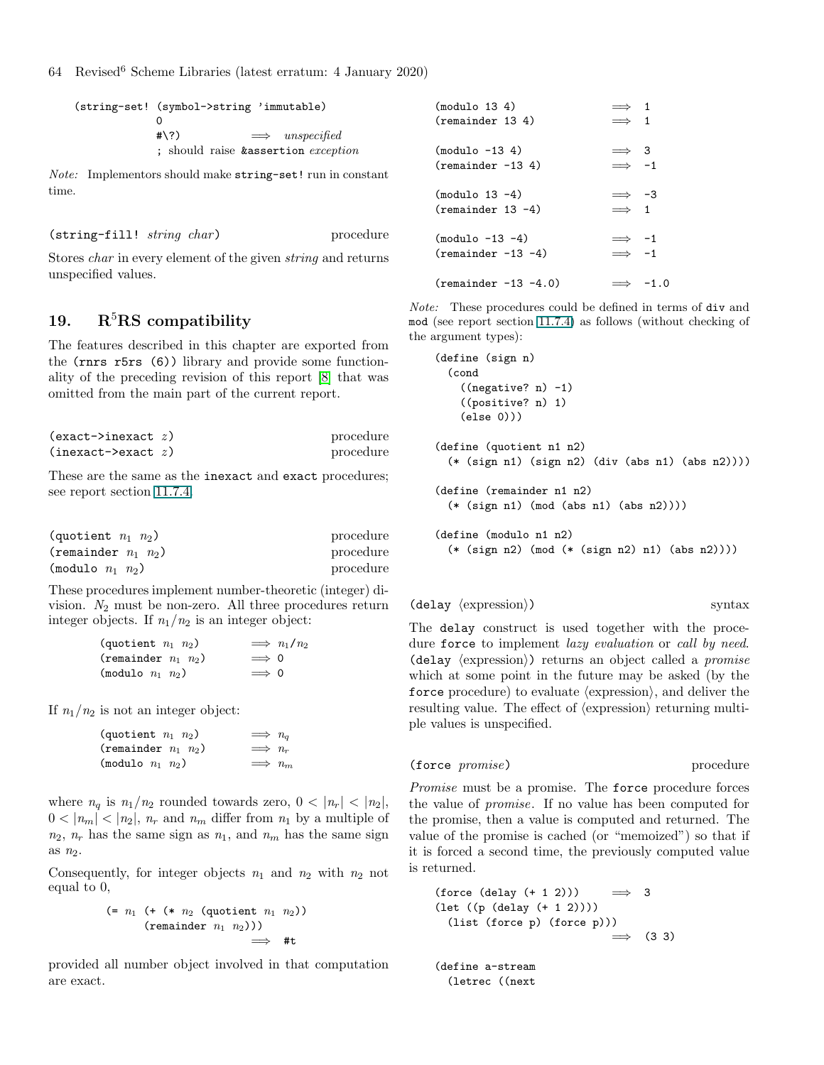```
(string-set! (symbol->string 'immutable)
             0
             #\?)          ⟹  unspecified
             ; should raise &assertion exception
```

*Note:* Implementors should make `string-set!` run in constant time.

`(string-fill! string char)` procedure

Stores *char* in every element of the given *string* and returns unspecified values.

## 19. R$^5$RS compatibility

The features described in this chapter are exported from the `(rnrs r5rs (6))` library and provide some functionality of the preceding revision of this report [8] that was omitted from the main part of the current report.

`(exact->inexact z)` procedure
`(inexact->exact z)` procedure

These are the same as the `inexact` and `exact` procedures; see report section 11.7.4.

`(quotient n1 n2)` procedure
`(remainder n1 n2)` procedure
`(modulo n1 n2)` procedure

These procedures implement number-theoretic (integer) division. $N_2$ must be non-zero. All three procedures return integer objects. If $n_1/n_2$ is an integer object:

```
(quotient n1 n2)     ⟹  n1/n2
(remainder n1 n2)    ⟹  0
(modulo n1 n2)       ⟹  0
```

If $n_1/n_2$ is not an integer object:

```
(quotient n1 n2)     ⟹  nq
(remainder n1 n2)    ⟹  nr
(modulo n1 n2)       ⟹  nm
```

where $n_q$ is $n_1/n_2$ rounded towards zero, $0 < |n_r| < |n_2|$, $0 < |n_m| < |n_2|$, $n_r$ and $n_m$ differ from $n_1$ by a multiple of $n_2$, $n_r$ has the same sign as $n_1$, and $n_m$ has the same sign as $n_2$.

Consequently, for integer objects $n_1$ and $n_2$ with $n_2$ not equal to 0,

```
(= n1 (+ (* n2 (quotient n1 n2))
      (remainder n1 n2)))
                            ⟹  #t
```

provided all number object involved in that computation are exact.

```
(modulo 13 4)            ⟹  1
(remainder 13 4)         ⟹  1

(modulo -13 4)           ⟹  3
(remainder -13 4)        ⟹  -1

(modulo 13 -4)           ⟹  -3
(remainder 13 -4)        ⟹  1

(modulo -13 -4)          ⟹  -1
(remainder -13 -4)       ⟹  -1

(remainder -13 -4.0)     ⟹  -1.0
```

*Note:* These procedures could be defined in terms of `div` and `mod` (see report section 11.7.4) as follows (without checking of the argument types):

```
(define (sign n)
  (cond
    ((negative? n) -1)
    ((positive? n) 1)
    (else 0)))

(define (quotient n1 n2)
  (* (sign n1) (sign n2) (div (abs n1) (abs n2))))

(define (remainder n1 n2)
  (* (sign n1) (mod (abs n1) (abs n2))))

(define (modulo n1 n2)
  (* (sign n2) (mod (* (sign n2) n1) (abs n2))))
```

`(delay ⟨expression⟩)` syntax

The `delay` construct is used together with the procedure `force` to implement *lazy evaluation* or *call by need*. `(delay ⟨expression⟩)` returns an object called a *promise* which at some point in the future may be asked (by the `force` procedure) to evaluate ⟨expression⟩, and deliver the resulting value. The effect of ⟨expression⟩ returning multiple values is unspecified.

`(force promise)` procedure

*Promise* must be a promise. The `force` procedure forces the value of *promise*. If no value has been computed for the promise, then a value is computed and returned. The value of the promise is cached (or "memoized") so that if it is forced a second time, the previously computed value is returned.

```
(force (delay (+ 1 2)))     ⟹  3
(let ((p (delay (+ 1 2))))
  (list (force p) (force p)))
                            ⟹  (3 3)

(define a-stream
  (letrec ((next
```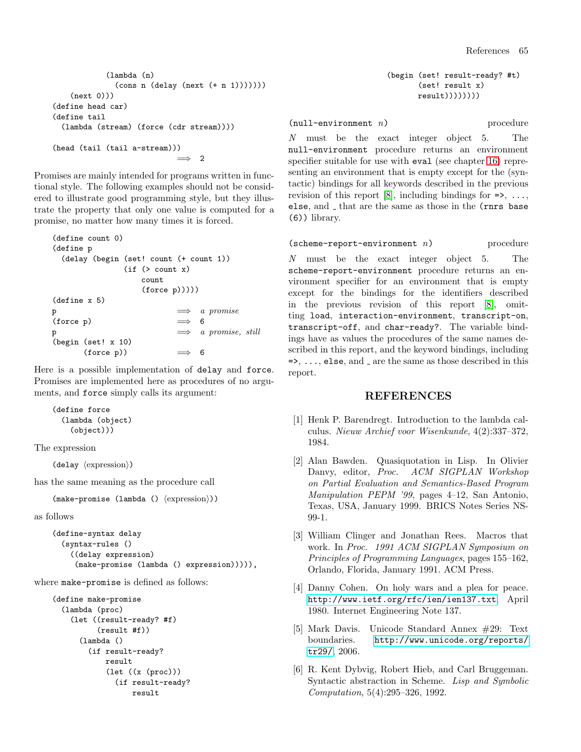```
            (lambda (n)
              (cons n (delay (next (+ n 1)))))))
    (next 0)))
(define head car)
(define tail
  (lambda (stream) (force (cdr stream))))

(head (tail (tail a-stream)))
                                ⟹  2
```

Promises are mainly intended for programs written in functional style. The following examples should not be considered to illustrate good programming style, but they illustrate the property that only one value is computed for a promise, no matter how many times it is forced.

```
(define count 0)
(define p
  (delay (begin (set! count (+ count 1))
                (if (> count x)
                    count
                    (force p)))))
(define x 5)
p                          ⟹  a promise
(force p)                  ⟹  6
p                          ⟹  a promise, still
(begin (set! x 10)
       (force p))          ⟹  6
```

Here is a possible implementation of `delay` and `force`. Promises are implemented here as procedures of no arguments, and `force` simply calls its argument:

```
(define force
  (lambda (object)
    (object)))
```

The expression

```
(delay ⟨expression⟩)
```

has the same meaning as the procedure call

```
(make-promise (lambda () ⟨expression⟩))
```

as follows

```
(define-syntax delay
  (syntax-rules ()
    ((delay expression)
     (make-promise (lambda () expression))))),
```

where `make-promise` is defined as follows:

```
(define make-promise
  (lambda (proc)
    (let ((result-ready? #f)
          (result #f))
      (lambda ()
        (if result-ready?
            result
            (let ((x (proc)))
              (if result-ready?
                  result
                  (begin (set! result-ready? #t)
                         (set! result x)
                         result))))))))
```

`(null-environment n)` procedure

*N* must be the exact integer object 5. The `null-environment` procedure returns an environment specifier suitable for use with `eval` (see chapter 16) representing an environment that is empty except for the (syntactic) bindings for all keywords described in the previous revision of this report [8], including bindings for `=>`, `...`, `else`, and `_` that are the same as those in the `(rnrs base (6))` library.

`(scheme-report-environment n)` procedure

*N* must be the exact integer object 5. The `scheme-report-environment` procedure returns an environment specifier for an environment that is empty except for the bindings for the identifiers described in the previous revision of this report [8], omitting `load`, `interaction-environment`, `transcript-on`, `transcript-off`, and `char-ready?`. The variable bindings have as values the procedures of the same names described in this report, and the keyword bindings, including `=>`, `...`, `else`, and `_` are the same as those described in this report.

## REFERENCES

[1] Henk P. Barendregt. Introduction to the lambda calculus. *Nieuw Archief voor Wisenkunde*, 4(2):337–372, 1984.

[2] Alan Bawden. Quasiquotation in Lisp. In Olivier Danvy, editor, *Proc. ACM SIGPLAN Workshop on Partial Evaluation and Semantics-Based Program Manipulation PEPM '99*, pages 4–12, San Antonio, Texas, USA, January 1999. BRICS Notes Series NS-99-1.

[3] William Clinger and Jonathan Rees. Macros that work. In *Proc. 1991 ACM SIGPLAN Symposium on Principles of Programming Languages*, pages 155–162, Orlando, Florida, January 1991. ACM Press.

[4] Danny Cohen. On holy wars and a plea for peace. `http://www.ietf.org/rfc/ien/ien137.txt`, April 1980. Internet Engineering Note 137.

[5] Mark Davis. Unicode Standard Annex #29: Text boundaries. `http://www.unicode.org/reports/tr29/`, 2006.

[6] R. Kent Dybvig, Robert Hieb, and Carl Bruggeman. Syntactic abstraction in Scheme. *Lisp and Symbolic Computation*, 5(4):295–326, 1992.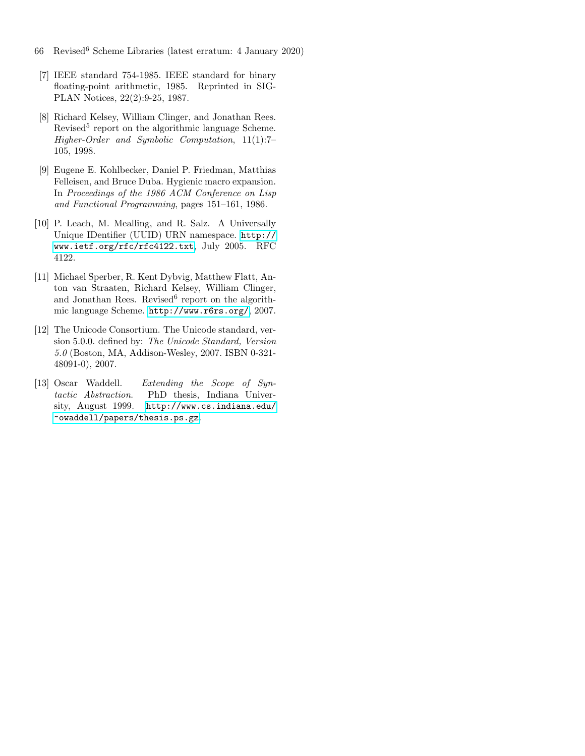[7] IEEE standard 754-1985. IEEE standard for binary floating-point arithmetic, 1985. Reprinted in SIGPLAN Notices, 22(2):9-25, 1987.

[8] Richard Kelsey, William Clinger, and Jonathan Rees. Revised$^5$ report on the algorithmic language Scheme. *Higher-Order and Symbolic Computation*, 11(1):7–105, 1998.

[9] Eugene E. Kohlbecker, Daniel P. Friedman, Matthias Felleisen, and Bruce Duba. Hygienic macro expansion. In *Proceedings of the 1986 ACM Conference on Lisp and Functional Programming*, pages 151–161, 1986.

[10] P. Leach, M. Mealling, and R. Salz. A Universally Unique IDentifier (UUID) URN namespace. `http://www.ietf.org/rfc/rfc4122.txt`, July 2005. RFC 4122.

[11] Michael Sperber, R. Kent Dybvig, Matthew Flatt, Anton van Straaten, Richard Kelsey, William Clinger, and Jonathan Rees. Revised$^6$ report on the algorithmic language Scheme. `http://www.r6rs.org/`, 2007.

[12] The Unicode Consortium. The Unicode standard, version 5.0.0. defined by: *The Unicode Standard, Version 5.0* (Boston, MA, Addison-Wesley, 2007. ISBN 0-321-48091-0), 2007.

[13] Oscar Waddell. *Extending the Scope of Syntactic Abstraction*. PhD thesis, Indiana University, August 1999. `http://www.cs.indiana.edu/~owaddell/papers/thesis.ps.gz`.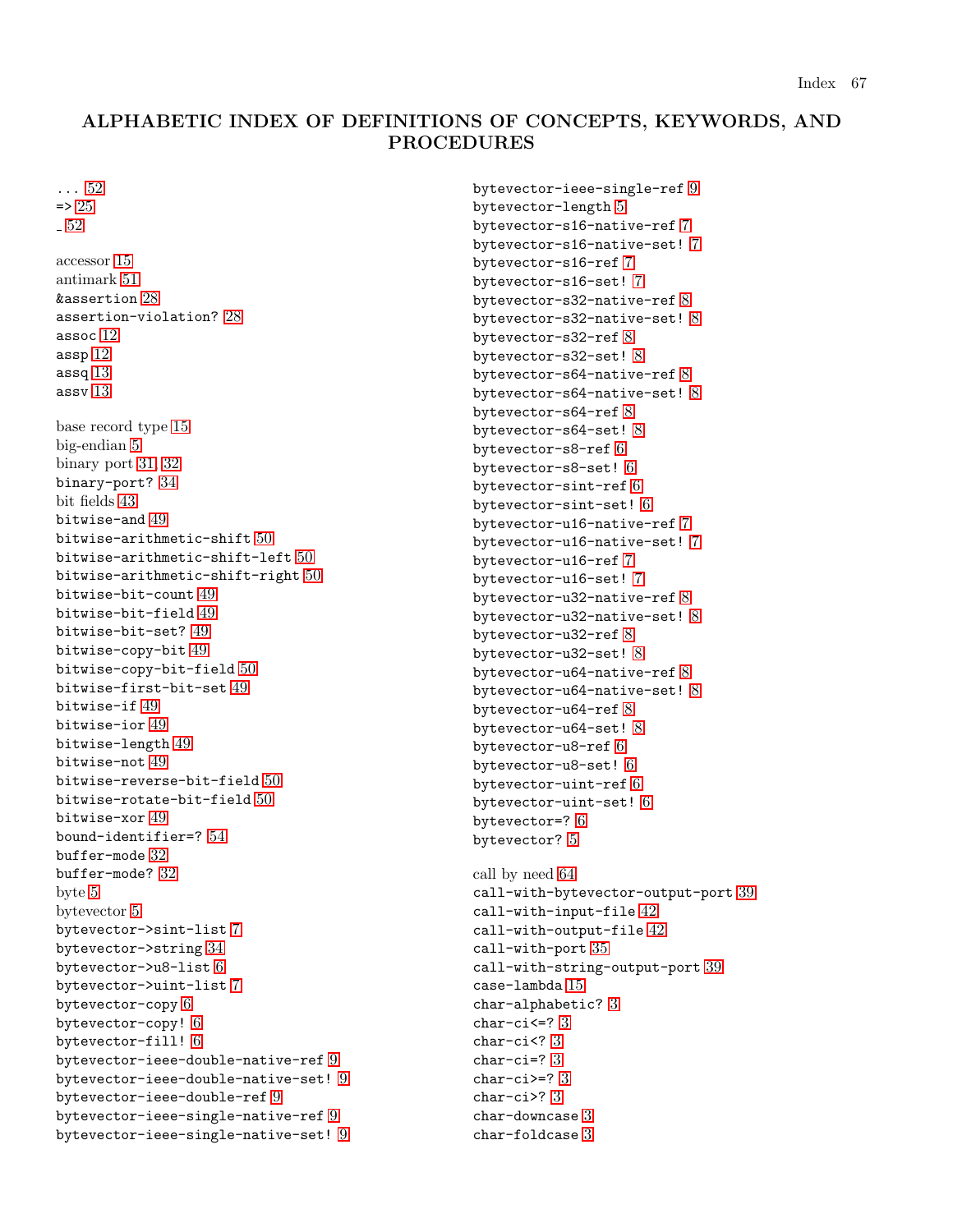# ALPHABETIC INDEX OF DEFINITIONS OF CONCEPTS, KEYWORDS, AND PROCEDURES

... 52
=> 25
_ 52

accessor 15
antimark 51
&assertion 28
assertion-violation? 28
assoc 12
assp 12
assq 13
assv 13

base record type 15
big-endian 5
binary port 31, 32
binary-port? 34
bit fields 43
bitwise-and 49
bitwise-arithmetic-shift 50
bitwise-arithmetic-shift-left 50
bitwise-arithmetic-shift-right 50
bitwise-bit-count 49
bitwise-bit-field 49
bitwise-bit-set? 49
bitwise-copy-bit 49
bitwise-copy-bit-field 50
bitwise-first-bit-set 49
bitwise-if 49
bitwise-ior 49
bitwise-length 49
bitwise-not 49
bitwise-reverse-bit-field 50
bitwise-rotate-bit-field 50
bitwise-xor 49
bound-identifier=? 54
buffer-mode 32
buffer-mode? 32
byte 5
bytevector 5
bytevector->sint-list 7
bytevector->string 34
bytevector->u8-list 6
bytevector->uint-list 7
bytevector-copy 6
bytevector-copy! 6
bytevector-fill! 6
bytevector-ieee-double-native-ref 9
bytevector-ieee-double-native-set! 9
bytevector-ieee-double-ref 9
bytevector-ieee-single-native-ref 9
bytevector-ieee-single-native-set! 9
bytevector-ieee-single-ref 9
bytevector-length 5
bytevector-s16-native-ref 7
bytevector-s16-native-set! 7
bytevector-s16-ref 7
bytevector-s16-set! 7
bytevector-s32-native-ref 8
bytevector-s32-native-set! 8
bytevector-s32-ref 8
bytevector-s32-set! 8
bytevector-s64-native-ref 8
bytevector-s64-native-set! 8
bytevector-s64-ref 8
bytevector-s64-set! 8
bytevector-s8-ref 6
bytevector-s8-set! 6
bytevector-sint-ref 6
bytevector-sint-set! 6
bytevector-u16-native-ref 7
bytevector-u16-native-set! 7
bytevector-u16-ref 7
bytevector-u16-set! 7
bytevector-u32-native-ref 8
bytevector-u32-native-set! 8
bytevector-u32-ref 8
bytevector-u32-set! 8
bytevector-u64-native-ref 8
bytevector-u64-native-set! 8
bytevector-u64-ref 8
bytevector-u64-set! 8
bytevector-u8-ref 6
bytevector-u8-set! 6
bytevector-uint-ref 6
bytevector-uint-set! 6
bytevector=? 6
bytevector? 5

call by need 64
call-with-bytevector-output-port 39
call-with-input-file 42
call-with-output-file 42
call-with-port 35
call-with-string-output-port 39
case-lambda 15
char-alphabetic? 3
char-ci<=? 3
char-ci<? 3
char-ci=? 3
char-ci>=? 3
char-ci>? 3
char-downcase 3
char-foldcase 3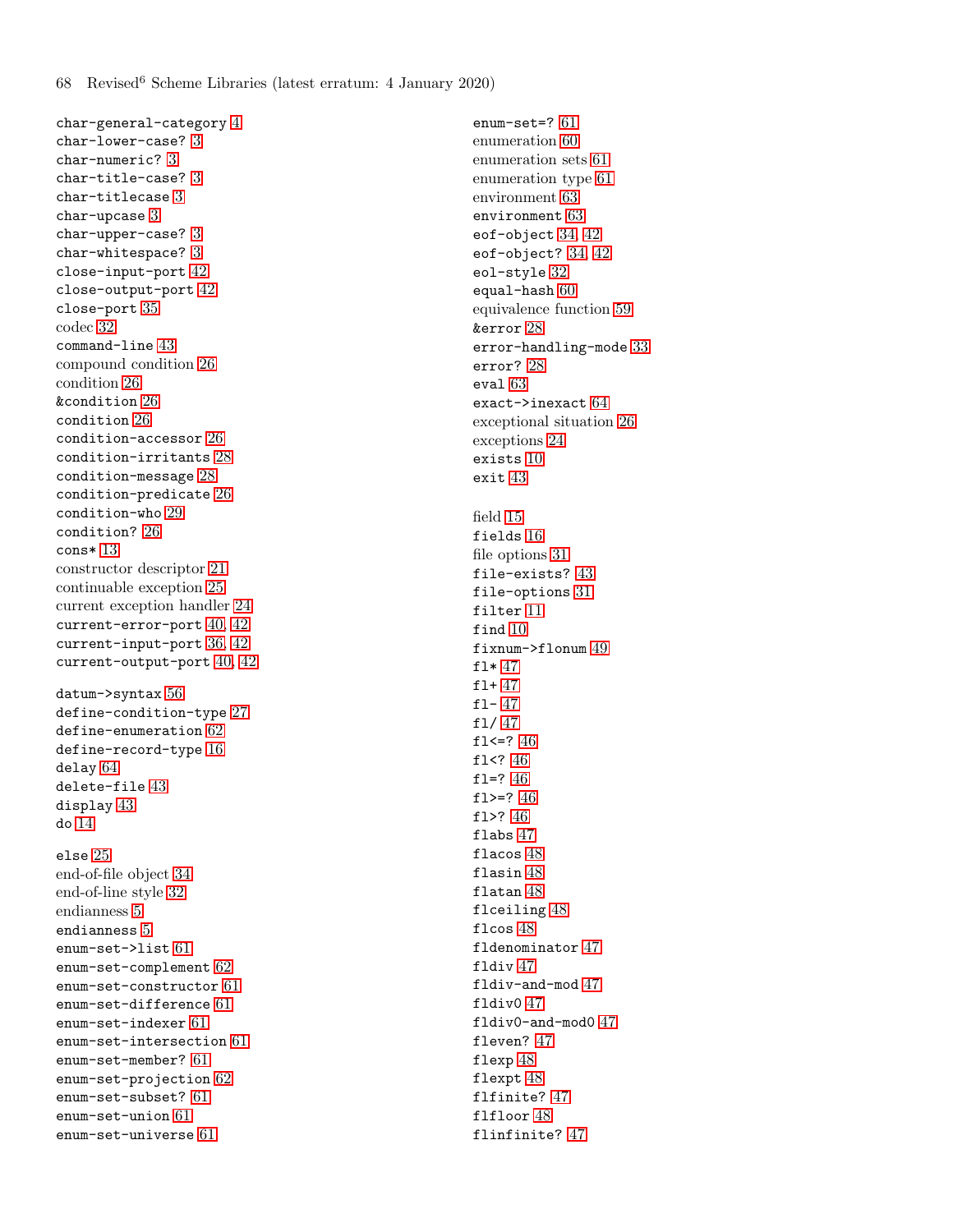char-general-category 4
char-lower-case? 3
char-numeric? 3
char-title-case? 3
char-titlecase 3
char-upcase 3
char-upper-case? 3
char-whitespace? 3
close-input-port 42
close-output-port 42
close-port 35
codec 32
command-line 43
compound condition 26
condition 26
&condition 26
condition 26
condition-accessor 26
condition-irritants 28
condition-message 28
condition-predicate 26
condition-who 29
condition? 26
cons* 13
constructor descriptor 21
continuable exception 25
current exception handler 24
current-error-port 40, 42
current-input-port 36, 42
current-output-port 40, 42

datum->syntax 56
define-condition-type 27
define-enumeration 62
define-record-type 16
delay 64
delete-file 43
display 43
do 14

else 25
end-of-file object 34
end-of-line style 32
endianness 5
endianness 5
enum-set->list 61
enum-set-complement 62
enum-set-constructor 61
enum-set-difference 61
enum-set-indexer 61
enum-set-intersection 61
enum-set-member? 61
enum-set-projection 62
enum-set-subset? 61
enum-set-union 61
enum-set-universe 61
enum-set=? 61
enumeration 60
enumeration sets 61
enumeration type 61
environment 63
environment 63
eof-object 34, 42
eof-object? 34, 42
eol-style 32
equal-hash 60
equivalence function 59
&error 28
error-handling-mode 33
error? 28
eval 63
exact->inexact 64
exceptional situation 26
exceptions 24
exists 10
exit 43

field 15
fields 16
file options 31
file-exists? 43
file-options 31
filter 11
find 10
fixnum->flonum 49
fl* 47
fl+ 47
fl- 47
fl/ 47
fl<=? 46
fl<? 46
fl=? 46
fl>=? 46
fl>? 46
flabs 47
flacos 48
flasin 48
flatan 48
flceiling 48
flcos 48
fldenominator 47
fldiv 47
fldiv-and-mod 47
fldiv0 47
fldiv0-and-mod0 47
fleven? 47
flexp 48
flexpt 48
flfinite? 47
flfloor 48
flinfinite? 47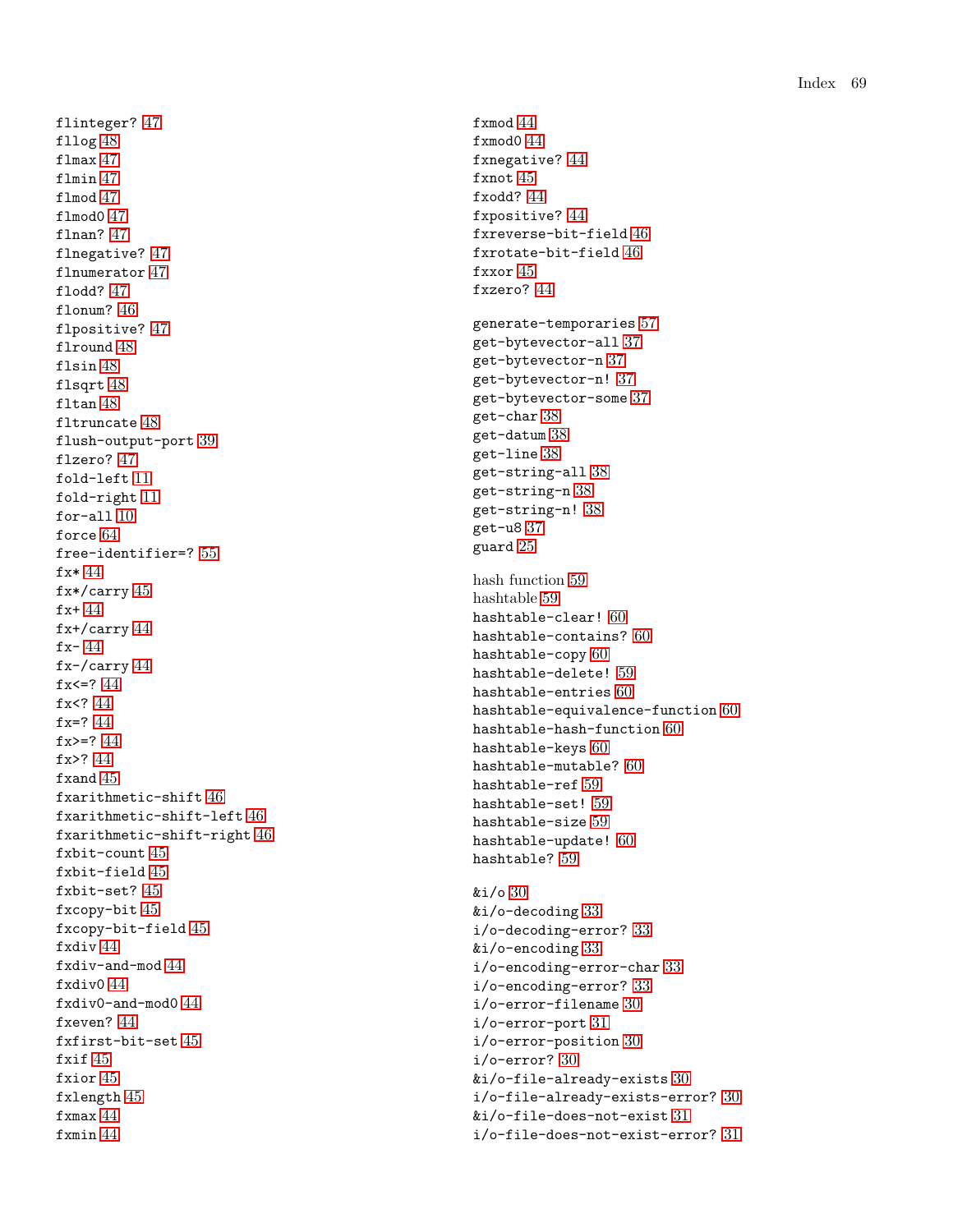flinteger? 47
fllog 48
flmax 47
flmin 47
flmod 47
flmod0 47
flnan? 47
flnegative? 47
flnumerator 47
flodd? 47
flonum? 46
flpositive? 47
flround 48
flsin 48
flsqrt 48
fltan 48
fltruncate 48
flush-output-port 39
flzero? 47
fold-left 11
fold-right 11
for-all 10
force 64
free-identifier=? 55
fx* 44
fx*/carry 45
fx+ 44
fx+/carry 44
fx- 44
fx-/carry 44
fx<=? 44
fx<? 44
fx=? 44
fx>=? 44
fx>? 44
fxand 45
fxarithmetic-shift 46
fxarithmetic-shift-left 46
fxarithmetic-shift-right 46
fxbit-count 45
fxbit-field 45
fxbit-set? 45
fxcopy-bit 45
fxcopy-bit-field 45
fxdiv 44
fxdiv-and-mod 44
fxdiv0 44
fxdiv0-and-mod0 44
fxeven? 44
fxfirst-bit-set 45
fxif 45
fxior 45
fxlength 45
fxmax 44
fxmin 44
fxmod 44
fxmod0 44
fxnegative? 44
fxnot 45
fxodd? 44
fxpositive? 44
fxreverse-bit-field 46
fxrotate-bit-field 46
fxxor 45
fxzero? 44

generate-temporaries 57
get-bytevector-all 37
get-bytevector-n 37
get-bytevector-n! 37
get-bytevector-some 37
get-char 38
get-datum 38
get-line 38
get-string-all 38
get-string-n 38
get-string-n! 38
get-u8 37
guard 25

hash function 59
hashtable 59
hashtable-clear! 60
hashtable-contains? 60
hashtable-copy 60
hashtable-delete! 59
hashtable-entries 60
hashtable-equivalence-function 60
hashtable-hash-function 60
hashtable-keys 60
hashtable-mutable? 60
hashtable-ref 59
hashtable-set! 59
hashtable-size 59
hashtable-update! 60
hashtable? 59

&i/o 30
&i/o-decoding 33
i/o-decoding-error? 33
&i/o-encoding 33
i/o-encoding-error-char 33
i/o-encoding-error? 33
i/o-error-filename 30
i/o-error-port 31
i/o-error-position 30
i/o-error? 30
&i/o-file-already-exists 30
i/o-file-already-exists-error? 30
&i/o-file-does-not-exist 31
i/o-file-does-not-exist-error? 31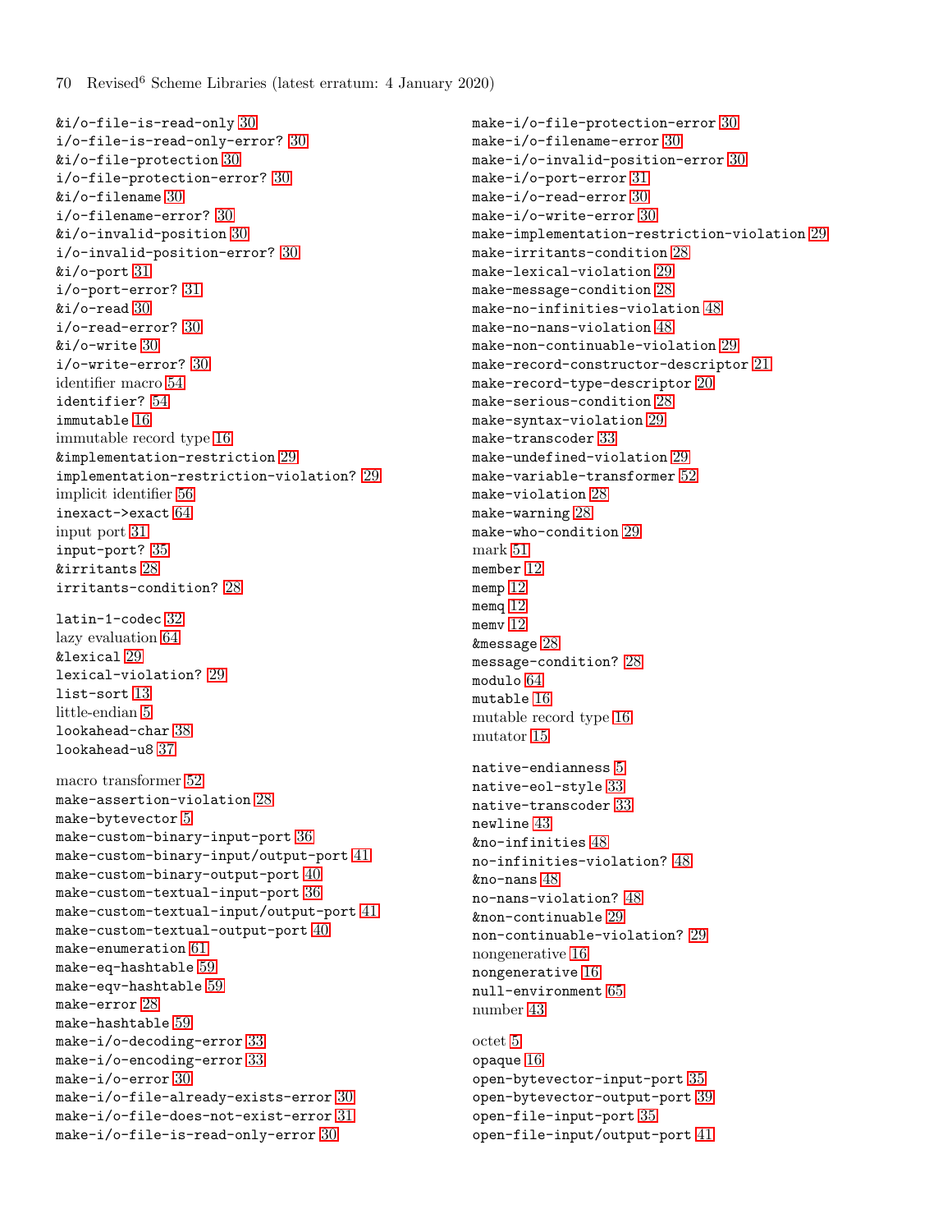&i/o-file-is-read-only 30
i/o-file-is-read-only-error? 30
&i/o-file-protection 30
i/o-file-protection-error? 30
&i/o-filename 30
i/o-filename-error? 30
&i/o-invalid-position 30
i/o-invalid-position-error? 30
&i/o-port 31
i/o-port-error? 31
&i/o-read 30
i/o-read-error? 30
&i/o-write 30
i/o-write-error? 30
identifier macro 54
identifier? 54
immutable 16
immutable record type 16
&implementation-restriction 29
implementation-restriction-violation? 29
implicit identifier 56
inexact->exact 64
input port 31
input-port? 35
&irritants 28
irritants-condition? 28

latin-1-codec 32
lazy evaluation 64
&lexical 29
lexical-violation? 29
list-sort 13
little-endian 5
lookahead-char 38
lookahead-u8 37

macro transformer 52
make-assertion-violation 28
make-bytevector 5
make-custom-binary-input-port 36
make-custom-binary-input/output-port 41
make-custom-binary-output-port 40
make-custom-textual-input-port 36
make-custom-textual-input/output-port 41
make-custom-textual-output-port 40
make-enumeration 61
make-eq-hashtable 59
make-eqv-hashtable 59
make-error 28
make-hashtable 59
make-i/o-decoding-error 33
make-i/o-encoding-error 33
make-i/o-error 30
make-i/o-file-already-exists-error 30
make-i/o-file-does-not-exist-error 31
make-i/o-file-is-read-only-error 30
make-i/o-file-protection-error 30
make-i/o-filename-error 30
make-i/o-invalid-position-error 30
make-i/o-port-error 31
make-i/o-read-error 30
make-i/o-write-error 30
make-implementation-restriction-violation 29
make-irritants-condition 28
make-lexical-violation 29
make-message-condition 28
make-no-infinities-violation 48
make-no-nans-violation 48
make-non-continuable-violation 29
make-record-constructor-descriptor 21
make-record-type-descriptor 20
make-serious-condition 28
make-syntax-violation 29
make-transcoder 33
make-undefined-violation 29
make-variable-transformer 52
make-violation 28
make-warning 28
make-who-condition 29
mark 51
member 12
memp 12
memq 12
memv 12
&message 28
message-condition? 28
modulo 64
mutable 16
mutable record type 16
mutator 15

native-endianness 5
native-eol-style 33
native-transcoder 33
newline 43
&no-infinities 48
no-infinities-violation? 48
&no-nans 48
no-nans-violation? 48
&non-continuable 29
non-continuable-violation? 29
nongenerative 16
nongenerative 16
null-environment 65
number 43

octet 5
opaque 16
open-bytevector-input-port 35
open-bytevector-output-port 39
open-file-input-port 35
open-file-input/output-port 41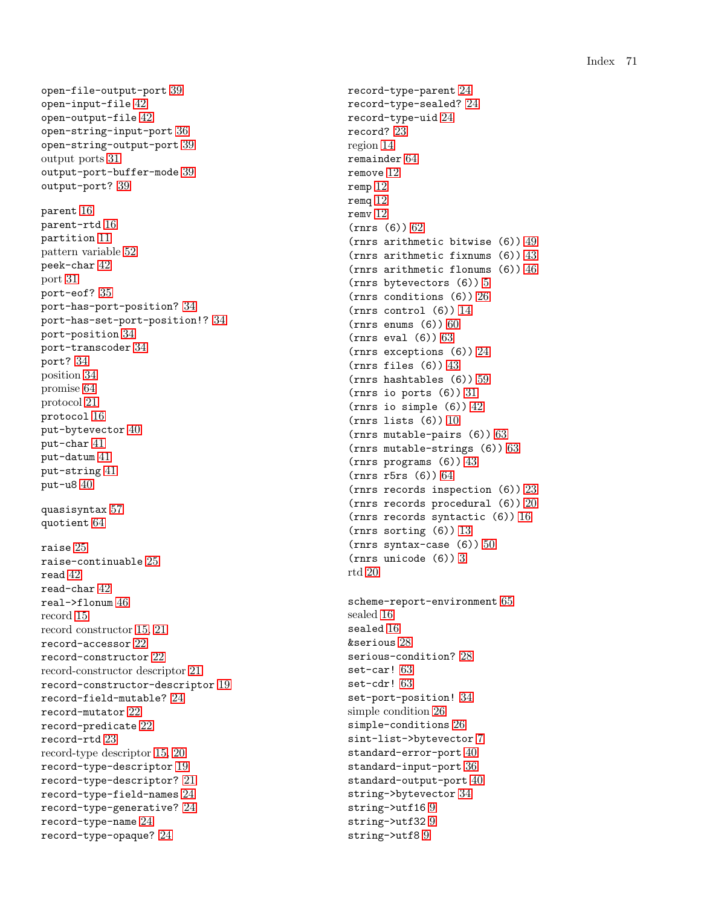open-file-output-port 39
open-input-file 42
open-output-file 42
open-string-input-port 36
open-string-output-port 39
output ports 31
output-port-buffer-mode 39
output-port? 39

parent 16
parent-rtd 16
partition 11
pattern variable 52
peek-char 42
port 31
port-eof? 35
port-has-port-position? 34
port-has-set-port-position!? 34
port-position 34
port-transcoder 34
port? 34
position 34
promise 64
protocol 21
protocol 16
put-bytevector 40
put-char 41
put-datum 41
put-string 41
put-u8 40

quasisyntax 57
quotient 64

raise 25
raise-continuable 25
read 42
read-char 42
real->flonum 46
record 15
record constructor 15, 21
record-accessor 22
record-constructor 22
record-constructor descriptor 21
record-constructor-descriptor 19
record-field-mutable? 24
record-mutator 22
record-predicate 22
record-rtd 23
record-type descriptor 15, 20
record-type-descriptor 19
record-type-descriptor? 21
record-type-field-names 24
record-type-generative? 24
record-type-name 24
record-type-opaque? 24
record-type-parent 24
record-type-sealed? 24
record-type-uid 24
record? 23
region 14
remainder 64
remove 12
remp 12
remq 12
remv 12
(rnrs (6)) 62
(rnrs arithmetic bitwise (6)) 49
(rnrs arithmetic fixnums (6)) 43
(rnrs arithmetic flonums (6)) 46
(rnrs bytevectors (6)) 5
(rnrs conditions (6)) 26
(rnrs control (6)) 14
(rnrs enums (6)) 60
(rnrs eval (6)) 63
(rnrs exceptions (6)) 24
(rnrs files (6)) 43
(rnrs hashtables (6)) 59
(rnrs io ports (6)) 31
(rnrs io simple (6)) 42
(rnrs lists (6)) 10
(rnrs mutable-pairs (6)) 63
(rnrs mutable-strings (6)) 63
(rnrs programs (6)) 43
(rnrs r5rs (6)) 64
(rnrs records inspection (6)) 23
(rnrs records procedural (6)) 20
(rnrs records syntactic (6)) 16
(rnrs sorting (6)) 13
(rnrs syntax-case (6)) 50
(rnrs unicode (6)) 3
rtd 20

scheme-report-environment 65
sealed 16
sealed 16
&serious 28
serious-condition? 28
set-car! 63
set-cdr! 63
set-port-position! 34
simple condition 26
simple-conditions 26
sint-list->bytevector 7
standard-error-port 40
standard-input-port 36
standard-output-port 40
string->bytevector 34
string->utf16 9
string->utf32 9
string->utf8 9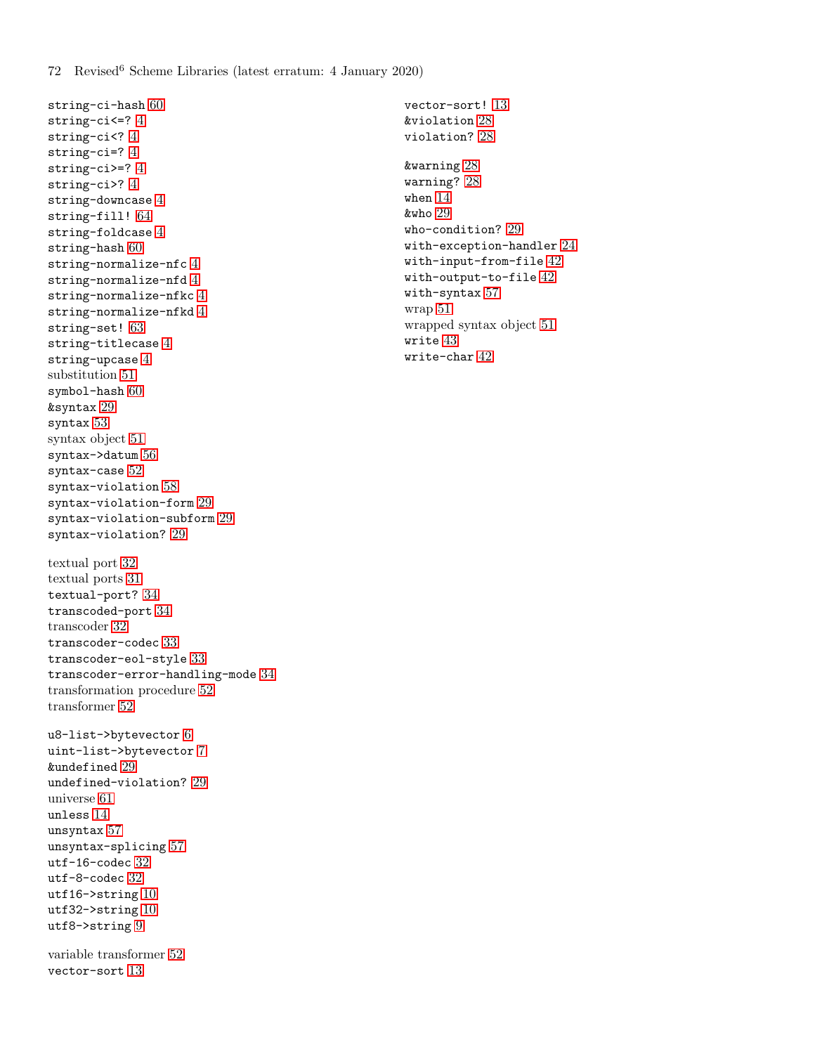string-ci-hash 60
string-ci<=? 4
string-ci<? 4
string-ci=? 4
string-ci>=? 4
string-ci>? 4
string-downcase 4
string-fill! 64
string-foldcase 4
string-hash 60
string-normalize-nfc 4
string-normalize-nfd 4
string-normalize-nfkc 4
string-normalize-nfkd 4
string-set! 63
string-titlecase 4
string-upcase 4
substitution 51
symbol-hash 60
&syntax 29
syntax 53
syntax object 51
syntax->datum 56
syntax-case 52
syntax-violation 58
syntax-violation-form 29
syntax-violation-subform 29
syntax-violation? 29

textual port 32
textual ports 31
textual-port? 34
transcoded-port 34
transcoder 32
transcoder-codec 33
transcoder-eol-style 33
transcoder-error-handling-mode 34
transformation procedure 52
transformer 52

u8-list->bytevector 6
uint-list->bytevector 7
&undefined 29
undefined-violation? 29
universe 61
unless 14
unsyntax 57
unsyntax-splicing 57
utf-16-codec 32
utf-8-codec 32
utf16->string 10
utf32->string 10
utf8->string 9

variable transformer 52
vector-sort 13
vector-sort! 13
&violation 28
violation? 28

&warning 28
warning? 28
when 14
&who 29
who-condition? 29
with-exception-handler 24
with-input-from-file 42
with-output-to-file 42
with-syntax 57
wrap 51
wrapped syntax object 51
write 43
write-char 42